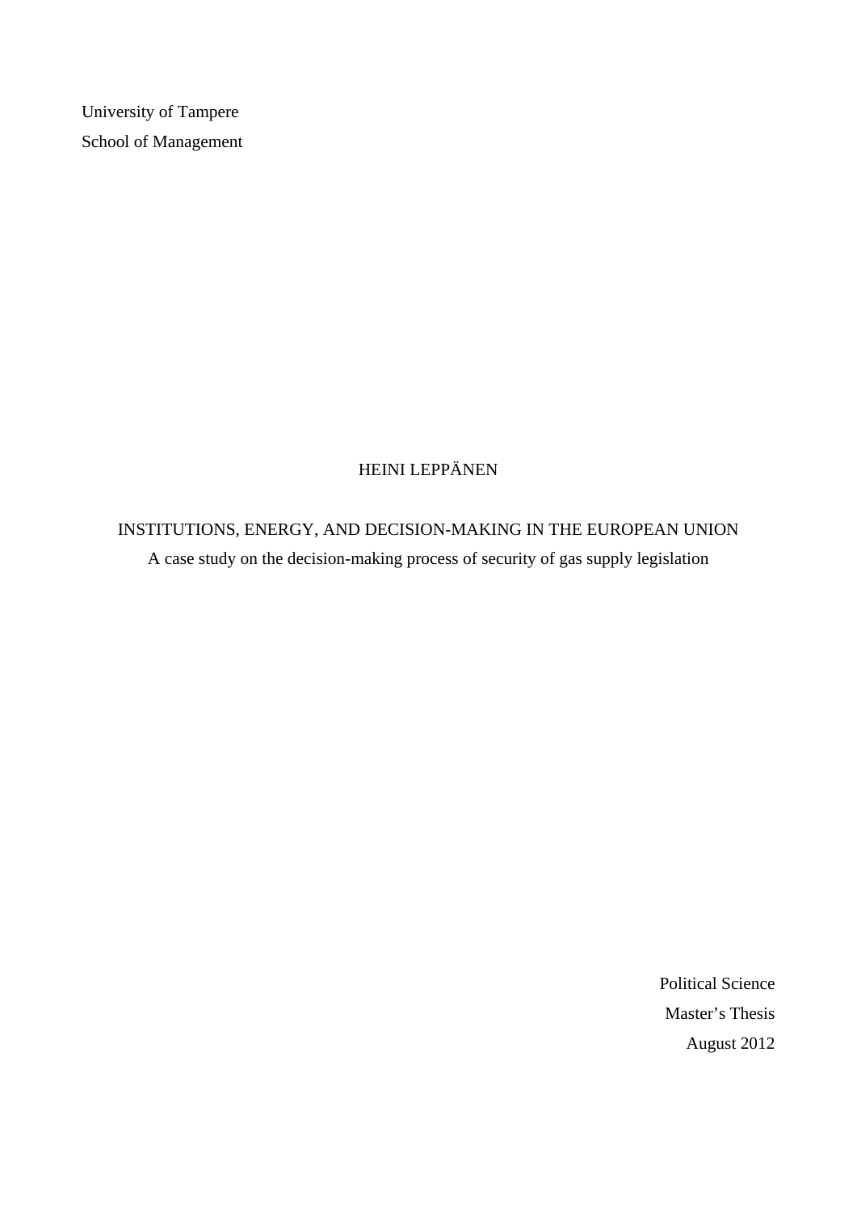University of Tampere

School of Management

HEINI LEPPÄNEN

# INSTITUTIONS, ENERGY, AND DECISION-MAKING IN THE EUROPEAN UNION

A case study on the decision-making process of security of gas supply legislation

Political Science

Master's Thesis

August 2012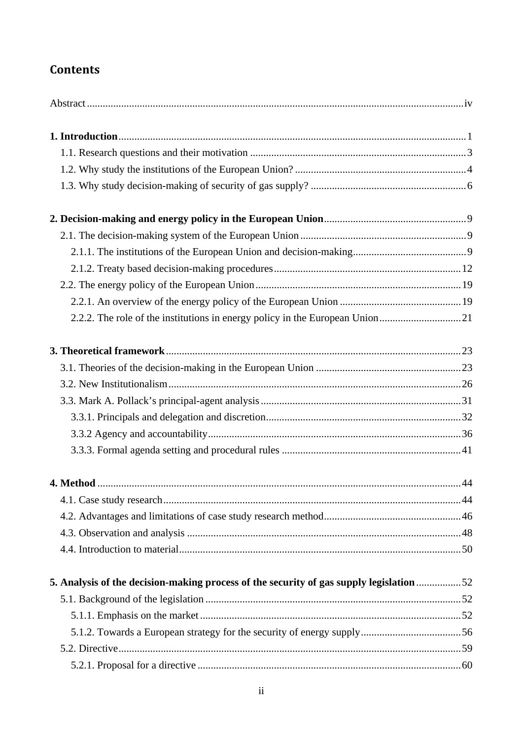## Contents

Abstract .......... iv

**1. Introduction** .......... 1

- 1.1. Research questions and their motivation .......... 3
- 1.2. Why study the institutions of the European Union? .......... 4
- 1.3. Why study decision-making of security of gas supply? .......... 6

**2. Decision-making and energy policy in the European Union** .......... 9

- 2.1. The decision-making system of the European Union .......... 9
  - 2.1.1. The institutions of the European Union and decision-making .......... 9
  - 2.1.2. Treaty based decision-making procedures .......... 12
- 2.2. The energy policy of the European Union .......... 19
  - 2.2.1. An overview of the energy policy of the European Union .......... 19
  - 2.2.2. The role of the institutions in energy policy in the European Union .......... 21

**3. Theoretical framework** .......... 23

- 3.1. Theories of the decision-making in the European Union .......... 23
- 3.2. New Institutionalism .......... 26
- 3.3. Mark A. Pollack's principal-agent analysis .......... 31
  - 3.3.1. Principals and delegation and discretion .......... 32
  - 3.3.2 Agency and accountability .......... 36
  - 3.3.3. Formal agenda setting and procedural rules .......... 41

**4. Method** .......... 44

- 4.1. Case study research .......... 44
- 4.2. Advantages and limitations of case study research method .......... 46
- 4.3. Observation and analysis .......... 48
- 4.4. Introduction to material .......... 50

**5. Analysis of the decision-making process of the security of gas supply legislation** .......... 52

- 5.1. Background of the legislation .......... 52
  - 5.1.1. Emphasis on the market .......... 52
  - 5.1.2. Towards a European strategy for the security of energy supply .......... 56
- 5.2. Directive .......... 59
  - 5.2.1. Proposal for a directive .......... 60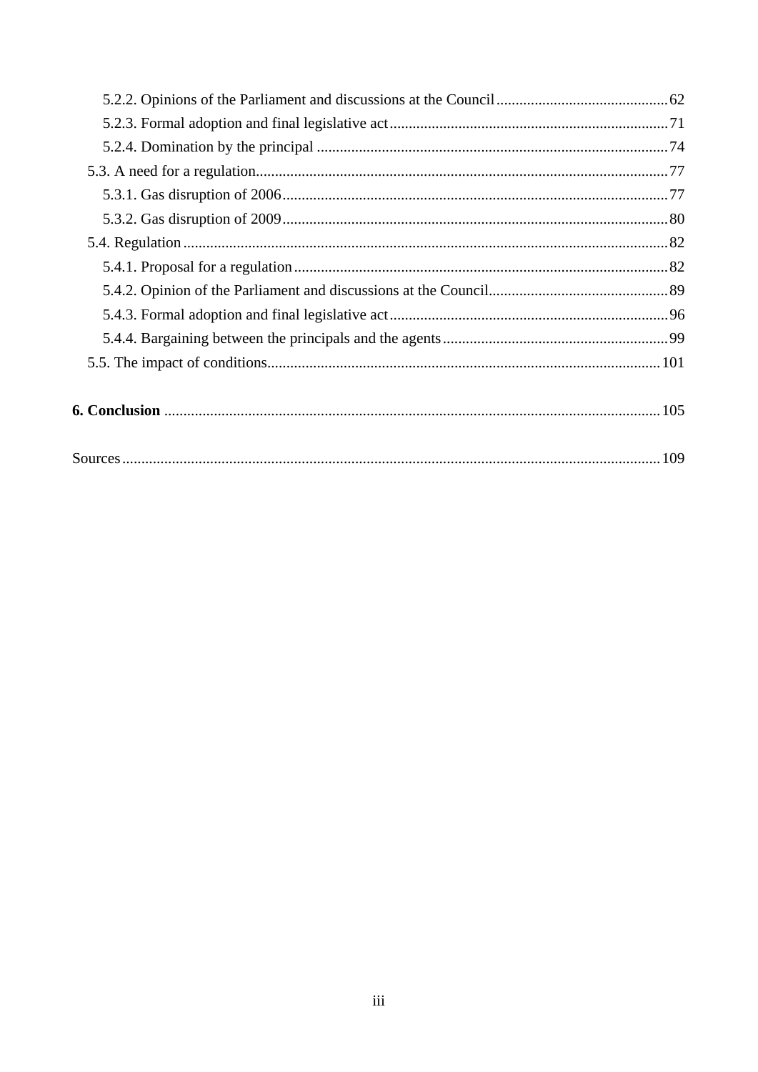5.2.2. Opinions of the Parliament and discussions at the Council ... 62
5.2.3. Formal adoption and final legislative act ... 71
5.2.4. Domination by the principal ... 74
5.3. A need for a regulation ... 77
5.3.1. Gas disruption of 2006 ... 77
5.3.2. Gas disruption of 2009 ... 80
5.4. Regulation ... 82
5.4.1. Proposal for a regulation ... 82
5.4.2. Opinion of the Parliament and discussions at the Council ... 89
5.4.3. Formal adoption and final legislative act ... 96
5.4.4. Bargaining between the principals and the agents ... 99
5.5. The impact of conditions ... 101

**6. Conclusion** ... 105

Sources ... 109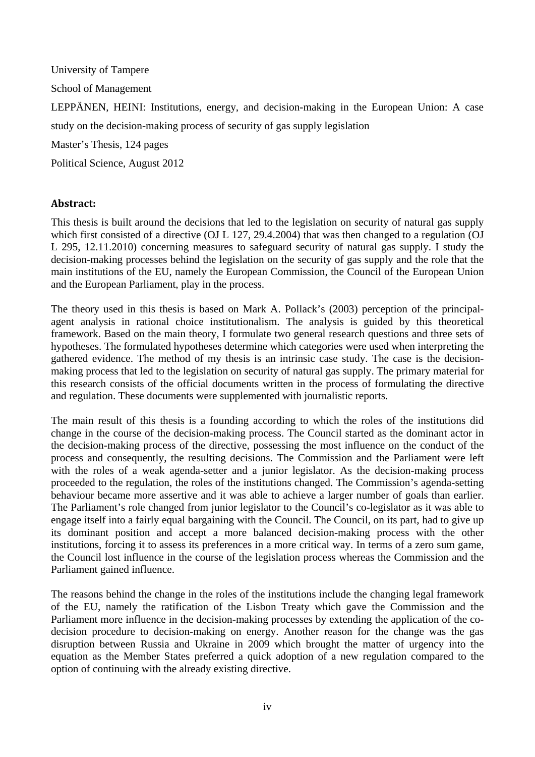University of Tampere

School of Management

LEPPÄNEN, HEINI: Institutions, energy, and decision-making in the European Union: A case study on the decision-making process of security of gas supply legislation

Master's Thesis, 124 pages

Political Science, August 2012

**Abstract:**

This thesis is built around the decisions that led to the legislation on security of natural gas supply which first consisted of a directive (OJ L 127, 29.4.2004) that was then changed to a regulation (OJ L 295, 12.11.2010) concerning measures to safeguard security of natural gas supply. I study the decision-making processes behind the legislation on the security of gas supply and the role that the main institutions of the EU, namely the European Commission, the Council of the European Union and the European Parliament, play in the process.

The theory used in this thesis is based on Mark A. Pollack's (2003) perception of the principal-agent analysis in rational choice institutionalism. The analysis is guided by this theoretical framework. Based on the main theory, I formulate two general research questions and three sets of hypotheses. The formulated hypotheses determine which categories were used when interpreting the gathered evidence. The method of my thesis is an intrinsic case study. The case is the decision-making process that led to the legislation on security of natural gas supply. The primary material for this research consists of the official documents written in the process of formulating the directive and regulation. These documents were supplemented with journalistic reports.

The main result of this thesis is a founding according to which the roles of the institutions did change in the course of the decision-making process. The Council started as the dominant actor in the decision-making process of the directive, possessing the most influence on the conduct of the process and consequently, the resulting decisions. The Commission and the Parliament were left with the roles of a weak agenda-setter and a junior legislator. As the decision-making process proceeded to the regulation, the roles of the institutions changed. The Commission's agenda-setting behaviour became more assertive and it was able to achieve a larger number of goals than earlier. The Parliament's role changed from junior legislator to the Council's co-legislator as it was able to engage itself into a fairly equal bargaining with the Council. The Council, on its part, had to give up its dominant position and accept a more balanced decision-making process with the other institutions, forcing it to assess its preferences in a more critical way. In terms of a zero sum game, the Council lost influence in the course of the legislation process whereas the Commission and the Parliament gained influence.

The reasons behind the change in the roles of the institutions include the changing legal framework of the EU, namely the ratification of the Lisbon Treaty which gave the Commission and the Parliament more influence in the decision-making processes by extending the application of the co-decision procedure to decision-making on energy. Another reason for the change was the gas disruption between Russia and Ukraine in 2009 which brought the matter of urgency into the equation as the Member States preferred a quick adoption of a new regulation compared to the option of continuing with the already existing directive.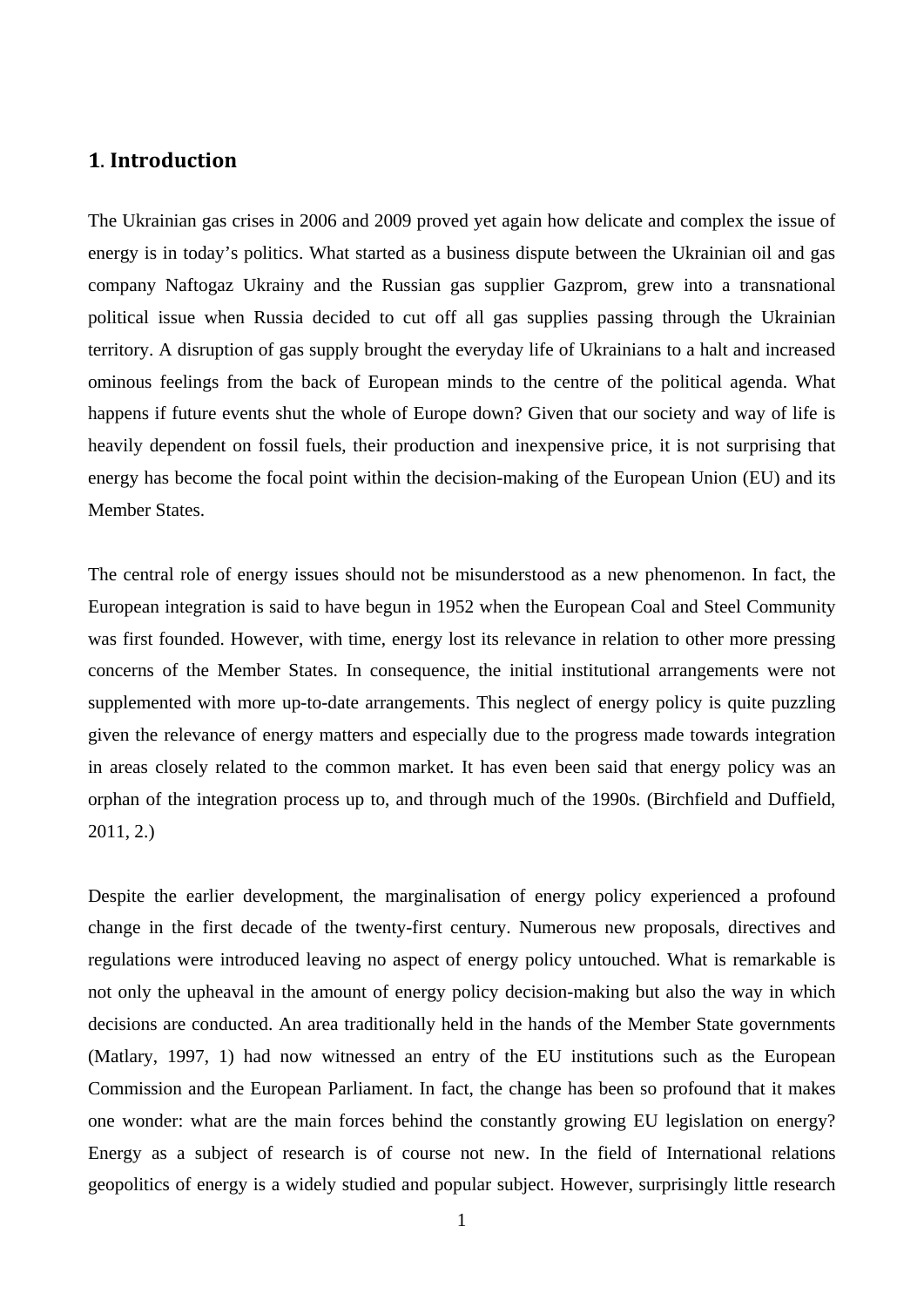# 1. Introduction

The Ukrainian gas crises in 2006 and 2009 proved yet again how delicate and complex the issue of energy is in today's politics. What started as a business dispute between the Ukrainian oil and gas company Naftogaz Ukrainy and the Russian gas supplier Gazprom, grew into a transnational political issue when Russia decided to cut off all gas supplies passing through the Ukrainian territory. A disruption of gas supply brought the everyday life of Ukrainians to a halt and increased ominous feelings from the back of European minds to the centre of the political agenda. What happens if future events shut the whole of Europe down? Given that our society and way of life is heavily dependent on fossil fuels, their production and inexpensive price, it is not surprising that energy has become the focal point within the decision-making of the European Union (EU) and its Member States.

The central role of energy issues should not be misunderstood as a new phenomenon. In fact, the European integration is said to have begun in 1952 when the European Coal and Steel Community was first founded. However, with time, energy lost its relevance in relation to other more pressing concerns of the Member States. In consequence, the initial institutional arrangements were not supplemented with more up-to-date arrangements. This neglect of energy policy is quite puzzling given the relevance of energy matters and especially due to the progress made towards integration in areas closely related to the common market. It has even been said that energy policy was an orphan of the integration process up to, and through much of the 1990s. (Birchfield and Duffield, 2011, 2.)

Despite the earlier development, the marginalisation of energy policy experienced a profound change in the first decade of the twenty-first century. Numerous new proposals, directives and regulations were introduced leaving no aspect of energy policy untouched. What is remarkable is not only the upheaval in the amount of energy policy decision-making but also the way in which decisions are conducted. An area traditionally held in the hands of the Member State governments (Matlary, 1997, 1) had now witnessed an entry of the EU institutions such as the European Commission and the European Parliament. In fact, the change has been so profound that it makes one wonder: what are the main forces behind the constantly growing EU legislation on energy? Energy as a subject of research is of course not new. In the field of International relations geopolitics of energy is a widely studied and popular subject. However, surprisingly little research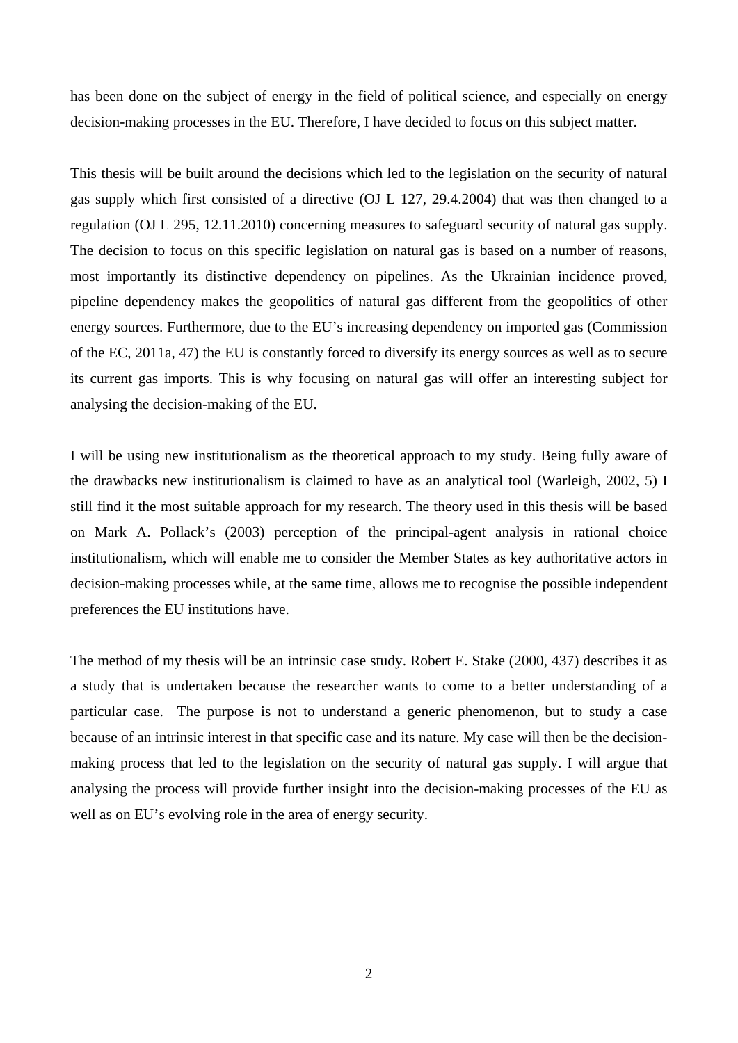has been done on the subject of energy in the field of political science, and especially on energy decision-making processes in the EU. Therefore, I have decided to focus on this subject matter.

This thesis will be built around the decisions which led to the legislation on the security of natural gas supply which first consisted of a directive (OJ L 127, 29.4.2004) that was then changed to a regulation (OJ L 295, 12.11.2010) concerning measures to safeguard security of natural gas supply. The decision to focus on this specific legislation on natural gas is based on a number of reasons, most importantly its distinctive dependency on pipelines. As the Ukrainian incidence proved, pipeline dependency makes the geopolitics of natural gas different from the geopolitics of other energy sources. Furthermore, due to the EU's increasing dependency on imported gas (Commission of the EC, 2011a, 47) the EU is constantly forced to diversify its energy sources as well as to secure its current gas imports. This is why focusing on natural gas will offer an interesting subject for analysing the decision-making of the EU.

I will be using new institutionalism as the theoretical approach to my study. Being fully aware of the drawbacks new institutionalism is claimed to have as an analytical tool (Warleigh, 2002, 5) I still find it the most suitable approach for my research. The theory used in this thesis will be based on Mark A. Pollack's (2003) perception of the principal-agent analysis in rational choice institutionalism, which will enable me to consider the Member States as key authoritative actors in decision-making processes while, at the same time, allows me to recognise the possible independent preferences the EU institutions have.

The method of my thesis will be an intrinsic case study. Robert E. Stake (2000, 437) describes it as a study that is undertaken because the researcher wants to come to a better understanding of a particular case. The purpose is not to understand a generic phenomenon, but to study a case because of an intrinsic interest in that specific case and its nature. My case will then be the decision-making process that led to the legislation on the security of natural gas supply. I will argue that analysing the process will provide further insight into the decision-making processes of the EU as well as on EU's evolving role in the area of energy security.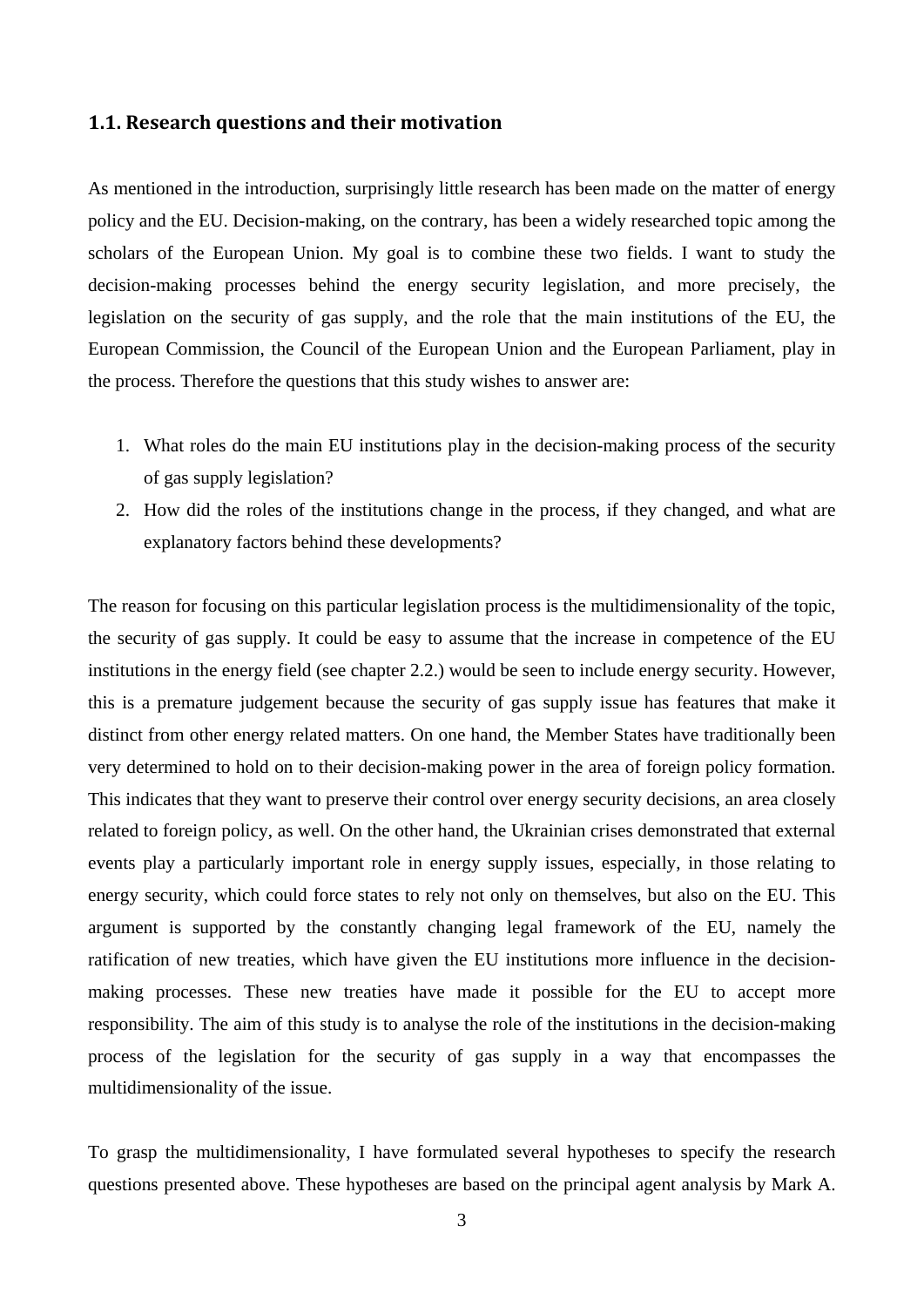### 1.1. Research questions and their motivation

As mentioned in the introduction, surprisingly little research has been made on the matter of energy policy and the EU. Decision-making, on the contrary, has been a widely researched topic among the scholars of the European Union. My goal is to combine these two fields. I want to study the decision-making processes behind the energy security legislation, and more precisely, the legislation on the security of gas supply, and the role that the main institutions of the EU, the European Commission, the Council of the European Union and the European Parliament, play in the process. Therefore the questions that this study wishes to answer are:

1. What roles do the main EU institutions play in the decision-making process of the security of gas supply legislation?
2. How did the roles of the institutions change in the process, if they changed, and what are explanatory factors behind these developments?

The reason for focusing on this particular legislation process is the multidimensionality of the topic, the security of gas supply. It could be easy to assume that the increase in competence of the EU institutions in the energy field (see chapter 2.2.) would be seen to include energy security. However, this is a premature judgement because the security of gas supply issue has features that make it distinct from other energy related matters. On one hand, the Member States have traditionally been very determined to hold on to their decision-making power in the area of foreign policy formation. This indicates that they want to preserve their control over energy security decisions, an area closely related to foreign policy, as well. On the other hand, the Ukrainian crises demonstrated that external events play a particularly important role in energy supply issues, especially, in those relating to energy security, which could force states to rely not only on themselves, but also on the EU. This argument is supported by the constantly changing legal framework of the EU, namely the ratification of new treaties, which have given the EU institutions more influence in the decision-making processes. These new treaties have made it possible for the EU to accept more responsibility. The aim of this study is to analyse the role of the institutions in the decision-making process of the legislation for the security of gas supply in a way that encompasses the multidimensionality of the issue.

To grasp the multidimensionality, I have formulated several hypotheses to specify the research questions presented above. These hypotheses are based on the principal agent analysis by Mark A.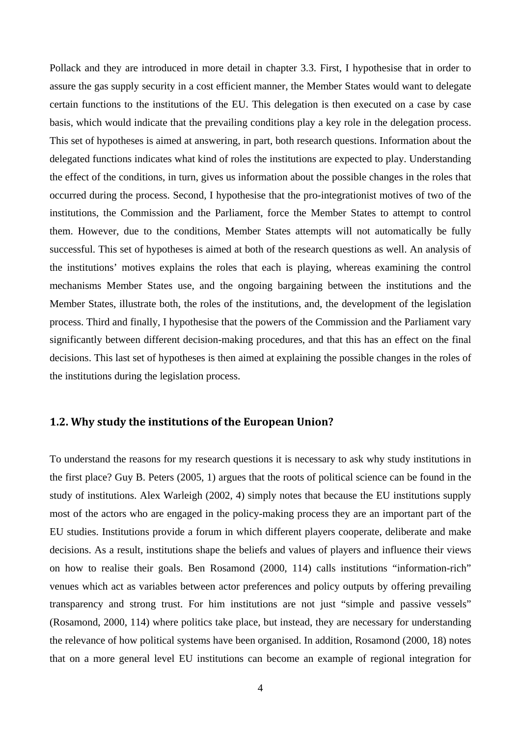Pollack and they are introduced in more detail in chapter 3.3. First, I hypothesise that in order to assure the gas supply security in a cost efficient manner, the Member States would want to delegate certain functions to the institutions of the EU. This delegation is then executed on a case by case basis, which would indicate that the prevailing conditions play a key role in the delegation process. This set of hypotheses is aimed at answering, in part, both research questions. Information about the delegated functions indicates what kind of roles the institutions are expected to play. Understanding the effect of the conditions, in turn, gives us information about the possible changes in the roles that occurred during the process. Second, I hypothesise that the pro-integrationist motives of two of the institutions, the Commission and the Parliament, force the Member States to attempt to control them. However, due to the conditions, Member States attempts will not automatically be fully successful. This set of hypotheses is aimed at both of the research questions as well. An analysis of the institutions' motives explains the roles that each is playing, whereas examining the control mechanisms Member States use, and the ongoing bargaining between the institutions and the Member States, illustrate both, the roles of the institutions, and, the development of the legislation process. Third and finally, I hypothesise that the powers of the Commission and the Parliament vary significantly between different decision-making procedures, and that this has an effect on the final decisions. This last set of hypotheses is then aimed at explaining the possible changes in the roles of the institutions during the legislation process.

## 1.2. Why study the institutions of the European Union?

To understand the reasons for my research questions it is necessary to ask why study institutions in the first place? Guy B. Peters (2005, 1) argues that the roots of political science can be found in the study of institutions. Alex Warleigh (2002, 4) simply notes that because the EU institutions supply most of the actors who are engaged in the policy-making process they are an important part of the EU studies. Institutions provide a forum in which different players cooperate, deliberate and make decisions. As a result, institutions shape the beliefs and values of players and influence their views on how to realise their goals. Ben Rosamond (2000, 114) calls institutions "information-rich" venues which act as variables between actor preferences and policy outputs by offering prevailing transparency and strong trust. For him institutions are not just "simple and passive vessels" (Rosamond, 2000, 114) where politics take place, but instead, they are necessary for understanding the relevance of how political systems have been organised. In addition, Rosamond (2000, 18) notes that on a more general level EU institutions can become an example of regional integration for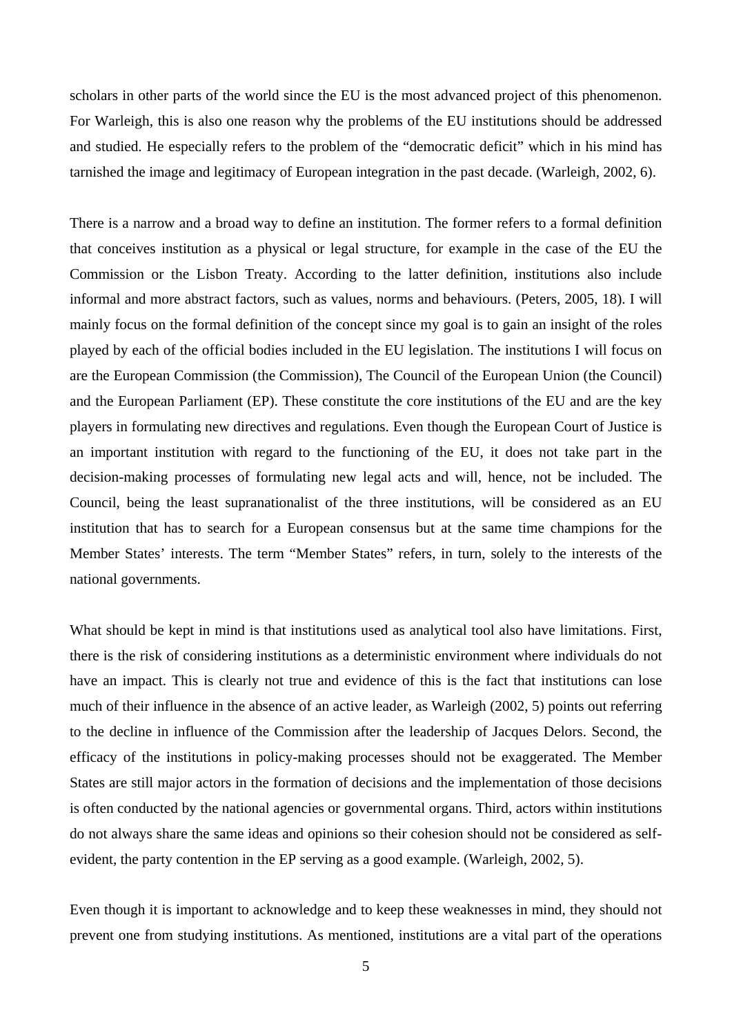scholars in other parts of the world since the EU is the most advanced project of this phenomenon. For Warleigh, this is also one reason why the problems of the EU institutions should be addressed and studied. He especially refers to the problem of the "democratic deficit" which in his mind has tarnished the image and legitimacy of European integration in the past decade. (Warleigh, 2002, 6).

There is a narrow and a broad way to define an institution. The former refers to a formal definition that conceives institution as a physical or legal structure, for example in the case of the EU the Commission or the Lisbon Treaty. According to the latter definition, institutions also include informal and more abstract factors, such as values, norms and behaviours. (Peters, 2005, 18). I will mainly focus on the formal definition of the concept since my goal is to gain an insight of the roles played by each of the official bodies included in the EU legislation. The institutions I will focus on are the European Commission (the Commission), The Council of the European Union (the Council) and the European Parliament (EP). These constitute the core institutions of the EU and are the key players in formulating new directives and regulations. Even though the European Court of Justice is an important institution with regard to the functioning of the EU, it does not take part in the decision-making processes of formulating new legal acts and will, hence, not be included. The Council, being the least supranationalist of the three institutions, will be considered as an EU institution that has to search for a European consensus but at the same time champions for the Member States' interests. The term "Member States" refers, in turn, solely to the interests of the national governments.

What should be kept in mind is that institutions used as analytical tool also have limitations. First, there is the risk of considering institutions as a deterministic environment where individuals do not have an impact. This is clearly not true and evidence of this is the fact that institutions can lose much of their influence in the absence of an active leader, as Warleigh (2002, 5) points out referring to the decline in influence of the Commission after the leadership of Jacques Delors. Second, the efficacy of the institutions in policy-making processes should not be exaggerated. The Member States are still major actors in the formation of decisions and the implementation of those decisions is often conducted by the national agencies or governmental organs. Third, actors within institutions do not always share the same ideas and opinions so their cohesion should not be considered as self-evident, the party contention in the EP serving as a good example. (Warleigh, 2002, 5).

Even though it is important to acknowledge and to keep these weaknesses in mind, they should not prevent one from studying institutions. As mentioned, institutions are a vital part of the operations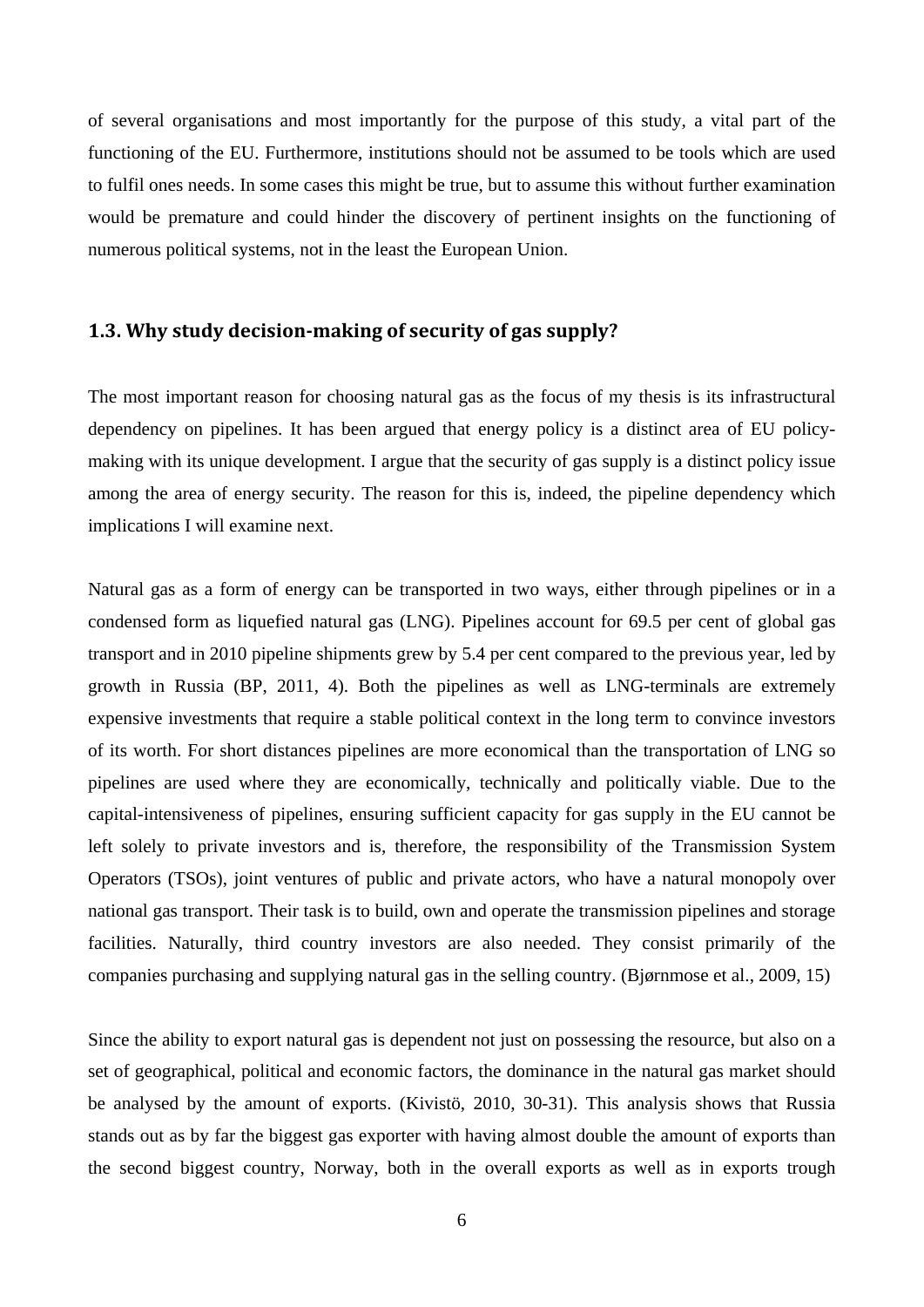of several organisations and most importantly for the purpose of this study, a vital part of the functioning of the EU. Furthermore, institutions should not be assumed to be tools which are used to fulfil ones needs. In some cases this might be true, but to assume this without further examination would be premature and could hinder the discovery of pertinent insights on the functioning of numerous political systems, not in the least the European Union.

### 1.3. Why study decision-making of security of gas supply?

The most important reason for choosing natural gas as the focus of my thesis is its infrastructural dependency on pipelines. It has been argued that energy policy is a distinct area of EU policy-making with its unique development. I argue that the security of gas supply is a distinct policy issue among the area of energy security. The reason for this is, indeed, the pipeline dependency which implications I will examine next.

Natural gas as a form of energy can be transported in two ways, either through pipelines or in a condensed form as liquefied natural gas (LNG). Pipelines account for 69.5 per cent of global gas transport and in 2010 pipeline shipments grew by 5.4 per cent compared to the previous year, led by growth in Russia (BP, 2011, 4). Both the pipelines as well as LNG-terminals are extremely expensive investments that require a stable political context in the long term to convince investors of its worth. For short distances pipelines are more economical than the transportation of LNG so pipelines are used where they are economically, technically and politically viable. Due to the capital-intensiveness of pipelines, ensuring sufficient capacity for gas supply in the EU cannot be left solely to private investors and is, therefore, the responsibility of the Transmission System Operators (TSOs), joint ventures of public and private actors, who have a natural monopoly over national gas transport. Their task is to build, own and operate the transmission pipelines and storage facilities. Naturally, third country investors are also needed. They consist primarily of the companies purchasing and supplying natural gas in the selling country. (Bjørnmose et al., 2009, 15)

Since the ability to export natural gas is dependent not just on possessing the resource, but also on a set of geographical, political and economic factors, the dominance in the natural gas market should be analysed by the amount of exports. (Kivistö, 2010, 30-31). This analysis shows that Russia stands out as by far the biggest gas exporter with having almost double the amount of exports than the second biggest country, Norway, both in the overall exports as well as in exports trough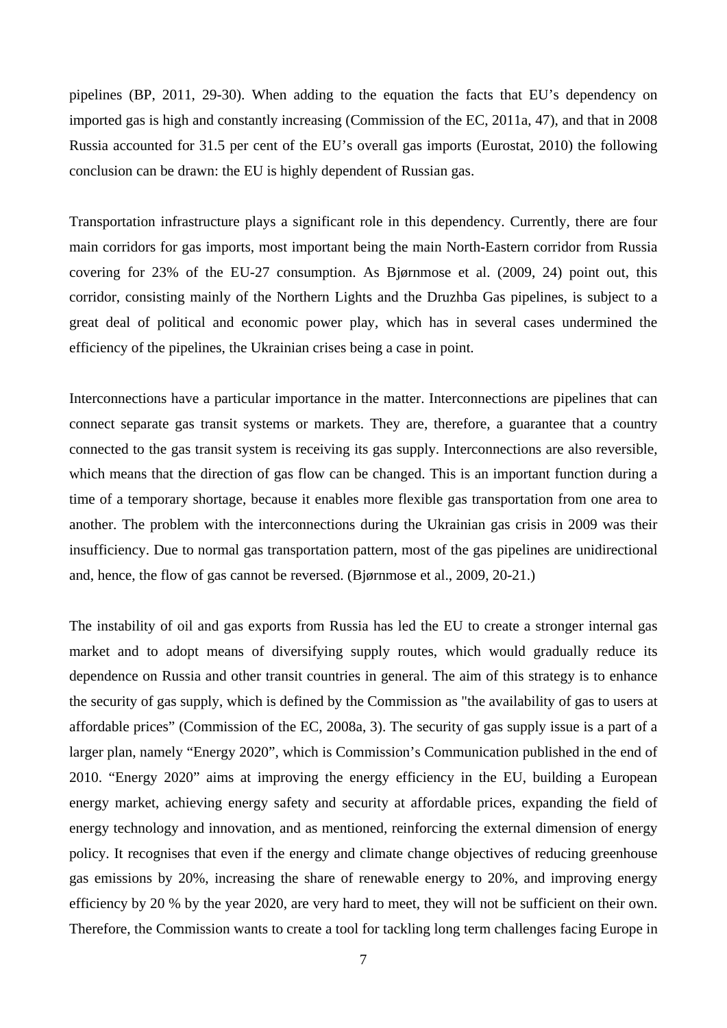pipelines (BP, 2011, 29-30). When adding to the equation the facts that EU's dependency on imported gas is high and constantly increasing (Commission of the EC, 2011a, 47), and that in 2008 Russia accounted for 31.5 per cent of the EU's overall gas imports (Eurostat, 2010) the following conclusion can be drawn: the EU is highly dependent of Russian gas.

Transportation infrastructure plays a significant role in this dependency. Currently, there are four main corridors for gas imports, most important being the main North-Eastern corridor from Russia covering for 23% of the EU-27 consumption. As Bjørnmose et al. (2009, 24) point out, this corridor, consisting mainly of the Northern Lights and the Druzhba Gas pipelines, is subject to a great deal of political and economic power play, which has in several cases undermined the efficiency of the pipelines, the Ukrainian crises being a case in point.

Interconnections have a particular importance in the matter. Interconnections are pipelines that can connect separate gas transit systems or markets. They are, therefore, a guarantee that a country connected to the gas transit system is receiving its gas supply. Interconnections are also reversible, which means that the direction of gas flow can be changed. This is an important function during a time of a temporary shortage, because it enables more flexible gas transportation from one area to another. The problem with the interconnections during the Ukrainian gas crisis in 2009 was their insufficiency. Due to normal gas transportation pattern, most of the gas pipelines are unidirectional and, hence, the flow of gas cannot be reversed. (Bjørnmose et al., 2009, 20-21.)

The instability of oil and gas exports from Russia has led the EU to create a stronger internal gas market and to adopt means of diversifying supply routes, which would gradually reduce its dependence on Russia and other transit countries in general. The aim of this strategy is to enhance the security of gas supply, which is defined by the Commission as "the availability of gas to users at affordable prices" (Commission of the EC, 2008a, 3). The security of gas supply issue is a part of a larger plan, namely "Energy 2020", which is Commission's Communication published in the end of 2010. "Energy 2020" aims at improving the energy efficiency in the EU, building a European energy market, achieving energy safety and security at affordable prices, expanding the field of energy technology and innovation, and as mentioned, reinforcing the external dimension of energy policy. It recognises that even if the energy and climate change objectives of reducing greenhouse gas emissions by 20%, increasing the share of renewable energy to 20%, and improving energy efficiency by 20 % by the year 2020, are very hard to meet, they will not be sufficient on their own. Therefore, the Commission wants to create a tool for tackling long term challenges facing Europe in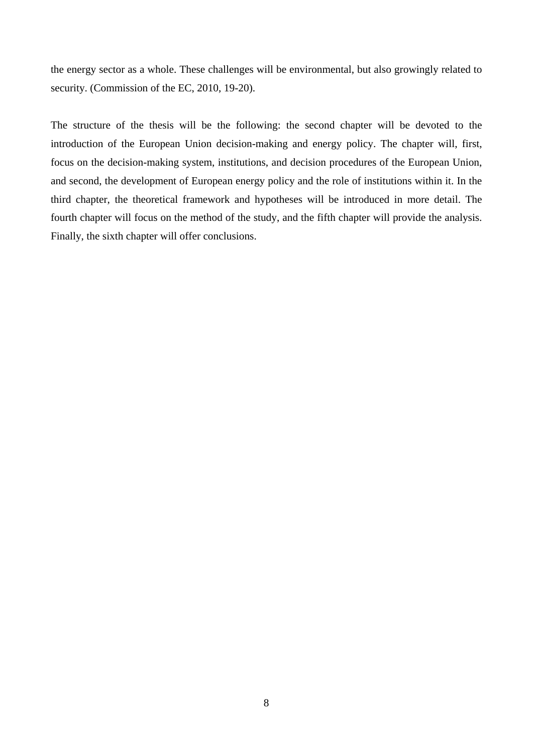the energy sector as a whole. These challenges will be environmental, but also growingly related to security. (Commission of the EC, 2010, 19-20).

The structure of the thesis will be the following: the second chapter will be devoted to the introduction of the European Union decision-making and energy policy. The chapter will, first, focus on the decision-making system, institutions, and decision procedures of the European Union, and second, the development of European energy policy and the role of institutions within it. In the third chapter, the theoretical framework and hypotheses will be introduced in more detail. The fourth chapter will focus on the method of the study, and the fifth chapter will provide the analysis. Finally, the sixth chapter will offer conclusions.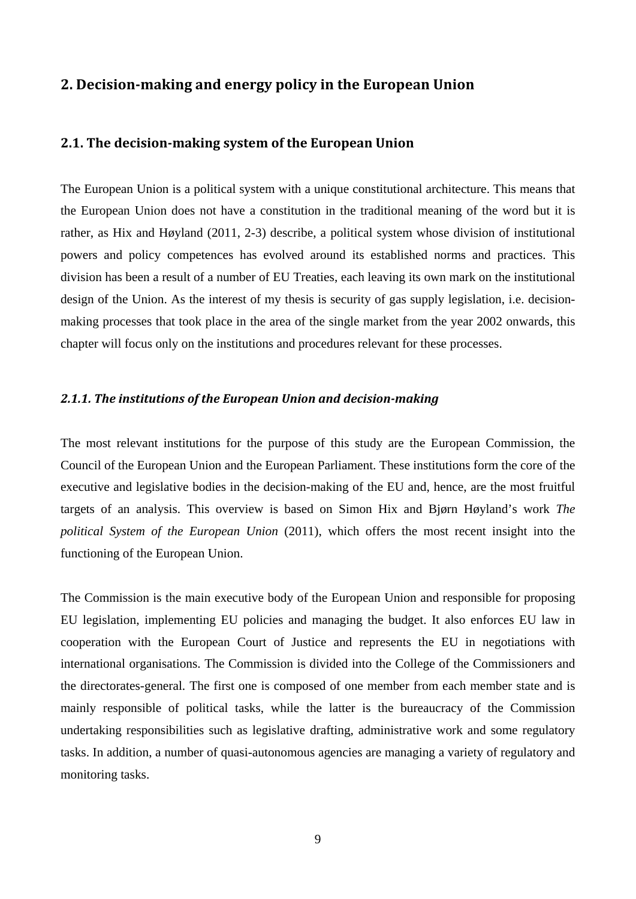## 2. Decision-making and energy policy in the European Union

### 2.1. The decision-making system of the European Union

The European Union is a political system with a unique constitutional architecture. This means that the European Union does not have a constitution in the traditional meaning of the word but it is rather, as Hix and Høyland (2011, 2-3) describe, a political system whose division of institutional powers and policy competences has evolved around its established norms and practices. This division has been a result of a number of EU Treaties, each leaving its own mark on the institutional design of the Union. As the interest of my thesis is security of gas supply legislation, i.e. decision-making processes that took place in the area of the single market from the year 2002 onwards, this chapter will focus only on the institutions and procedures relevant for these processes.

#### *2.1.1. The institutions of the European Union and decision-making*

The most relevant institutions for the purpose of this study are the European Commission, the Council of the European Union and the European Parliament. These institutions form the core of the executive and legislative bodies in the decision-making of the EU and, hence, are the most fruitful targets of an analysis. This overview is based on Simon Hix and Bjørn Høyland's work *The political System of the European Union* (2011), which offers the most recent insight into the functioning of the European Union.

The Commission is the main executive body of the European Union and responsible for proposing EU legislation, implementing EU policies and managing the budget. It also enforces EU law in cooperation with the European Court of Justice and represents the EU in negotiations with international organisations. The Commission is divided into the College of the Commissioners and the directorates-general. The first one is composed of one member from each member state and is mainly responsible of political tasks, while the latter is the bureaucracy of the Commission undertaking responsibilities such as legislative drafting, administrative work and some regulatory tasks. In addition, a number of quasi-autonomous agencies are managing a variety of regulatory and monitoring tasks.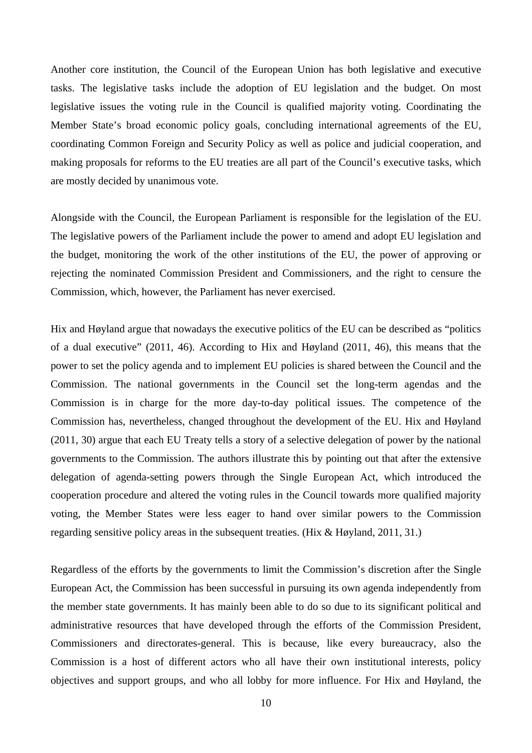Another core institution, the Council of the European Union has both legislative and executive tasks. The legislative tasks include the adoption of EU legislation and the budget. On most legislative issues the voting rule in the Council is qualified majority voting. Coordinating the Member State's broad economic policy goals, concluding international agreements of the EU, coordinating Common Foreign and Security Policy as well as police and judicial cooperation, and making proposals for reforms to the EU treaties are all part of the Council's executive tasks, which are mostly decided by unanimous vote.

Alongside with the Council, the European Parliament is responsible for the legislation of the EU. The legislative powers of the Parliament include the power to amend and adopt EU legislation and the budget, monitoring the work of the other institutions of the EU, the power of approving or rejecting the nominated Commission President and Commissioners, and the right to censure the Commission, which, however, the Parliament has never exercised.

Hix and Høyland argue that nowadays the executive politics of the EU can be described as "politics of a dual executive" (2011, 46). According to Hix and Høyland (2011, 46), this means that the power to set the policy agenda and to implement EU policies is shared between the Council and the Commission. The national governments in the Council set the long-term agendas and the Commission is in charge for the more day-to-day political issues. The competence of the Commission has, nevertheless, changed throughout the development of the EU. Hix and Høyland (2011, 30) argue that each EU Treaty tells a story of a selective delegation of power by the national governments to the Commission. The authors illustrate this by pointing out that after the extensive delegation of agenda-setting powers through the Single European Act, which introduced the cooperation procedure and altered the voting rules in the Council towards more qualified majority voting, the Member States were less eager to hand over similar powers to the Commission regarding sensitive policy areas in the subsequent treaties. (Hix & Høyland, 2011, 31.)

Regardless of the efforts by the governments to limit the Commission's discretion after the Single European Act, the Commission has been successful in pursuing its own agenda independently from the member state governments. It has mainly been able to do so due to its significant political and administrative resources that have developed through the efforts of the Commission President, Commissioners and directorates-general. This is because, like every bureaucracy, also the Commission is a host of different actors who all have their own institutional interests, policy objectives and support groups, and who all lobby for more influence. For Hix and Høyland, the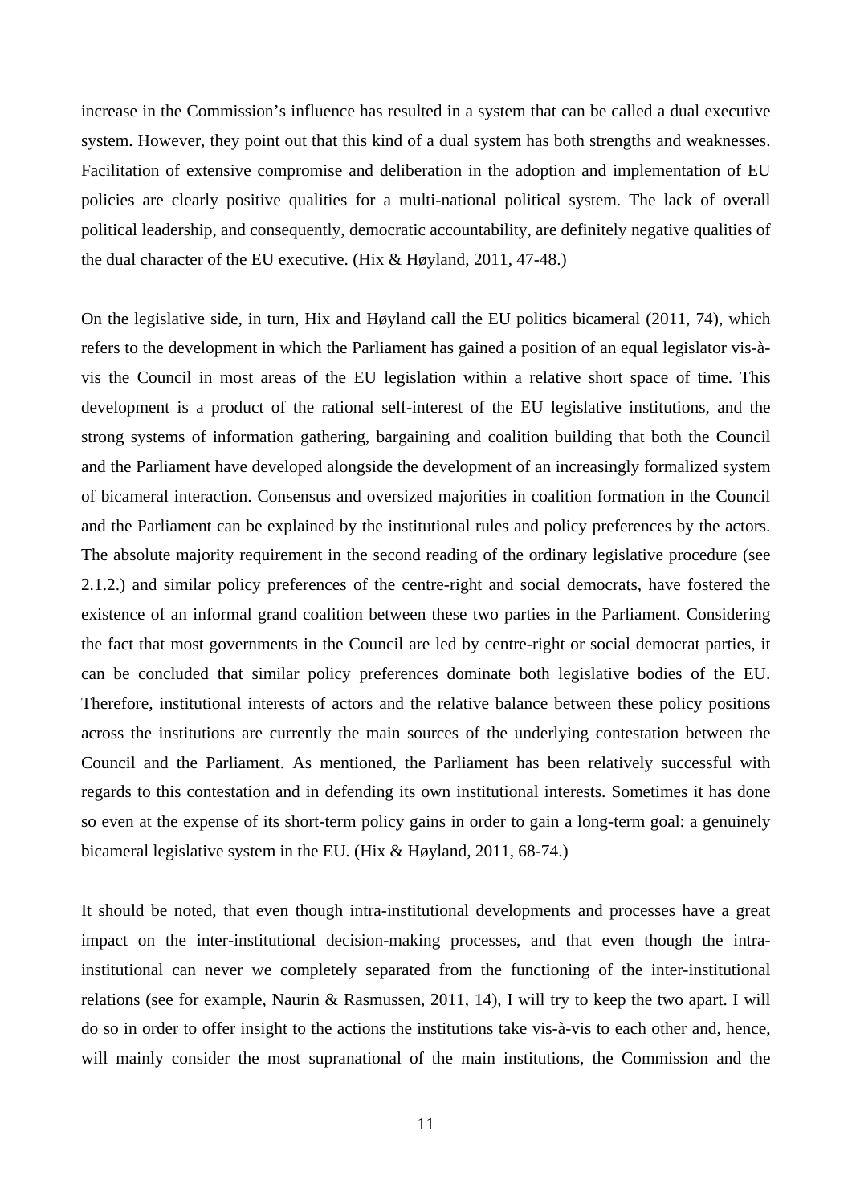increase in the Commission's influence has resulted in a system that can be called a dual executive system. However, they point out that this kind of a dual system has both strengths and weaknesses. Facilitation of extensive compromise and deliberation in the adoption and implementation of EU policies are clearly positive qualities for a multi-national political system. The lack of overall political leadership, and consequently, democratic accountability, are definitely negative qualities of the dual character of the EU executive. (Hix & Høyland, 2011, 47-48.)

On the legislative side, in turn, Hix and Høyland call the EU politics bicameral (2011, 74), which refers to the development in which the Parliament has gained a position of an equal legislator vis-à-vis the Council in most areas of the EU legislation within a relative short space of time. This development is a product of the rational self-interest of the EU legislative institutions, and the strong systems of information gathering, bargaining and coalition building that both the Council and the Parliament have developed alongside the development of an increasingly formalized system of bicameral interaction. Consensus and oversized majorities in coalition formation in the Council and the Parliament can be explained by the institutional rules and policy preferences by the actors. The absolute majority requirement in the second reading of the ordinary legislative procedure (see 2.1.2.) and similar policy preferences of the centre-right and social democrats, have fostered the existence of an informal grand coalition between these two parties in the Parliament. Considering the fact that most governments in the Council are led by centre-right or social democrat parties, it can be concluded that similar policy preferences dominate both legislative bodies of the EU. Therefore, institutional interests of actors and the relative balance between these policy positions across the institutions are currently the main sources of the underlying contestation between the Council and the Parliament. As mentioned, the Parliament has been relatively successful with regards to this contestation and in defending its own institutional interests. Sometimes it has done so even at the expense of its short-term policy gains in order to gain a long-term goal: a genuinely bicameral legislative system in the EU. (Hix & Høyland, 2011, 68-74.)

It should be noted, that even though intra-institutional developments and processes have a great impact on the inter-institutional decision-making processes, and that even though the intra-institutional can never we completely separated from the functioning of the inter-institutional relations (see for example, Naurin & Rasmussen, 2011, 14), I will try to keep the two apart. I will do so in order to offer insight to the actions the institutions take vis-à-vis to each other and, hence, will mainly consider the most supranational of the main institutions, the Commission and the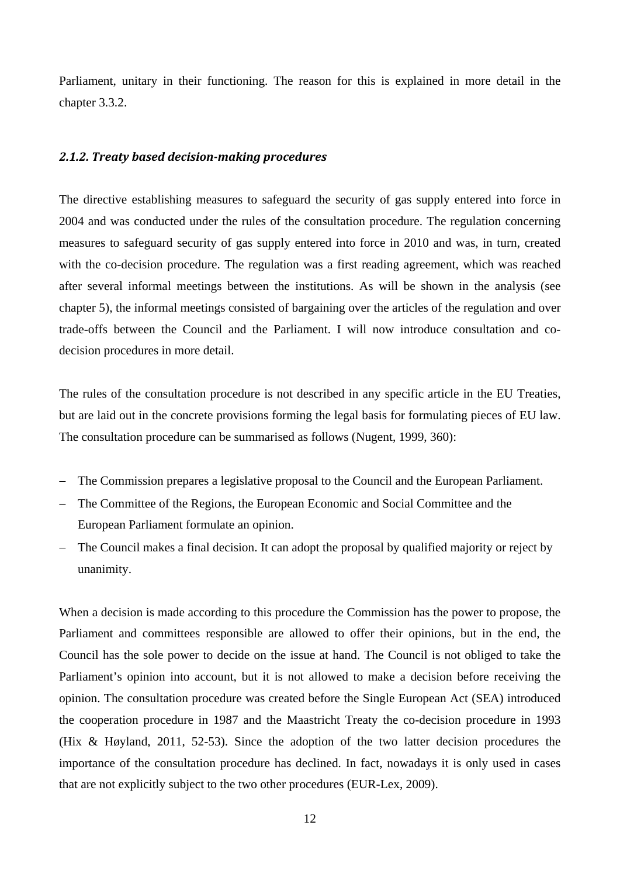Parliament, unitary in their functioning. The reason for this is explained in more detail in the chapter 3.3.2.

### *2.1.2. Treaty based decision-making procedures*

The directive establishing measures to safeguard the security of gas supply entered into force in 2004 and was conducted under the rules of the consultation procedure. The regulation concerning measures to safeguard security of gas supply entered into force in 2010 and was, in turn, created with the co-decision procedure. The regulation was a first reading agreement, which was reached after several informal meetings between the institutions. As will be shown in the analysis (see chapter 5), the informal meetings consisted of bargaining over the articles of the regulation and over trade-offs between the Council and the Parliament. I will now introduce consultation and co-decision procedures in more detail.

The rules of the consultation procedure is not described in any specific article in the EU Treaties, but are laid out in the concrete provisions forming the legal basis for formulating pieces of EU law. The consultation procedure can be summarised as follows (Nugent, 1999, 360):

- The Commission prepares a legislative proposal to the Council and the European Parliament.
- The Committee of the Regions, the European Economic and Social Committee and the European Parliament formulate an opinion.
- The Council makes a final decision. It can adopt the proposal by qualified majority or reject by unanimity.

When a decision is made according to this procedure the Commission has the power to propose, the Parliament and committees responsible are allowed to offer their opinions, but in the end, the Council has the sole power to decide on the issue at hand. The Council is not obliged to take the Parliament's opinion into account, but it is not allowed to make a decision before receiving the opinion. The consultation procedure was created before the Single European Act (SEA) introduced the cooperation procedure in 1987 and the Maastricht Treaty the co-decision procedure in 1993 (Hix & Høyland, 2011, 52-53). Since the adoption of the two latter decision procedures the importance of the consultation procedure has declined. In fact, nowadays it is only used in cases that are not explicitly subject to the two other procedures (EUR-Lex, 2009).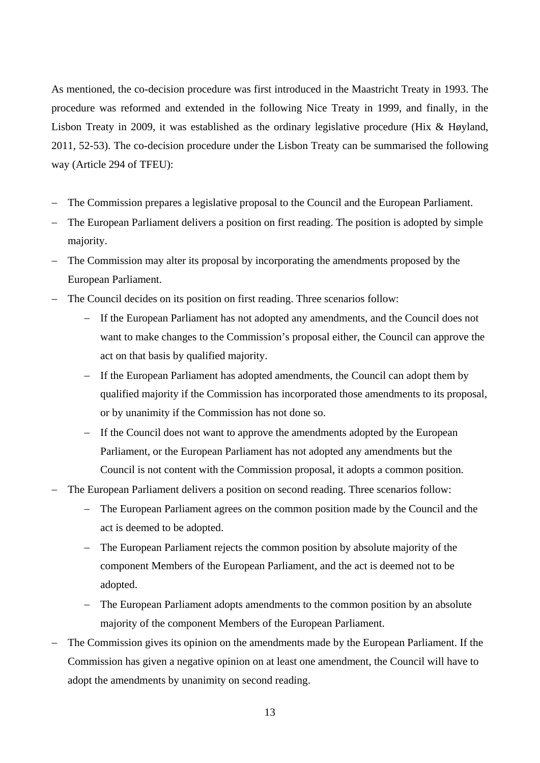As mentioned, the co-decision procedure was first introduced in the Maastricht Treaty in 1993. The procedure was reformed and extended in the following Nice Treaty in 1999, and finally, in the Lisbon Treaty in 2009, it was established as the ordinary legislative procedure (Hix & Høyland, 2011, 52-53). The co-decision procedure under the Lisbon Treaty can be summarised the following way (Article 294 of TFEU):

- The Commission prepares a legislative proposal to the Council and the European Parliament.
- The European Parliament delivers a position on first reading. The position is adopted by simple majority.
- The Commission may alter its proposal by incorporating the amendments proposed by the European Parliament.
- The Council decides on its position on first reading. Three scenarios follow:
  - If the European Parliament has not adopted any amendments, and the Council does not want to make changes to the Commission's proposal either, the Council can approve the act on that basis by qualified majority.
  - If the European Parliament has adopted amendments, the Council can adopt them by qualified majority if the Commission has incorporated those amendments to its proposal, or by unanimity if the Commission has not done so.
  - If the Council does not want to approve the amendments adopted by the European Parliament, or the European Parliament has not adopted any amendments but the Council is not content with the Commission proposal, it adopts a common position.
- The European Parliament delivers a position on second reading. Three scenarios follow:
  - The European Parliament agrees on the common position made by the Council and the act is deemed to be adopted.
  - The European Parliament rejects the common position by absolute majority of the component Members of the European Parliament, and the act is deemed not to be adopted.
  - The European Parliament adopts amendments to the common position by an absolute majority of the component Members of the European Parliament.
- The Commission gives its opinion on the amendments made by the European Parliament. If the Commission has given a negative opinion on at least one amendment, the Council will have to adopt the amendments by unanimity on second reading.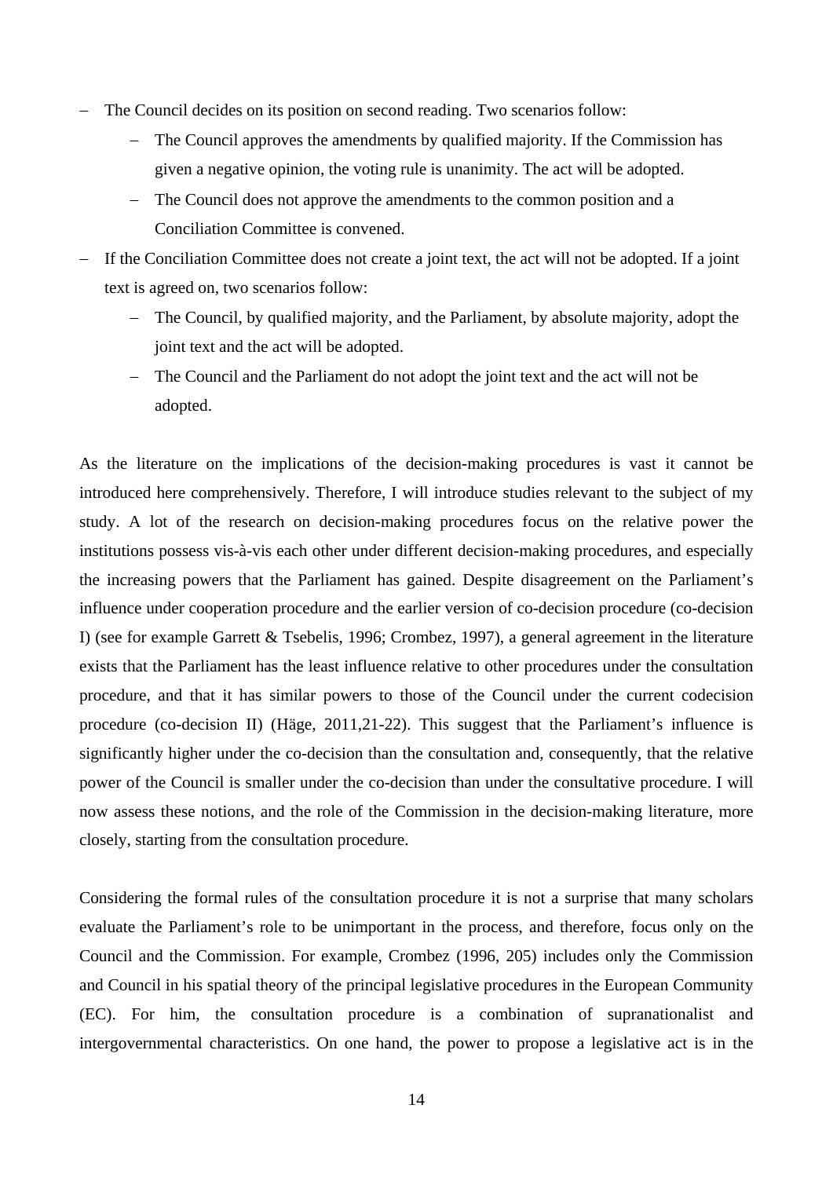- The Council decides on its position on second reading. Two scenarios follow:
  - The Council approves the amendments by qualified majority. If the Commission has given a negative opinion, the voting rule is unanimity. The act will be adopted.
  - The Council does not approve the amendments to the common position and a Conciliation Committee is convened.
- If the Conciliation Committee does not create a joint text, the act will not be adopted. If a joint text is agreed on, two scenarios follow:
  - The Council, by qualified majority, and the Parliament, by absolute majority, adopt the joint text and the act will be adopted.
  - The Council and the Parliament do not adopt the joint text and the act will not be adopted.

As the literature on the implications of the decision-making procedures is vast it cannot be introduced here comprehensively. Therefore, I will introduce studies relevant to the subject of my study. A lot of the research on decision-making procedures focus on the relative power the institutions possess vis-à-vis each other under different decision-making procedures, and especially the increasing powers that the Parliament has gained. Despite disagreement on the Parliament's influence under cooperation procedure and the earlier version of co-decision procedure (co-decision I) (see for example Garrett & Tsebelis, 1996; Crombez, 1997), a general agreement in the literature exists that the Parliament has the least influence relative to other procedures under the consultation procedure, and that it has similar powers to those of the Council under the current codecision procedure (co-decision II) (Häge, 2011,21-22). This suggest that the Parliament's influence is significantly higher under the co-decision than the consultation and, consequently, that the relative power of the Council is smaller under the co-decision than under the consultative procedure. I will now assess these notions, and the role of the Commission in the decision-making literature, more closely, starting from the consultation procedure.

Considering the formal rules of the consultation procedure it is not a surprise that many scholars evaluate the Parliament's role to be unimportant in the process, and therefore, focus only on the Council and the Commission. For example, Crombez (1996, 205) includes only the Commission and Council in his spatial theory of the principal legislative procedures in the European Community (EC). For him, the consultation procedure is a combination of supranationalist and intergovernmental characteristics. On one hand, the power to propose a legislative act is in the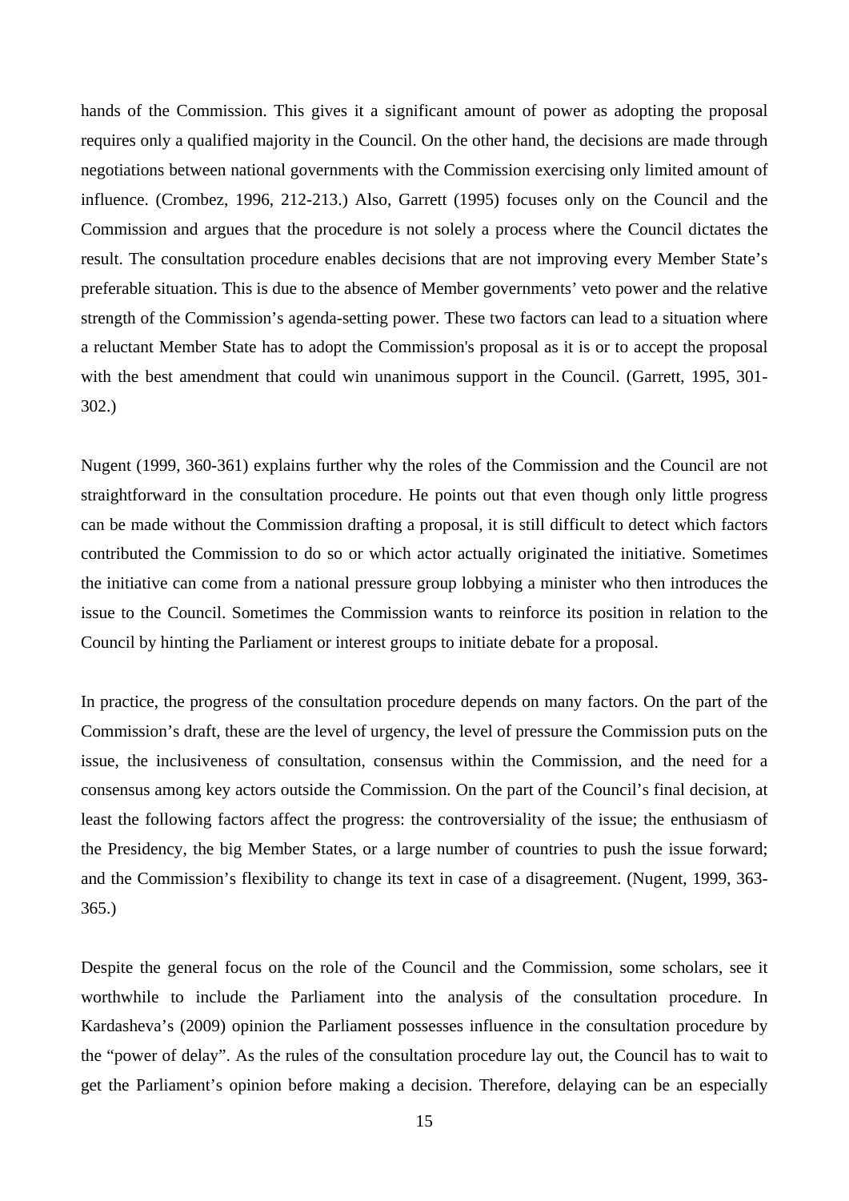hands of the Commission. This gives it a significant amount of power as adopting the proposal requires only a qualified majority in the Council. On the other hand, the decisions are made through negotiations between national governments with the Commission exercising only limited amount of influence. (Crombez, 1996, 212-213.) Also, Garrett (1995) focuses only on the Council and the Commission and argues that the procedure is not solely a process where the Council dictates the result. The consultation procedure enables decisions that are not improving every Member State's preferable situation. This is due to the absence of Member governments' veto power and the relative strength of the Commission's agenda-setting power. These two factors can lead to a situation where a reluctant Member State has to adopt the Commission's proposal as it is or to accept the proposal with the best amendment that could win unanimous support in the Council. (Garrett, 1995, 301-302.)

Nugent (1999, 360-361) explains further why the roles of the Commission and the Council are not straightforward in the consultation procedure. He points out that even though only little progress can be made without the Commission drafting a proposal, it is still difficult to detect which factors contributed the Commission to do so or which actor actually originated the initiative. Sometimes the initiative can come from a national pressure group lobbying a minister who then introduces the issue to the Council. Sometimes the Commission wants to reinforce its position in relation to the Council by hinting the Parliament or interest groups to initiate debate for a proposal.

In practice, the progress of the consultation procedure depends on many factors. On the part of the Commission's draft, these are the level of urgency, the level of pressure the Commission puts on the issue, the inclusiveness of consultation, consensus within the Commission, and the need for a consensus among key actors outside the Commission. On the part of the Council's final decision, at least the following factors affect the progress: the controversiality of the issue; the enthusiasm of the Presidency, the big Member States, or a large number of countries to push the issue forward; and the Commission's flexibility to change its text in case of a disagreement. (Nugent, 1999, 363-365.)

Despite the general focus on the role of the Council and the Commission, some scholars, see it worthwhile to include the Parliament into the analysis of the consultation procedure. In Kardasheva's (2009) opinion the Parliament possesses influence in the consultation procedure by the "power of delay". As the rules of the consultation procedure lay out, the Council has to wait to get the Parliament's opinion before making a decision. Therefore, delaying can be an especially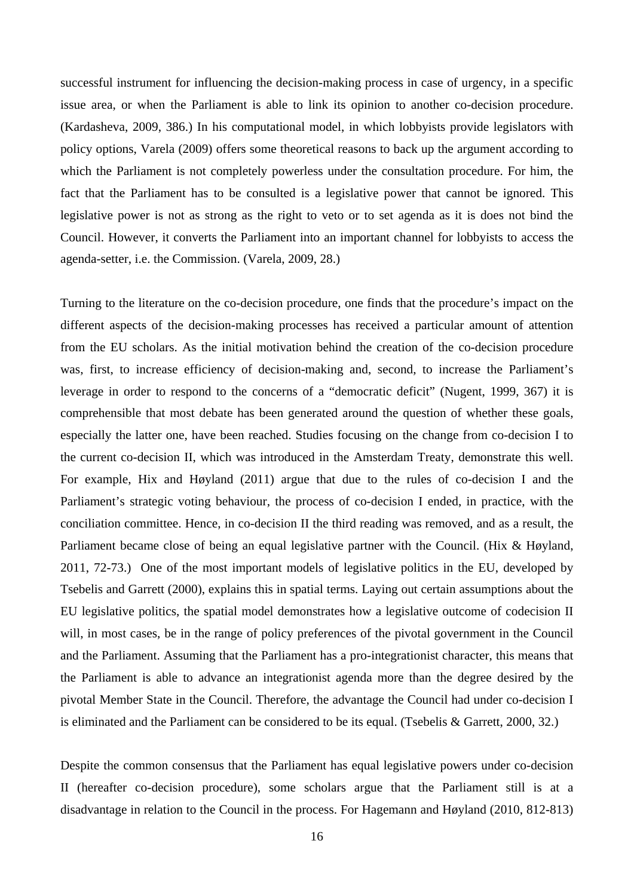successful instrument for influencing the decision-making process in case of urgency, in a specific issue area, or when the Parliament is able to link its opinion to another co-decision procedure. (Kardasheva, 2009, 386.) In his computational model, in which lobbyists provide legislators with policy options, Varela (2009) offers some theoretical reasons to back up the argument according to which the Parliament is not completely powerless under the consultation procedure. For him, the fact that the Parliament has to be consulted is a legislative power that cannot be ignored. This legislative power is not as strong as the right to veto or to set agenda as it is does not bind the Council. However, it converts the Parliament into an important channel for lobbyists to access the agenda-setter, i.e. the Commission. (Varela, 2009, 28.)

Turning to the literature on the co-decision procedure, one finds that the procedure's impact on the different aspects of the decision-making processes has received a particular amount of attention from the EU scholars. As the initial motivation behind the creation of the co-decision procedure was, first, to increase efficiency of decision-making and, second, to increase the Parliament's leverage in order to respond to the concerns of a "democratic deficit" (Nugent, 1999, 367) it is comprehensible that most debate has been generated around the question of whether these goals, especially the latter one, have been reached. Studies focusing on the change from co-decision I to the current co-decision II, which was introduced in the Amsterdam Treaty, demonstrate this well. For example, Hix and Høyland (2011) argue that due to the rules of co-decision I and the Parliament's strategic voting behaviour, the process of co-decision I ended, in practice, with the conciliation committee. Hence, in co-decision II the third reading was removed, and as a result, the Parliament became close of being an equal legislative partner with the Council. (Hix & Høyland, 2011, 72-73.) One of the most important models of legislative politics in the EU, developed by Tsebelis and Garrett (2000), explains this in spatial terms. Laying out certain assumptions about the EU legislative politics, the spatial model demonstrates how a legislative outcome of codecision II will, in most cases, be in the range of policy preferences of the pivotal government in the Council and the Parliament. Assuming that the Parliament has a pro-integrationist character, this means that the Parliament is able to advance an integrationist agenda more than the degree desired by the pivotal Member State in the Council. Therefore, the advantage the Council had under co-decision I is eliminated and the Parliament can be considered to be its equal. (Tsebelis & Garrett, 2000, 32.)

Despite the common consensus that the Parliament has equal legislative powers under co-decision II (hereafter co-decision procedure), some scholars argue that the Parliament still is at a disadvantage in relation to the Council in the process. For Hagemann and Høyland (2010, 812-813)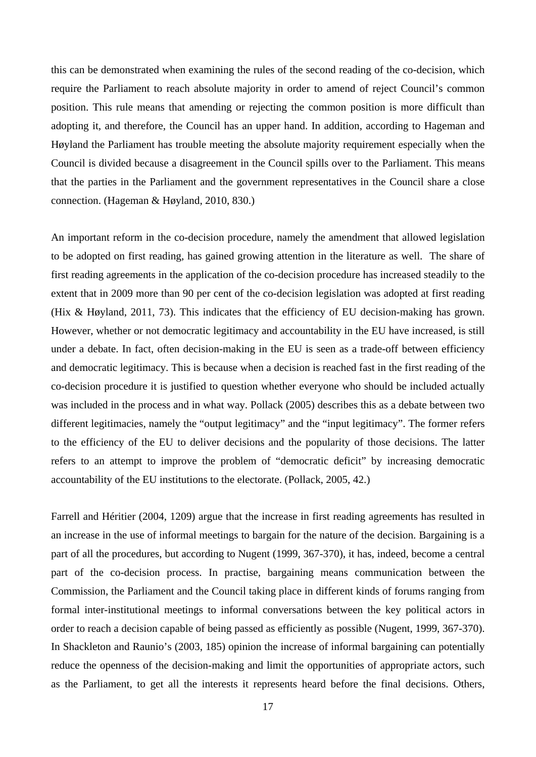this can be demonstrated when examining the rules of the second reading of the co-decision, which require the Parliament to reach absolute majority in order to amend of reject Council's common position. This rule means that amending or rejecting the common position is more difficult than adopting it, and therefore, the Council has an upper hand. In addition, according to Hageman and Høyland the Parliament has trouble meeting the absolute majority requirement especially when the Council is divided because a disagreement in the Council spills over to the Parliament. This means that the parties in the Parliament and the government representatives in the Council share a close connection. (Hageman & Høyland, 2010, 830.)

An important reform in the co-decision procedure, namely the amendment that allowed legislation to be adopted on first reading, has gained growing attention in the literature as well. The share of first reading agreements in the application of the co-decision procedure has increased steadily to the extent that in 2009 more than 90 per cent of the co-decision legislation was adopted at first reading (Hix & Høyland, 2011, 73). This indicates that the efficiency of EU decision-making has grown. However, whether or not democratic legitimacy and accountability in the EU have increased, is still under a debate. In fact, often decision-making in the EU is seen as a trade-off between efficiency and democratic legitimacy. This is because when a decision is reached fast in the first reading of the co-decision procedure it is justified to question whether everyone who should be included actually was included in the process and in what way. Pollack (2005) describes this as a debate between two different legitimacies, namely the "output legitimacy" and the "input legitimacy". The former refers to the efficiency of the EU to deliver decisions and the popularity of those decisions. The latter refers to an attempt to improve the problem of "democratic deficit" by increasing democratic accountability of the EU institutions to the electorate. (Pollack, 2005, 42.)

Farrell and Héritier (2004, 1209) argue that the increase in first reading agreements has resulted in an increase in the use of informal meetings to bargain for the nature of the decision. Bargaining is a part of all the procedures, but according to Nugent (1999, 367-370), it has, indeed, become a central part of the co-decision process. In practise, bargaining means communication between the Commission, the Parliament and the Council taking place in different kinds of forums ranging from formal inter-institutional meetings to informal conversations between the key political actors in order to reach a decision capable of being passed as efficiently as possible (Nugent, 1999, 367-370). In Shackleton and Raunio's (2003, 185) opinion the increase of informal bargaining can potentially reduce the openness of the decision-making and limit the opportunities of appropriate actors, such as the Parliament, to get all the interests it represents heard before the final decisions. Others,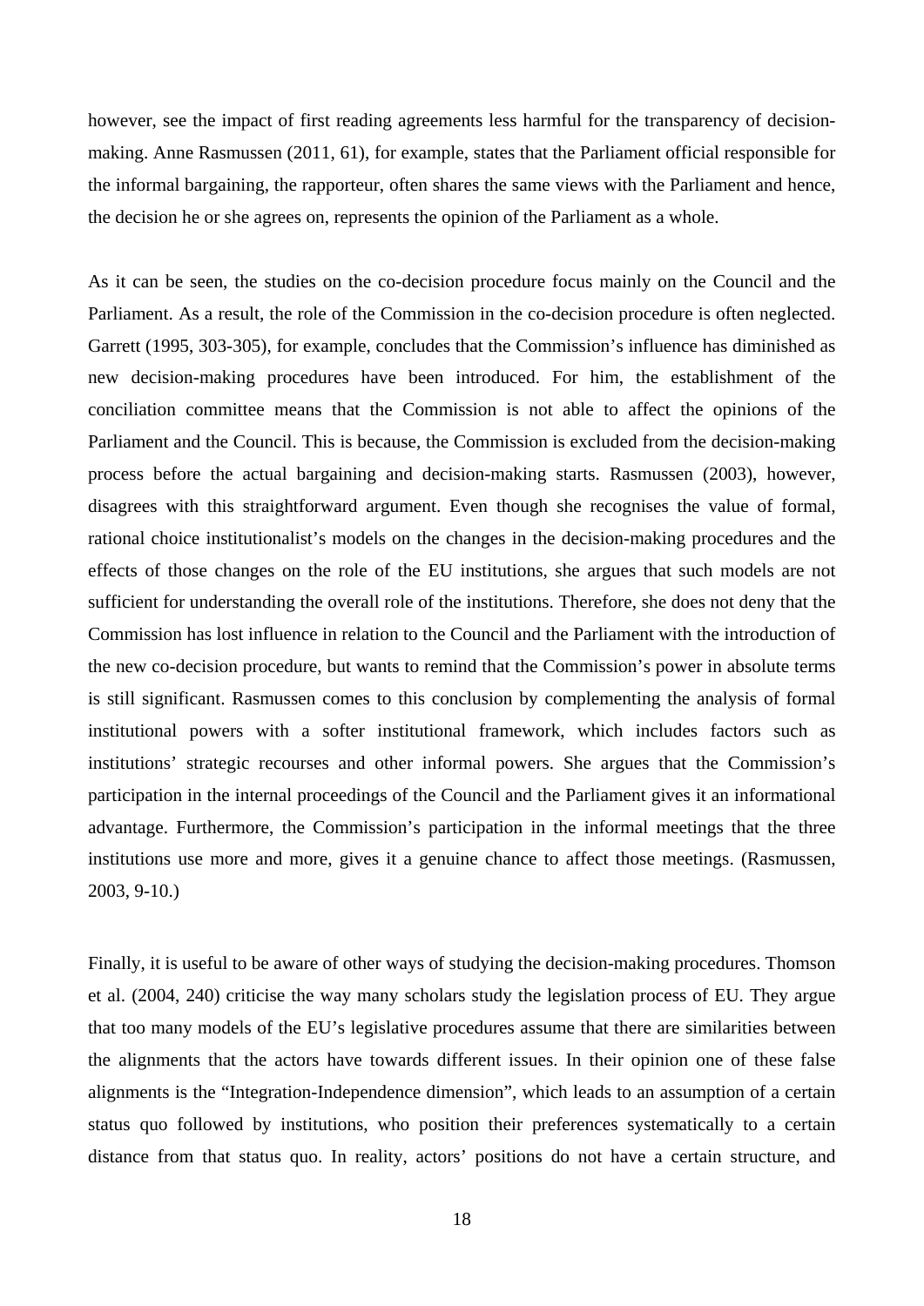however, see the impact of first reading agreements less harmful for the transparency of decision-making. Anne Rasmussen (2011, 61), for example, states that the Parliament official responsible for the informal bargaining, the rapporteur, often shares the same views with the Parliament and hence, the decision he or she agrees on, represents the opinion of the Parliament as a whole.

As it can be seen, the studies on the co-decision procedure focus mainly on the Council and the Parliament. As a result, the role of the Commission in the co-decision procedure is often neglected. Garrett (1995, 303-305), for example, concludes that the Commission's influence has diminished as new decision-making procedures have been introduced. For him, the establishment of the conciliation committee means that the Commission is not able to affect the opinions of the Parliament and the Council. This is because, the Commission is excluded from the decision-making process before the actual bargaining and decision-making starts. Rasmussen (2003), however, disagrees with this straightforward argument. Even though she recognises the value of formal, rational choice institutionalist's models on the changes in the decision-making procedures and the effects of those changes on the role of the EU institutions, she argues that such models are not sufficient for understanding the overall role of the institutions. Therefore, she does not deny that the Commission has lost influence in relation to the Council and the Parliament with the introduction of the new co-decision procedure, but wants to remind that the Commission's power in absolute terms is still significant. Rasmussen comes to this conclusion by complementing the analysis of formal institutional powers with a softer institutional framework, which includes factors such as institutions' strategic recourses and other informal powers. She argues that the Commission's participation in the internal proceedings of the Council and the Parliament gives it an informational advantage. Furthermore, the Commission's participation in the informal meetings that the three institutions use more and more, gives it a genuine chance to affect those meetings. (Rasmussen, 2003, 9-10.)

Finally, it is useful to be aware of other ways of studying the decision-making procedures. Thomson et al. (2004, 240) criticise the way many scholars study the legislation process of EU. They argue that too many models of the EU's legislative procedures assume that there are similarities between the alignments that the actors have towards different issues. In their opinion one of these false alignments is the "Integration-Independence dimension", which leads to an assumption of a certain status quo followed by institutions, who position their preferences systematically to a certain distance from that status quo. In reality, actors' positions do not have a certain structure, and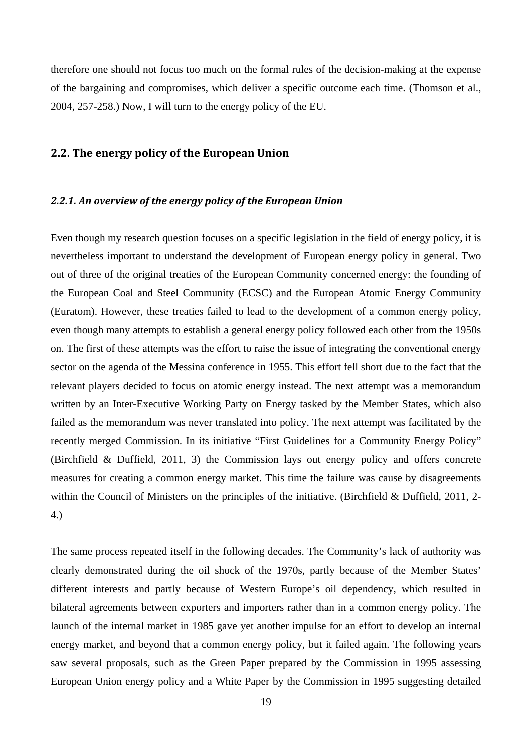therefore one should not focus too much on the formal rules of the decision-making at the expense of the bargaining and compromises, which deliver a specific outcome each time. (Thomson et al., 2004, 257-258.) Now, I will turn to the energy policy of the EU.

## 2.2. The energy policy of the European Union

### *2.2.1. An overview of the energy policy of the European Union*

Even though my research question focuses on a specific legislation in the field of energy policy, it is nevertheless important to understand the development of European energy policy in general. Two out of three of the original treaties of the European Community concerned energy: the founding of the European Coal and Steel Community (ECSC) and the European Atomic Energy Community (Euratom). However, these treaties failed to lead to the development of a common energy policy, even though many attempts to establish a general energy policy followed each other from the 1950s on. The first of these attempts was the effort to raise the issue of integrating the conventional energy sector on the agenda of the Messina conference in 1955. This effort fell short due to the fact that the relevant players decided to focus on atomic energy instead. The next attempt was a memorandum written by an Inter-Executive Working Party on Energy tasked by the Member States, which also failed as the memorandum was never translated into policy. The next attempt was facilitated by the recently merged Commission. In its initiative "First Guidelines for a Community Energy Policy" (Birchfield & Duffield, 2011, 3) the Commission lays out energy policy and offers concrete measures for creating a common energy market. This time the failure was cause by disagreements within the Council of Ministers on the principles of the initiative. (Birchfield & Duffield, 2011, 2-4.)

The same process repeated itself in the following decades. The Community's lack of authority was clearly demonstrated during the oil shock of the 1970s, partly because of the Member States' different interests and partly because of Western Europe's oil dependency, which resulted in bilateral agreements between exporters and importers rather than in a common energy policy. The launch of the internal market in 1985 gave yet another impulse for an effort to develop an internal energy market, and beyond that a common energy policy, but it failed again. The following years saw several proposals, such as the Green Paper prepared by the Commission in 1995 assessing European Union energy policy and a White Paper by the Commission in 1995 suggesting detailed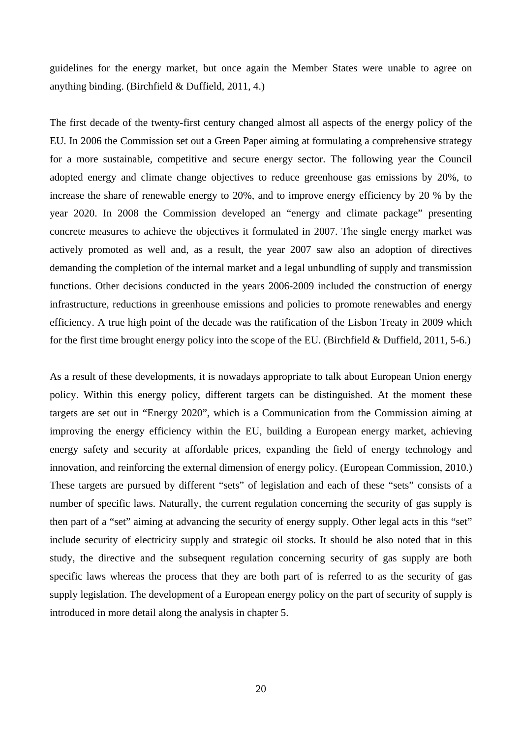guidelines for the energy market, but once again the Member States were unable to agree on anything binding. (Birchfield & Duffield, 2011, 4.)

The first decade of the twenty-first century changed almost all aspects of the energy policy of the EU. In 2006 the Commission set out a Green Paper aiming at formulating a comprehensive strategy for a more sustainable, competitive and secure energy sector. The following year the Council adopted energy and climate change objectives to reduce greenhouse gas emissions by 20%, to increase the share of renewable energy to 20%, and to improve energy efficiency by 20 % by the year 2020. In 2008 the Commission developed an "energy and climate package" presenting concrete measures to achieve the objectives it formulated in 2007. The single energy market was actively promoted as well and, as a result, the year 2007 saw also an adoption of directives demanding the completion of the internal market and a legal unbundling of supply and transmission functions. Other decisions conducted in the years 2006-2009 included the construction of energy infrastructure, reductions in greenhouse emissions and policies to promote renewables and energy efficiency. A true high point of the decade was the ratification of the Lisbon Treaty in 2009 which for the first time brought energy policy into the scope of the EU. (Birchfield & Duffield, 2011, 5-6.)

As a result of these developments, it is nowadays appropriate to talk about European Union energy policy. Within this energy policy, different targets can be distinguished. At the moment these targets are set out in "Energy 2020", which is a Communication from the Commission aiming at improving the energy efficiency within the EU, building a European energy market, achieving energy safety and security at affordable prices, expanding the field of energy technology and innovation, and reinforcing the external dimension of energy policy. (European Commission, 2010.) These targets are pursued by different "sets" of legislation and each of these "sets" consists of a number of specific laws. Naturally, the current regulation concerning the security of gas supply is then part of a "set" aiming at advancing the security of energy supply. Other legal acts in this "set" include security of electricity supply and strategic oil stocks. It should be also noted that in this study, the directive and the subsequent regulation concerning security of gas supply are both specific laws whereas the process that they are both part of is referred to as the security of gas supply legislation. The development of a European energy policy on the part of security of supply is introduced in more detail along the analysis in chapter 5.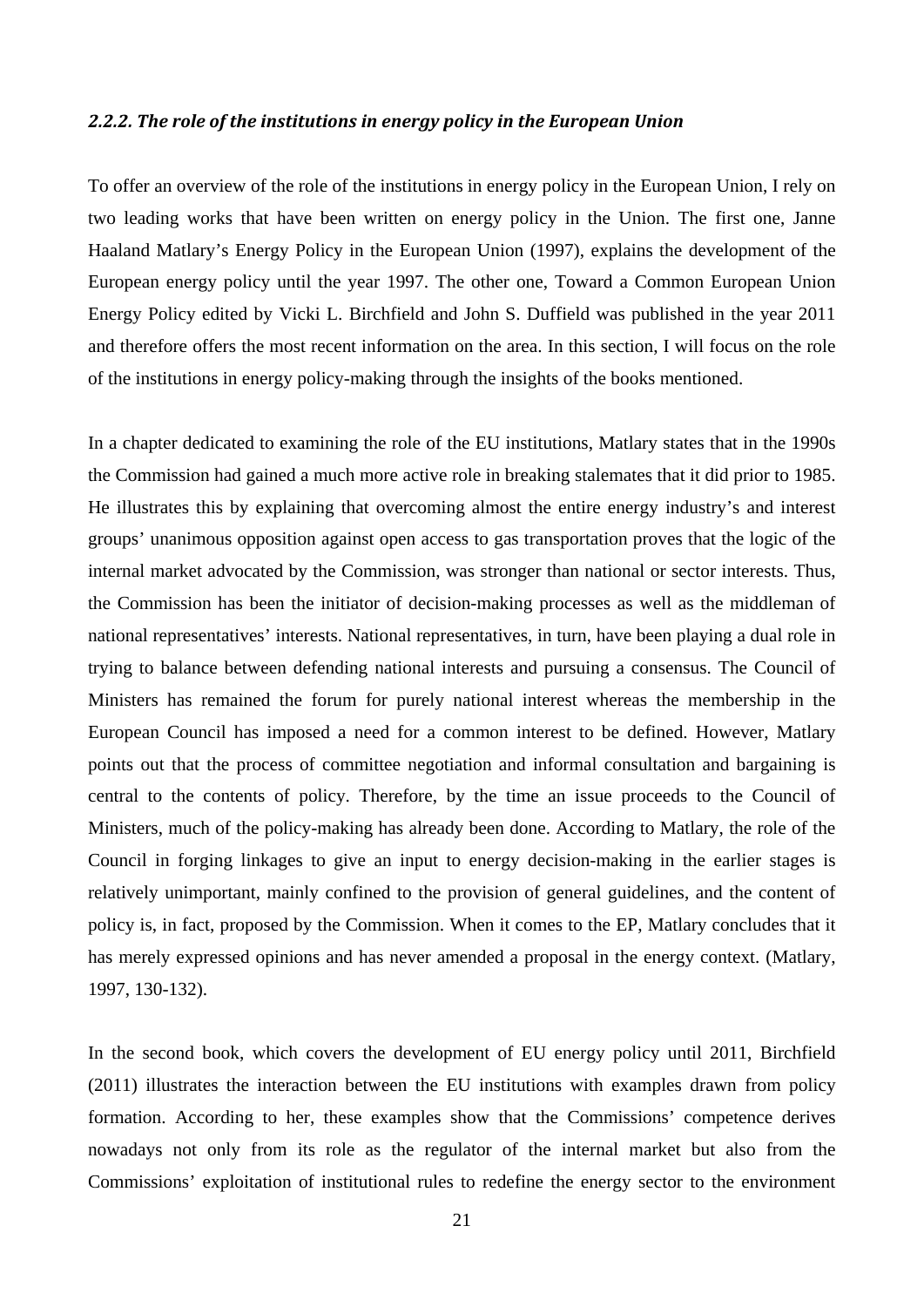### *2.2.2. The role of the institutions in energy policy in the European Union*

To offer an overview of the role of the institutions in energy policy in the European Union, I rely on two leading works that have been written on energy policy in the Union. The first one, Janne Haaland Matlary's Energy Policy in the European Union (1997), explains the development of the European energy policy until the year 1997. The other one, Toward a Common European Union Energy Policy edited by Vicki L. Birchfield and John S. Duffield was published in the year 2011 and therefore offers the most recent information on the area. In this section, I will focus on the role of the institutions in energy policy-making through the insights of the books mentioned.

In a chapter dedicated to examining the role of the EU institutions, Matlary states that in the 1990s the Commission had gained a much more active role in breaking stalemates that it did prior to 1985. He illustrates this by explaining that overcoming almost the entire energy industry's and interest groups' unanimous opposition against open access to gas transportation proves that the logic of the internal market advocated by the Commission, was stronger than national or sector interests. Thus, the Commission has been the initiator of decision-making processes as well as the middleman of national representatives' interests. National representatives, in turn, have been playing a dual role in trying to balance between defending national interests and pursuing a consensus. The Council of Ministers has remained the forum for purely national interest whereas the membership in the European Council has imposed a need for a common interest to be defined. However, Matlary points out that the process of committee negotiation and informal consultation and bargaining is central to the contents of policy. Therefore, by the time an issue proceeds to the Council of Ministers, much of the policy-making has already been done. According to Matlary, the role of the Council in forging linkages to give an input to energy decision-making in the earlier stages is relatively unimportant, mainly confined to the provision of general guidelines, and the content of policy is, in fact, proposed by the Commission. When it comes to the EP, Matlary concludes that it has merely expressed opinions and has never amended a proposal in the energy context. (Matlary, 1997, 130-132).

In the second book, which covers the development of EU energy policy until 2011, Birchfield (2011) illustrates the interaction between the EU institutions with examples drawn from policy formation. According to her, these examples show that the Commissions' competence derives nowadays not only from its role as the regulator of the internal market but also from the Commissions' exploitation of institutional rules to redefine the energy sector to the environment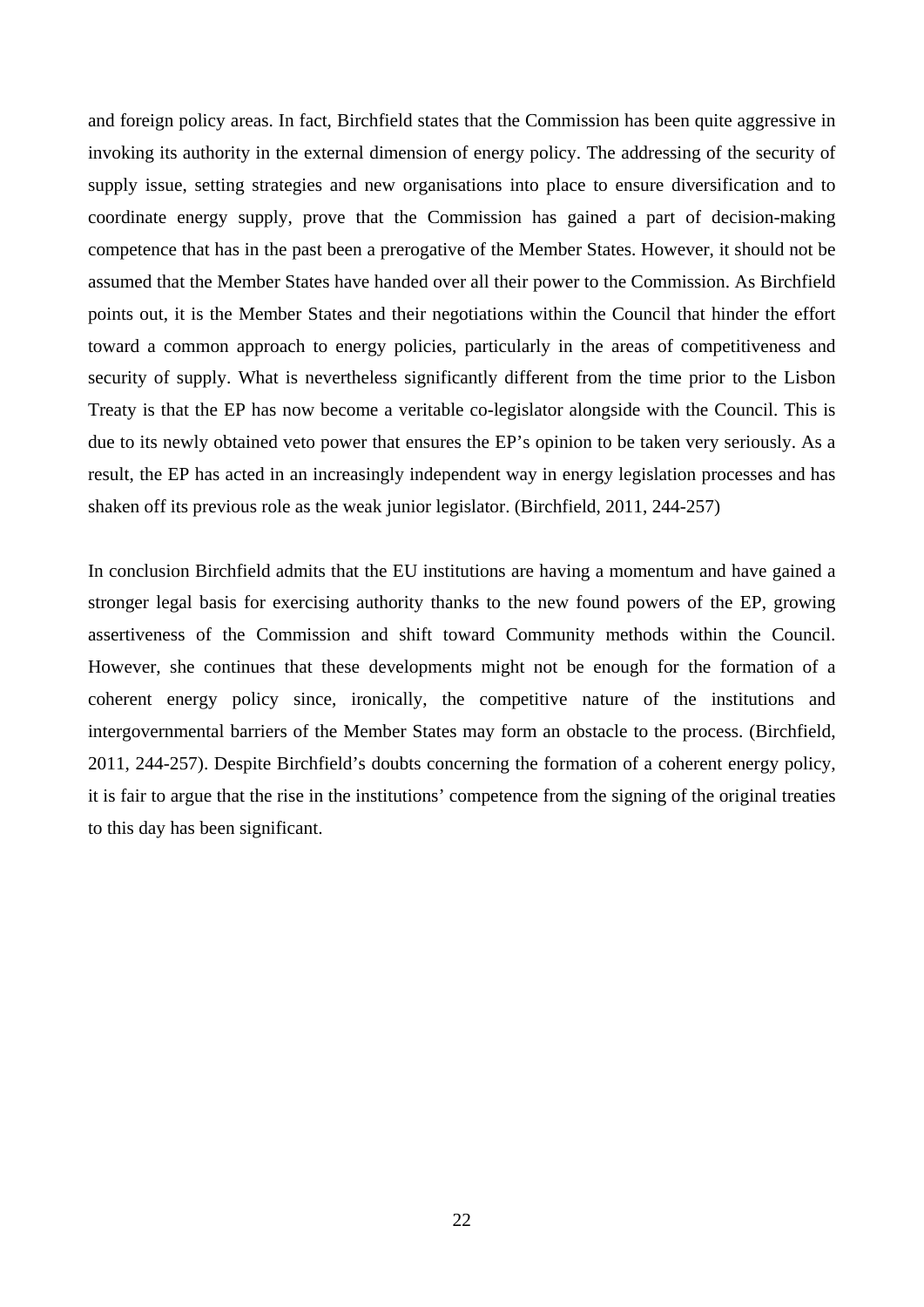and foreign policy areas. In fact, Birchfield states that the Commission has been quite aggressive in invoking its authority in the external dimension of energy policy. The addressing of the security of supply issue, setting strategies and new organisations into place to ensure diversification and to coordinate energy supply, prove that the Commission has gained a part of decision-making competence that has in the past been a prerogative of the Member States. However, it should not be assumed that the Member States have handed over all their power to the Commission. As Birchfield points out, it is the Member States and their negotiations within the Council that hinder the effort toward a common approach to energy policies, particularly in the areas of competitiveness and security of supply. What is nevertheless significantly different from the time prior to the Lisbon Treaty is that the EP has now become a veritable co-legislator alongside with the Council. This is due to its newly obtained veto power that ensures the EP's opinion to be taken very seriously. As a result, the EP has acted in an increasingly independent way in energy legislation processes and has shaken off its previous role as the weak junior legislator. (Birchfield, 2011, 244-257)

In conclusion Birchfield admits that the EU institutions are having a momentum and have gained a stronger legal basis for exercising authority thanks to the new found powers of the EP, growing assertiveness of the Commission and shift toward Community methods within the Council. However, she continues that these developments might not be enough for the formation of a coherent energy policy since, ironically, the competitive nature of the institutions and intergovernmental barriers of the Member States may form an obstacle to the process. (Birchfield, 2011, 244-257). Despite Birchfield's doubts concerning the formation of a coherent energy policy, it is fair to argue that the rise in the institutions' competence from the signing of the original treaties to this day has been significant.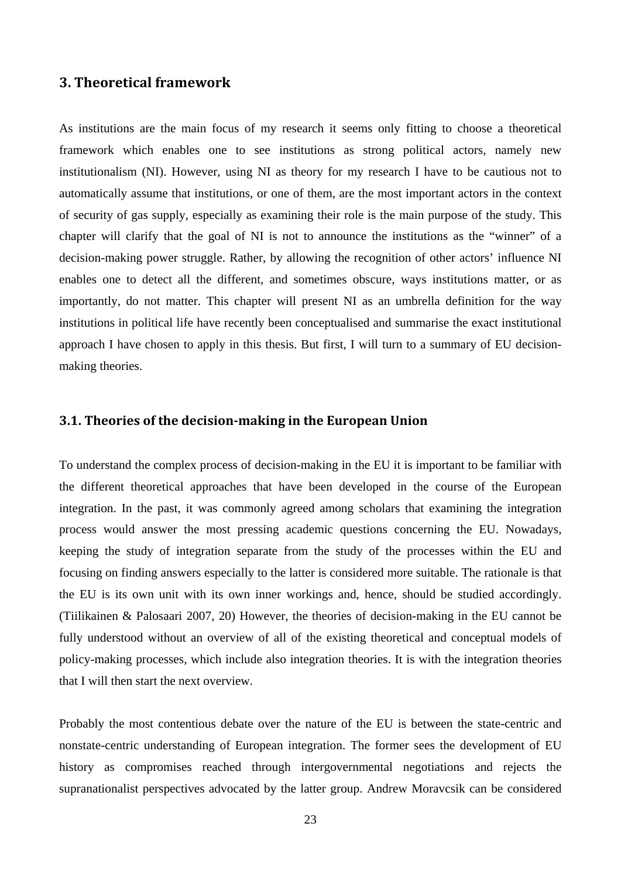## 3. Theoretical framework

As institutions are the main focus of my research it seems only fitting to choose a theoretical framework which enables one to see institutions as strong political actors, namely new institutionalism (NI). However, using NI as theory for my research I have to be cautious not to automatically assume that institutions, or one of them, are the most important actors in the context of security of gas supply, especially as examining their role is the main purpose of the study. This chapter will clarify that the goal of NI is not to announce the institutions as the "winner" of a decision-making power struggle. Rather, by allowing the recognition of other actors' influence NI enables one to detect all the different, and sometimes obscure, ways institutions matter, or as importantly, do not matter. This chapter will present NI as an umbrella definition for the way institutions in political life have recently been conceptualised and summarise the exact institutional approach I have chosen to apply in this thesis. But first, I will turn to a summary of EU decision-making theories.

### 3.1. Theories of the decision-making in the European Union

To understand the complex process of decision-making in the EU it is important to be familiar with the different theoretical approaches that have been developed in the course of the European integration. In the past, it was commonly agreed among scholars that examining the integration process would answer the most pressing academic questions concerning the EU. Nowadays, keeping the study of integration separate from the study of the processes within the EU and focusing on finding answers especially to the latter is considered more suitable. The rationale is that the EU is its own unit with its own inner workings and, hence, should be studied accordingly. (Tiilikainen & Palosaari 2007, 20) However, the theories of decision-making in the EU cannot be fully understood without an overview of all of the existing theoretical and conceptual models of policy-making processes, which include also integration theories. It is with the integration theories that I will then start the next overview.

Probably the most contentious debate over the nature of the EU is between the state-centric and nonstate-centric understanding of European integration. The former sees the development of EU history as compromises reached through intergovernmental negotiations and rejects the supranationalist perspectives advocated by the latter group. Andrew Moravcsik can be considered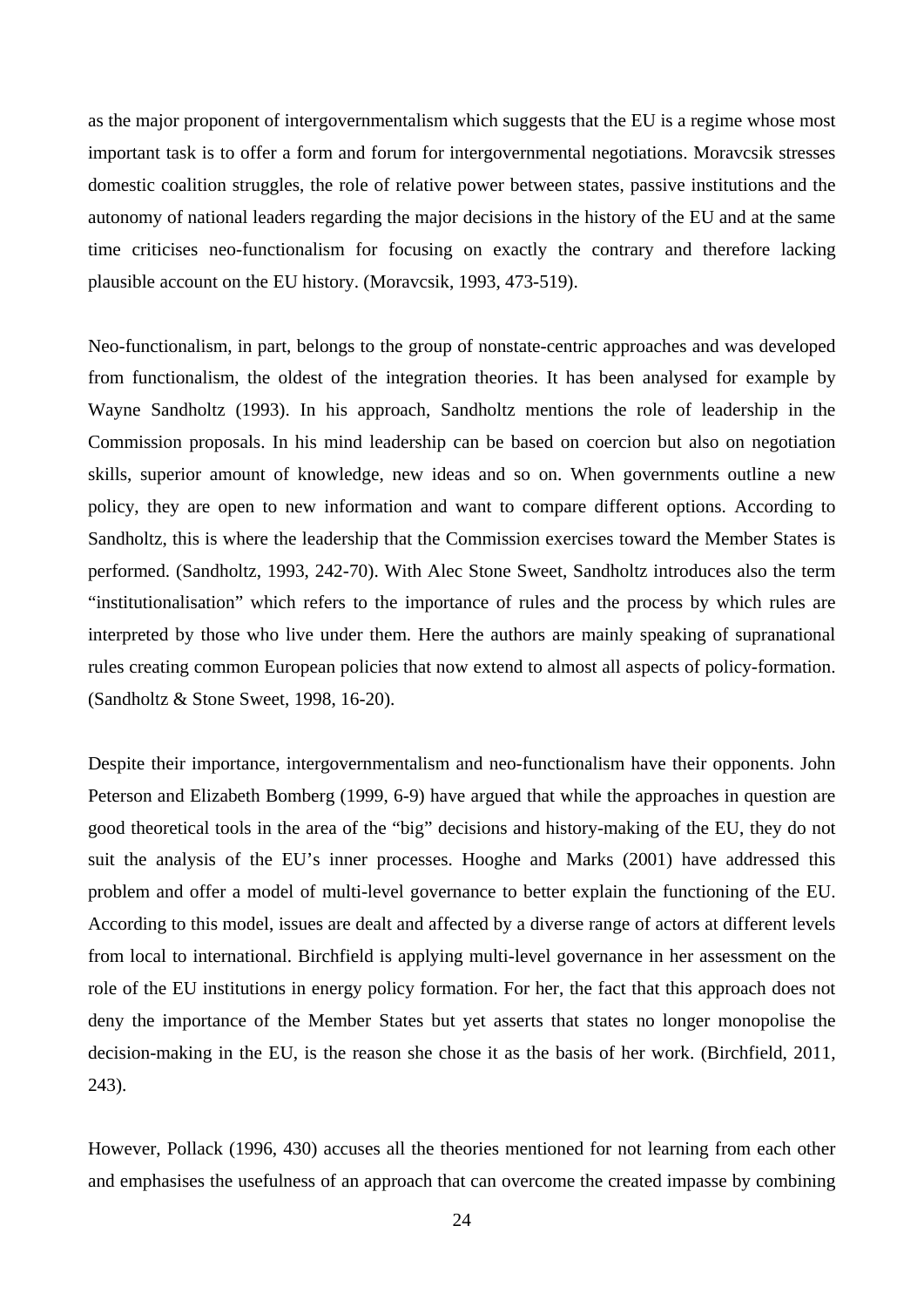as the major proponent of intergovernmentalism which suggests that the EU is a regime whose most important task is to offer a form and forum for intergovernmental negotiations. Moravcsik stresses domestic coalition struggles, the role of relative power between states, passive institutions and the autonomy of national leaders regarding the major decisions in the history of the EU and at the same time criticises neo-functionalism for focusing on exactly the contrary and therefore lacking plausible account on the EU history. (Moravcsik, 1993, 473-519).

Neo-functionalism, in part, belongs to the group of nonstate-centric approaches and was developed from functionalism, the oldest of the integration theories. It has been analysed for example by Wayne Sandholtz (1993). In his approach, Sandholtz mentions the role of leadership in the Commission proposals. In his mind leadership can be based on coercion but also on negotiation skills, superior amount of knowledge, new ideas and so on. When governments outline a new policy, they are open to new information and want to compare different options. According to Sandholtz, this is where the leadership that the Commission exercises toward the Member States is performed. (Sandholtz, 1993, 242-70). With Alec Stone Sweet, Sandholtz introduces also the term "institutionalisation" which refers to the importance of rules and the process by which rules are interpreted by those who live under them. Here the authors are mainly speaking of supranational rules creating common European policies that now extend to almost all aspects of policy-formation. (Sandholtz & Stone Sweet, 1998, 16-20).

Despite their importance, intergovernmentalism and neo-functionalism have their opponents. John Peterson and Elizabeth Bomberg (1999, 6-9) have argued that while the approaches in question are good theoretical tools in the area of the "big" decisions and history-making of the EU, they do not suit the analysis of the EU's inner processes. Hooghe and Marks (2001) have addressed this problem and offer a model of multi-level governance to better explain the functioning of the EU. According to this model, issues are dealt and affected by a diverse range of actors at different levels from local to international. Birchfield is applying multi-level governance in her assessment on the role of the EU institutions in energy policy formation. For her, the fact that this approach does not deny the importance of the Member States but yet asserts that states no longer monopolise the decision-making in the EU, is the reason she chose it as the basis of her work. (Birchfield, 2011, 243).

However, Pollack (1996, 430) accuses all the theories mentioned for not learning from each other and emphasises the usefulness of an approach that can overcome the created impasse by combining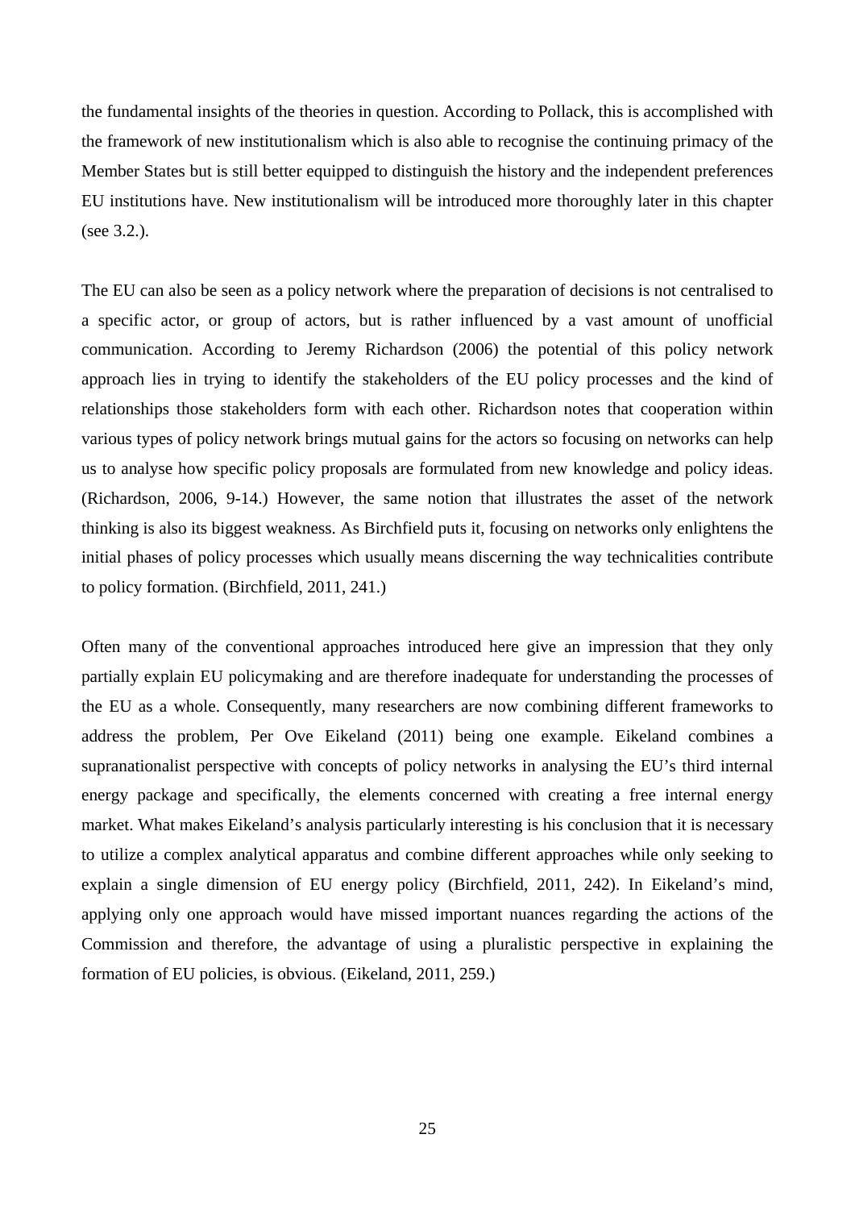the fundamental insights of the theories in question. According to Pollack, this is accomplished with the framework of new institutionalism which is also able to recognise the continuing primacy of the Member States but is still better equipped to distinguish the history and the independent preferences EU institutions have. New institutionalism will be introduced more thoroughly later in this chapter (see 3.2.).

The EU can also be seen as a policy network where the preparation of decisions is not centralised to a specific actor, or group of actors, but is rather influenced by a vast amount of unofficial communication. According to Jeremy Richardson (2006) the potential of this policy network approach lies in trying to identify the stakeholders of the EU policy processes and the kind of relationships those stakeholders form with each other. Richardson notes that cooperation within various types of policy network brings mutual gains for the actors so focusing on networks can help us to analyse how specific policy proposals are formulated from new knowledge and policy ideas. (Richardson, 2006, 9-14.) However, the same notion that illustrates the asset of the network thinking is also its biggest weakness. As Birchfield puts it, focusing on networks only enlightens the initial phases of policy processes which usually means discerning the way technicalities contribute to policy formation. (Birchfield, 2011, 241.)

Often many of the conventional approaches introduced here give an impression that they only partially explain EU policymaking and are therefore inadequate for understanding the processes of the EU as a whole. Consequently, many researchers are now combining different frameworks to address the problem, Per Ove Eikeland (2011) being one example. Eikeland combines a supranationalist perspective with concepts of policy networks in analysing the EU's third internal energy package and specifically, the elements concerned with creating a free internal energy market. What makes Eikeland's analysis particularly interesting is his conclusion that it is necessary to utilize a complex analytical apparatus and combine different approaches while only seeking to explain a single dimension of EU energy policy (Birchfield, 2011, 242). In Eikeland's mind, applying only one approach would have missed important nuances regarding the actions of the Commission and therefore, the advantage of using a pluralistic perspective in explaining the formation of EU policies, is obvious. (Eikeland, 2011, 259.)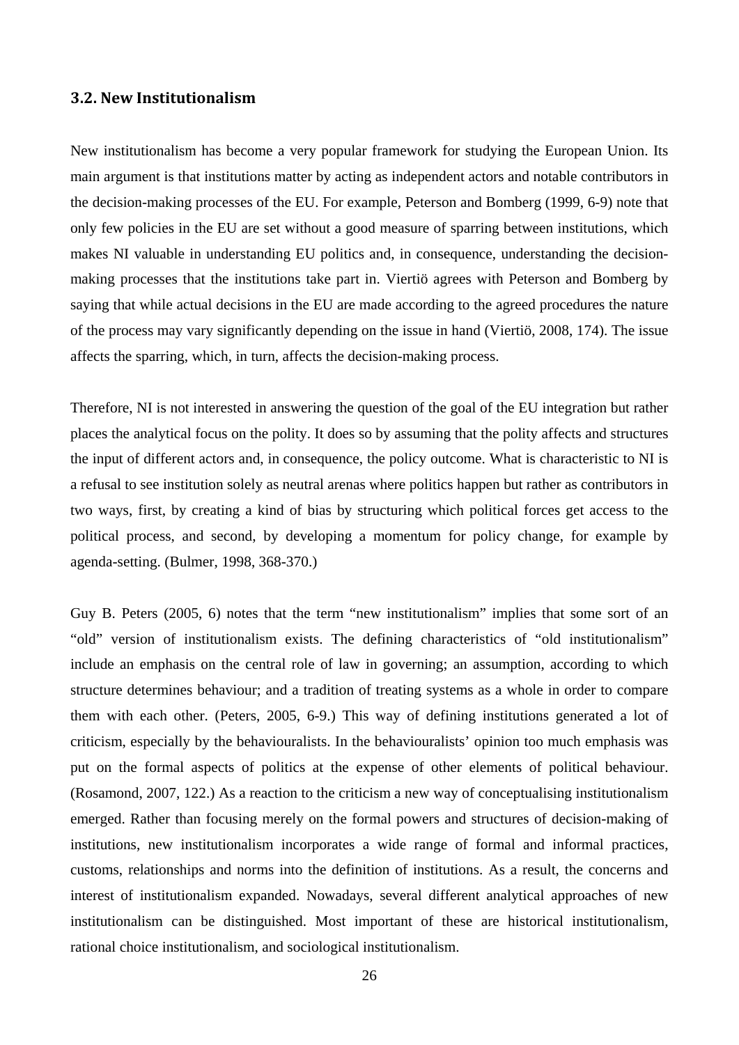### 3.2. New Institutionalism

New institutionalism has become a very popular framework for studying the European Union. Its main argument is that institutions matter by acting as independent actors and notable contributors in the decision-making processes of the EU. For example, Peterson and Bomberg (1999, 6-9) note that only few policies in the EU are set without a good measure of sparring between institutions, which makes NI valuable in understanding EU politics and, in consequence, understanding the decision-making processes that the institutions take part in. Viertiö agrees with Peterson and Bomberg by saying that while actual decisions in the EU are made according to the agreed procedures the nature of the process may vary significantly depending on the issue in hand (Viertiö, 2008, 174). The issue affects the sparring, which, in turn, affects the decision-making process.

Therefore, NI is not interested in answering the question of the goal of the EU integration but rather places the analytical focus on the polity. It does so by assuming that the polity affects and structures the input of different actors and, in consequence, the policy outcome. What is characteristic to NI is a refusal to see institution solely as neutral arenas where politics happen but rather as contributors in two ways, first, by creating a kind of bias by structuring which political forces get access to the political process, and second, by developing a momentum for policy change, for example by agenda-setting. (Bulmer, 1998, 368-370.)

Guy B. Peters (2005, 6) notes that the term "new institutionalism" implies that some sort of an "old" version of institutionalism exists. The defining characteristics of "old institutionalism" include an emphasis on the central role of law in governing; an assumption, according to which structure determines behaviour; and a tradition of treating systems as a whole in order to compare them with each other. (Peters, 2005, 6-9.) This way of defining institutions generated a lot of criticism, especially by the behaviouralists. In the behaviouralists' opinion too much emphasis was put on the formal aspects of politics at the expense of other elements of political behaviour. (Rosamond, 2007, 122.) As a reaction to the criticism a new way of conceptualising institutionalism emerged. Rather than focusing merely on the formal powers and structures of decision-making of institutions, new institutionalism incorporates a wide range of formal and informal practices, customs, relationships and norms into the definition of institutions. As a result, the concerns and interest of institutionalism expanded. Nowadays, several different analytical approaches of new institutionalism can be distinguished. Most important of these are historical institutionalism, rational choice institutionalism, and sociological institutionalism.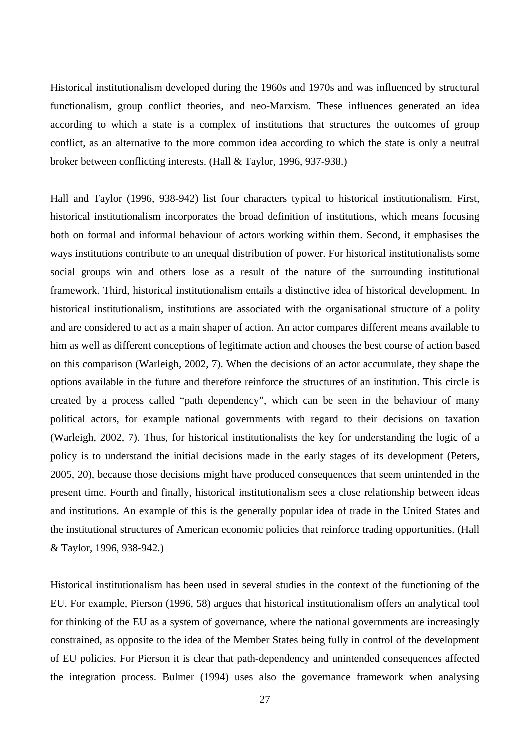Historical institutionalism developed during the 1960s and 1970s and was influenced by structural functionalism, group conflict theories, and neo-Marxism. These influences generated an idea according to which a state is a complex of institutions that structures the outcomes of group conflict, as an alternative to the more common idea according to which the state is only a neutral broker between conflicting interests. (Hall & Taylor, 1996, 937-938.)

Hall and Taylor (1996, 938-942) list four characters typical to historical institutionalism. First, historical institutionalism incorporates the broad definition of institutions, which means focusing both on formal and informal behaviour of actors working within them. Second, it emphasises the ways institutions contribute to an unequal distribution of power. For historical institutionalists some social groups win and others lose as a result of the nature of the surrounding institutional framework. Third, historical institutionalism entails a distinctive idea of historical development. In historical institutionalism, institutions are associated with the organisational structure of a polity and are considered to act as a main shaper of action. An actor compares different means available to him as well as different conceptions of legitimate action and chooses the best course of action based on this comparison (Warleigh, 2002, 7). When the decisions of an actor accumulate, they shape the options available in the future and therefore reinforce the structures of an institution. This circle is created by a process called "path dependency", which can be seen in the behaviour of many political actors, for example national governments with regard to their decisions on taxation (Warleigh, 2002, 7). Thus, for historical institutionalists the key for understanding the logic of a policy is to understand the initial decisions made in the early stages of its development (Peters, 2005, 20), because those decisions might have produced consequences that seem unintended in the present time. Fourth and finally, historical institutionalism sees a close relationship between ideas and institutions. An example of this is the generally popular idea of trade in the United States and the institutional structures of American economic policies that reinforce trading opportunities. (Hall & Taylor, 1996, 938-942.)

Historical institutionalism has been used in several studies in the context of the functioning of the EU. For example, Pierson (1996, 58) argues that historical institutionalism offers an analytical tool for thinking of the EU as a system of governance, where the national governments are increasingly constrained, as opposite to the idea of the Member States being fully in control of the development of EU policies. For Pierson it is clear that path-dependency and unintended consequences affected the integration process. Bulmer (1994) uses also the governance framework when analysing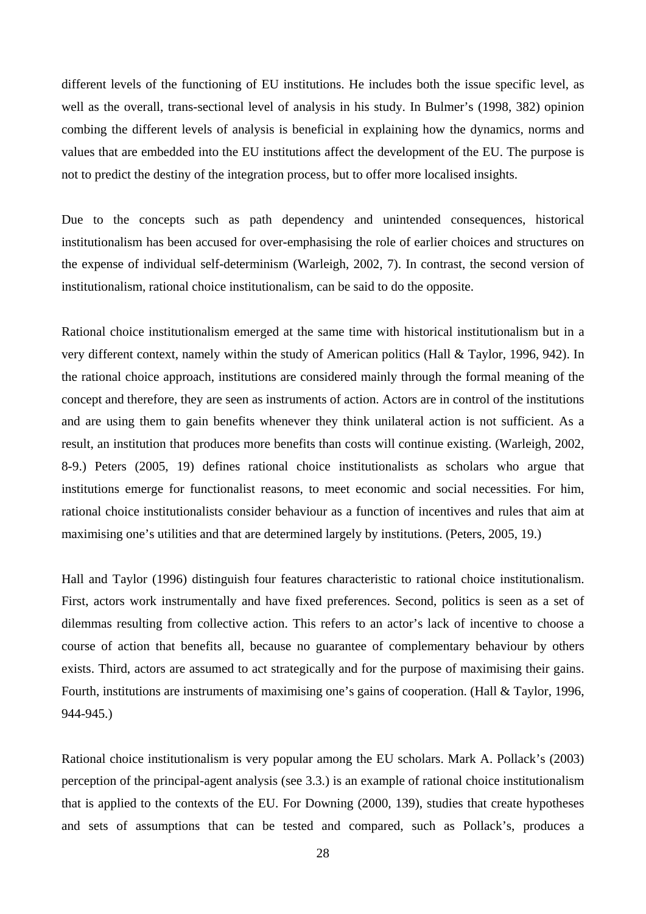different levels of the functioning of EU institutions. He includes both the issue specific level, as well as the overall, trans-sectional level of analysis in his study. In Bulmer's (1998, 382) opinion combing the different levels of analysis is beneficial in explaining how the dynamics, norms and values that are embedded into the EU institutions affect the development of the EU. The purpose is not to predict the destiny of the integration process, but to offer more localised insights.

Due to the concepts such as path dependency and unintended consequences, historical institutionalism has been accused for over-emphasising the role of earlier choices and structures on the expense of individual self-determinism (Warleigh, 2002, 7). In contrast, the second version of institutionalism, rational choice institutionalism, can be said to do the opposite.

Rational choice institutionalism emerged at the same time with historical institutionalism but in a very different context, namely within the study of American politics (Hall & Taylor, 1996, 942). In the rational choice approach, institutions are considered mainly through the formal meaning of the concept and therefore, they are seen as instruments of action. Actors are in control of the institutions and are using them to gain benefits whenever they think unilateral action is not sufficient. As a result, an institution that produces more benefits than costs will continue existing. (Warleigh, 2002, 8-9.) Peters (2005, 19) defines rational choice institutionalists as scholars who argue that institutions emerge for functionalist reasons, to meet economic and social necessities. For him, rational choice institutionalists consider behaviour as a function of incentives and rules that aim at maximising one's utilities and that are determined largely by institutions. (Peters, 2005, 19.)

Hall and Taylor (1996) distinguish four features characteristic to rational choice institutionalism. First, actors work instrumentally and have fixed preferences. Second, politics is seen as a set of dilemmas resulting from collective action. This refers to an actor's lack of incentive to choose a course of action that benefits all, because no guarantee of complementary behaviour by others exists. Third, actors are assumed to act strategically and for the purpose of maximising their gains. Fourth, institutions are instruments of maximising one's gains of cooperation. (Hall & Taylor, 1996, 944-945.)

Rational choice institutionalism is very popular among the EU scholars. Mark A. Pollack's (2003) perception of the principal-agent analysis (see 3.3.) is an example of rational choice institutionalism that is applied to the contexts of the EU. For Downing (2000, 139), studies that create hypotheses and sets of assumptions that can be tested and compared, such as Pollack's, produces a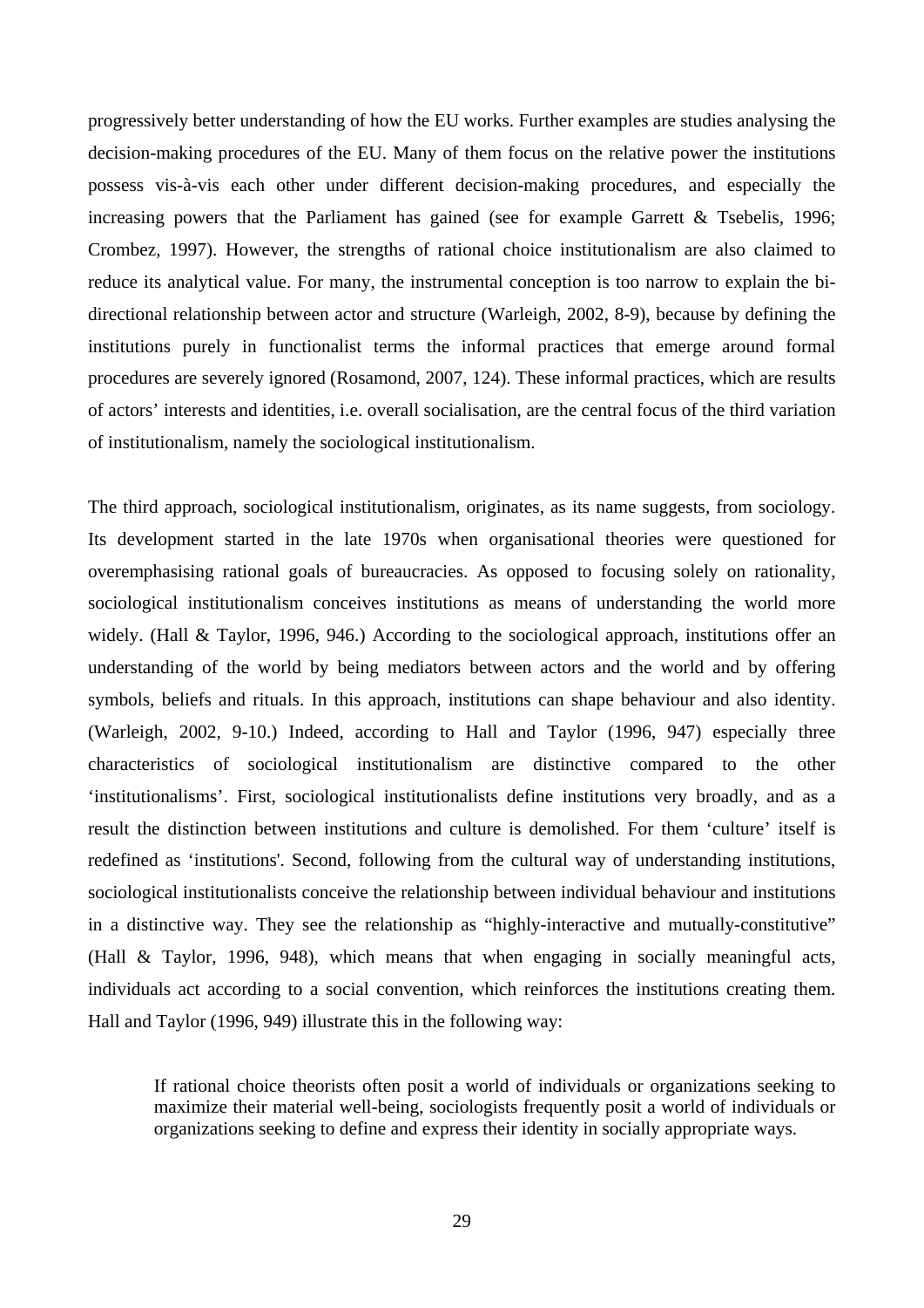progressively better understanding of how the EU works. Further examples are studies analysing the decision-making procedures of the EU. Many of them focus on the relative power the institutions possess vis-à-vis each other under different decision-making procedures, and especially the increasing powers that the Parliament has gained (see for example Garrett & Tsebelis, 1996; Crombez, 1997). However, the strengths of rational choice institutionalism are also claimed to reduce its analytical value. For many, the instrumental conception is too narrow to explain the bi-directional relationship between actor and structure (Warleigh, 2002, 8-9), because by defining the institutions purely in functionalist terms the informal practices that emerge around formal procedures are severely ignored (Rosamond, 2007, 124). These informal practices, which are results of actors' interests and identities, i.e. overall socialisation, are the central focus of the third variation of institutionalism, namely the sociological institutionalism.

The third approach, sociological institutionalism, originates, as its name suggests, from sociology. Its development started in the late 1970s when organisational theories were questioned for overemphasising rational goals of bureaucracies. As opposed to focusing solely on rationality, sociological institutionalism conceives institutions as means of understanding the world more widely. (Hall & Taylor, 1996, 946.) According to the sociological approach, institutions offer an understanding of the world by being mediators between actors and the world and by offering symbols, beliefs and rituals. In this approach, institutions can shape behaviour and also identity. (Warleigh, 2002, 9-10.) Indeed, according to Hall and Taylor (1996, 947) especially three characteristics of sociological institutionalism are distinctive compared to the other 'institutionalisms'. First, sociological institutionalists define institutions very broadly, and as a result the distinction between institutions and culture is demolished. For them 'culture' itself is redefined as 'institutions'. Second, following from the cultural way of understanding institutions, sociological institutionalists conceive the relationship between individual behaviour and institutions in a distinctive way. They see the relationship as "highly-interactive and mutually-constitutive" (Hall & Taylor, 1996, 948), which means that when engaging in socially meaningful acts, individuals act according to a social convention, which reinforces the institutions creating them. Hall and Taylor (1996, 949) illustrate this in the following way:

> If rational choice theorists often posit a world of individuals or organizations seeking to maximize their material well-being, sociologists frequently posit a world of individuals or organizations seeking to define and express their identity in socially appropriate ways.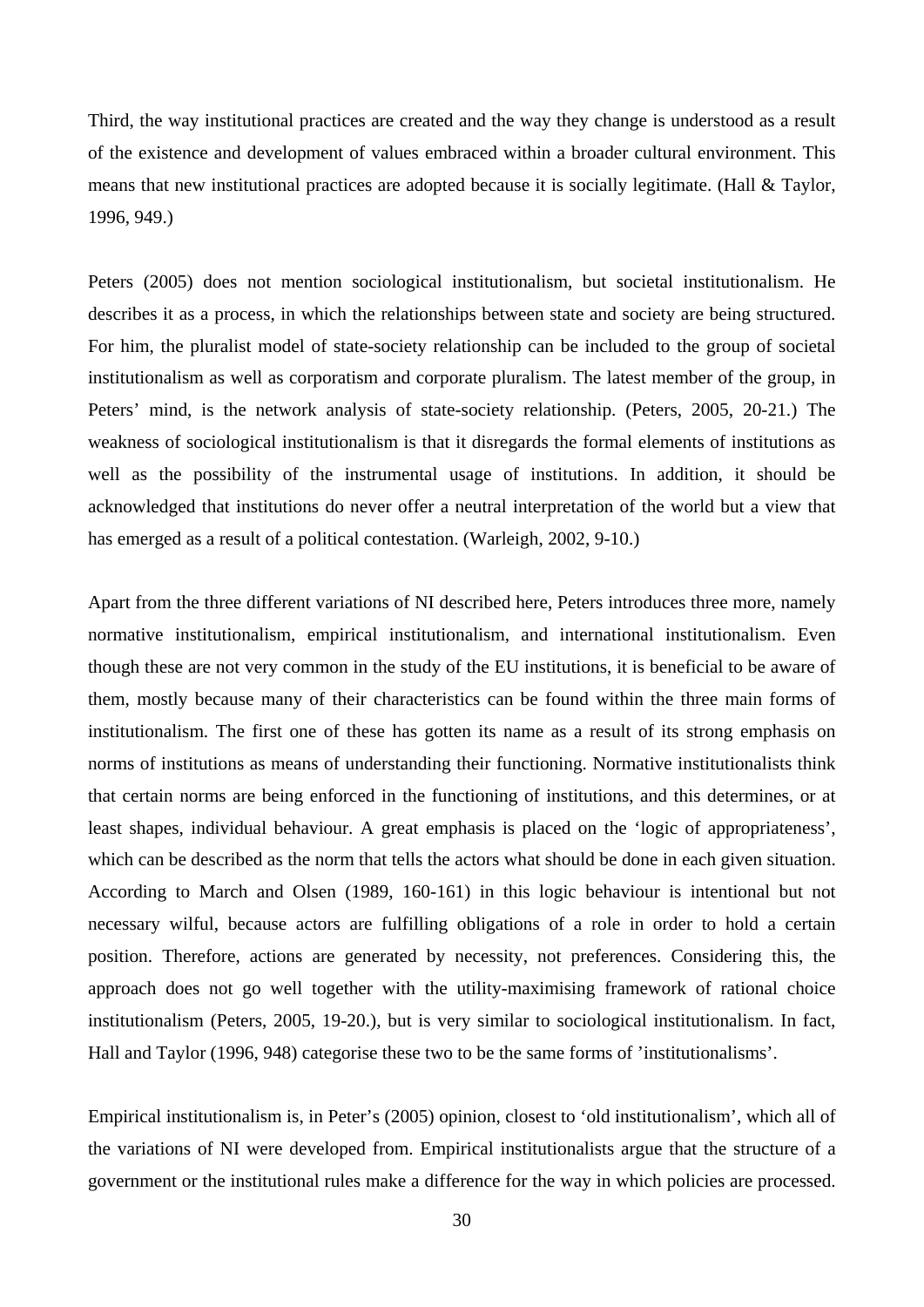Third, the way institutional practices are created and the way they change is understood as a result of the existence and development of values embraced within a broader cultural environment. This means that new institutional practices are adopted because it is socially legitimate. (Hall & Taylor, 1996, 949.)

Peters (2005) does not mention sociological institutionalism, but societal institutionalism. He describes it as a process, in which the relationships between state and society are being structured. For him, the pluralist model of state-society relationship can be included to the group of societal institutionalism as well as corporatism and corporate pluralism. The latest member of the group, in Peters' mind, is the network analysis of state-society relationship. (Peters, 2005, 20-21.) The weakness of sociological institutionalism is that it disregards the formal elements of institutions as well as the possibility of the instrumental usage of institutions. In addition, it should be acknowledged that institutions do never offer a neutral interpretation of the world but a view that has emerged as a result of a political contestation. (Warleigh, 2002, 9-10.)

Apart from the three different variations of NI described here, Peters introduces three more, namely normative institutionalism, empirical institutionalism, and international institutionalism. Even though these are not very common in the study of the EU institutions, it is beneficial to be aware of them, mostly because many of their characteristics can be found within the three main forms of institutionalism. The first one of these has gotten its name as a result of its strong emphasis on norms of institutions as means of understanding their functioning. Normative institutionalists think that certain norms are being enforced in the functioning of institutions, and this determines, or at least shapes, individual behaviour. A great emphasis is placed on the 'logic of appropriateness', which can be described as the norm that tells the actors what should be done in each given situation. According to March and Olsen (1989, 160-161) in this logic behaviour is intentional but not necessary wilful, because actors are fulfilling obligations of a role in order to hold a certain position. Therefore, actions are generated by necessity, not preferences. Considering this, the approach does not go well together with the utility-maximising framework of rational choice institutionalism (Peters, 2005, 19-20.), but is very similar to sociological institutionalism. In fact, Hall and Taylor (1996, 948) categorise these two to be the same forms of 'institutionalisms'.

Empirical institutionalism is, in Peter's (2005) opinion, closest to 'old institutionalism', which all of the variations of NI were developed from. Empirical institutionalists argue that the structure of a government or the institutional rules make a difference for the way in which policies are processed.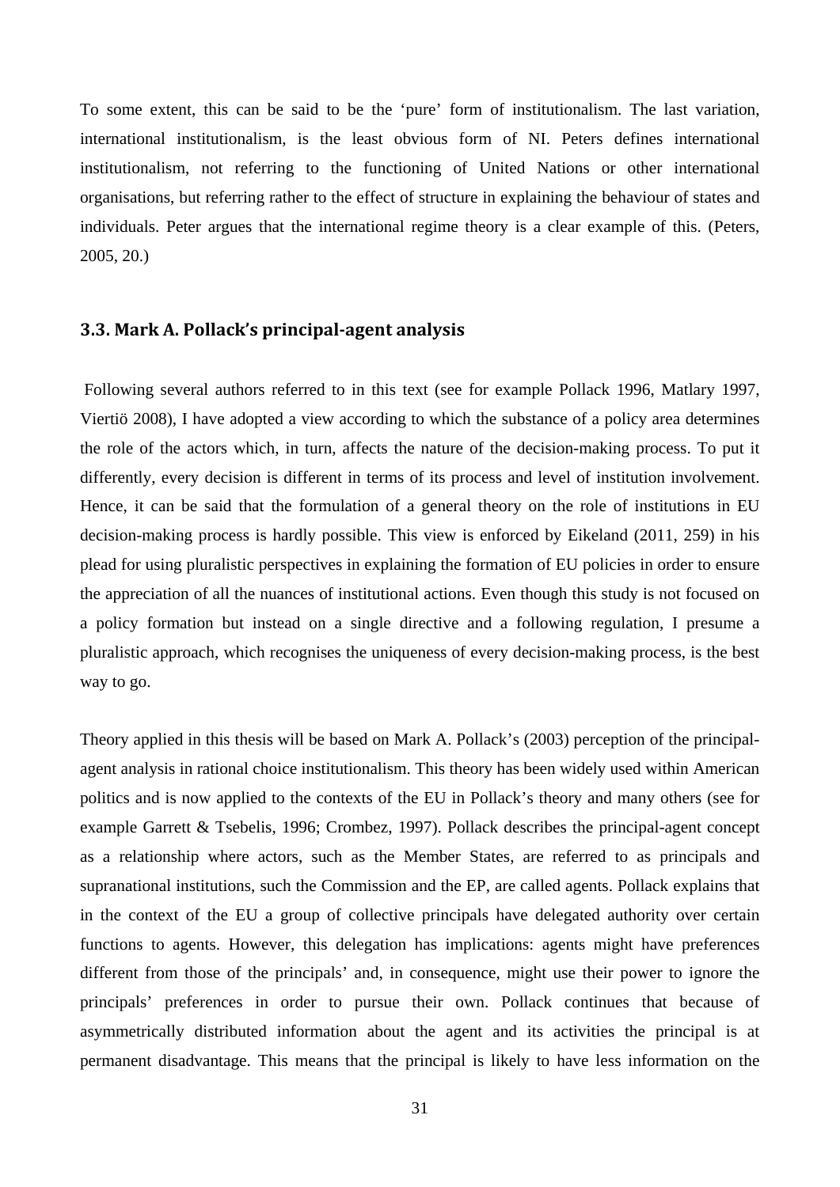To some extent, this can be said to be the 'pure' form of institutionalism. The last variation, international institutionalism, is the least obvious form of NI. Peters defines international institutionalism, not referring to the functioning of United Nations or other international organisations, but referring rather to the effect of structure in explaining the behaviour of states and individuals. Peter argues that the international regime theory is a clear example of this. (Peters, 2005, 20.)

### 3.3. Mark A. Pollack's principal-agent analysis

Following several authors referred to in this text (see for example Pollack 1996, Matlary 1997, Viertiö 2008), I have adopted a view according to which the substance of a policy area determines the role of the actors which, in turn, affects the nature of the decision-making process. To put it differently, every decision is different in terms of its process and level of institution involvement. Hence, it can be said that the formulation of a general theory on the role of institutions in EU decision-making process is hardly possible. This view is enforced by Eikeland (2011, 259) in his plead for using pluralistic perspectives in explaining the formation of EU policies in order to ensure the appreciation of all the nuances of institutional actions. Even though this study is not focused on a policy formation but instead on a single directive and a following regulation, I presume a pluralistic approach, which recognises the uniqueness of every decision-making process, is the best way to go.

Theory applied in this thesis will be based on Mark A. Pollack's (2003) perception of the principal-agent analysis in rational choice institutionalism. This theory has been widely used within American politics and is now applied to the contexts of the EU in Pollack's theory and many others (see for example Garrett & Tsebelis, 1996; Crombez, 1997). Pollack describes the principal-agent concept as a relationship where actors, such as the Member States, are referred to as principals and supranational institutions, such the Commission and the EP, are called agents. Pollack explains that in the context of the EU a group of collective principals have delegated authority over certain functions to agents. However, this delegation has implications: agents might have preferences different from those of the principals' and, in consequence, might use their power to ignore the principals' preferences in order to pursue their own. Pollack continues that because of asymmetrically distributed information about the agent and its activities the principal is at permanent disadvantage. This means that the principal is likely to have less information on the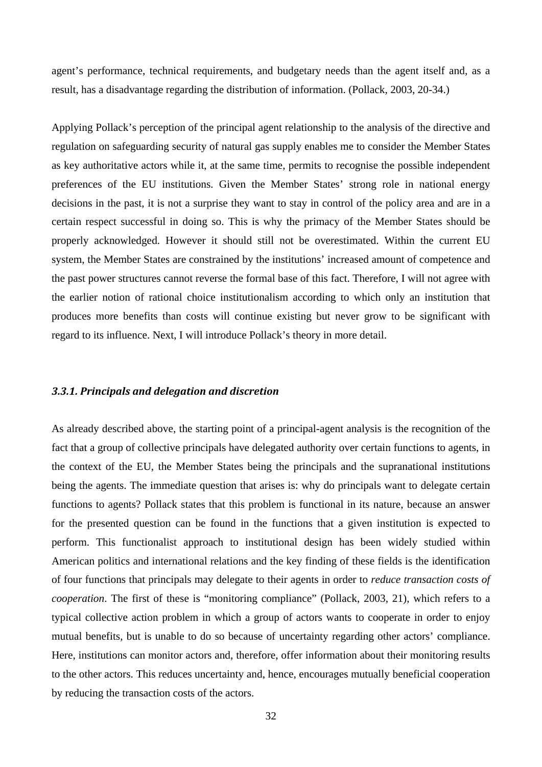agent's performance, technical requirements, and budgetary needs than the agent itself and, as a result, has a disadvantage regarding the distribution of information. (Pollack, 2003, 20-34.)

Applying Pollack's perception of the principal agent relationship to the analysis of the directive and regulation on safeguarding security of natural gas supply enables me to consider the Member States as key authoritative actors while it, at the same time, permits to recognise the possible independent preferences of the EU institutions. Given the Member States' strong role in national energy decisions in the past, it is not a surprise they want to stay in control of the policy area and are in a certain respect successful in doing so. This is why the primacy of the Member States should be properly acknowledged. However it should still not be overestimated. Within the current EU system, the Member States are constrained by the institutions' increased amount of competence and the past power structures cannot reverse the formal base of this fact. Therefore, I will not agree with the earlier notion of rational choice institutionalism according to which only an institution that produces more benefits than costs will continue existing but never grow to be significant with regard to its influence. Next, I will introduce Pollack's theory in more detail.

### *3.3.1. Principals and delegation and discretion*

As already described above, the starting point of a principal-agent analysis is the recognition of the fact that a group of collective principals have delegated authority over certain functions to agents, in the context of the EU, the Member States being the principals and the supranational institutions being the agents. The immediate question that arises is: why do principals want to delegate certain functions to agents? Pollack states that this problem is functional in its nature, because an answer for the presented question can be found in the functions that a given institution is expected to perform. This functionalist approach to institutional design has been widely studied within American politics and international relations and the key finding of these fields is the identification of four functions that principals may delegate to their agents in order to *reduce transaction costs of cooperation*. The first of these is "monitoring compliance" (Pollack, 2003, 21), which refers to a typical collective action problem in which a group of actors wants to cooperate in order to enjoy mutual benefits, but is unable to do so because of uncertainty regarding other actors' compliance. Here, institutions can monitor actors and, therefore, offer information about their monitoring results to the other actors. This reduces uncertainty and, hence, encourages mutually beneficial cooperation by reducing the transaction costs of the actors.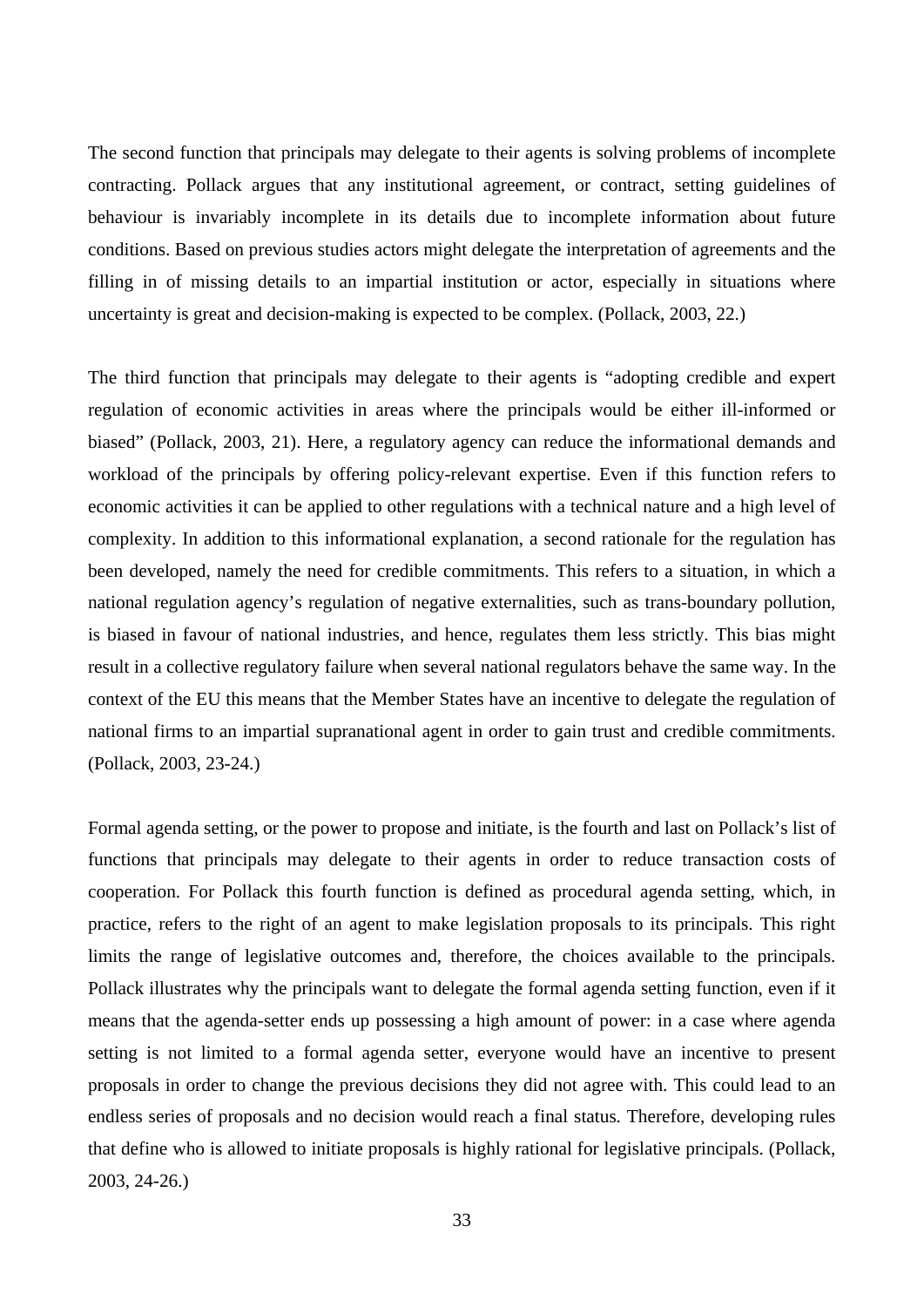The second function that principals may delegate to their agents is solving problems of incomplete contracting. Pollack argues that any institutional agreement, or contract, setting guidelines of behaviour is invariably incomplete in its details due to incomplete information about future conditions. Based on previous studies actors might delegate the interpretation of agreements and the filling in of missing details to an impartial institution or actor, especially in situations where uncertainty is great and decision-making is expected to be complex. (Pollack, 2003, 22.)

The third function that principals may delegate to their agents is "adopting credible and expert regulation of economic activities in areas where the principals would be either ill-informed or biased" (Pollack, 2003, 21). Here, a regulatory agency can reduce the informational demands and workload of the principals by offering policy-relevant expertise. Even if this function refers to economic activities it can be applied to other regulations with a technical nature and a high level of complexity. In addition to this informational explanation, a second rationale for the regulation has been developed, namely the need for credible commitments. This refers to a situation, in which a national regulation agency's regulation of negative externalities, such as trans-boundary pollution, is biased in favour of national industries, and hence, regulates them less strictly. This bias might result in a collective regulatory failure when several national regulators behave the same way. In the context of the EU this means that the Member States have an incentive to delegate the regulation of national firms to an impartial supranational agent in order to gain trust and credible commitments. (Pollack, 2003, 23-24.)

Formal agenda setting, or the power to propose and initiate, is the fourth and last on Pollack's list of functions that principals may delegate to their agents in order to reduce transaction costs of cooperation. For Pollack this fourth function is defined as procedural agenda setting, which, in practice, refers to the right of an agent to make legislation proposals to its principals. This right limits the range of legislative outcomes and, therefore, the choices available to the principals. Pollack illustrates why the principals want to delegate the formal agenda setting function, even if it means that the agenda-setter ends up possessing a high amount of power: in a case where agenda setting is not limited to a formal agenda setter, everyone would have an incentive to present proposals in order to change the previous decisions they did not agree with. This could lead to an endless series of proposals and no decision would reach a final status. Therefore, developing rules that define who is allowed to initiate proposals is highly rational for legislative principals. (Pollack, 2003, 24-26.)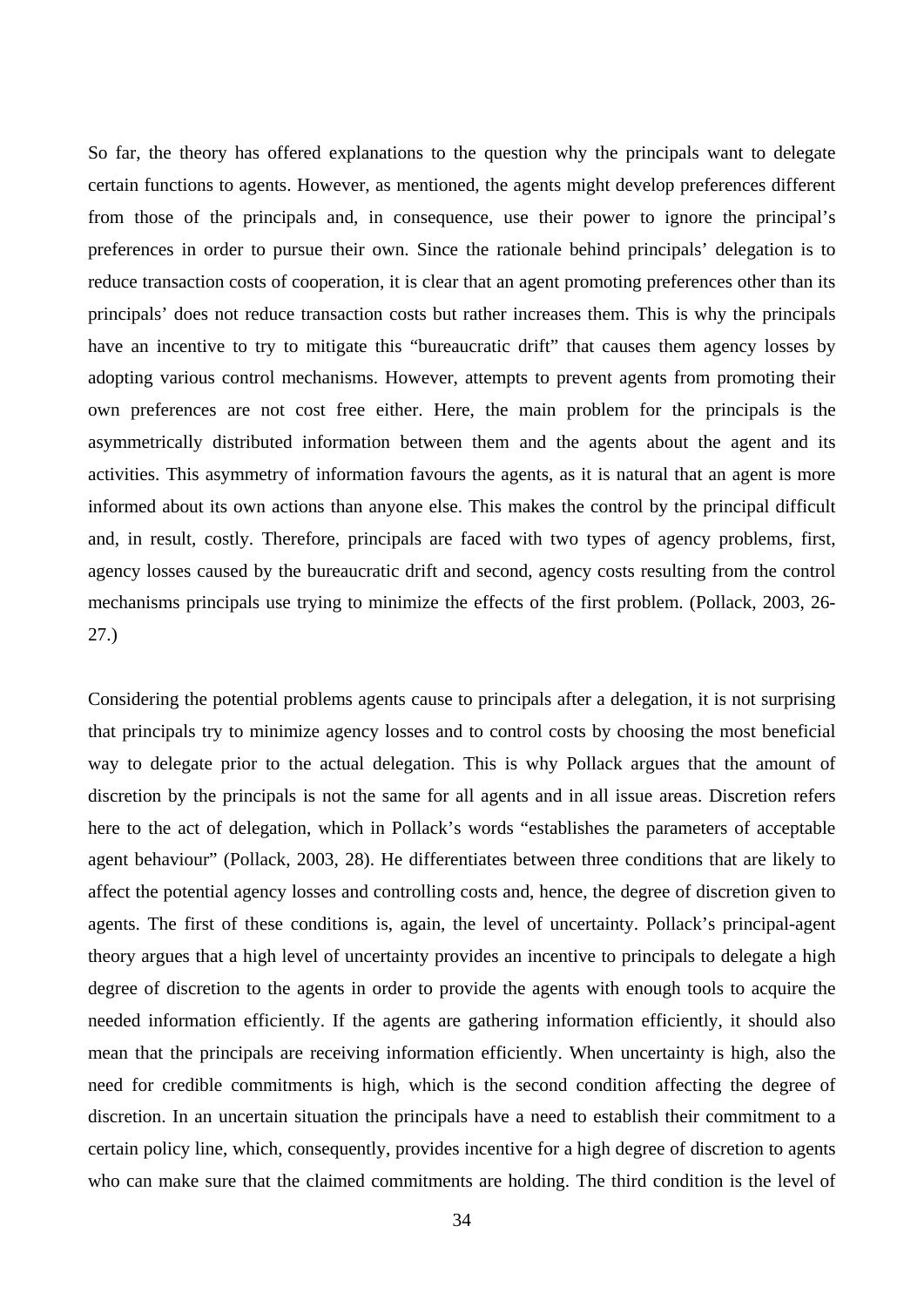So far, the theory has offered explanations to the question why the principals want to delegate certain functions to agents. However, as mentioned, the agents might develop preferences different from those of the principals and, in consequence, use their power to ignore the principal's preferences in order to pursue their own. Since the rationale behind principals' delegation is to reduce transaction costs of cooperation, it is clear that an agent promoting preferences other than its principals' does not reduce transaction costs but rather increases them. This is why the principals have an incentive to try to mitigate this "bureaucratic drift" that causes them agency losses by adopting various control mechanisms. However, attempts to prevent agents from promoting their own preferences are not cost free either. Here, the main problem for the principals is the asymmetrically distributed information between them and the agents about the agent and its activities. This asymmetry of information favours the agents, as it is natural that an agent is more informed about its own actions than anyone else. This makes the control by the principal difficult and, in result, costly. Therefore, principals are faced with two types of agency problems, first, agency losses caused by the bureaucratic drift and second, agency costs resulting from the control mechanisms principals use trying to minimize the effects of the first problem. (Pollack, 2003, 26-27.)

Considering the potential problems agents cause to principals after a delegation, it is not surprising that principals try to minimize agency losses and to control costs by choosing the most beneficial way to delegate prior to the actual delegation. This is why Pollack argues that the amount of discretion by the principals is not the same for all agents and in all issue areas. Discretion refers here to the act of delegation, which in Pollack's words "establishes the parameters of acceptable agent behaviour" (Pollack, 2003, 28). He differentiates between three conditions that are likely to affect the potential agency losses and controlling costs and, hence, the degree of discretion given to agents. The first of these conditions is, again, the level of uncertainty. Pollack's principal-agent theory argues that a high level of uncertainty provides an incentive to principals to delegate a high degree of discretion to the agents in order to provide the agents with enough tools to acquire the needed information efficiently. If the agents are gathering information efficiently, it should also mean that the principals are receiving information efficiently. When uncertainty is high, also the need for credible commitments is high, which is the second condition affecting the degree of discretion. In an uncertain situation the principals have a need to establish their commitment to a certain policy line, which, consequently, provides incentive for a high degree of discretion to agents who can make sure that the claimed commitments are holding. The third condition is the level of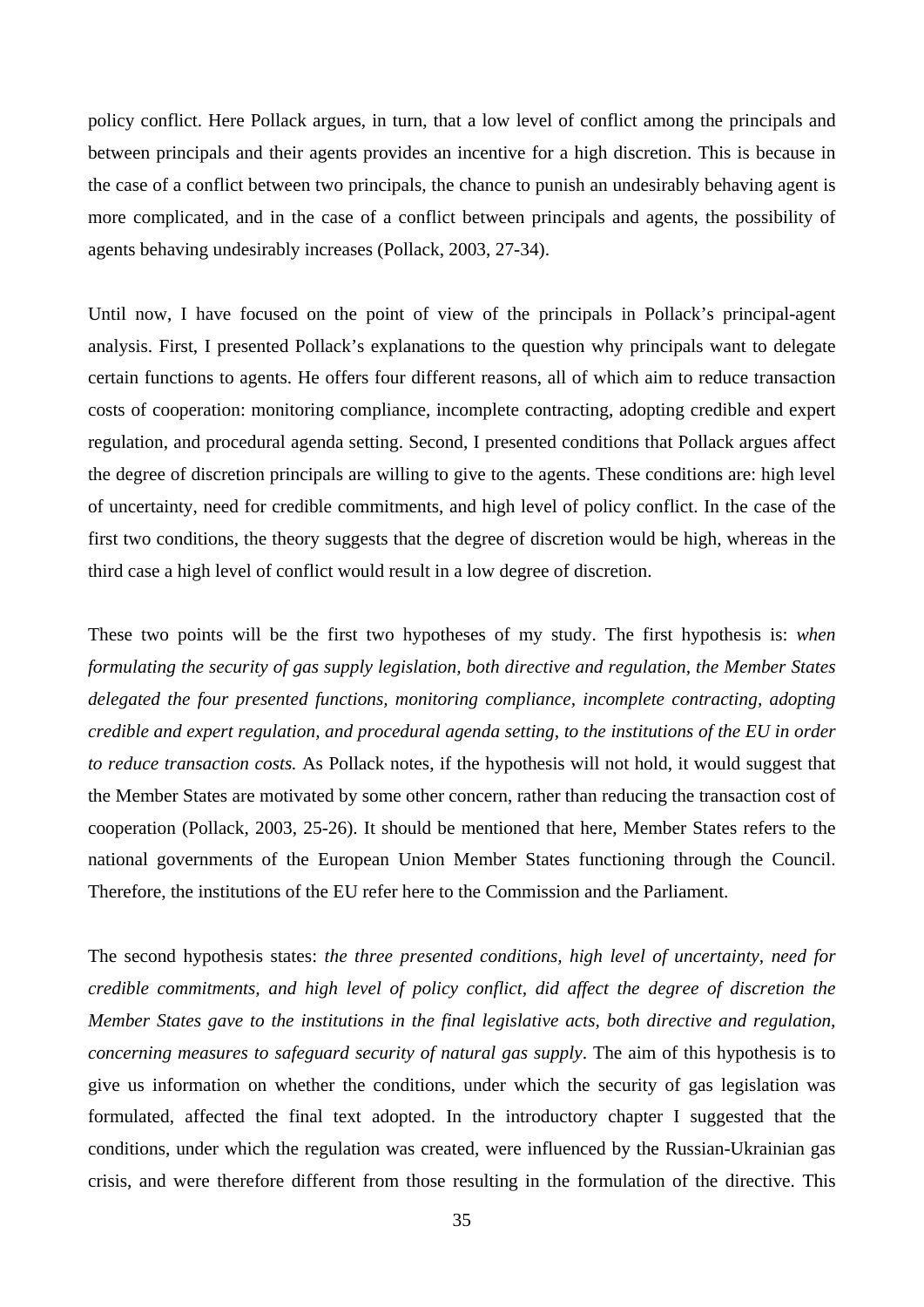policy conflict. Here Pollack argues, in turn, that a low level of conflict among the principals and between principals and their agents provides an incentive for a high discretion. This is because in the case of a conflict between two principals, the chance to punish an undesirably behaving agent is more complicated, and in the case of a conflict between principals and agents, the possibility of agents behaving undesirably increases (Pollack, 2003, 27-34).

Until now, I have focused on the point of view of the principals in Pollack's principal-agent analysis. First, I presented Pollack's explanations to the question why principals want to delegate certain functions to agents. He offers four different reasons, all of which aim to reduce transaction costs of cooperation: monitoring compliance, incomplete contracting, adopting credible and expert regulation, and procedural agenda setting. Second, I presented conditions that Pollack argues affect the degree of discretion principals are willing to give to the agents. These conditions are: high level of uncertainty, need for credible commitments, and high level of policy conflict. In the case of the first two conditions, the theory suggests that the degree of discretion would be high, whereas in the third case a high level of conflict would result in a low degree of discretion.

These two points will be the first two hypotheses of my study. The first hypothesis is: *when formulating the security of gas supply legislation, both directive and regulation, the Member States delegated the four presented functions, monitoring compliance, incomplete contracting, adopting credible and expert regulation, and procedural agenda setting, to the institutions of the EU in order to reduce transaction costs.* As Pollack notes, if the hypothesis will not hold, it would suggest that the Member States are motivated by some other concern, rather than reducing the transaction cost of cooperation (Pollack, 2003, 25-26). It should be mentioned that here, Member States refers to the national governments of the European Union Member States functioning through the Council. Therefore, the institutions of the EU refer here to the Commission and the Parliament.

The second hypothesis states: *the three presented conditions, high level of uncertainty, need for credible commitments, and high level of policy conflict, did affect the degree of discretion the Member States gave to the institutions in the final legislative acts, both directive and regulation, concerning measures to safeguard security of natural gas supply*. The aim of this hypothesis is to give us information on whether the conditions, under which the security of gas legislation was formulated, affected the final text adopted. In the introductory chapter I suggested that the conditions, under which the regulation was created, were influenced by the Russian-Ukrainian gas crisis, and were therefore different from those resulting in the formulation of the directive. This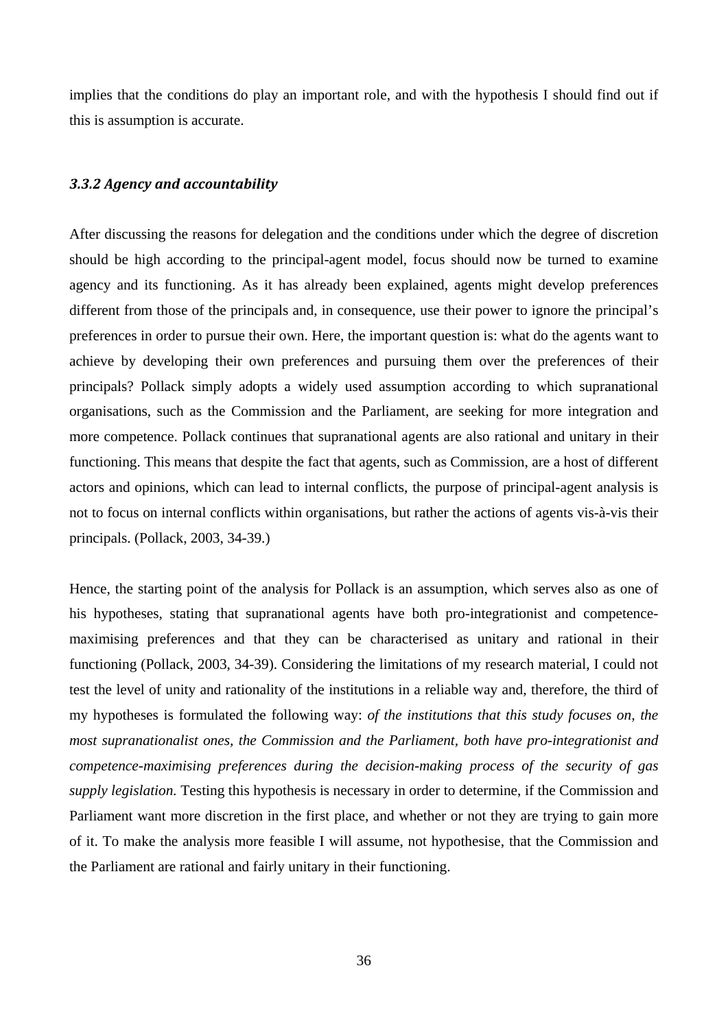implies that the conditions do play an important role, and with the hypothesis I should find out if this is assumption is accurate.

### *3.3.2 Agency and accountability*

After discussing the reasons for delegation and the conditions under which the degree of discretion should be high according to the principal-agent model, focus should now be turned to examine agency and its functioning. As it has already been explained, agents might develop preferences different from those of the principals and, in consequence, use their power to ignore the principal's preferences in order to pursue their own. Here, the important question is: what do the agents want to achieve by developing their own preferences and pursuing them over the preferences of their principals? Pollack simply adopts a widely used assumption according to which supranational organisations, such as the Commission and the Parliament, are seeking for more integration and more competence. Pollack continues that supranational agents are also rational and unitary in their functioning. This means that despite the fact that agents, such as Commission, are a host of different actors and opinions, which can lead to internal conflicts, the purpose of principal-agent analysis is not to focus on internal conflicts within organisations, but rather the actions of agents vis-à-vis their principals. (Pollack, 2003, 34-39.)

Hence, the starting point of the analysis for Pollack is an assumption, which serves also as one of his hypotheses, stating that supranational agents have both pro-integrationist and competence-maximising preferences and that they can be characterised as unitary and rational in their functioning (Pollack, 2003, 34-39). Considering the limitations of my research material, I could not test the level of unity and rationality of the institutions in a reliable way and, therefore, the third of my hypotheses is formulated the following way: *of the institutions that this study focuses on, the most supranationalist ones, the Commission and the Parliament, both have pro-integrationist and competence-maximising preferences during the decision-making process of the security of gas supply legislation.* Testing this hypothesis is necessary in order to determine, if the Commission and Parliament want more discretion in the first place, and whether or not they are trying to gain more of it. To make the analysis more feasible I will assume, not hypothesise, that the Commission and the Parliament are rational and fairly unitary in their functioning.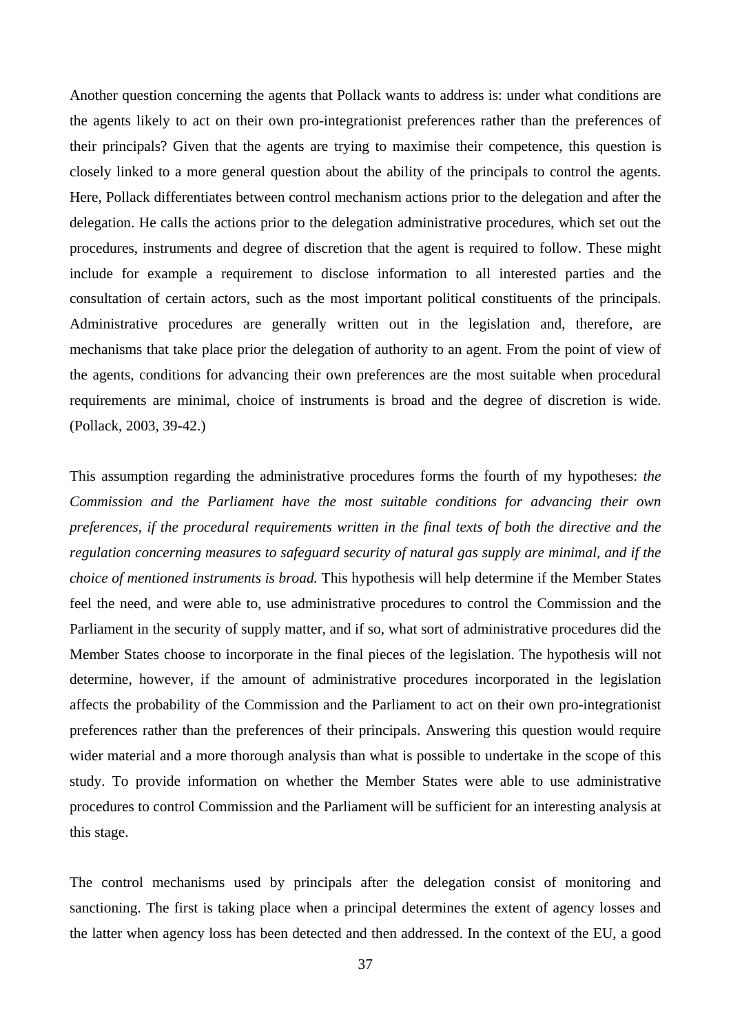Another question concerning the agents that Pollack wants to address is: under what conditions are the agents likely to act on their own pro-integrationist preferences rather than the preferences of their principals? Given that the agents are trying to maximise their competence, this question is closely linked to a more general question about the ability of the principals to control the agents. Here, Pollack differentiates between control mechanism actions prior to the delegation and after the delegation. He calls the actions prior to the delegation administrative procedures, which set out the procedures, instruments and degree of discretion that the agent is required to follow. These might include for example a requirement to disclose information to all interested parties and the consultation of certain actors, such as the most important political constituents of the principals. Administrative procedures are generally written out in the legislation and, therefore, are mechanisms that take place prior the delegation of authority to an agent. From the point of view of the agents, conditions for advancing their own preferences are the most suitable when procedural requirements are minimal, choice of instruments is broad and the degree of discretion is wide. (Pollack, 2003, 39-42.)

This assumption regarding the administrative procedures forms the fourth of my hypotheses: *the Commission and the Parliament have the most suitable conditions for advancing their own preferences, if the procedural requirements written in the final texts of both the directive and the regulation concerning measures to safeguard security of natural gas supply are minimal, and if the choice of mentioned instruments is broad.* This hypothesis will help determine if the Member States feel the need, and were able to, use administrative procedures to control the Commission and the Parliament in the security of supply matter, and if so, what sort of administrative procedures did the Member States choose to incorporate in the final pieces of the legislation. The hypothesis will not determine, however, if the amount of administrative procedures incorporated in the legislation affects the probability of the Commission and the Parliament to act on their own pro-integrationist preferences rather than the preferences of their principals. Answering this question would require wider material and a more thorough analysis than what is possible to undertake in the scope of this study. To provide information on whether the Member States were able to use administrative procedures to control Commission and the Parliament will be sufficient for an interesting analysis at this stage.

The control mechanisms used by principals after the delegation consist of monitoring and sanctioning. The first is taking place when a principal determines the extent of agency losses and the latter when agency loss has been detected and then addressed. In the context of the EU, a good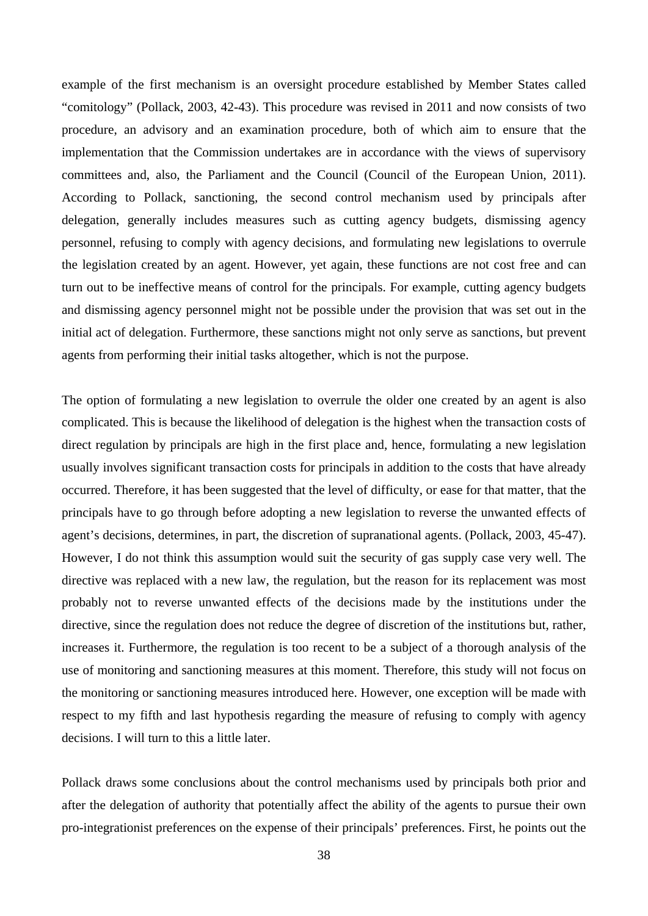example of the first mechanism is an oversight procedure established by Member States called "comitology" (Pollack, 2003, 42-43). This procedure was revised in 2011 and now consists of two procedure, an advisory and an examination procedure, both of which aim to ensure that the implementation that the Commission undertakes are in accordance with the views of supervisory committees and, also, the Parliament and the Council (Council of the European Union, 2011). According to Pollack, sanctioning, the second control mechanism used by principals after delegation, generally includes measures such as cutting agency budgets, dismissing agency personnel, refusing to comply with agency decisions, and formulating new legislations to overrule the legislation created by an agent. However, yet again, these functions are not cost free and can turn out to be ineffective means of control for the principals. For example, cutting agency budgets and dismissing agency personnel might not be possible under the provision that was set out in the initial act of delegation. Furthermore, these sanctions might not only serve as sanctions, but prevent agents from performing their initial tasks altogether, which is not the purpose.

The option of formulating a new legislation to overrule the older one created by an agent is also complicated. This is because the likelihood of delegation is the highest when the transaction costs of direct regulation by principals are high in the first place and, hence, formulating a new legislation usually involves significant transaction costs for principals in addition to the costs that have already occurred. Therefore, it has been suggested that the level of difficulty, or ease for that matter, that the principals have to go through before adopting a new legislation to reverse the unwanted effects of agent's decisions, determines, in part, the discretion of supranational agents. (Pollack, 2003, 45-47). However, I do not think this assumption would suit the security of gas supply case very well. The directive was replaced with a new law, the regulation, but the reason for its replacement was most probably not to reverse unwanted effects of the decisions made by the institutions under the directive, since the regulation does not reduce the degree of discretion of the institutions but, rather, increases it. Furthermore, the regulation is too recent to be a subject of a thorough analysis of the use of monitoring and sanctioning measures at this moment. Therefore, this study will not focus on the monitoring or sanctioning measures introduced here. However, one exception will be made with respect to my fifth and last hypothesis regarding the measure of refusing to comply with agency decisions. I will turn to this a little later.

Pollack draws some conclusions about the control mechanisms used by principals both prior and after the delegation of authority that potentially affect the ability of the agents to pursue their own pro-integrationist preferences on the expense of their principals' preferences. First, he points out the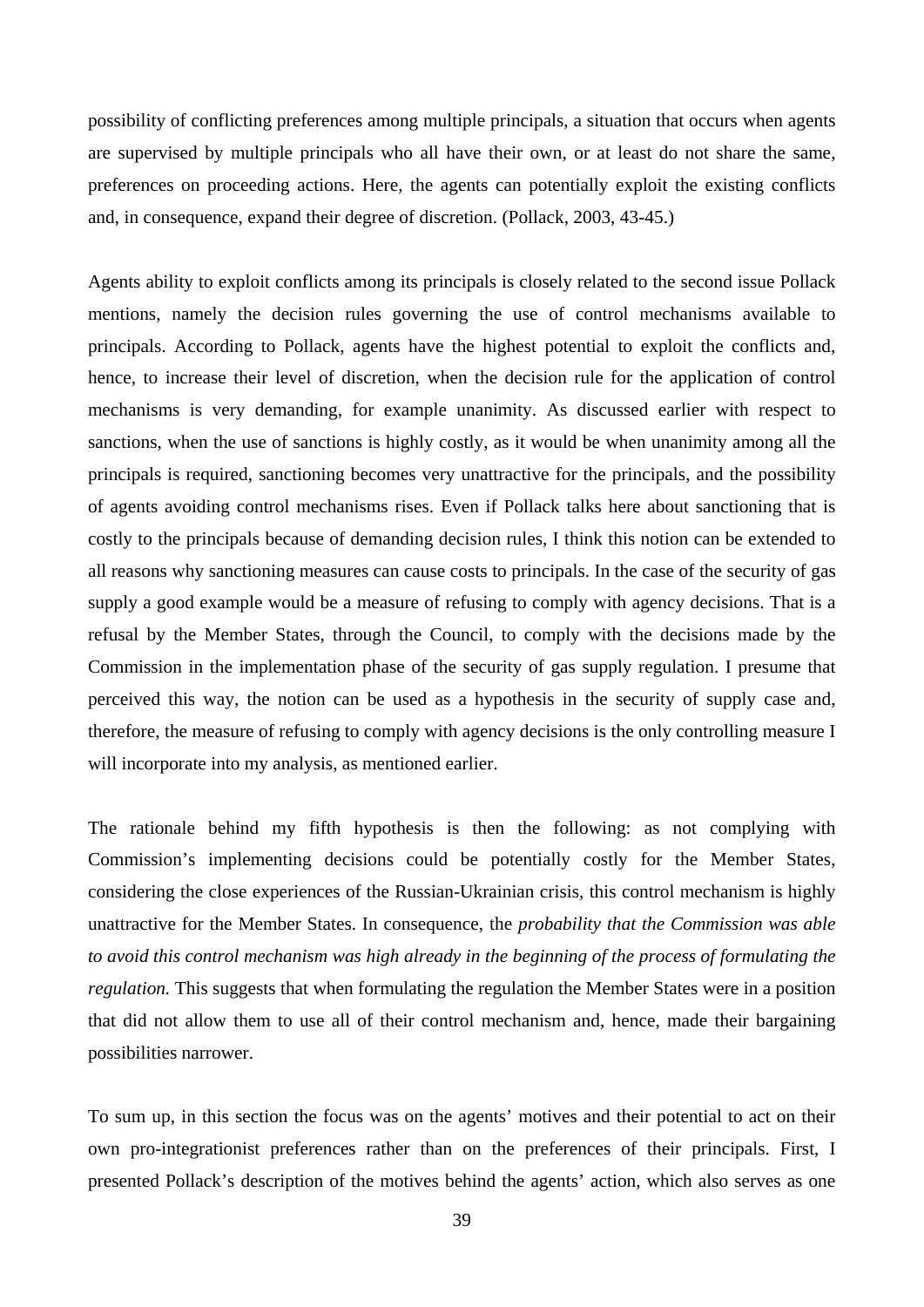possibility of conflicting preferences among multiple principals, a situation that occurs when agents are supervised by multiple principals who all have their own, or at least do not share the same, preferences on proceeding actions. Here, the agents can potentially exploit the existing conflicts and, in consequence, expand their degree of discretion. (Pollack, 2003, 43-45.)

Agents ability to exploit conflicts among its principals is closely related to the second issue Pollack mentions, namely the decision rules governing the use of control mechanisms available to principals. According to Pollack, agents have the highest potential to exploit the conflicts and, hence, to increase their level of discretion, when the decision rule for the application of control mechanisms is very demanding, for example unanimity. As discussed earlier with respect to sanctions, when the use of sanctions is highly costly, as it would be when unanimity among all the principals is required, sanctioning becomes very unattractive for the principals, and the possibility of agents avoiding control mechanisms rises. Even if Pollack talks here about sanctioning that is costly to the principals because of demanding decision rules, I think this notion can be extended to all reasons why sanctioning measures can cause costs to principals. In the case of the security of gas supply a good example would be a measure of refusing to comply with agency decisions. That is a refusal by the Member States, through the Council, to comply with the decisions made by the Commission in the implementation phase of the security of gas supply regulation. I presume that perceived this way, the notion can be used as a hypothesis in the security of supply case and, therefore, the measure of refusing to comply with agency decisions is the only controlling measure I will incorporate into my analysis, as mentioned earlier.

The rationale behind my fifth hypothesis is then the following: as not complying with Commission's implementing decisions could be potentially costly for the Member States, considering the close experiences of the Russian-Ukrainian crisis, this control mechanism is highly unattractive for the Member States. In consequence, the *probability that the Commission was able to avoid this control mechanism was high already in the beginning of the process of formulating the regulation.* This suggests that when formulating the regulation the Member States were in a position that did not allow them to use all of their control mechanism and, hence, made their bargaining possibilities narrower.

To sum up, in this section the focus was on the agents' motives and their potential to act on their own pro-integrationist preferences rather than on the preferences of their principals. First, I presented Pollack's description of the motives behind the agents' action, which also serves as one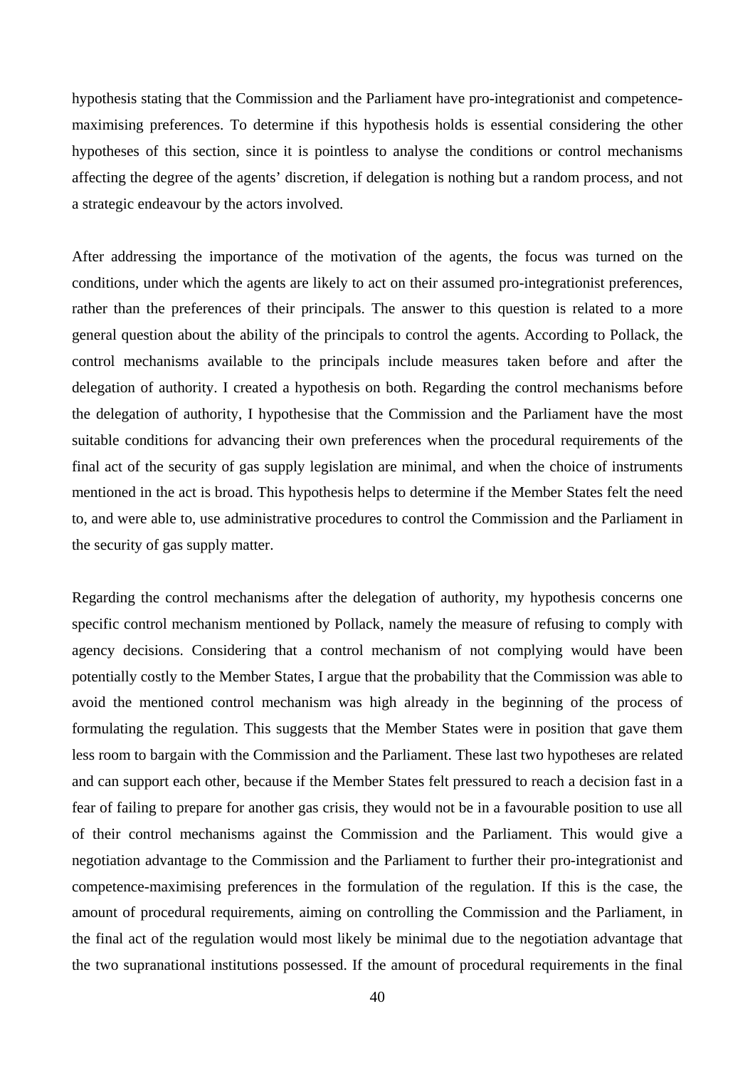hypothesis stating that the Commission and the Parliament have pro-integrationist and competence-maximising preferences. To determine if this hypothesis holds is essential considering the other hypotheses of this section, since it is pointless to analyse the conditions or control mechanisms affecting the degree of the agents' discretion, if delegation is nothing but a random process, and not a strategic endeavour by the actors involved.

After addressing the importance of the motivation of the agents, the focus was turned on the conditions, under which the agents are likely to act on their assumed pro-integrationist preferences, rather than the preferences of their principals. The answer to this question is related to a more general question about the ability of the principals to control the agents. According to Pollack, the control mechanisms available to the principals include measures taken before and after the delegation of authority. I created a hypothesis on both. Regarding the control mechanisms before the delegation of authority, I hypothesise that the Commission and the Parliament have the most suitable conditions for advancing their own preferences when the procedural requirements of the final act of the security of gas supply legislation are minimal, and when the choice of instruments mentioned in the act is broad. This hypothesis helps to determine if the Member States felt the need to, and were able to, use administrative procedures to control the Commission and the Parliament in the security of gas supply matter.

Regarding the control mechanisms after the delegation of authority, my hypothesis concerns one specific control mechanism mentioned by Pollack, namely the measure of refusing to comply with agency decisions. Considering that a control mechanism of not complying would have been potentially costly to the Member States, I argue that the probability that the Commission was able to avoid the mentioned control mechanism was high already in the beginning of the process of formulating the regulation. This suggests that the Member States were in position that gave them less room to bargain with the Commission and the Parliament. These last two hypotheses are related and can support each other, because if the Member States felt pressured to reach a decision fast in a fear of failing to prepare for another gas crisis, they would not be in a favourable position to use all of their control mechanisms against the Commission and the Parliament. This would give a negotiation advantage to the Commission and the Parliament to further their pro-integrationist and competence-maximising preferences in the formulation of the regulation. If this is the case, the amount of procedural requirements, aiming on controlling the Commission and the Parliament, in the final act of the regulation would most likely be minimal due to the negotiation advantage that the two supranational institutions possessed. If the amount of procedural requirements in the final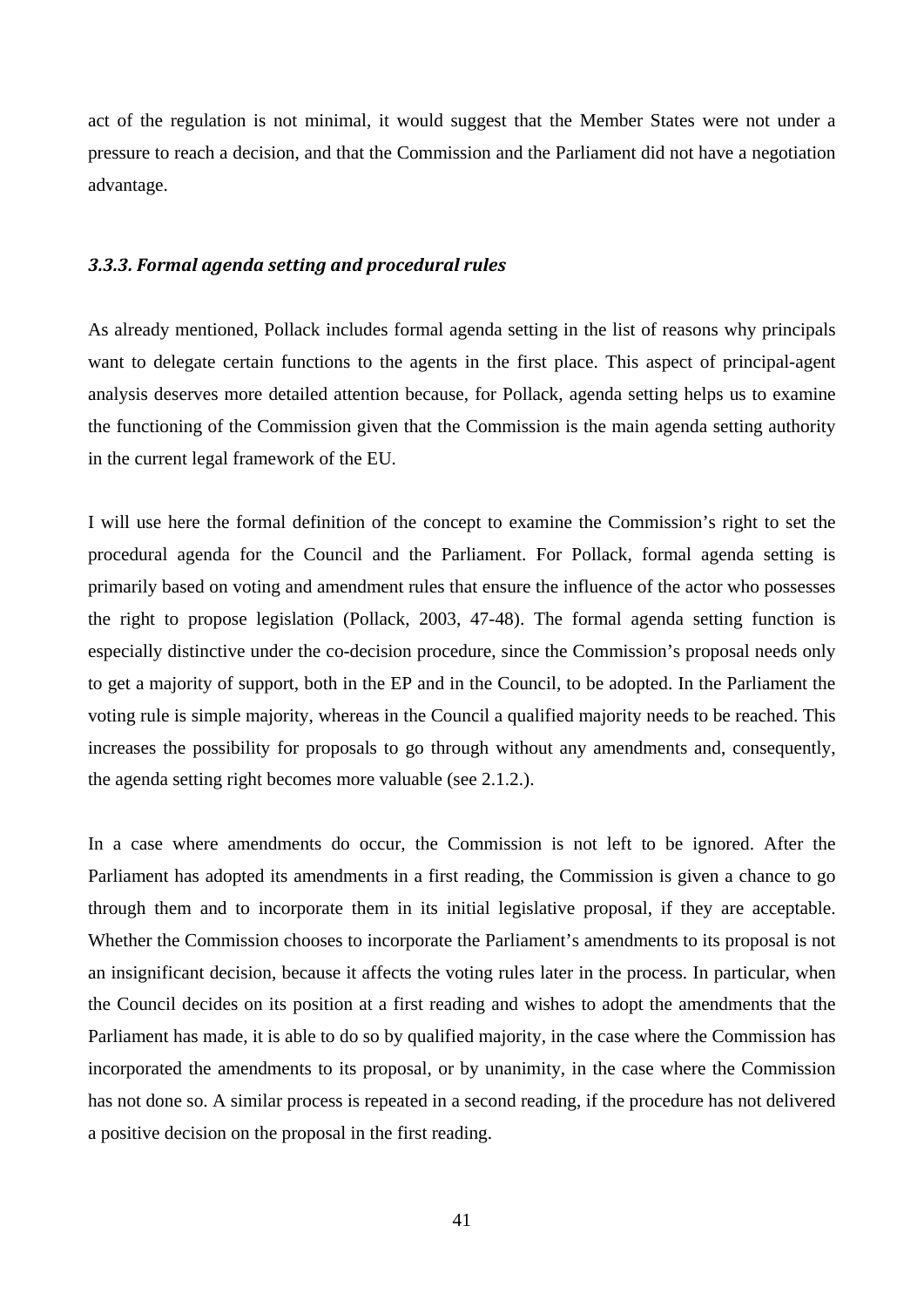act of the regulation is not minimal, it would suggest that the Member States were not under a pressure to reach a decision, and that the Commission and the Parliament did not have a negotiation advantage.

### *3.3.3. Formal agenda setting and procedural rules*

As already mentioned, Pollack includes formal agenda setting in the list of reasons why principals want to delegate certain functions to the agents in the first place. This aspect of principal-agent analysis deserves more detailed attention because, for Pollack, agenda setting helps us to examine the functioning of the Commission given that the Commission is the main agenda setting authority in the current legal framework of the EU.

I will use here the formal definition of the concept to examine the Commission's right to set the procedural agenda for the Council and the Parliament. For Pollack, formal agenda setting is primarily based on voting and amendment rules that ensure the influence of the actor who possesses the right to propose legislation (Pollack, 2003, 47-48). The formal agenda setting function is especially distinctive under the co-decision procedure, since the Commission's proposal needs only to get a majority of support, both in the EP and in the Council, to be adopted. In the Parliament the voting rule is simple majority, whereas in the Council a qualified majority needs to be reached. This increases the possibility for proposals to go through without any amendments and, consequently, the agenda setting right becomes more valuable (see 2.1.2.).

In a case where amendments do occur, the Commission is not left to be ignored. After the Parliament has adopted its amendments in a first reading, the Commission is given a chance to go through them and to incorporate them in its initial legislative proposal, if they are acceptable. Whether the Commission chooses to incorporate the Parliament's amendments to its proposal is not an insignificant decision, because it affects the voting rules later in the process. In particular, when the Council decides on its position at a first reading and wishes to adopt the amendments that the Parliament has made, it is able to do so by qualified majority, in the case where the Commission has incorporated the amendments to its proposal, or by unanimity, in the case where the Commission has not done so. A similar process is repeated in a second reading, if the procedure has not delivered a positive decision on the proposal in the first reading.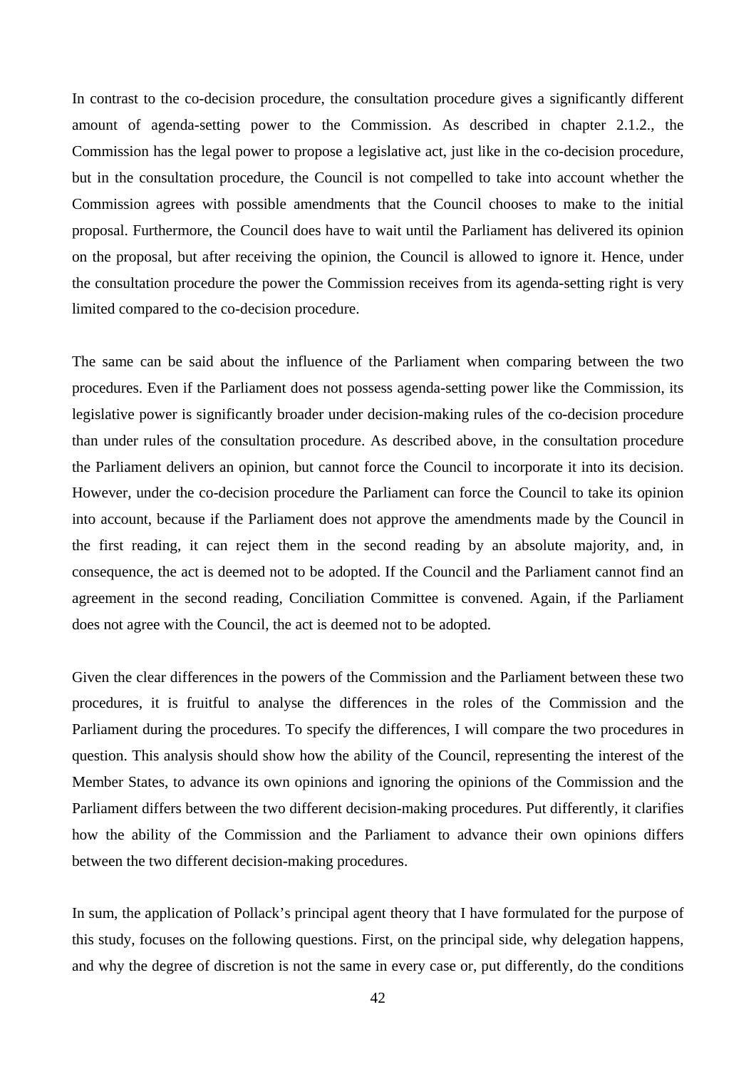In contrast to the co-decision procedure, the consultation procedure gives a significantly different amount of agenda-setting power to the Commission. As described in chapter 2.1.2., the Commission has the legal power to propose a legislative act, just like in the co-decision procedure, but in the consultation procedure, the Council is not compelled to take into account whether the Commission agrees with possible amendments that the Council chooses to make to the initial proposal. Furthermore, the Council does have to wait until the Parliament has delivered its opinion on the proposal, but after receiving the opinion, the Council is allowed to ignore it. Hence, under the consultation procedure the power the Commission receives from its agenda-setting right is very limited compared to the co-decision procedure.

The same can be said about the influence of the Parliament when comparing between the two procedures. Even if the Parliament does not possess agenda-setting power like the Commission, its legislative power is significantly broader under decision-making rules of the co-decision procedure than under rules of the consultation procedure. As described above, in the consultation procedure the Parliament delivers an opinion, but cannot force the Council to incorporate it into its decision. However, under the co-decision procedure the Parliament can force the Council to take its opinion into account, because if the Parliament does not approve the amendments made by the Council in the first reading, it can reject them in the second reading by an absolute majority, and, in consequence, the act is deemed not to be adopted. If the Council and the Parliament cannot find an agreement in the second reading, Conciliation Committee is convened. Again, if the Parliament does not agree with the Council, the act is deemed not to be adopted.

Given the clear differences in the powers of the Commission and the Parliament between these two procedures, it is fruitful to analyse the differences in the roles of the Commission and the Parliament during the procedures. To specify the differences, I will compare the two procedures in question. This analysis should show how the ability of the Council, representing the interest of the Member States, to advance its own opinions and ignoring the opinions of the Commission and the Parliament differs between the two different decision-making procedures. Put differently, it clarifies how the ability of the Commission and the Parliament to advance their own opinions differs between the two different decision-making procedures.

In sum, the application of Pollack's principal agent theory that I have formulated for the purpose of this study, focuses on the following questions. First, on the principal side, why delegation happens, and why the degree of discretion is not the same in every case or, put differently, do the conditions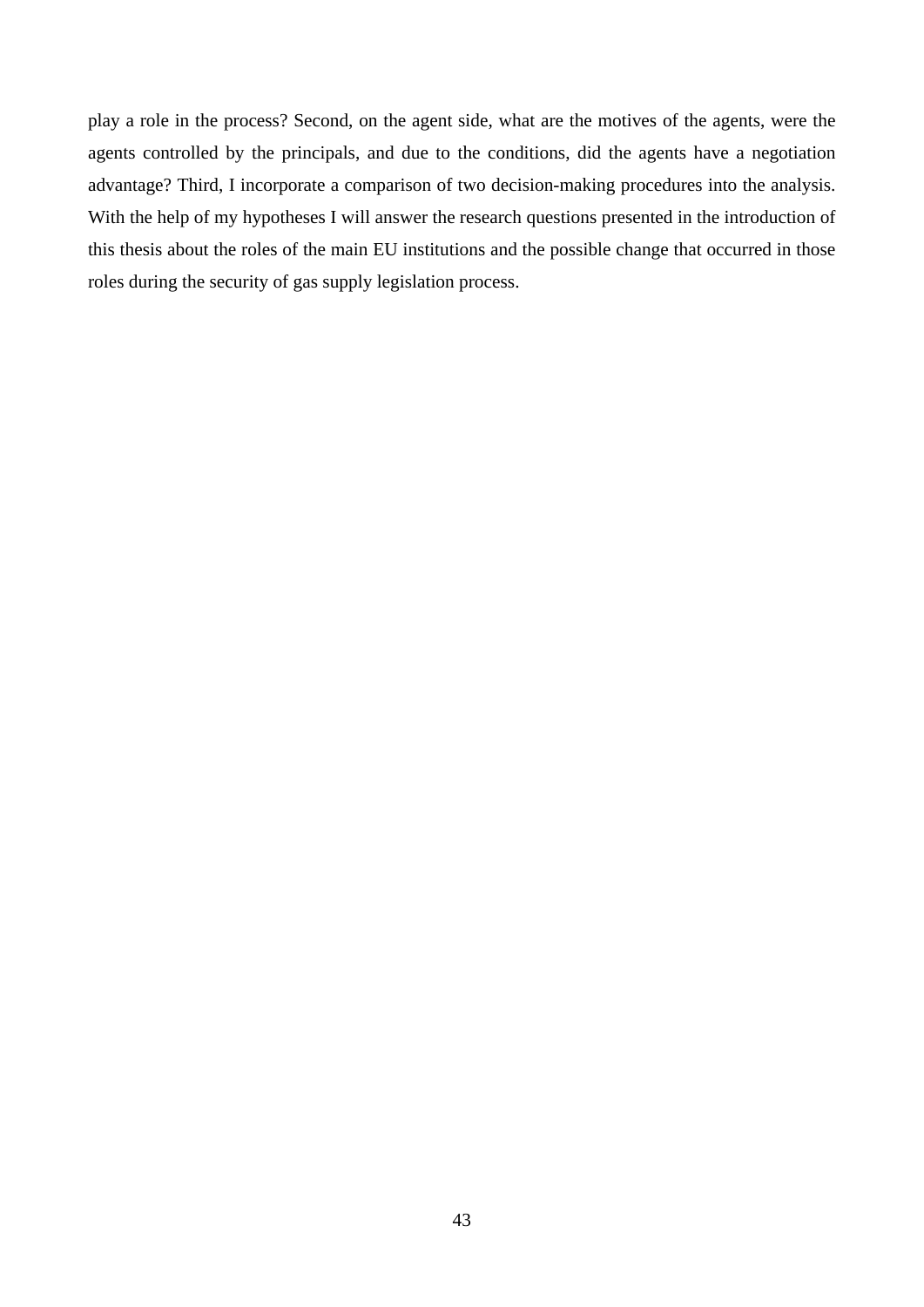play a role in the process? Second, on the agent side, what are the motives of the agents, were the agents controlled by the principals, and due to the conditions, did the agents have a negotiation advantage? Third, I incorporate a comparison of two decision-making procedures into the analysis. With the help of my hypotheses I will answer the research questions presented in the introduction of this thesis about the roles of the main EU institutions and the possible change that occurred in those roles during the security of gas supply legislation process.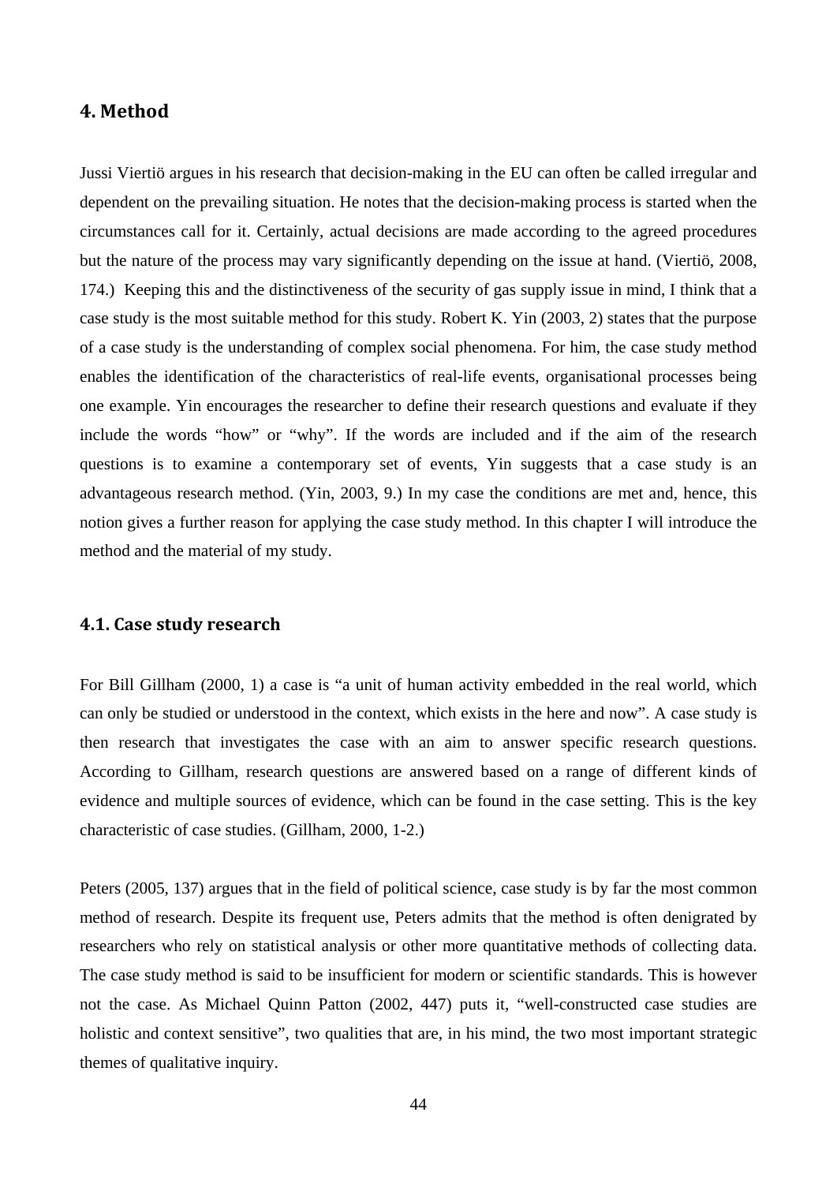## 4. Method

Jussi Viertiö argues in his research that decision-making in the EU can often be called irregular and dependent on the prevailing situation. He notes that the decision-making process is started when the circumstances call for it. Certainly, actual decisions are made according to the agreed procedures but the nature of the process may vary significantly depending on the issue at hand. (Viertiö, 2008, 174.) Keeping this and the distinctiveness of the security of gas supply issue in mind, I think that a case study is the most suitable method for this study. Robert K. Yin (2003, 2) states that the purpose of a case study is the understanding of complex social phenomena. For him, the case study method enables the identification of the characteristics of real-life events, organisational processes being one example. Yin encourages the researcher to define their research questions and evaluate if they include the words "how" or "why". If the words are included and if the aim of the research questions is to examine a contemporary set of events, Yin suggests that a case study is an advantageous research method. (Yin, 2003, 9.) In my case the conditions are met and, hence, this notion gives a further reason for applying the case study method. In this chapter I will introduce the method and the material of my study.

### 4.1. Case study research

For Bill Gillham (2000, 1) a case is "a unit of human activity embedded in the real world, which can only be studied or understood in the context, which exists in the here and now". A case study is then research that investigates the case with an aim to answer specific research questions. According to Gillham, research questions are answered based on a range of different kinds of evidence and multiple sources of evidence, which can be found in the case setting. This is the key characteristic of case studies. (Gillham, 2000, 1-2.)

Peters (2005, 137) argues that in the field of political science, case study is by far the most common method of research. Despite its frequent use, Peters admits that the method is often denigrated by researchers who rely on statistical analysis or other more quantitative methods of collecting data. The case study method is said to be insufficient for modern or scientific standards. This is however not the case. As Michael Quinn Patton (2002, 447) puts it, "well-constructed case studies are holistic and context sensitive", two qualities that are, in his mind, the two most important strategic themes of qualitative inquiry.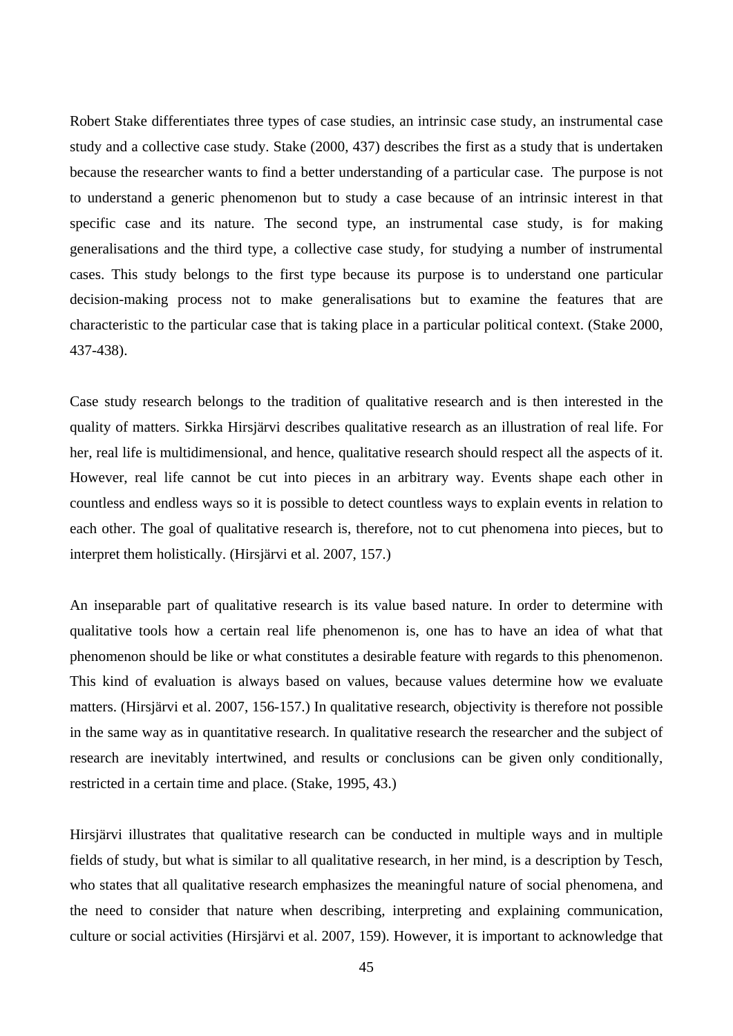Robert Stake differentiates three types of case studies, an intrinsic case study, an instrumental case study and a collective case study. Stake (2000, 437) describes the first as a study that is undertaken because the researcher wants to find a better understanding of a particular case. The purpose is not to understand a generic phenomenon but to study a case because of an intrinsic interest in that specific case and its nature. The second type, an instrumental case study, is for making generalisations and the third type, a collective case study, for studying a number of instrumental cases. This study belongs to the first type because its purpose is to understand one particular decision-making process not to make generalisations but to examine the features that are characteristic to the particular case that is taking place in a particular political context. (Stake 2000, 437-438).

Case study research belongs to the tradition of qualitative research and is then interested in the quality of matters. Sirkka Hirsjärvi describes qualitative research as an illustration of real life. For her, real life is multidimensional, and hence, qualitative research should respect all the aspects of it. However, real life cannot be cut into pieces in an arbitrary way. Events shape each other in countless and endless ways so it is possible to detect countless ways to explain events in relation to each other. The goal of qualitative research is, therefore, not to cut phenomena into pieces, but to interpret them holistically. (Hirsjärvi et al. 2007, 157.)

An inseparable part of qualitative research is its value based nature. In order to determine with qualitative tools how a certain real life phenomenon is, one has to have an idea of what that phenomenon should be like or what constitutes a desirable feature with regards to this phenomenon. This kind of evaluation is always based on values, because values determine how we evaluate matters. (Hirsjärvi et al. 2007, 156-157.) In qualitative research, objectivity is therefore not possible in the same way as in quantitative research. In qualitative research the researcher and the subject of research are inevitably intertwined, and results or conclusions can be given only conditionally, restricted in a certain time and place. (Stake, 1995, 43.)

Hirsjärvi illustrates that qualitative research can be conducted in multiple ways and in multiple fields of study, but what is similar to all qualitative research, in her mind, is a description by Tesch, who states that all qualitative research emphasizes the meaningful nature of social phenomena, and the need to consider that nature when describing, interpreting and explaining communication, culture or social activities (Hirsjärvi et al. 2007, 159). However, it is important to acknowledge that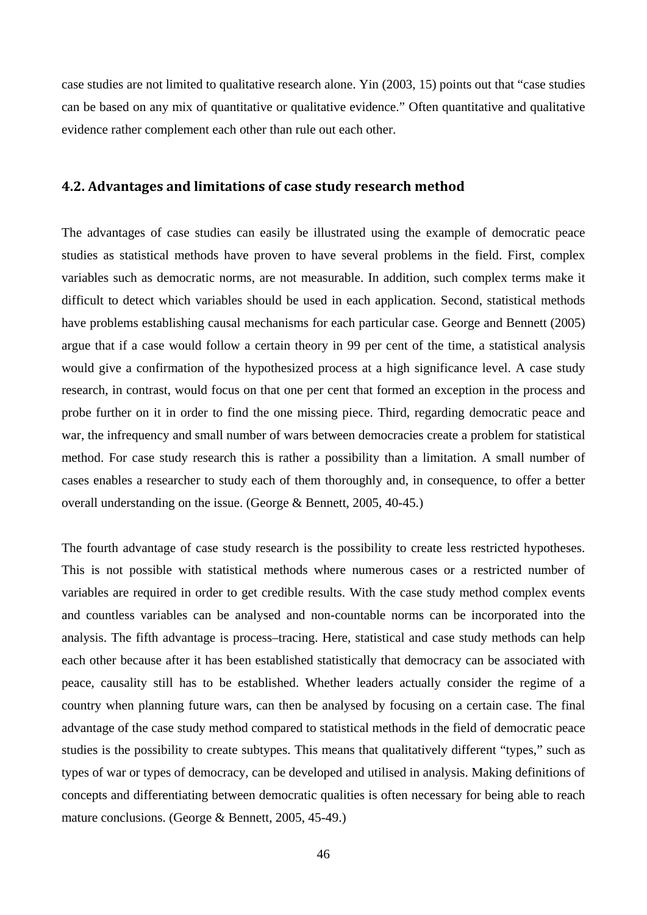case studies are not limited to qualitative research alone. Yin (2003, 15) points out that "case studies can be based on any mix of quantitative or qualitative evidence." Often quantitative and qualitative evidence rather complement each other than rule out each other.

## 4.2. Advantages and limitations of case study research method

The advantages of case studies can easily be illustrated using the example of democratic peace studies as statistical methods have proven to have several problems in the field. First, complex variables such as democratic norms, are not measurable. In addition, such complex terms make it difficult to detect which variables should be used in each application. Second, statistical methods have problems establishing causal mechanisms for each particular case. George and Bennett (2005) argue that if a case would follow a certain theory in 99 per cent of the time, a statistical analysis would give a confirmation of the hypothesized process at a high significance level. A case study research, in contrast, would focus on that one per cent that formed an exception in the process and probe further on it in order to find the one missing piece. Third, regarding democratic peace and war, the infrequency and small number of wars between democracies create a problem for statistical method. For case study research this is rather a possibility than a limitation. A small number of cases enables a researcher to study each of them thoroughly and, in consequence, to offer a better overall understanding on the issue. (George & Bennett, 2005, 40-45.)

The fourth advantage of case study research is the possibility to create less restricted hypotheses. This is not possible with statistical methods where numerous cases or a restricted number of variables are required in order to get credible results. With the case study method complex events and countless variables can be analysed and non-countable norms can be incorporated into the analysis. The fifth advantage is process–tracing. Here, statistical and case study methods can help each other because after it has been established statistically that democracy can be associated with peace, causality still has to be established. Whether leaders actually consider the regime of a country when planning future wars, can then be analysed by focusing on a certain case. The final advantage of the case study method compared to statistical methods in the field of democratic peace studies is the possibility to create subtypes. This means that qualitatively different "types," such as types of war or types of democracy, can be developed and utilised in analysis. Making definitions of concepts and differentiating between democratic qualities is often necessary for being able to reach mature conclusions. (George & Bennett, 2005, 45-49.)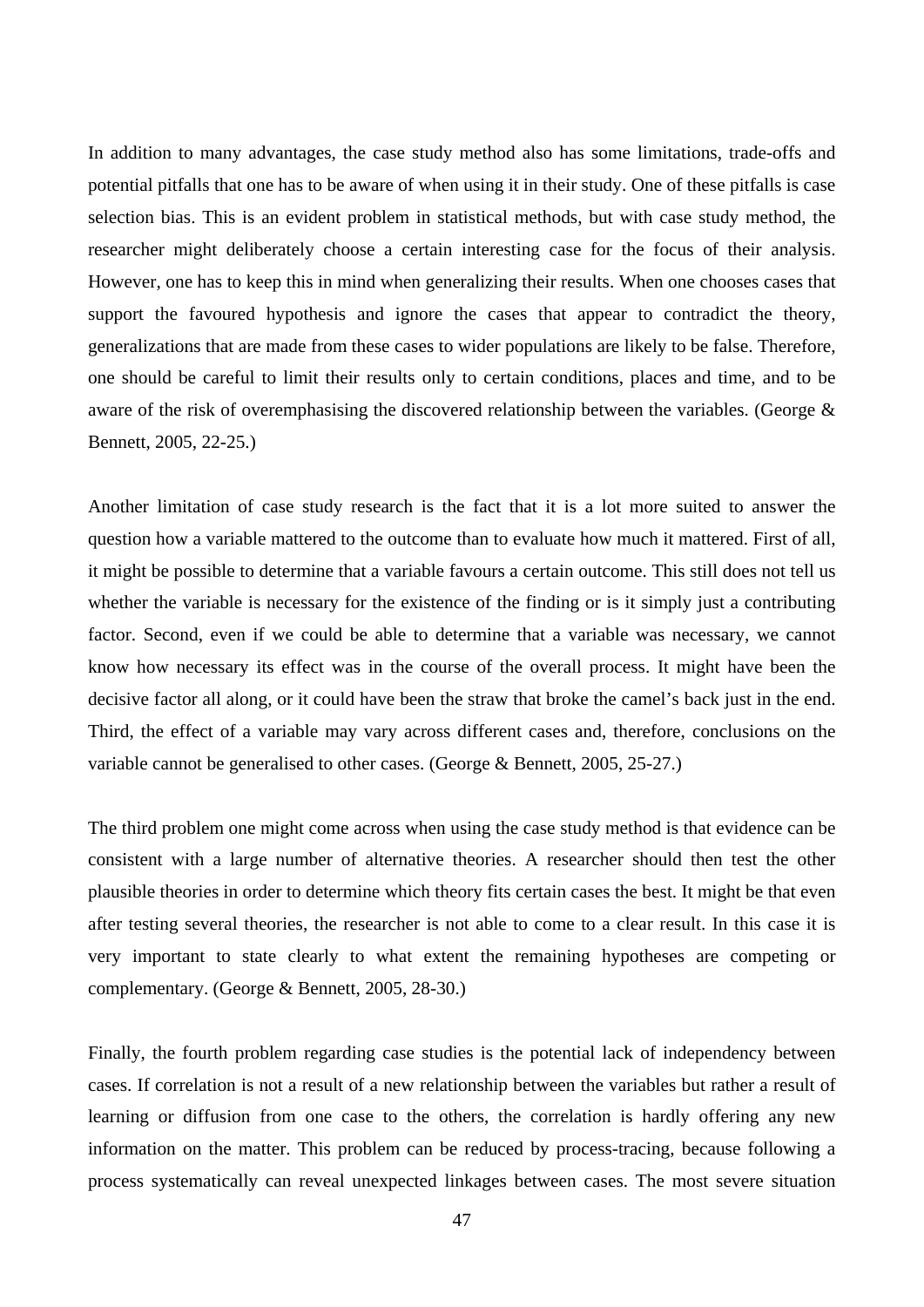In addition to many advantages, the case study method also has some limitations, trade-offs and potential pitfalls that one has to be aware of when using it in their study. One of these pitfalls is case selection bias. This is an evident problem in statistical methods, but with case study method, the researcher might deliberately choose a certain interesting case for the focus of their analysis. However, one has to keep this in mind when generalizing their results. When one chooses cases that support the favoured hypothesis and ignore the cases that appear to contradict the theory, generalizations that are made from these cases to wider populations are likely to be false. Therefore, one should be careful to limit their results only to certain conditions, places and time, and to be aware of the risk of overemphasising the discovered relationship between the variables. (George & Bennett, 2005, 22-25.)

Another limitation of case study research is the fact that it is a lot more suited to answer the question how a variable mattered to the outcome than to evaluate how much it mattered. First of all, it might be possible to determine that a variable favours a certain outcome. This still does not tell us whether the variable is necessary for the existence of the finding or is it simply just a contributing factor. Second, even if we could be able to determine that a variable was necessary, we cannot know how necessary its effect was in the course of the overall process. It might have been the decisive factor all along, or it could have been the straw that broke the camel's back just in the end. Third, the effect of a variable may vary across different cases and, therefore, conclusions on the variable cannot be generalised to other cases. (George & Bennett, 2005, 25-27.)

The third problem one might come across when using the case study method is that evidence can be consistent with a large number of alternative theories. A researcher should then test the other plausible theories in order to determine which theory fits certain cases the best. It might be that even after testing several theories, the researcher is not able to come to a clear result. In this case it is very important to state clearly to what extent the remaining hypotheses are competing or complementary. (George & Bennett, 2005, 28-30.)

Finally, the fourth problem regarding case studies is the potential lack of independency between cases. If correlation is not a result of a new relationship between the variables but rather a result of learning or diffusion from one case to the others, the correlation is hardly offering any new information on the matter. This problem can be reduced by process-tracing, because following a process systematically can reveal unexpected linkages between cases. The most severe situation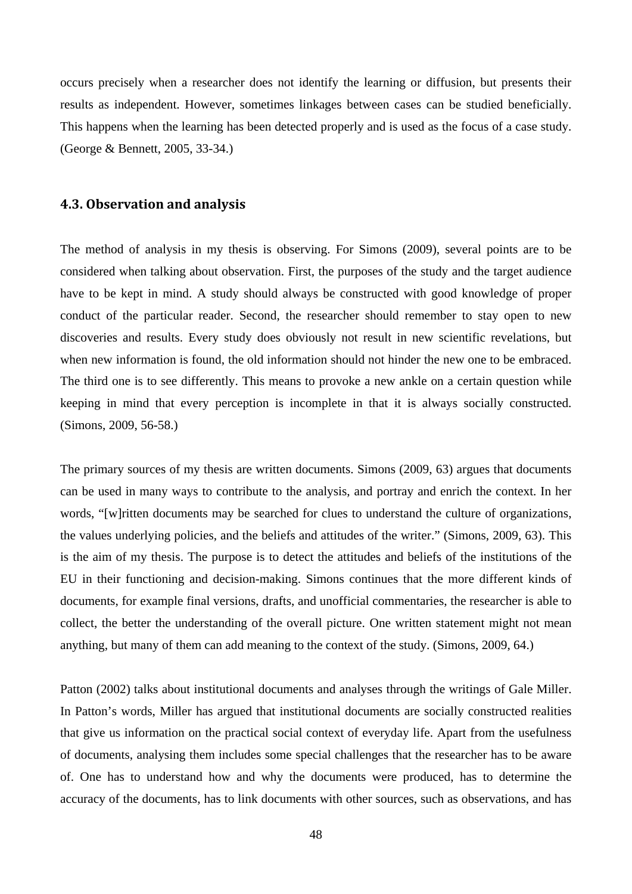occurs precisely when a researcher does not identify the learning or diffusion, but presents their results as independent. However, sometimes linkages between cases can be studied beneficially. This happens when the learning has been detected properly and is used as the focus of a case study. (George & Bennett, 2005, 33-34.)

### 4.3. Observation and analysis

The method of analysis in my thesis is observing. For Simons (2009), several points are to be considered when talking about observation. First, the purposes of the study and the target audience have to be kept in mind. A study should always be constructed with good knowledge of proper conduct of the particular reader. Second, the researcher should remember to stay open to new discoveries and results. Every study does obviously not result in new scientific revelations, but when new information is found, the old information should not hinder the new one to be embraced. The third one is to see differently. This means to provoke a new ankle on a certain question while keeping in mind that every perception is incomplete in that it is always socially constructed. (Simons, 2009, 56-58.)

The primary sources of my thesis are written documents. Simons (2009, 63) argues that documents can be used in many ways to contribute to the analysis, and portray and enrich the context. In her words, "[w]ritten documents may be searched for clues to understand the culture of organizations, the values underlying policies, and the beliefs and attitudes of the writer." (Simons, 2009, 63). This is the aim of my thesis. The purpose is to detect the attitudes and beliefs of the institutions of the EU in their functioning and decision-making. Simons continues that the more different kinds of documents, for example final versions, drafts, and unofficial commentaries, the researcher is able to collect, the better the understanding of the overall picture. One written statement might not mean anything, but many of them can add meaning to the context of the study. (Simons, 2009, 64.)

Patton (2002) talks about institutional documents and analyses through the writings of Gale Miller. In Patton's words, Miller has argued that institutional documents are socially constructed realities that give us information on the practical social context of everyday life. Apart from the usefulness of documents, analysing them includes some special challenges that the researcher has to be aware of. One has to understand how and why the documents were produced, has to determine the accuracy of the documents, has to link documents with other sources, such as observations, and has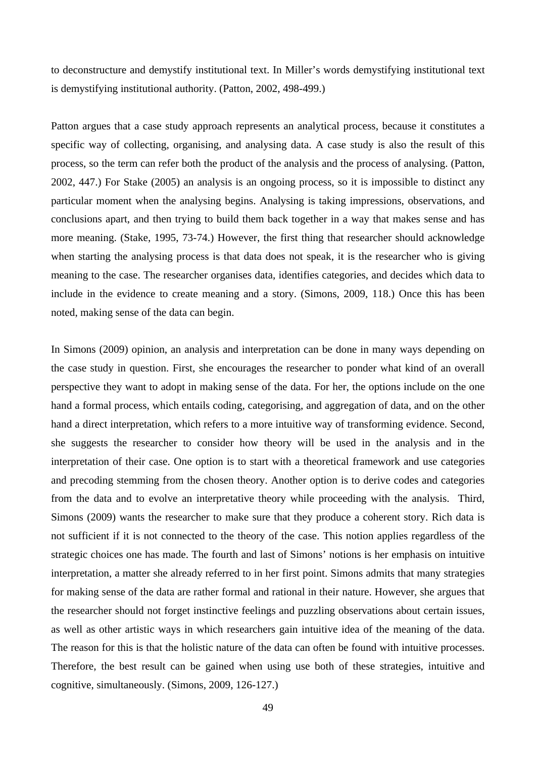to deconstructure and demystify institutional text. In Miller's words demystifying institutional text is demystifying institutional authority. (Patton, 2002, 498-499.)

Patton argues that a case study approach represents an analytical process, because it constitutes a specific way of collecting, organising, and analysing data. A case study is also the result of this process, so the term can refer both the product of the analysis and the process of analysing. (Patton, 2002, 447.) For Stake (2005) an analysis is an ongoing process, so it is impossible to distinct any particular moment when the analysing begins. Analysing is taking impressions, observations, and conclusions apart, and then trying to build them back together in a way that makes sense and has more meaning. (Stake, 1995, 73-74.) However, the first thing that researcher should acknowledge when starting the analysing process is that data does not speak, it is the researcher who is giving meaning to the case. The researcher organises data, identifies categories, and decides which data to include in the evidence to create meaning and a story. (Simons, 2009, 118.) Once this has been noted, making sense of the data can begin.

In Simons (2009) opinion, an analysis and interpretation can be done in many ways depending on the case study in question. First, she encourages the researcher to ponder what kind of an overall perspective they want to adopt in making sense of the data. For her, the options include on the one hand a formal process, which entails coding, categorising, and aggregation of data, and on the other hand a direct interpretation, which refers to a more intuitive way of transforming evidence. Second, she suggests the researcher to consider how theory will be used in the analysis and in the interpretation of their case. One option is to start with a theoretical framework and use categories and precoding stemming from the chosen theory. Another option is to derive codes and categories from the data and to evolve an interpretative theory while proceeding with the analysis. Third, Simons (2009) wants the researcher to make sure that they produce a coherent story. Rich data is not sufficient if it is not connected to the theory of the case. This notion applies regardless of the strategic choices one has made. The fourth and last of Simons' notions is her emphasis on intuitive interpretation, a matter she already referred to in her first point. Simons admits that many strategies for making sense of the data are rather formal and rational in their nature. However, she argues that the researcher should not forget instinctive feelings and puzzling observations about certain issues, as well as other artistic ways in which researchers gain intuitive idea of the meaning of the data. The reason for this is that the holistic nature of the data can often be found with intuitive processes. Therefore, the best result can be gained when using use both of these strategies, intuitive and cognitive, simultaneously. (Simons, 2009, 126-127.)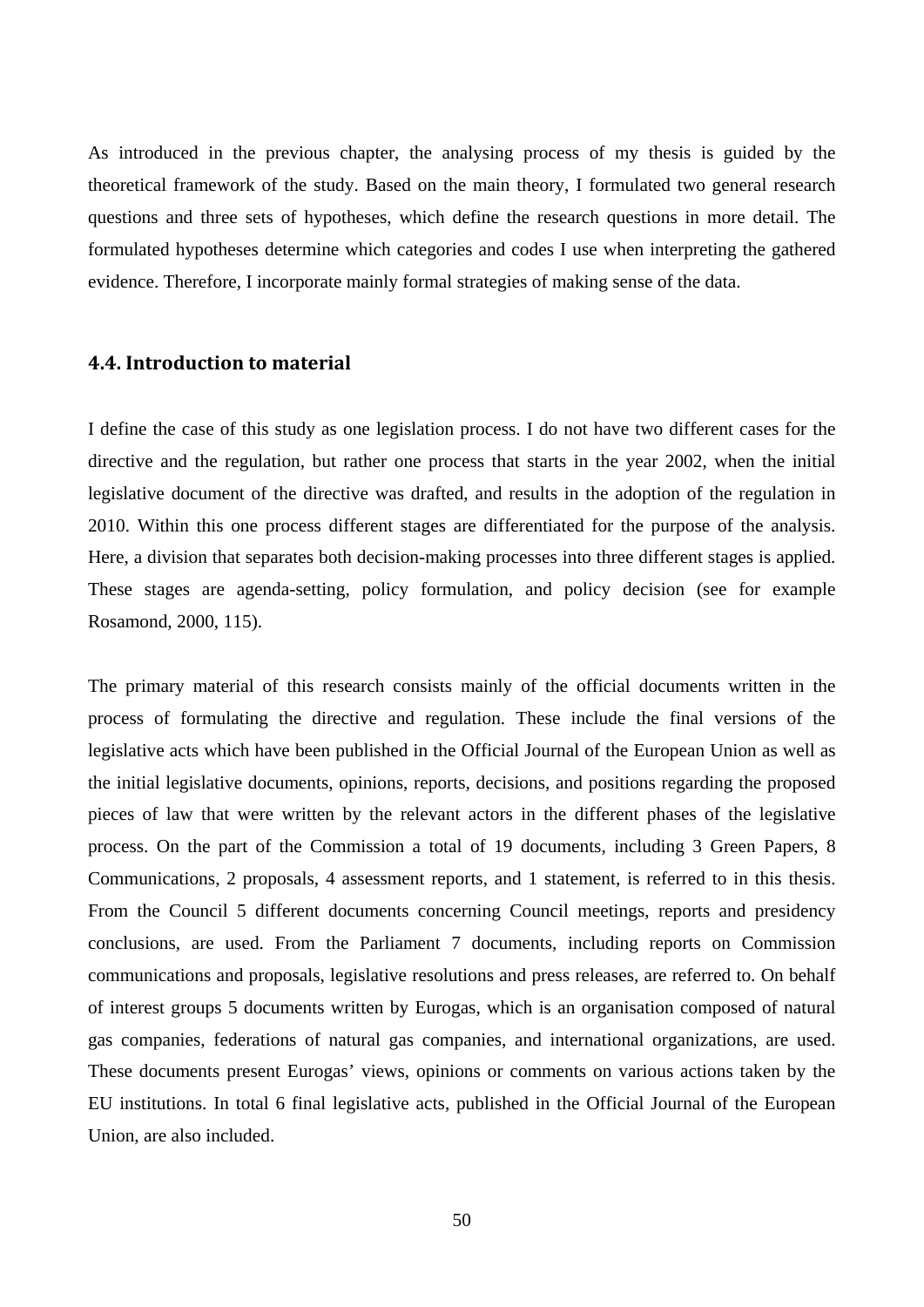As introduced in the previous chapter, the analysing process of my thesis is guided by the theoretical framework of the study. Based on the main theory, I formulated two general research questions and three sets of hypotheses, which define the research questions in more detail. The formulated hypotheses determine which categories and codes I use when interpreting the gathered evidence. Therefore, I incorporate mainly formal strategies of making sense of the data.

### 4.4. Introduction to material

I define the case of this study as one legislation process. I do not have two different cases for the directive and the regulation, but rather one process that starts in the year 2002, when the initial legislative document of the directive was drafted, and results in the adoption of the regulation in 2010. Within this one process different stages are differentiated for the purpose of the analysis. Here, a division that separates both decision-making processes into three different stages is applied. These stages are agenda-setting, policy formulation, and policy decision (see for example Rosamond, 2000, 115).

The primary material of this research consists mainly of the official documents written in the process of formulating the directive and regulation. These include the final versions of the legislative acts which have been published in the Official Journal of the European Union as well as the initial legislative documents, opinions, reports, decisions, and positions regarding the proposed pieces of law that were written by the relevant actors in the different phases of the legislative process. On the part of the Commission a total of 19 documents, including 3 Green Papers, 8 Communications, 2 proposals, 4 assessment reports, and 1 statement, is referred to in this thesis. From the Council 5 different documents concerning Council meetings, reports and presidency conclusions, are used. From the Parliament 7 documents, including reports on Commission communications and proposals, legislative resolutions and press releases, are referred to. On behalf of interest groups 5 documents written by Eurogas, which is an organisation composed of natural gas companies, federations of natural gas companies, and international organizations, are used. These documents present Eurogas' views, opinions or comments on various actions taken by the EU institutions. In total 6 final legislative acts, published in the Official Journal of the European Union, are also included.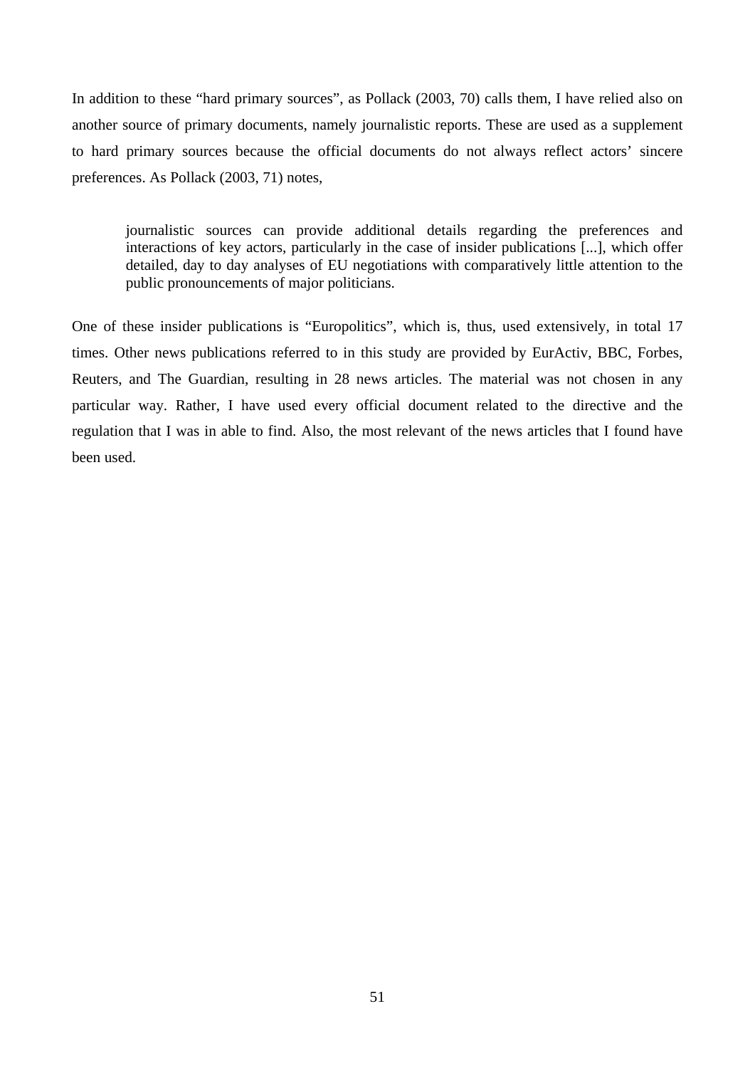In addition to these “hard primary sources”, as Pollack (2003, 70) calls them, I have relied also on another source of primary documents, namely journalistic reports. These are used as a supplement to hard primary sources because the official documents do not always reflect actors’ sincere preferences. As Pollack (2003, 71) notes,

> journalistic sources can provide additional details regarding the preferences and interactions of key actors, particularly in the case of insider publications [...], which offer detailed, day to day analyses of EU negotiations with comparatively little attention to the public pronouncements of major politicians.

One of these insider publications is “Europolitics”, which is, thus, used extensively, in total 17 times. Other news publications referred to in this study are provided by EurActiv, BBC, Forbes, Reuters, and The Guardian, resulting in 28 news articles. The material was not chosen in any particular way. Rather, I have used every official document related to the directive and the regulation that I was in able to find. Also, the most relevant of the news articles that I found have been used.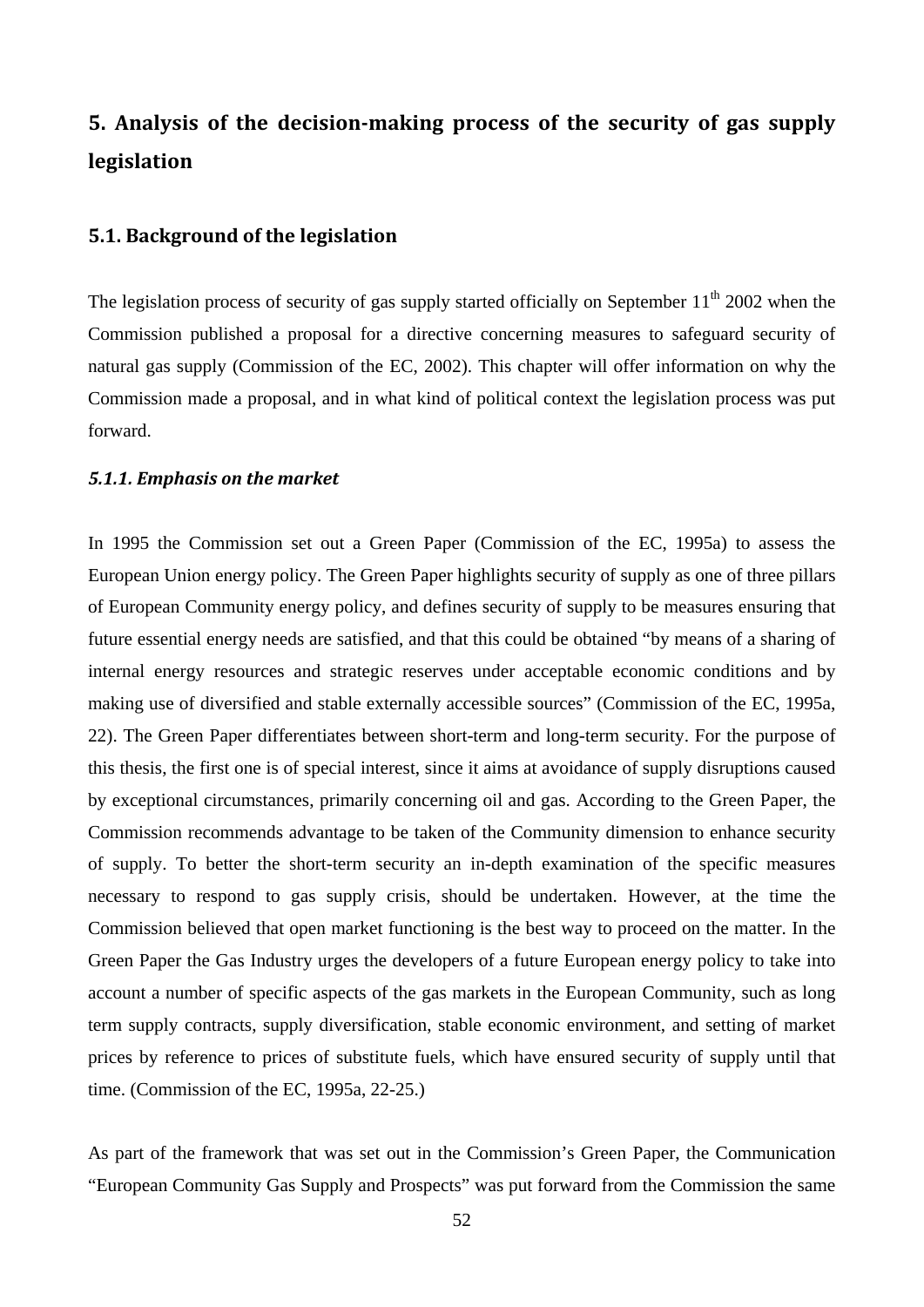# 5. Analysis of the decision-making process of the security of gas supply legislation

## 5.1. Background of the legislation

The legislation process of security of gas supply started officially on September 11th 2002 when the Commission published a proposal for a directive concerning measures to safeguard security of natural gas supply (Commission of the EC, 2002). This chapter will offer information on why the Commission made a proposal, and in what kind of political context the legislation process was put forward.

### *5.1.1. Emphasis on the market*

In 1995 the Commission set out a Green Paper (Commission of the EC, 1995a) to assess the European Union energy policy. The Green Paper highlights security of supply as one of three pillars of European Community energy policy, and defines security of supply to be measures ensuring that future essential energy needs are satisfied, and that this could be obtained "by means of a sharing of internal energy resources and strategic reserves under acceptable economic conditions and by making use of diversified and stable externally accessible sources" (Commission of the EC, 1995a, 22). The Green Paper differentiates between short-term and long-term security. For the purpose of this thesis, the first one is of special interest, since it aims at avoidance of supply disruptions caused by exceptional circumstances, primarily concerning oil and gas. According to the Green Paper, the Commission recommends advantage to be taken of the Community dimension to enhance security of supply. To better the short-term security an in-depth examination of the specific measures necessary to respond to gas supply crisis, should be undertaken. However, at the time the Commission believed that open market functioning is the best way to proceed on the matter. In the Green Paper the Gas Industry urges the developers of a future European energy policy to take into account a number of specific aspects of the gas markets in the European Community, such as long term supply contracts, supply diversification, stable economic environment, and setting of market prices by reference to prices of substitute fuels, which have ensured security of supply until that time. (Commission of the EC, 1995a, 22-25.)

As part of the framework that was set out in the Commission's Green Paper, the Communication "European Community Gas Supply and Prospects" was put forward from the Commission the same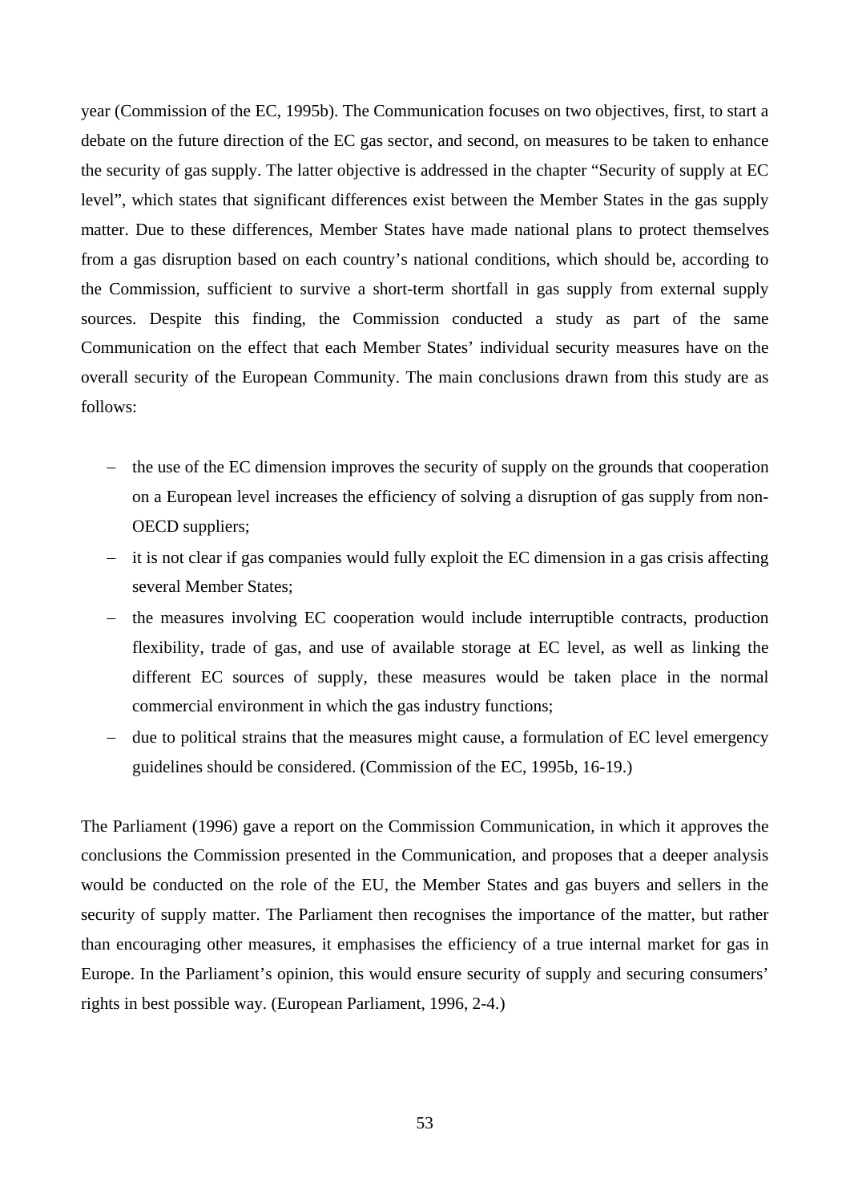year (Commission of the EC, 1995b). The Communication focuses on two objectives, first, to start a debate on the future direction of the EC gas sector, and second, on measures to be taken to enhance the security of gas supply. The latter objective is addressed in the chapter "Security of supply at EC level", which states that significant differences exist between the Member States in the gas supply matter. Due to these differences, Member States have made national plans to protect themselves from a gas disruption based on each country's national conditions, which should be, according to the Commission, sufficient to survive a short-term shortfall in gas supply from external supply sources. Despite this finding, the Commission conducted a study as part of the same Communication on the effect that each Member States' individual security measures have on the overall security of the European Community. The main conclusions drawn from this study are as follows:

- the use of the EC dimension improves the security of supply on the grounds that cooperation on a European level increases the efficiency of solving a disruption of gas supply from non-OECD suppliers;
- it is not clear if gas companies would fully exploit the EC dimension in a gas crisis affecting several Member States;
- the measures involving EC cooperation would include interruptible contracts, production flexibility, trade of gas, and use of available storage at EC level, as well as linking the different EC sources of supply, these measures would be taken place in the normal commercial environment in which the gas industry functions;
- due to political strains that the measures might cause, a formulation of EC level emergency guidelines should be considered. (Commission of the EC, 1995b, 16-19.)

The Parliament (1996) gave a report on the Commission Communication, in which it approves the conclusions the Commission presented in the Communication, and proposes that a deeper analysis would be conducted on the role of the EU, the Member States and gas buyers and sellers in the security of supply matter. The Parliament then recognises the importance of the matter, but rather than encouraging other measures, it emphasises the efficiency of a true internal market for gas in Europe. In the Parliament's opinion, this would ensure security of supply and securing consumers' rights in best possible way. (European Parliament, 1996, 2-4.)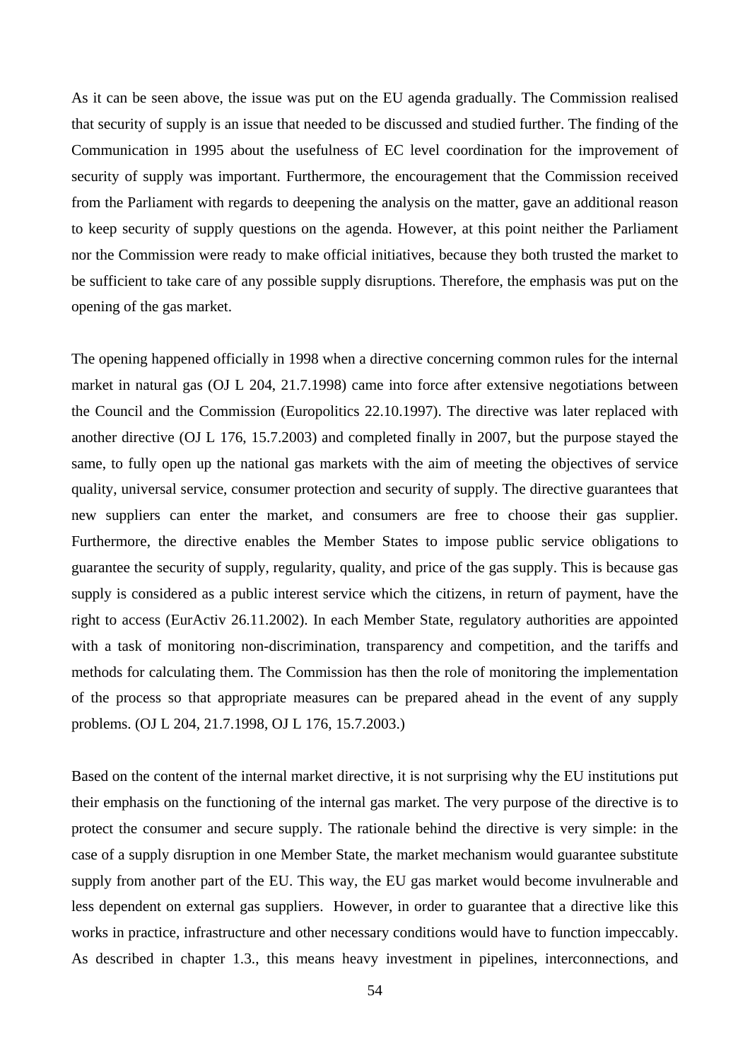As it can be seen above, the issue was put on the EU agenda gradually. The Commission realised that security of supply is an issue that needed to be discussed and studied further. The finding of the Communication in 1995 about the usefulness of EC level coordination for the improvement of security of supply was important. Furthermore, the encouragement that the Commission received from the Parliament with regards to deepening the analysis on the matter, gave an additional reason to keep security of supply questions on the agenda. However, at this point neither the Parliament nor the Commission were ready to make official initiatives, because they both trusted the market to be sufficient to take care of any possible supply disruptions. Therefore, the emphasis was put on the opening of the gas market.

The opening happened officially in 1998 when a directive concerning common rules for the internal market in natural gas (OJ L 204, 21.7.1998) came into force after extensive negotiations between the Council and the Commission (Europolitics 22.10.1997). The directive was later replaced with another directive (OJ L 176, 15.7.2003) and completed finally in 2007, but the purpose stayed the same, to fully open up the national gas markets with the aim of meeting the objectives of service quality, universal service, consumer protection and security of supply. The directive guarantees that new suppliers can enter the market, and consumers are free to choose their gas supplier. Furthermore, the directive enables the Member States to impose public service obligations to guarantee the security of supply, regularity, quality, and price of the gas supply. This is because gas supply is considered as a public interest service which the citizens, in return of payment, have the right to access (EurActiv 26.11.2002). In each Member State, regulatory authorities are appointed with a task of monitoring non-discrimination, transparency and competition, and the tariffs and methods for calculating them. The Commission has then the role of monitoring the implementation of the process so that appropriate measures can be prepared ahead in the event of any supply problems. (OJ L 204, 21.7.1998, OJ L 176, 15.7.2003.)

Based on the content of the internal market directive, it is not surprising why the EU institutions put their emphasis on the functioning of the internal gas market. The very purpose of the directive is to protect the consumer and secure supply. The rationale behind the directive is very simple: in the case of a supply disruption in one Member State, the market mechanism would guarantee substitute supply from another part of the EU. This way, the EU gas market would become invulnerable and less dependent on external gas suppliers. However, in order to guarantee that a directive like this works in practice, infrastructure and other necessary conditions would have to function impeccably. As described in chapter 1.3., this means heavy investment in pipelines, interconnections, and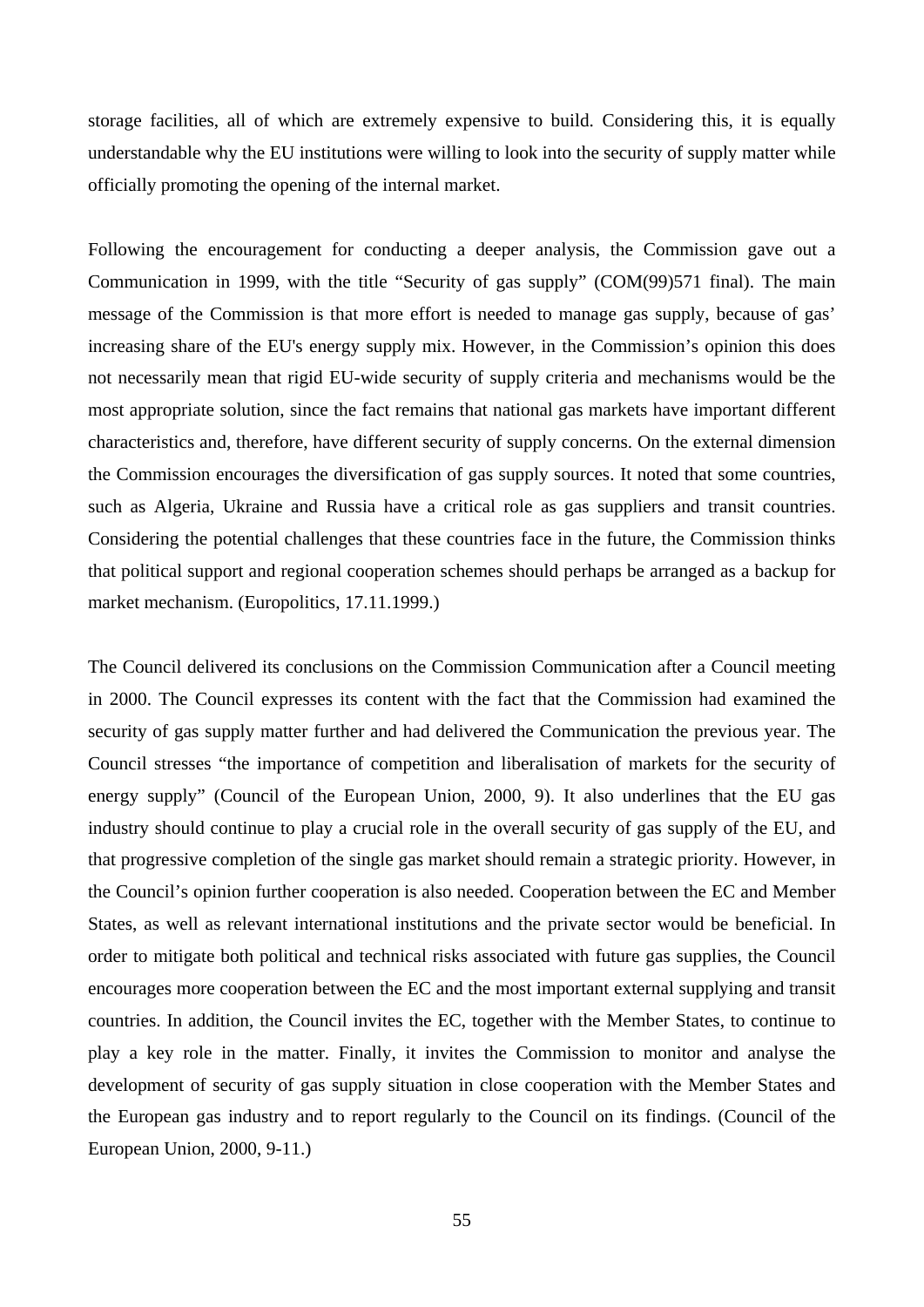storage facilities, all of which are extremely expensive to build. Considering this, it is equally understandable why the EU institutions were willing to look into the security of supply matter while officially promoting the opening of the internal market.

Following the encouragement for conducting a deeper analysis, the Commission gave out a Communication in 1999, with the title "Security of gas supply" (COM(99)571 final). The main message of the Commission is that more effort is needed to manage gas supply, because of gas' increasing share of the EU's energy supply mix. However, in the Commission's opinion this does not necessarily mean that rigid EU-wide security of supply criteria and mechanisms would be the most appropriate solution, since the fact remains that national gas markets have important different characteristics and, therefore, have different security of supply concerns. On the external dimension the Commission encourages the diversification of gas supply sources. It noted that some countries, such as Algeria, Ukraine and Russia have a critical role as gas suppliers and transit countries. Considering the potential challenges that these countries face in the future, the Commission thinks that political support and regional cooperation schemes should perhaps be arranged as a backup for market mechanism. (Europolitics, 17.11.1999.)

The Council delivered its conclusions on the Commission Communication after a Council meeting in 2000. The Council expresses its content with the fact that the Commission had examined the security of gas supply matter further and had delivered the Communication the previous year. The Council stresses "the importance of competition and liberalisation of markets for the security of energy supply" (Council of the European Union, 2000, 9). It also underlines that the EU gas industry should continue to play a crucial role in the overall security of gas supply of the EU, and that progressive completion of the single gas market should remain a strategic priority. However, in the Council's opinion further cooperation is also needed. Cooperation between the EC and Member States, as well as relevant international institutions and the private sector would be beneficial. In order to mitigate both political and technical risks associated with future gas supplies, the Council encourages more cooperation between the EC and the most important external supplying and transit countries. In addition, the Council invites the EC, together with the Member States, to continue to play a key role in the matter. Finally, it invites the Commission to monitor and analyse the development of security of gas supply situation in close cooperation with the Member States and the European gas industry and to report regularly to the Council on its findings. (Council of the European Union, 2000, 9-11.)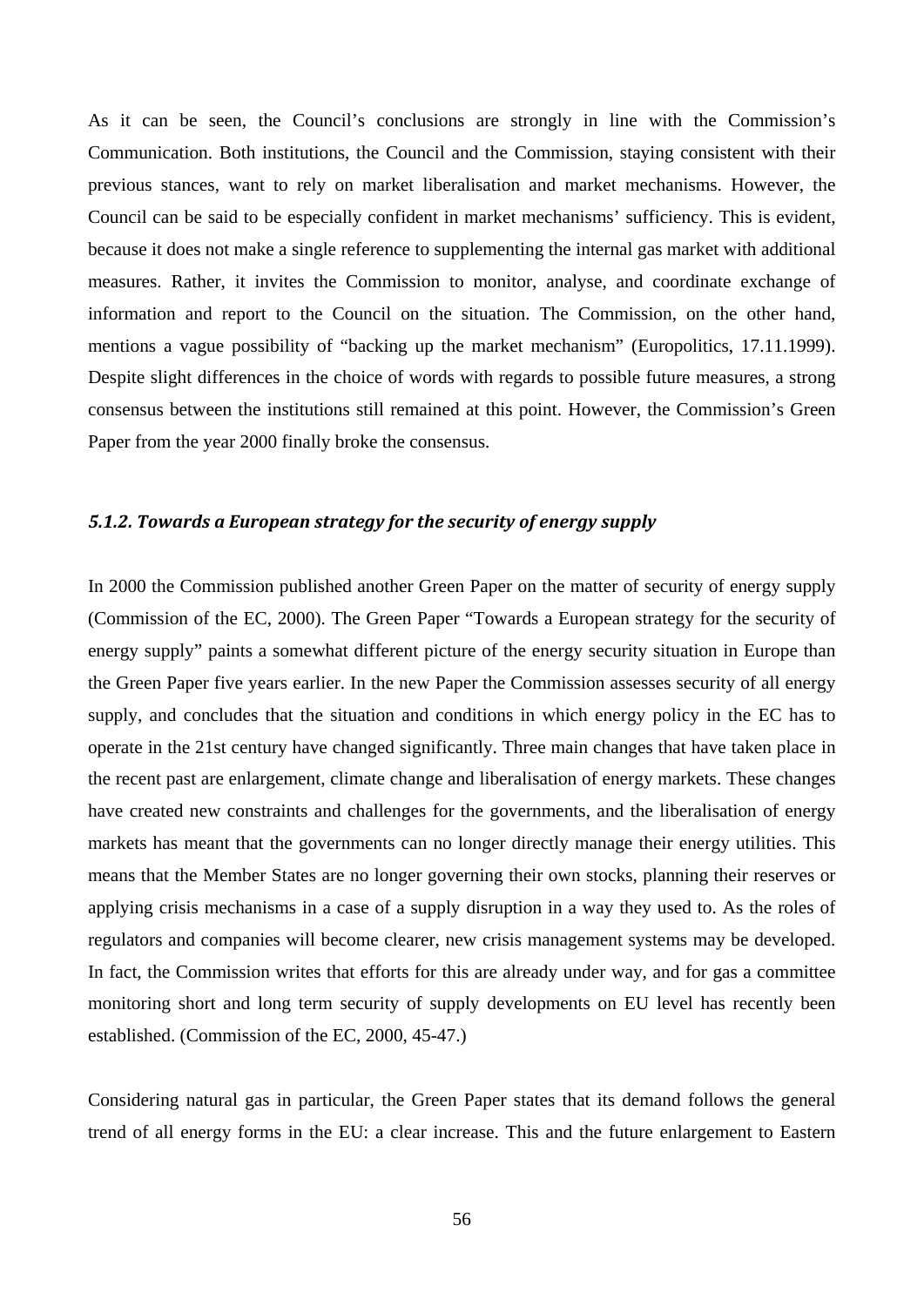As it can be seen, the Council's conclusions are strongly in line with the Commission's Communication. Both institutions, the Council and the Commission, staying consistent with their previous stances, want to rely on market liberalisation and market mechanisms. However, the Council can be said to be especially confident in market mechanisms' sufficiency. This is evident, because it does not make a single reference to supplementing the internal gas market with additional measures. Rather, it invites the Commission to monitor, analyse, and coordinate exchange of information and report to the Council on the situation. The Commission, on the other hand, mentions a vague possibility of "backing up the market mechanism" (Europolitics, 17.11.1999). Despite slight differences in the choice of words with regards to possible future measures, a strong consensus between the institutions still remained at this point. However, the Commission's Green Paper from the year 2000 finally broke the consensus.

### *5.1.2. Towards a European strategy for the security of energy supply*

In 2000 the Commission published another Green Paper on the matter of security of energy supply (Commission of the EC, 2000). The Green Paper "Towards a European strategy for the security of energy supply" paints a somewhat different picture of the energy security situation in Europe than the Green Paper five years earlier. In the new Paper the Commission assesses security of all energy supply, and concludes that the situation and conditions in which energy policy in the EC has to operate in the 21st century have changed significantly. Three main changes that have taken place in the recent past are enlargement, climate change and liberalisation of energy markets. These changes have created new constraints and challenges for the governments, and the liberalisation of energy markets has meant that the governments can no longer directly manage their energy utilities. This means that the Member States are no longer governing their own stocks, planning their reserves or applying crisis mechanisms in a case of a supply disruption in a way they used to. As the roles of regulators and companies will become clearer, new crisis management systems may be developed. In fact, the Commission writes that efforts for this are already under way, and for gas a committee monitoring short and long term security of supply developments on EU level has recently been established. (Commission of the EC, 2000, 45-47.)

Considering natural gas in particular, the Green Paper states that its demand follows the general trend of all energy forms in the EU: a clear increase. This and the future enlargement to Eastern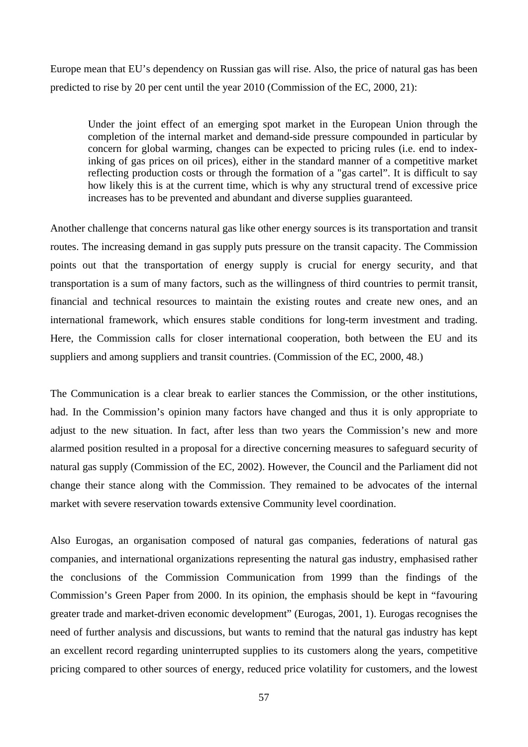Europe mean that EU's dependency on Russian gas will rise. Also, the price of natural gas has been predicted to rise by 20 per cent until the year 2010 (Commission of the EC, 2000, 21):

> Under the joint effect of an emerging spot market in the European Union through the completion of the internal market and demand-side pressure compounded in particular by concern for global warming, changes can be expected to pricing rules (i.e. end to index-inking of gas prices on oil prices), either in the standard manner of a competitive market reflecting production costs or through the formation of a "gas cartel". It is difficult to say how likely this is at the current time, which is why any structural trend of excessive price increases has to be prevented and abundant and diverse supplies guaranteed.

Another challenge that concerns natural gas like other energy sources is its transportation and transit routes. The increasing demand in gas supply puts pressure on the transit capacity. The Commission points out that the transportation of energy supply is crucial for energy security, and that transportation is a sum of many factors, such as the willingness of third countries to permit transit, financial and technical resources to maintain the existing routes and create new ones, and an international framework, which ensures stable conditions for long-term investment and trading. Here, the Commission calls for closer international cooperation, both between the EU and its suppliers and among suppliers and transit countries. (Commission of the EC, 2000, 48.)

The Communication is a clear break to earlier stances the Commission, or the other institutions, had. In the Commission's opinion many factors have changed and thus it is only appropriate to adjust to the new situation. In fact, after less than two years the Commission's new and more alarmed position resulted in a proposal for a directive concerning measures to safeguard security of natural gas supply (Commission of the EC, 2002). However, the Council and the Parliament did not change their stance along with the Commission. They remained to be advocates of the internal market with severe reservation towards extensive Community level coordination.

Also Eurogas, an organisation composed of natural gas companies, federations of natural gas companies, and international organizations representing the natural gas industry, emphasised rather the conclusions of the Commission Communication from 1999 than the findings of the Commission's Green Paper from 2000. In its opinion, the emphasis should be kept in "favouring greater trade and market-driven economic development" (Eurogas, 2001, 1). Eurogas recognises the need of further analysis and discussions, but wants to remind that the natural gas industry has kept an excellent record regarding uninterrupted supplies to its customers along the years, competitive pricing compared to other sources of energy, reduced price volatility for customers, and the lowest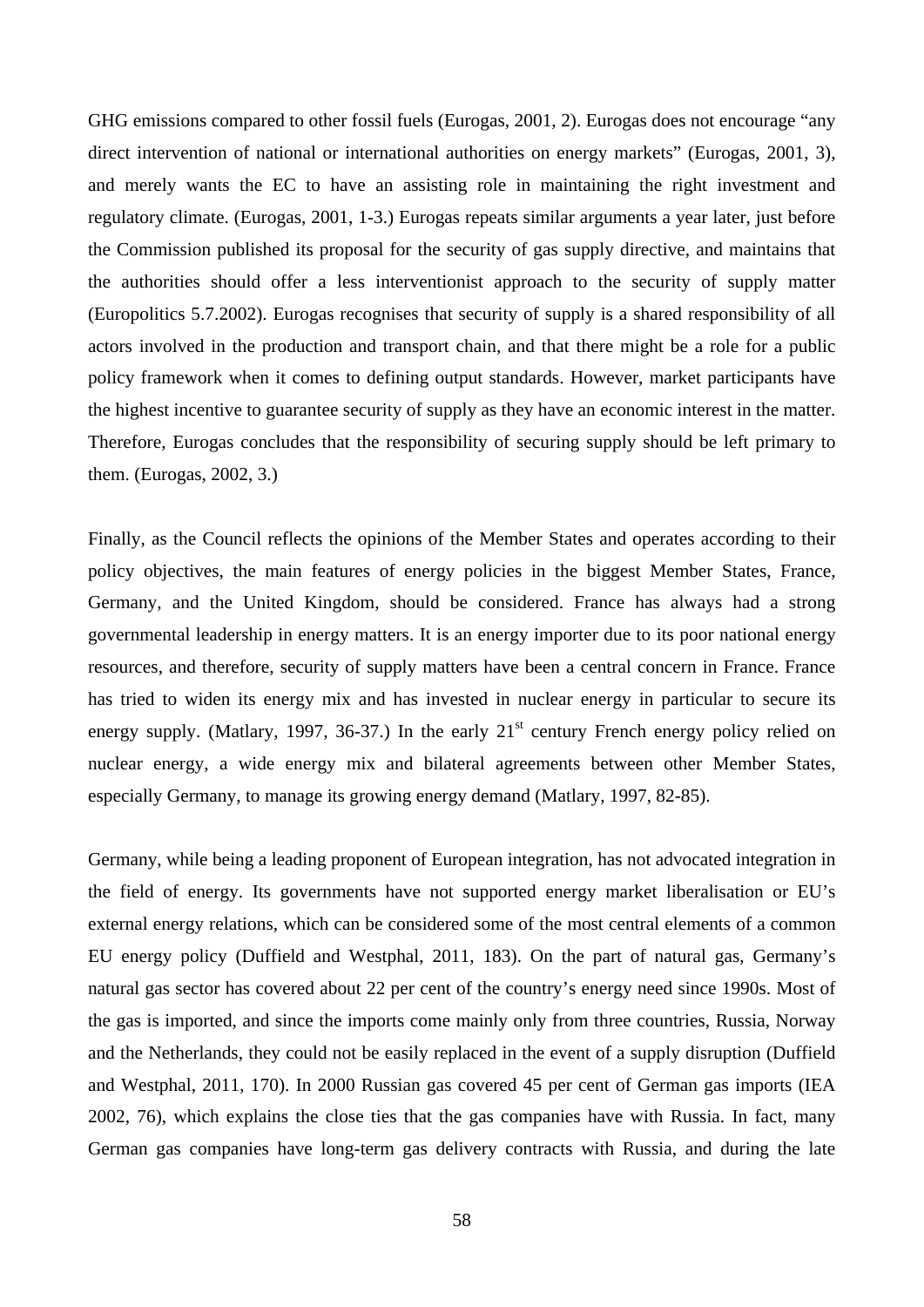GHG emissions compared to other fossil fuels (Eurogas, 2001, 2). Eurogas does not encourage "any direct intervention of national or international authorities on energy markets" (Eurogas, 2001, 3), and merely wants the EC to have an assisting role in maintaining the right investment and regulatory climate. (Eurogas, 2001, 1-3.) Eurogas repeats similar arguments a year later, just before the Commission published its proposal for the security of gas supply directive, and maintains that the authorities should offer a less interventionist approach to the security of supply matter (Europolitics 5.7.2002). Eurogas recognises that security of supply is a shared responsibility of all actors involved in the production and transport chain, and that there might be a role for a public policy framework when it comes to defining output standards. However, market participants have the highest incentive to guarantee security of supply as they have an economic interest in the matter. Therefore, Eurogas concludes that the responsibility of securing supply should be left primary to them. (Eurogas, 2002, 3.)

Finally, as the Council reflects the opinions of the Member States and operates according to their policy objectives, the main features of energy policies in the biggest Member States, France, Germany, and the United Kingdom, should be considered. France has always had a strong governmental leadership in energy matters. It is an energy importer due to its poor national energy resources, and therefore, security of supply matters have been a central concern in France. France has tried to widen its energy mix and has invested in nuclear energy in particular to secure its energy supply. (Matlary, 1997, 36-37.) In the early 21st century French energy policy relied on nuclear energy, a wide energy mix and bilateral agreements between other Member States, especially Germany, to manage its growing energy demand (Matlary, 1997, 82-85).

Germany, while being a leading proponent of European integration, has not advocated integration in the field of energy. Its governments have not supported energy market liberalisation or EU's external energy relations, which can be considered some of the most central elements of a common EU energy policy (Duffield and Westphal, 2011, 183). On the part of natural gas, Germany's natural gas sector has covered about 22 per cent of the country's energy need since 1990s. Most of the gas is imported, and since the imports come mainly only from three countries, Russia, Norway and the Netherlands, they could not be easily replaced in the event of a supply disruption (Duffield and Westphal, 2011, 170). In 2000 Russian gas covered 45 per cent of German gas imports (IEA 2002, 76), which explains the close ties that the gas companies have with Russia. In fact, many German gas companies have long-term gas delivery contracts with Russia, and during the late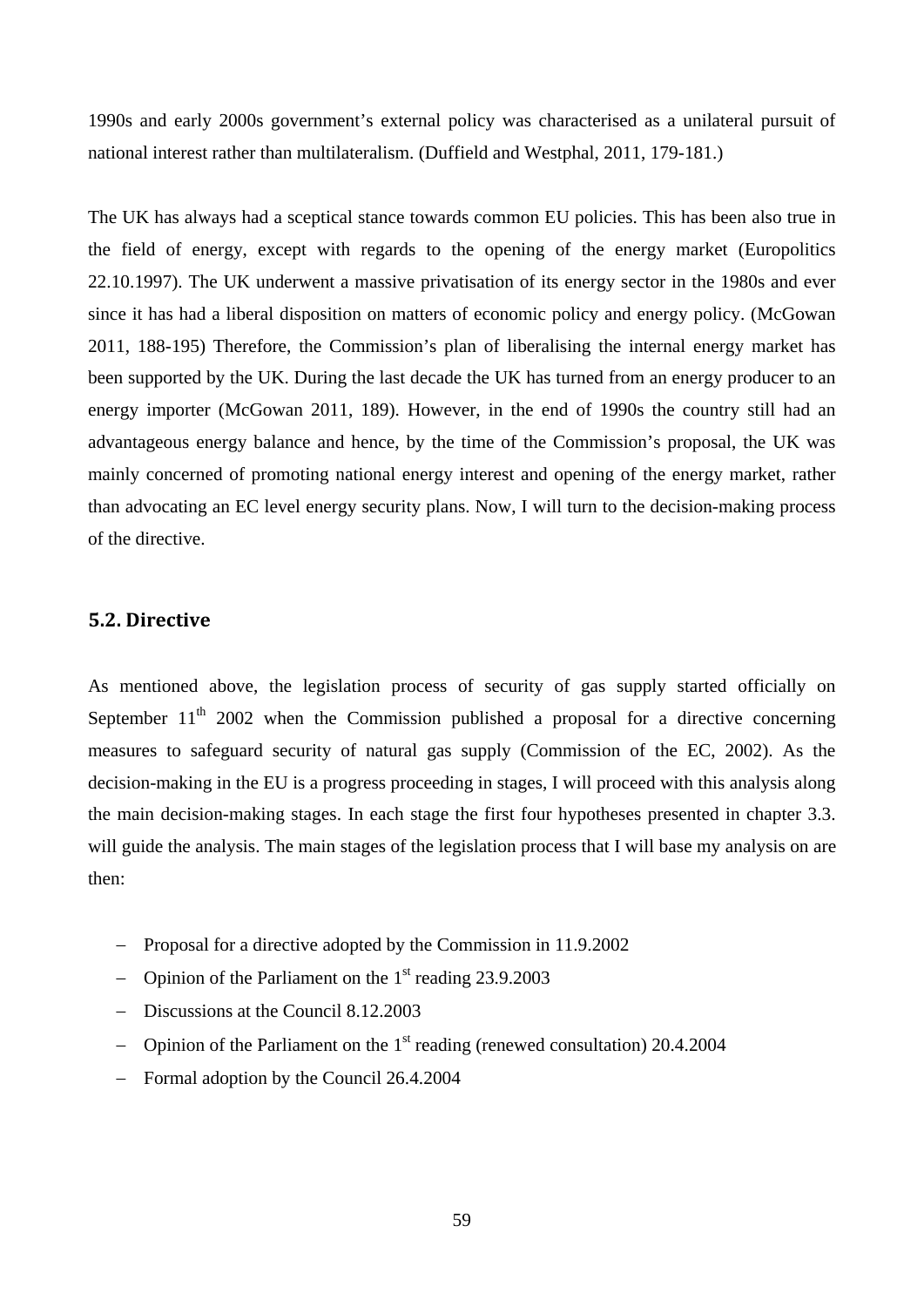1990s and early 2000s government's external policy was characterised as a unilateral pursuit of national interest rather than multilateralism. (Duffield and Westphal, 2011, 179-181.)

The UK has always had a sceptical stance towards common EU policies. This has been also true in the field of energy, except with regards to the opening of the energy market (Europolitics 22.10.1997). The UK underwent a massive privatisation of its energy sector in the 1980s and ever since it has had a liberal disposition on matters of economic policy and energy policy. (McGowan 2011, 188-195) Therefore, the Commission's plan of liberalising the internal energy market has been supported by the UK. During the last decade the UK has turned from an energy producer to an energy importer (McGowan 2011, 189). However, in the end of 1990s the country still had an advantageous energy balance and hence, by the time of the Commission's proposal, the UK was mainly concerned of promoting national energy interest and opening of the energy market, rather than advocating an EC level energy security plans. Now, I will turn to the decision-making process of the directive.

## 5.2. Directive

As mentioned above, the legislation process of security of gas supply started officially on September 11th 2002 when the Commission published a proposal for a directive concerning measures to safeguard security of natural gas supply (Commission of the EC, 2002). As the decision-making in the EU is a progress proceeding in stages, I will proceed with this analysis along the main decision-making stages. In each stage the first four hypotheses presented in chapter 3.3. will guide the analysis. The main stages of the legislation process that I will base my analysis on are then:

- Proposal for a directive adopted by the Commission in 11.9.2002
- Opinion of the Parliament on the 1st reading 23.9.2003
- Discussions at the Council 8.12.2003
- Opinion of the Parliament on the 1st reading (renewed consultation) 20.4.2004
- Formal adoption by the Council 26.4.2004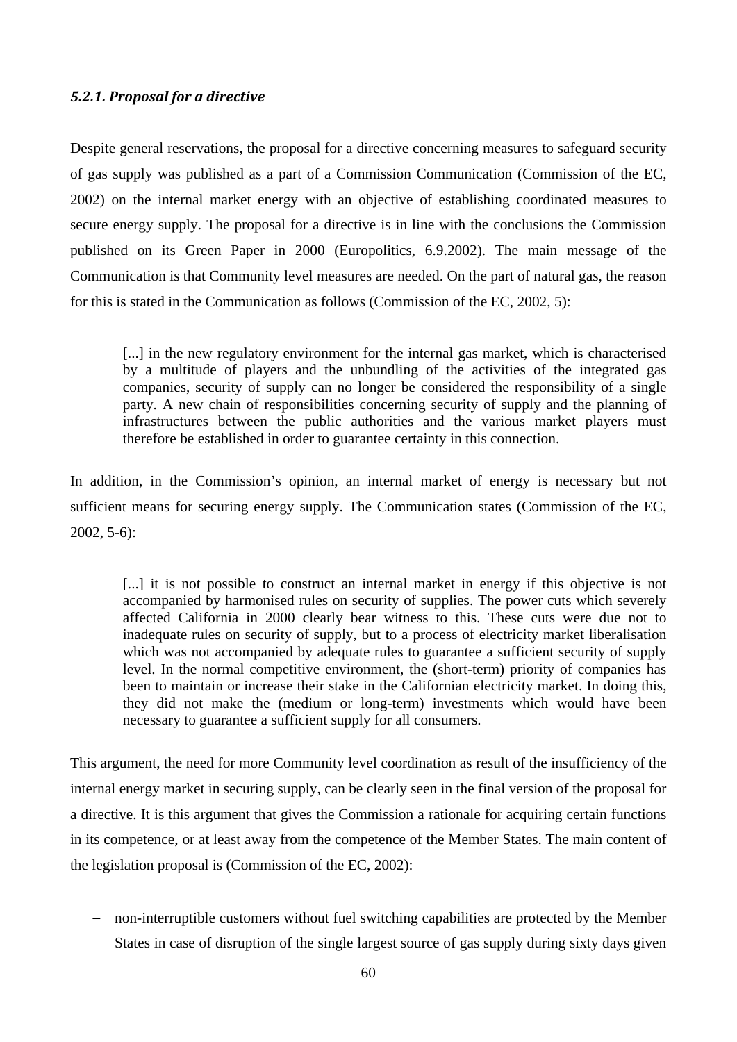#### *5.2.1. Proposal for a directive*

Despite general reservations, the proposal for a directive concerning measures to safeguard security of gas supply was published as a part of a Commission Communication (Commission of the EC, 2002) on the internal market energy with an objective of establishing coordinated measures to secure energy supply. The proposal for a directive is in line with the conclusions the Commission published on its Green Paper in 2000 (Europolitics, 6.9.2002). The main message of the Communication is that Community level measures are needed. On the part of natural gas, the reason for this is stated in the Communication as follows (Commission of the EC, 2002, 5):

> [...] in the new regulatory environment for the internal gas market, which is characterised by a multitude of players and the unbundling of the activities of the integrated gas companies, security of supply can no longer be considered the responsibility of a single party. A new chain of responsibilities concerning security of supply and the planning of infrastructures between the public authorities and the various market players must therefore be established in order to guarantee certainty in this connection.

In addition, in the Commission's opinion, an internal market of energy is necessary but not sufficient means for securing energy supply. The Communication states (Commission of the EC, 2002, 5-6):

> [...] it is not possible to construct an internal market in energy if this objective is not accompanied by harmonised rules on security of supplies. The power cuts which severely affected California in 2000 clearly bear witness to this. These cuts were due not to inadequate rules on security of supply, but to a process of electricity market liberalisation which was not accompanied by adequate rules to guarantee a sufficient security of supply level. In the normal competitive environment, the (short-term) priority of companies has been to maintain or increase their stake in the Californian electricity market. In doing this, they did not make the (medium or long-term) investments which would have been necessary to guarantee a sufficient supply for all consumers.

This argument, the need for more Community level coordination as result of the insufficiency of the internal energy market in securing supply, can be clearly seen in the final version of the proposal for a directive. It is this argument that gives the Commission a rationale for acquiring certain functions in its competence, or at least away from the competence of the Member States. The main content of the legislation proposal is (Commission of the EC, 2002):

- non-interruptible customers without fuel switching capabilities are protected by the Member States in case of disruption of the single largest source of gas supply during sixty days given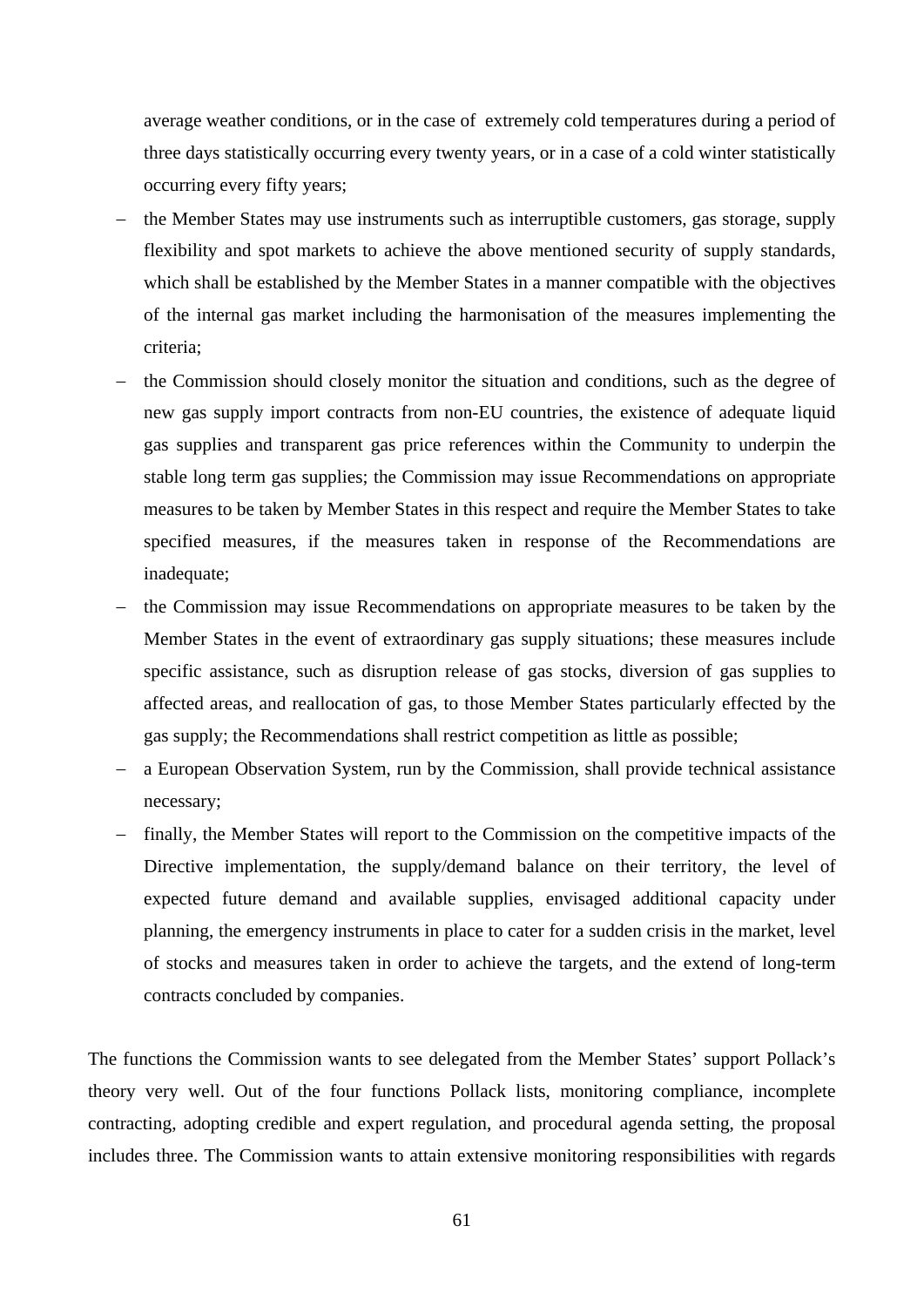average weather conditions, or in the case of  extremely cold temperatures during a period of three days statistically occurring every twenty years, or in a case of a cold winter statistically occurring every fifty years;

- the Member States may use instruments such as interruptible customers, gas storage, supply flexibility and spot markets to achieve the above mentioned security of supply standards, which shall be established by the Member States in a manner compatible with the objectives of the internal gas market including the harmonisation of the measures implementing the criteria;
- the Commission should closely monitor the situation and conditions, such as the degree of new gas supply import contracts from non-EU countries, the existence of adequate liquid gas supplies and transparent gas price references within the Community to underpin the stable long term gas supplies; the Commission may issue Recommendations on appropriate measures to be taken by Member States in this respect and require the Member States to take specified measures, if the measures taken in response of the Recommendations are inadequate;
- the Commission may issue Recommendations on appropriate measures to be taken by the Member States in the event of extraordinary gas supply situations; these measures include specific assistance, such as disruption release of gas stocks, diversion of gas supplies to affected areas, and reallocation of gas, to those Member States particularly effected by the gas supply; the Recommendations shall restrict competition as little as possible;
- a European Observation System, run by the Commission, shall provide technical assistance necessary;
- finally, the Member States will report to the Commission on the competitive impacts of the Directive implementation, the supply/demand balance on their territory, the level of expected future demand and available supplies, envisaged additional capacity under planning, the emergency instruments in place to cater for a sudden crisis in the market, level of stocks and measures taken in order to achieve the targets, and the extend of long-term contracts concluded by companies.

The functions the Commission wants to see delegated from the Member States' support Pollack's theory very well. Out of the four functions Pollack lists, monitoring compliance, incomplete contracting, adopting credible and expert regulation, and procedural agenda setting, the proposal includes three. The Commission wants to attain extensive monitoring responsibilities with regards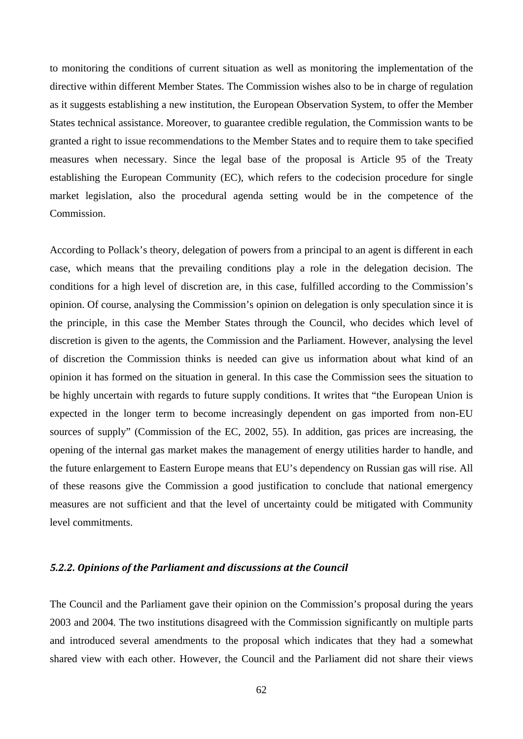to monitoring the conditions of current situation as well as monitoring the implementation of the directive within different Member States. The Commission wishes also to be in charge of regulation as it suggests establishing a new institution, the European Observation System, to offer the Member States technical assistance. Moreover, to guarantee credible regulation, the Commission wants to be granted a right to issue recommendations to the Member States and to require them to take specified measures when necessary. Since the legal base of the proposal is Article 95 of the Treaty establishing the European Community (EC), which refers to the codecision procedure for single market legislation, also the procedural agenda setting would be in the competence of the Commission.

According to Pollack's theory, delegation of powers from a principal to an agent is different in each case, which means that the prevailing conditions play a role in the delegation decision. The conditions for a high level of discretion are, in this case, fulfilled according to the Commission's opinion. Of course, analysing the Commission's opinion on delegation is only speculation since it is the principle, in this case the Member States through the Council, who decides which level of discretion is given to the agents, the Commission and the Parliament. However, analysing the level of discretion the Commission thinks is needed can give us information about what kind of an opinion it has formed on the situation in general. In this case the Commission sees the situation to be highly uncertain with regards to future supply conditions. It writes that "the European Union is expected in the longer term to become increasingly dependent on gas imported from non-EU sources of supply" (Commission of the EC, 2002, 55). In addition, gas prices are increasing, the opening of the internal gas market makes the management of energy utilities harder to handle, and the future enlargement to Eastern Europe means that EU's dependency on Russian gas will rise. All of these reasons give the Commission a good justification to conclude that national emergency measures are not sufficient and that the level of uncertainty could be mitigated with Community level commitments.

#### *5.2.2. Opinions of the Parliament and discussions at the Council*

The Council and the Parliament gave their opinion on the Commission's proposal during the years 2003 and 2004. The two institutions disagreed with the Commission significantly on multiple parts and introduced several amendments to the proposal which indicates that they had a somewhat shared view with each other. However, the Council and the Parliament did not share their views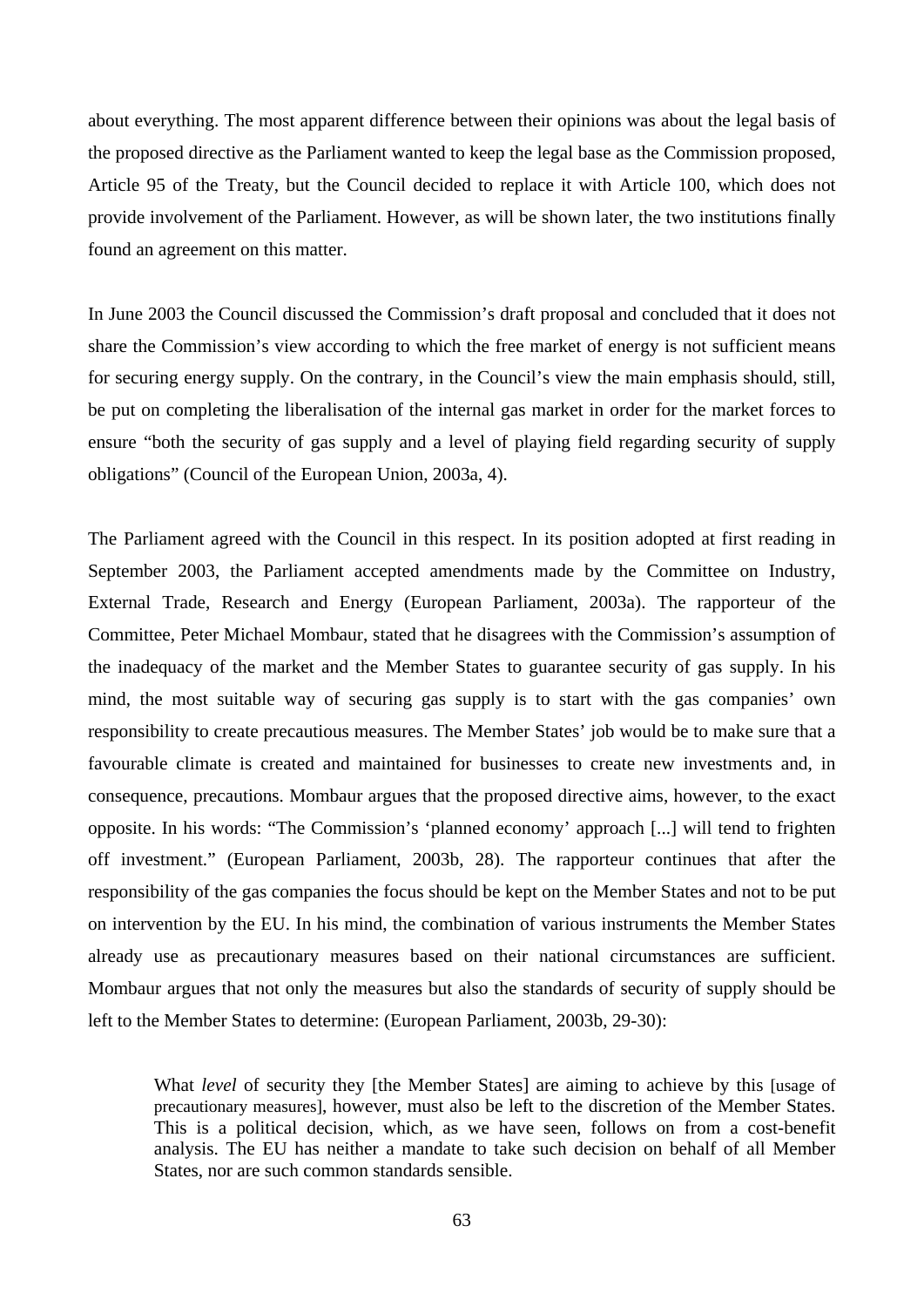about everything. The most apparent difference between their opinions was about the legal basis of the proposed directive as the Parliament wanted to keep the legal base as the Commission proposed, Article 95 of the Treaty, but the Council decided to replace it with Article 100, which does not provide involvement of the Parliament. However, as will be shown later, the two institutions finally found an agreement on this matter.

In June 2003 the Council discussed the Commission's draft proposal and concluded that it does not share the Commission's view according to which the free market of energy is not sufficient means for securing energy supply. On the contrary, in the Council's view the main emphasis should, still, be put on completing the liberalisation of the internal gas market in order for the market forces to ensure "both the security of gas supply and a level of playing field regarding security of supply obligations" (Council of the European Union, 2003a, 4).

The Parliament agreed with the Council in this respect. In its position adopted at first reading in September 2003, the Parliament accepted amendments made by the Committee on Industry, External Trade, Research and Energy (European Parliament, 2003a). The rapporteur of the Committee, Peter Michael Mombaur, stated that he disagrees with the Commission's assumption of the inadequacy of the market and the Member States to guarantee security of gas supply. In his mind, the most suitable way of securing gas supply is to start with the gas companies' own responsibility to create precautious measures. The Member States' job would be to make sure that a favourable climate is created and maintained for businesses to create new investments and, in consequence, precautions. Mombaur argues that the proposed directive aims, however, to the exact opposite. In his words: "The Commission's 'planned economy' approach [...] will tend to frighten off investment." (European Parliament, 2003b, 28). The rapporteur continues that after the responsibility of the gas companies the focus should be kept on the Member States and not to be put on intervention by the EU. In his mind, the combination of various instruments the Member States already use as precautionary measures based on their national circumstances are sufficient. Mombaur argues that not only the measures but also the standards of security of supply should be left to the Member States to determine: (European Parliament, 2003b, 29-30):

> What *level* of security they [the Member States] are aiming to achieve by this [usage of precautionary measures], however, must also be left to the discretion of the Member States. This is a political decision, which, as we have seen, follows on from a cost-benefit analysis. The EU has neither a mandate to take such decision on behalf of all Member States, nor are such common standards sensible.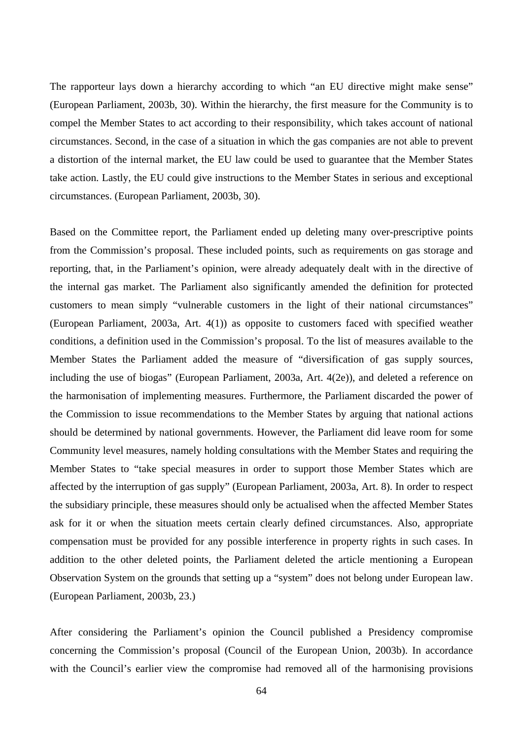The rapporteur lays down a hierarchy according to which "an EU directive might make sense" (European Parliament, 2003b, 30). Within the hierarchy, the first measure for the Community is to compel the Member States to act according to their responsibility, which takes account of national circumstances. Second, in the case of a situation in which the gas companies are not able to prevent a distortion of the internal market, the EU law could be used to guarantee that the Member States take action. Lastly, the EU could give instructions to the Member States in serious and exceptional circumstances. (European Parliament, 2003b, 30).

Based on the Committee report, the Parliament ended up deleting many over-prescriptive points from the Commission's proposal. These included points, such as requirements on gas storage and reporting, that, in the Parliament's opinion, were already adequately dealt with in the directive of the internal gas market. The Parliament also significantly amended the definition for protected customers to mean simply "vulnerable customers in the light of their national circumstances" (European Parliament, 2003a, Art. 4(1)) as opposite to customers faced with specified weather conditions, a definition used in the Commission's proposal. To the list of measures available to the Member States the Parliament added the measure of "diversification of gas supply sources, including the use of biogas" (European Parliament, 2003a, Art. 4(2e)), and deleted a reference on the harmonisation of implementing measures. Furthermore, the Parliament discarded the power of the Commission to issue recommendations to the Member States by arguing that national actions should be determined by national governments. However, the Parliament did leave room for some Community level measures, namely holding consultations with the Member States and requiring the Member States to "take special measures in order to support those Member States which are affected by the interruption of gas supply" (European Parliament, 2003a, Art. 8). In order to respect the subsidiary principle, these measures should only be actualised when the affected Member States ask for it or when the situation meets certain clearly defined circumstances. Also, appropriate compensation must be provided for any possible interference in property rights in such cases. In addition to the other deleted points, the Parliament deleted the article mentioning a European Observation System on the grounds that setting up a "system" does not belong under European law. (European Parliament, 2003b, 23.)

After considering the Parliament's opinion the Council published a Presidency compromise concerning the Commission's proposal (Council of the European Union, 2003b). In accordance with the Council's earlier view the compromise had removed all of the harmonising provisions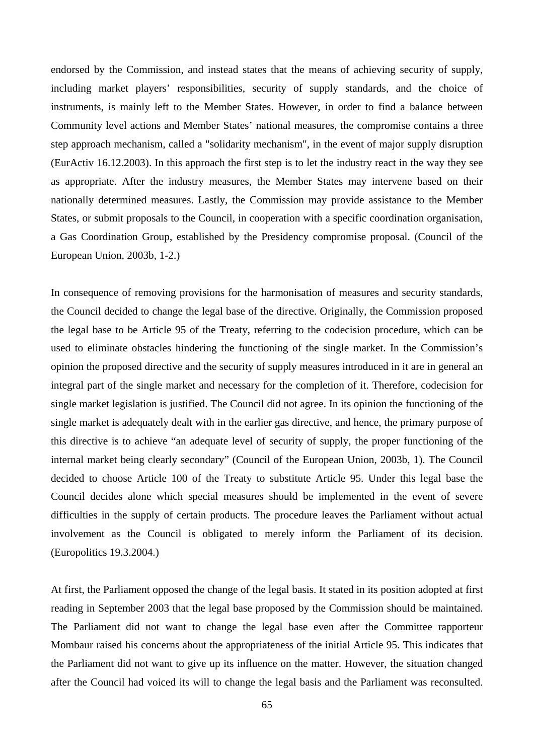endorsed by the Commission, and instead states that the means of achieving security of supply, including market players' responsibilities, security of supply standards, and the choice of instruments, is mainly left to the Member States. However, in order to find a balance between Community level actions and Member States' national measures, the compromise contains a three step approach mechanism, called a "solidarity mechanism", in the event of major supply disruption (EurActiv 16.12.2003). In this approach the first step is to let the industry react in the way they see as appropriate. After the industry measures, the Member States may intervene based on their nationally determined measures. Lastly, the Commission may provide assistance to the Member States, or submit proposals to the Council, in cooperation with a specific coordination organisation, a Gas Coordination Group, established by the Presidency compromise proposal. (Council of the European Union, 2003b, 1-2.)

In consequence of removing provisions for the harmonisation of measures and security standards, the Council decided to change the legal base of the directive. Originally, the Commission proposed the legal base to be Article 95 of the Treaty, referring to the codecision procedure, which can be used to eliminate obstacles hindering the functioning of the single market. In the Commission's opinion the proposed directive and the security of supply measures introduced in it are in general an integral part of the single market and necessary for the completion of it. Therefore, codecision for single market legislation is justified. The Council did not agree. In its opinion the functioning of the single market is adequately dealt with in the earlier gas directive, and hence, the primary purpose of this directive is to achieve "an adequate level of security of supply, the proper functioning of the internal market being clearly secondary" (Council of the European Union, 2003b, 1). The Council decided to choose Article 100 of the Treaty to substitute Article 95. Under this legal base the Council decides alone which special measures should be implemented in the event of severe difficulties in the supply of certain products. The procedure leaves the Parliament without actual involvement as the Council is obligated to merely inform the Parliament of its decision. (Europolitics 19.3.2004.)

At first, the Parliament opposed the change of the legal basis. It stated in its position adopted at first reading in September 2003 that the legal base proposed by the Commission should be maintained. The Parliament did not want to change the legal base even after the Committee rapporteur Mombaur raised his concerns about the appropriateness of the initial Article 95. This indicates that the Parliament did not want to give up its influence on the matter. However, the situation changed after the Council had voiced its will to change the legal basis and the Parliament was reconsulted.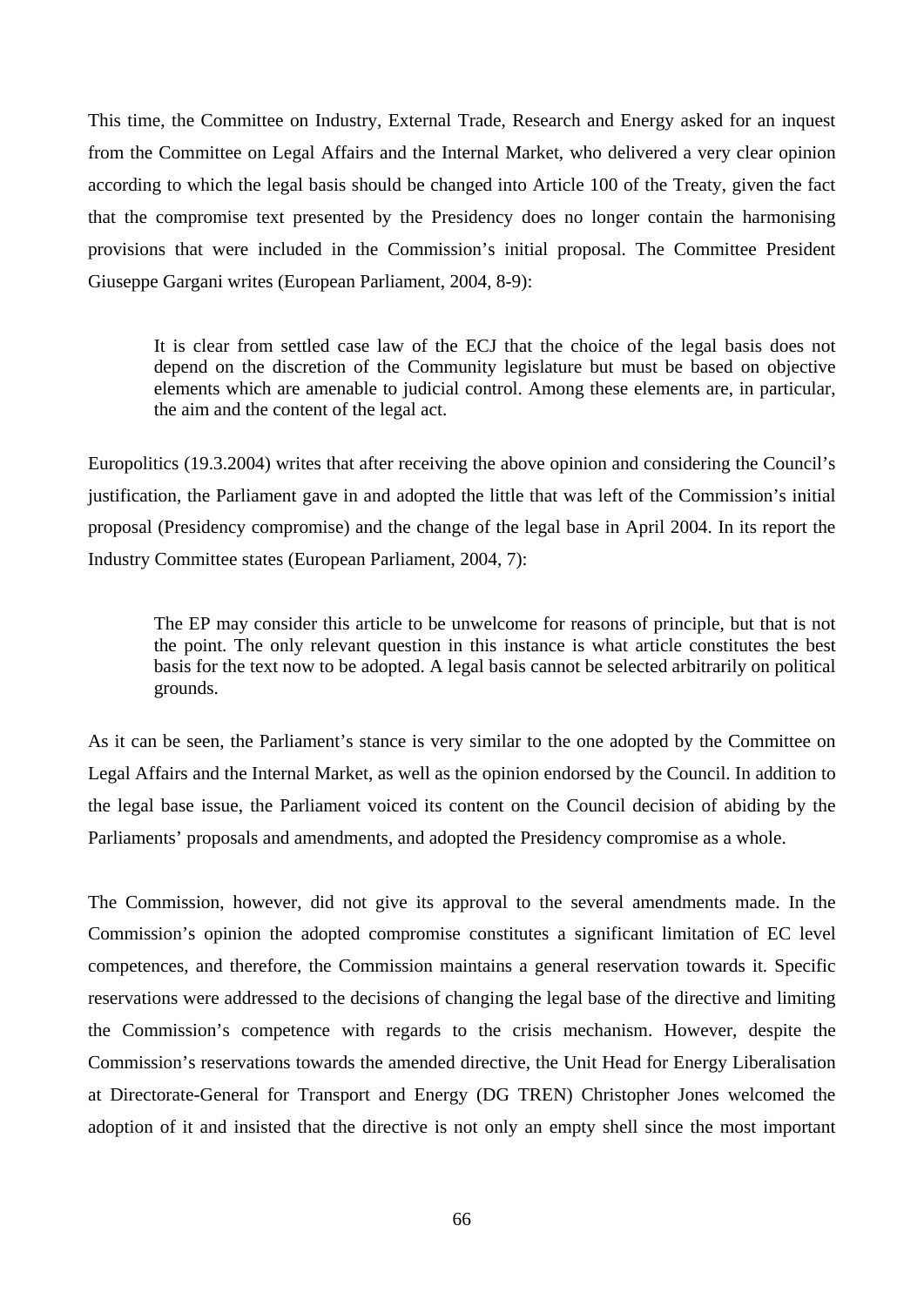This time, the Committee on Industry, External Trade, Research and Energy asked for an inquest from the Committee on Legal Affairs and the Internal Market, who delivered a very clear opinion according to which the legal basis should be changed into Article 100 of the Treaty, given the fact that the compromise text presented by the Presidency does no longer contain the harmonising provisions that were included in the Commission's initial proposal. The Committee President Giuseppe Gargani writes (European Parliament, 2004, 8-9):

> It is clear from settled case law of the ECJ that the choice of the legal basis does not depend on the discretion of the Community legislature but must be based on objective elements which are amenable to judicial control. Among these elements are, in particular, the aim and the content of the legal act.

Europolitics (19.3.2004) writes that after receiving the above opinion and considering the Council's justification, the Parliament gave in and adopted the little that was left of the Commission's initial proposal (Presidency compromise) and the change of the legal base in April 2004. In its report the Industry Committee states (European Parliament, 2004, 7):

> The EP may consider this article to be unwelcome for reasons of principle, but that is not the point. The only relevant question in this instance is what article constitutes the best basis for the text now to be adopted. A legal basis cannot be selected arbitrarily on political grounds.

As it can be seen, the Parliament's stance is very similar to the one adopted by the Committee on Legal Affairs and the Internal Market, as well as the opinion endorsed by the Council. In addition to the legal base issue, the Parliament voiced its content on the Council decision of abiding by the Parliaments' proposals and amendments, and adopted the Presidency compromise as a whole.

The Commission, however, did not give its approval to the several amendments made. In the Commission's opinion the adopted compromise constitutes a significant limitation of EC level competences, and therefore, the Commission maintains a general reservation towards it. Specific reservations were addressed to the decisions of changing the legal base of the directive and limiting the Commission's competence with regards to the crisis mechanism. However, despite the Commission's reservations towards the amended directive, the Unit Head for Energy Liberalisation at Directorate-General for Transport and Energy (DG TREN) Christopher Jones welcomed the adoption of it and insisted that the directive is not only an empty shell since the most important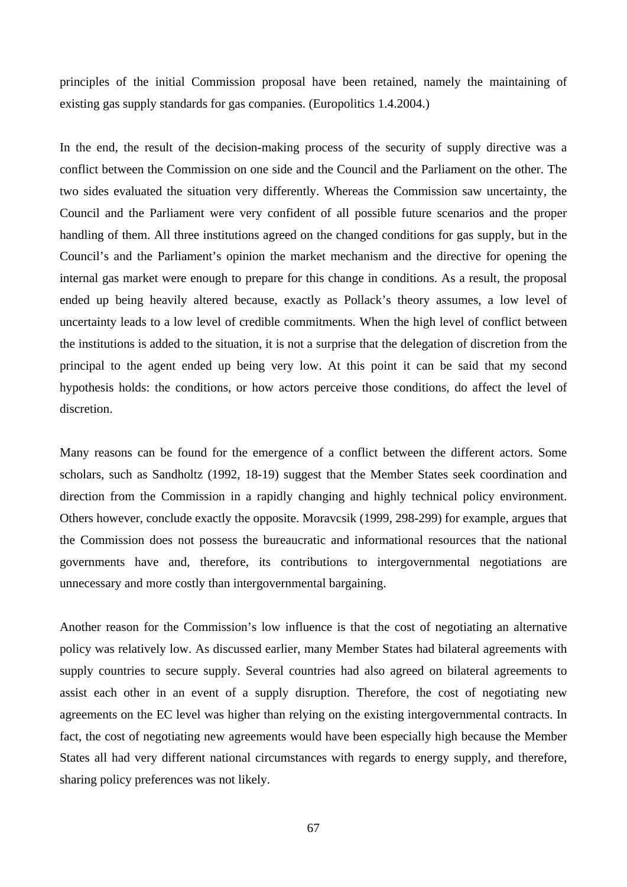principles of the initial Commission proposal have been retained, namely the maintaining of existing gas supply standards for gas companies. (Europolitics 1.4.2004.)

In the end, the result of the decision-making process of the security of supply directive was a conflict between the Commission on one side and the Council and the Parliament on the other. The two sides evaluated the situation very differently. Whereas the Commission saw uncertainty, the Council and the Parliament were very confident of all possible future scenarios and the proper handling of them. All three institutions agreed on the changed conditions for gas supply, but in the Council's and the Parliament's opinion the market mechanism and the directive for opening the internal gas market were enough to prepare for this change in conditions. As a result, the proposal ended up being heavily altered because, exactly as Pollack's theory assumes, a low level of uncertainty leads to a low level of credible commitments. When the high level of conflict between the institutions is added to the situation, it is not a surprise that the delegation of discretion from the principal to the agent ended up being very low. At this point it can be said that my second hypothesis holds: the conditions, or how actors perceive those conditions, do affect the level of discretion.

Many reasons can be found for the emergence of a conflict between the different actors. Some scholars, such as Sandholtz (1992, 18-19) suggest that the Member States seek coordination and direction from the Commission in a rapidly changing and highly technical policy environment. Others however, conclude exactly the opposite. Moravcsik (1999, 298-299) for example, argues that the Commission does not possess the bureaucratic and informational resources that the national governments have and, therefore, its contributions to intergovernmental negotiations are unnecessary and more costly than intergovernmental bargaining.

Another reason for the Commission's low influence is that the cost of negotiating an alternative policy was relatively low. As discussed earlier, many Member States had bilateral agreements with supply countries to secure supply. Several countries had also agreed on bilateral agreements to assist each other in an event of a supply disruption. Therefore, the cost of negotiating new agreements on the EC level was higher than relying on the existing intergovernmental contracts. In fact, the cost of negotiating new agreements would have been especially high because the Member States all had very different national circumstances with regards to energy supply, and therefore, sharing policy preferences was not likely.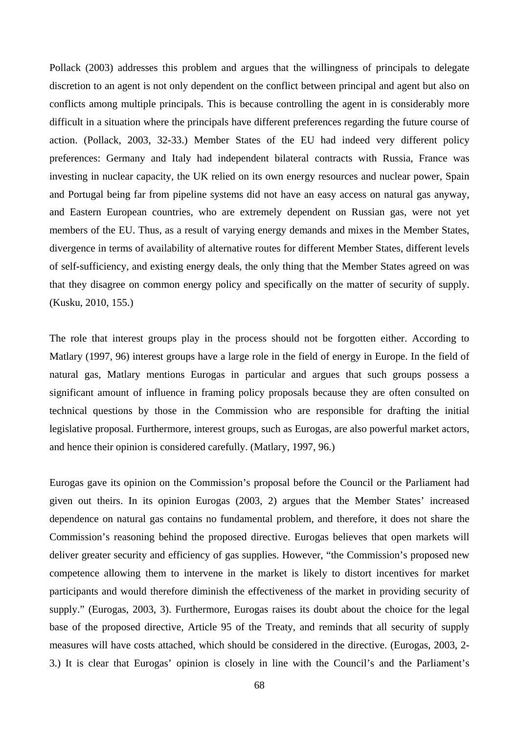Pollack (2003) addresses this problem and argues that the willingness of principals to delegate discretion to an agent is not only dependent on the conflict between principal and agent but also on conflicts among multiple principals. This is because controlling the agent in is considerably more difficult in a situation where the principals have different preferences regarding the future course of action. (Pollack, 2003, 32-33.) Member States of the EU had indeed very different policy preferences: Germany and Italy had independent bilateral contracts with Russia, France was investing in nuclear capacity, the UK relied on its own energy resources and nuclear power, Spain and Portugal being far from pipeline systems did not have an easy access on natural gas anyway, and Eastern European countries, who are extremely dependent on Russian gas, were not yet members of the EU. Thus, as a result of varying energy demands and mixes in the Member States, divergence in terms of availability of alternative routes for different Member States, different levels of self-sufficiency, and existing energy deals, the only thing that the Member States agreed on was that they disagree on common energy policy and specifically on the matter of security of supply. (Kusku, 2010, 155.)

The role that interest groups play in the process should not be forgotten either. According to Matlary (1997, 96) interest groups have a large role in the field of energy in Europe. In the field of natural gas, Matlary mentions Eurogas in particular and argues that such groups possess a significant amount of influence in framing policy proposals because they are often consulted on technical questions by those in the Commission who are responsible for drafting the initial legislative proposal. Furthermore, interest groups, such as Eurogas, are also powerful market actors, and hence their opinion is considered carefully. (Matlary, 1997, 96.)

Eurogas gave its opinion on the Commission's proposal before the Council or the Parliament had given out theirs. In its opinion Eurogas (2003, 2) argues that the Member States' increased dependence on natural gas contains no fundamental problem, and therefore, it does not share the Commission's reasoning behind the proposed directive. Eurogas believes that open markets will deliver greater security and efficiency of gas supplies. However, "the Commission's proposed new competence allowing them to intervene in the market is likely to distort incentives for market participants and would therefore diminish the effectiveness of the market in providing security of supply." (Eurogas, 2003, 3). Furthermore, Eurogas raises its doubt about the choice for the legal base of the proposed directive, Article 95 of the Treaty, and reminds that all security of supply measures will have costs attached, which should be considered in the directive. (Eurogas, 2003, 2-3.) It is clear that Eurogas' opinion is closely in line with the Council's and the Parliament's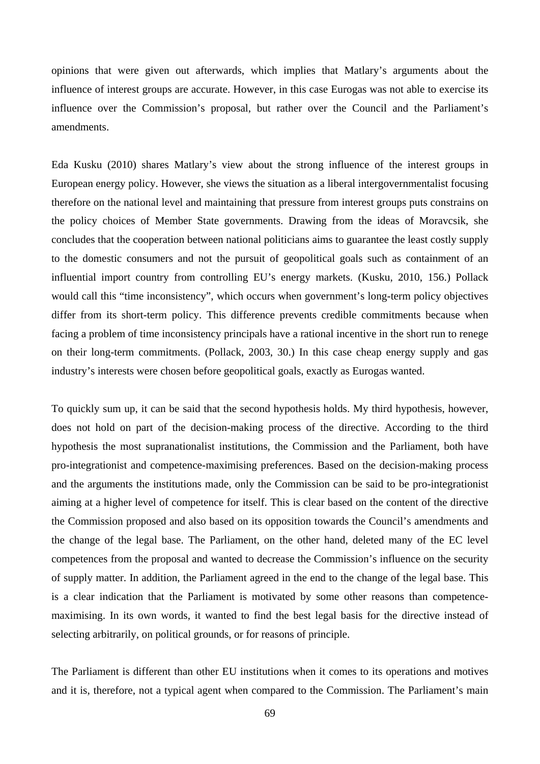opinions that were given out afterwards, which implies that Matlary's arguments about the influence of interest groups are accurate. However, in this case Eurogas was not able to exercise its influence over the Commission's proposal, but rather over the Council and the Parliament's amendments.

Eda Kusku (2010) shares Matlary's view about the strong influence of the interest groups in European energy policy. However, she views the situation as a liberal intergovernmentalist focusing therefore on the national level and maintaining that pressure from interest groups puts constrains on the policy choices of Member State governments. Drawing from the ideas of Moravcsik, she concludes that the cooperation between national politicians aims to guarantee the least costly supply to the domestic consumers and not the pursuit of geopolitical goals such as containment of an influential import country from controlling EU's energy markets. (Kusku, 2010, 156.) Pollack would call this "time inconsistency", which occurs when government's long-term policy objectives differ from its short-term policy. This difference prevents credible commitments because when facing a problem of time inconsistency principals have a rational incentive in the short run to renege on their long-term commitments. (Pollack, 2003, 30.) In this case cheap energy supply and gas industry's interests were chosen before geopolitical goals, exactly as Eurogas wanted.

To quickly sum up, it can be said that the second hypothesis holds. My third hypothesis, however, does not hold on part of the decision-making process of the directive. According to the third hypothesis the most supranationalist institutions, the Commission and the Parliament, both have pro-integrationist and competence-maximising preferences. Based on the decision-making process and the arguments the institutions made, only the Commission can be said to be pro-integrationist aiming at a higher level of competence for itself. This is clear based on the content of the directive the Commission proposed and also based on its opposition towards the Council's amendments and the change of the legal base. The Parliament, on the other hand, deleted many of the EC level competences from the proposal and wanted to decrease the Commission's influence on the security of supply matter. In addition, the Parliament agreed in the end to the change of the legal base. This is a clear indication that the Parliament is motivated by some other reasons than competence-maximising. In its own words, it wanted to find the best legal basis for the directive instead of selecting arbitrarily, on political grounds, or for reasons of principle.

The Parliament is different than other EU institutions when it comes to its operations and motives and it is, therefore, not a typical agent when compared to the Commission. The Parliament's main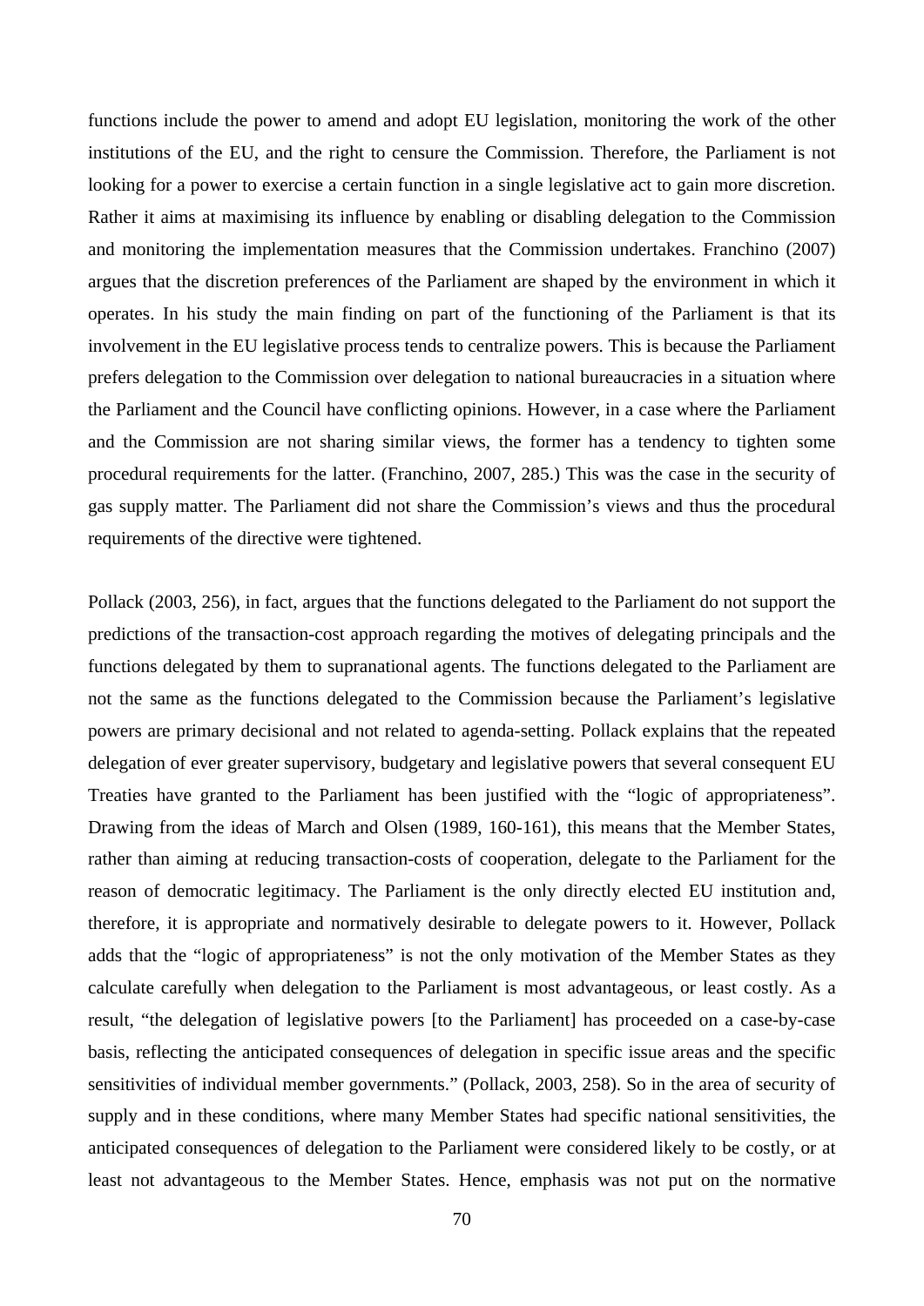functions include the power to amend and adopt EU legislation, monitoring the work of the other institutions of the EU, and the right to censure the Commission. Therefore, the Parliament is not looking for a power to exercise a certain function in a single legislative act to gain more discretion. Rather it aims at maximising its influence by enabling or disabling delegation to the Commission and monitoring the implementation measures that the Commission undertakes. Franchino (2007) argues that the discretion preferences of the Parliament are shaped by the environment in which it operates. In his study the main finding on part of the functioning of the Parliament is that its involvement in the EU legislative process tends to centralize powers. This is because the Parliament prefers delegation to the Commission over delegation to national bureaucracies in a situation where the Parliament and the Council have conflicting opinions. However, in a case where the Parliament and the Commission are not sharing similar views, the former has a tendency to tighten some procedural requirements for the latter. (Franchino, 2007, 285.) This was the case in the security of gas supply matter. The Parliament did not share the Commission's views and thus the procedural requirements of the directive were tightened.

Pollack (2003, 256), in fact, argues that the functions delegated to the Parliament do not support the predictions of the transaction-cost approach regarding the motives of delegating principals and the functions delegated by them to supranational agents. The functions delegated to the Parliament are not the same as the functions delegated to the Commission because the Parliament's legislative powers are primary decisional and not related to agenda-setting. Pollack explains that the repeated delegation of ever greater supervisory, budgetary and legislative powers that several consequent EU Treaties have granted to the Parliament has been justified with the "logic of appropriateness". Drawing from the ideas of March and Olsen (1989, 160-161), this means that the Member States, rather than aiming at reducing transaction-costs of cooperation, delegate to the Parliament for the reason of democratic legitimacy. The Parliament is the only directly elected EU institution and, therefore, it is appropriate and normatively desirable to delegate powers to it. However, Pollack adds that the "logic of appropriateness" is not the only motivation of the Member States as they calculate carefully when delegation to the Parliament is most advantageous, or least costly. As a result, "the delegation of legislative powers [to the Parliament] has proceeded on a case-by-case basis, reflecting the anticipated consequences of delegation in specific issue areas and the specific sensitivities of individual member governments." (Pollack, 2003, 258). So in the area of security of supply and in these conditions, where many Member States had specific national sensitivities, the anticipated consequences of delegation to the Parliament were considered likely to be costly, or at least not advantageous to the Member States. Hence, emphasis was not put on the normative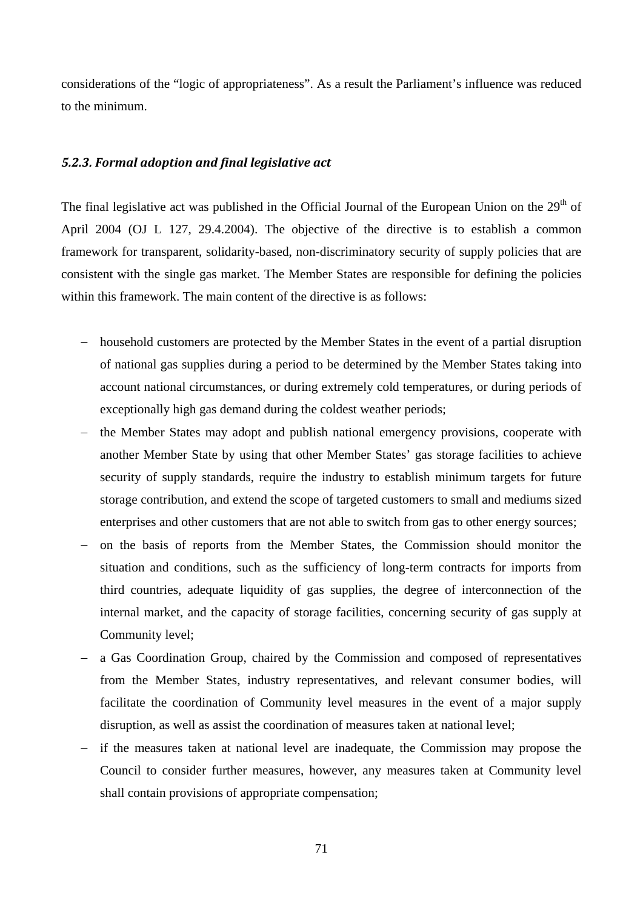considerations of the “logic of appropriateness”. As a result the Parliament’s influence was reduced to the minimum.

### *5.2.3. Formal adoption and final legislative act*

The final legislative act was published in the Official Journal of the European Union on the 29th of April 2004 (OJ L 127, 29.4.2004). The objective of the directive is to establish a common framework for transparent, solidarity-based, non-discriminatory security of supply policies that are consistent with the single gas market. The Member States are responsible for defining the policies within this framework. The main content of the directive is as follows:

- household customers are protected by the Member States in the event of a partial disruption of national gas supplies during a period to be determined by the Member States taking into account national circumstances, or during extremely cold temperatures, or during periods of exceptionally high gas demand during the coldest weather periods;
- the Member States may adopt and publish national emergency provisions, cooperate with another Member State by using that other Member States’ gas storage facilities to achieve security of supply standards, require the industry to establish minimum targets for future storage contribution, and extend the scope of targeted customers to small and mediums sized enterprises and other customers that are not able to switch from gas to other energy sources;
- on the basis of reports from the Member States, the Commission should monitor the situation and conditions, such as the sufficiency of long-term contracts for imports from third countries, adequate liquidity of gas supplies, the degree of interconnection of the internal market, and the capacity of storage facilities, concerning security of gas supply at Community level;
- a Gas Coordination Group, chaired by the Commission and composed of representatives from the Member States, industry representatives, and relevant consumer bodies, will facilitate the coordination of Community level measures in the event of a major supply disruption, as well as assist the coordination of measures taken at national level;
- if the measures taken at national level are inadequate, the Commission may propose the Council to consider further measures, however, any measures taken at Community level shall contain provisions of appropriate compensation;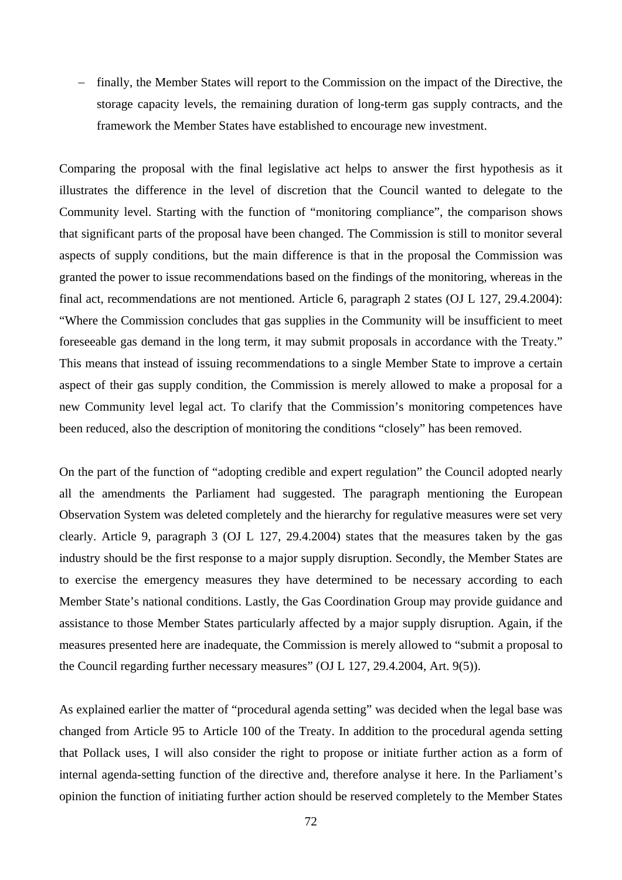– finally, the Member States will report to the Commission on the impact of the Directive, the storage capacity levels, the remaining duration of long-term gas supply contracts, and the framework the Member States have established to encourage new investment.

Comparing the proposal with the final legislative act helps to answer the first hypothesis as it illustrates the difference in the level of discretion that the Council wanted to delegate to the Community level. Starting with the function of "monitoring compliance", the comparison shows that significant parts of the proposal have been changed. The Commission is still to monitor several aspects of supply conditions, but the main difference is that in the proposal the Commission was granted the power to issue recommendations based on the findings of the monitoring, whereas in the final act, recommendations are not mentioned. Article 6, paragraph 2 states (OJ L 127, 29.4.2004): "Where the Commission concludes that gas supplies in the Community will be insufficient to meet foreseeable gas demand in the long term, it may submit proposals in accordance with the Treaty." This means that instead of issuing recommendations to a single Member State to improve a certain aspect of their gas supply condition, the Commission is merely allowed to make a proposal for a new Community level legal act. To clarify that the Commission's monitoring competences have been reduced, also the description of monitoring the conditions "closely" has been removed.

On the part of the function of "adopting credible and expert regulation" the Council adopted nearly all the amendments the Parliament had suggested. The paragraph mentioning the European Observation System was deleted completely and the hierarchy for regulative measures were set very clearly. Article 9, paragraph 3 (OJ L 127, 29.4.2004) states that the measures taken by the gas industry should be the first response to a major supply disruption. Secondly, the Member States are to exercise the emergency measures they have determined to be necessary according to each Member State's national conditions. Lastly, the Gas Coordination Group may provide guidance and assistance to those Member States particularly affected by a major supply disruption. Again, if the measures presented here are inadequate, the Commission is merely allowed to "submit a proposal to the Council regarding further necessary measures" (OJ L 127, 29.4.2004, Art. 9(5)).

As explained earlier the matter of "procedural agenda setting" was decided when the legal base was changed from Article 95 to Article 100 of the Treaty. In addition to the procedural agenda setting that Pollack uses, I will also consider the right to propose or initiate further action as a form of internal agenda-setting function of the directive and, therefore analyse it here. In the Parliament's opinion the function of initiating further action should be reserved completely to the Member States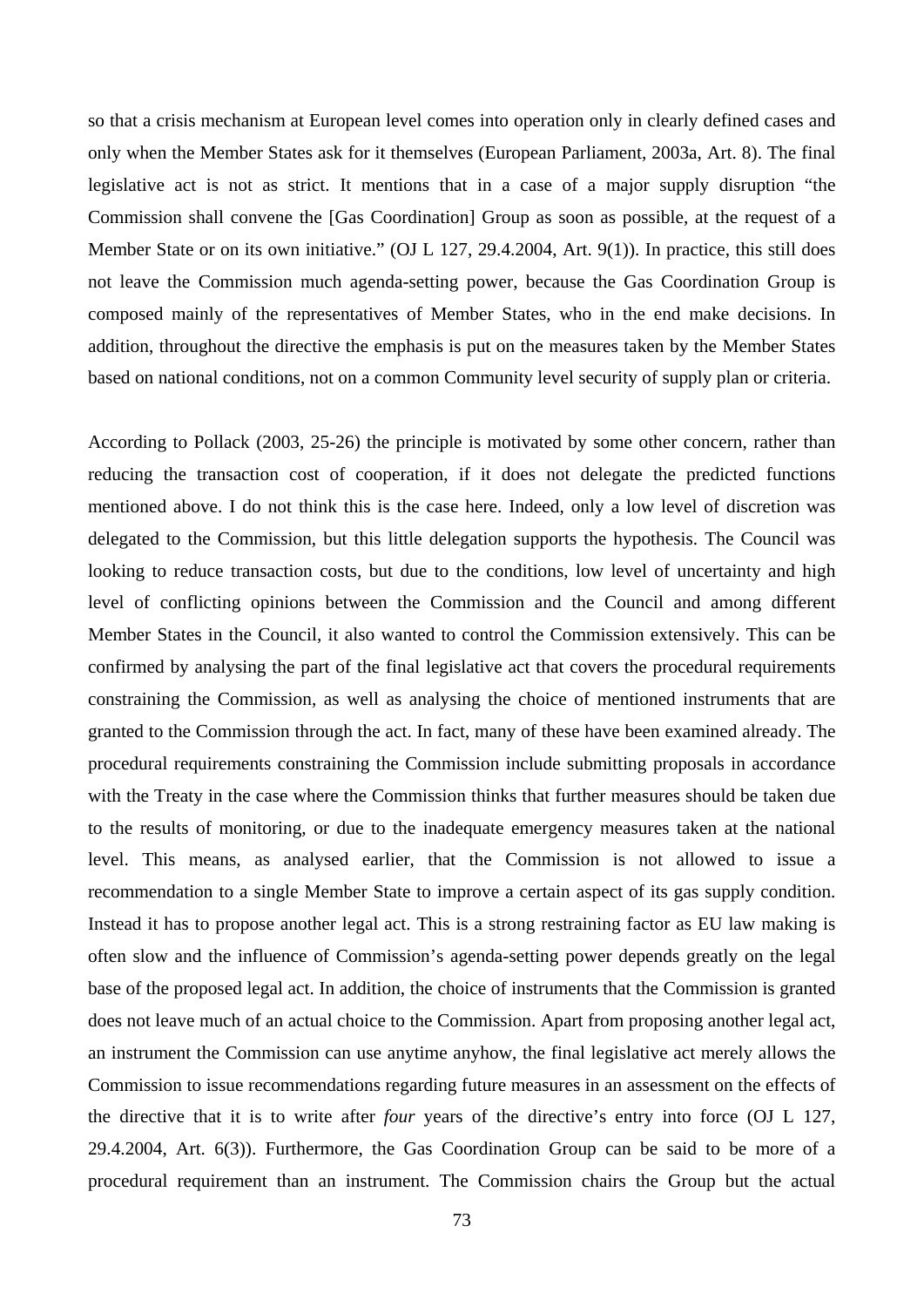so that a crisis mechanism at European level comes into operation only in clearly defined cases and only when the Member States ask for it themselves (European Parliament, 2003a, Art. 8). The final legislative act is not as strict. It mentions that in a case of a major supply disruption "the Commission shall convene the [Gas Coordination] Group as soon as possible, at the request of a Member State or on its own initiative." (OJ L 127, 29.4.2004, Art. 9(1)). In practice, this still does not leave the Commission much agenda-setting power, because the Gas Coordination Group is composed mainly of the representatives of Member States, who in the end make decisions. In addition, throughout the directive the emphasis is put on the measures taken by the Member States based on national conditions, not on a common Community level security of supply plan or criteria.

According to Pollack (2003, 25-26) the principle is motivated by some other concern, rather than reducing the transaction cost of cooperation, if it does not delegate the predicted functions mentioned above. I do not think this is the case here. Indeed, only a low level of discretion was delegated to the Commission, but this little delegation supports the hypothesis. The Council was looking to reduce transaction costs, but due to the conditions, low level of uncertainty and high level of conflicting opinions between the Commission and the Council and among different Member States in the Council, it also wanted to control the Commission extensively. This can be confirmed by analysing the part of the final legislative act that covers the procedural requirements constraining the Commission, as well as analysing the choice of mentioned instruments that are granted to the Commission through the act. In fact, many of these have been examined already. The procedural requirements constraining the Commission include submitting proposals in accordance with the Treaty in the case where the Commission thinks that further measures should be taken due to the results of monitoring, or due to the inadequate emergency measures taken at the national level. This means, as analysed earlier, that the Commission is not allowed to issue a recommendation to a single Member State to improve a certain aspect of its gas supply condition. Instead it has to propose another legal act. This is a strong restraining factor as EU law making is often slow and the influence of Commission's agenda-setting power depends greatly on the legal base of the proposed legal act. In addition, the choice of instruments that the Commission is granted does not leave much of an actual choice to the Commission. Apart from proposing another legal act, an instrument the Commission can use anytime anyhow, the final legislative act merely allows the Commission to issue recommendations regarding future measures in an assessment on the effects of the directive that it is to write after *four* years of the directive's entry into force (OJ L 127, 29.4.2004, Art. 6(3)). Furthermore, the Gas Coordination Group can be said to be more of a procedural requirement than an instrument. The Commission chairs the Group but the actual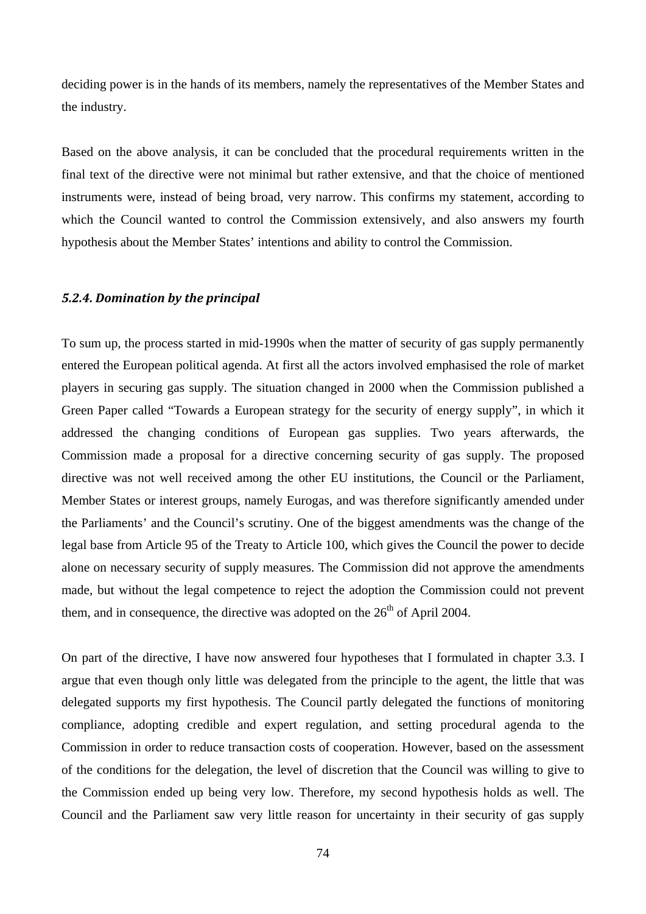deciding power is in the hands of its members, namely the representatives of the Member States and the industry.

Based on the above analysis, it can be concluded that the procedural requirements written in the final text of the directive were not minimal but rather extensive, and that the choice of mentioned instruments were, instead of being broad, very narrow. This confirms my statement, according to which the Council wanted to control the Commission extensively, and also answers my fourth hypothesis about the Member States' intentions and ability to control the Commission.

### *5.2.4. Domination by the principal*

To sum up, the process started in mid-1990s when the matter of security of gas supply permanently entered the European political agenda. At first all the actors involved emphasised the role of market players in securing gas supply. The situation changed in 2000 when the Commission published a Green Paper called "Towards a European strategy for the security of energy supply", in which it addressed the changing conditions of European gas supplies. Two years afterwards, the Commission made a proposal for a directive concerning security of gas supply. The proposed directive was not well received among the other EU institutions, the Council or the Parliament, Member States or interest groups, namely Eurogas, and was therefore significantly amended under the Parliaments' and the Council's scrutiny. One of the biggest amendments was the change of the legal base from Article 95 of the Treaty to Article 100, which gives the Council the power to decide alone on necessary security of supply measures. The Commission did not approve the amendments made, but without the legal competence to reject the adoption the Commission could not prevent them, and in consequence, the directive was adopted on the 26th of April 2004.

On part of the directive, I have now answered four hypotheses that I formulated in chapter 3.3. I argue that even though only little was delegated from the principle to the agent, the little that was delegated supports my first hypothesis. The Council partly delegated the functions of monitoring compliance, adopting credible and expert regulation, and setting procedural agenda to the Commission in order to reduce transaction costs of cooperation. However, based on the assessment of the conditions for the delegation, the level of discretion that the Council was willing to give to the Commission ended up being very low. Therefore, my second hypothesis holds as well. The Council and the Parliament saw very little reason for uncertainty in their security of gas supply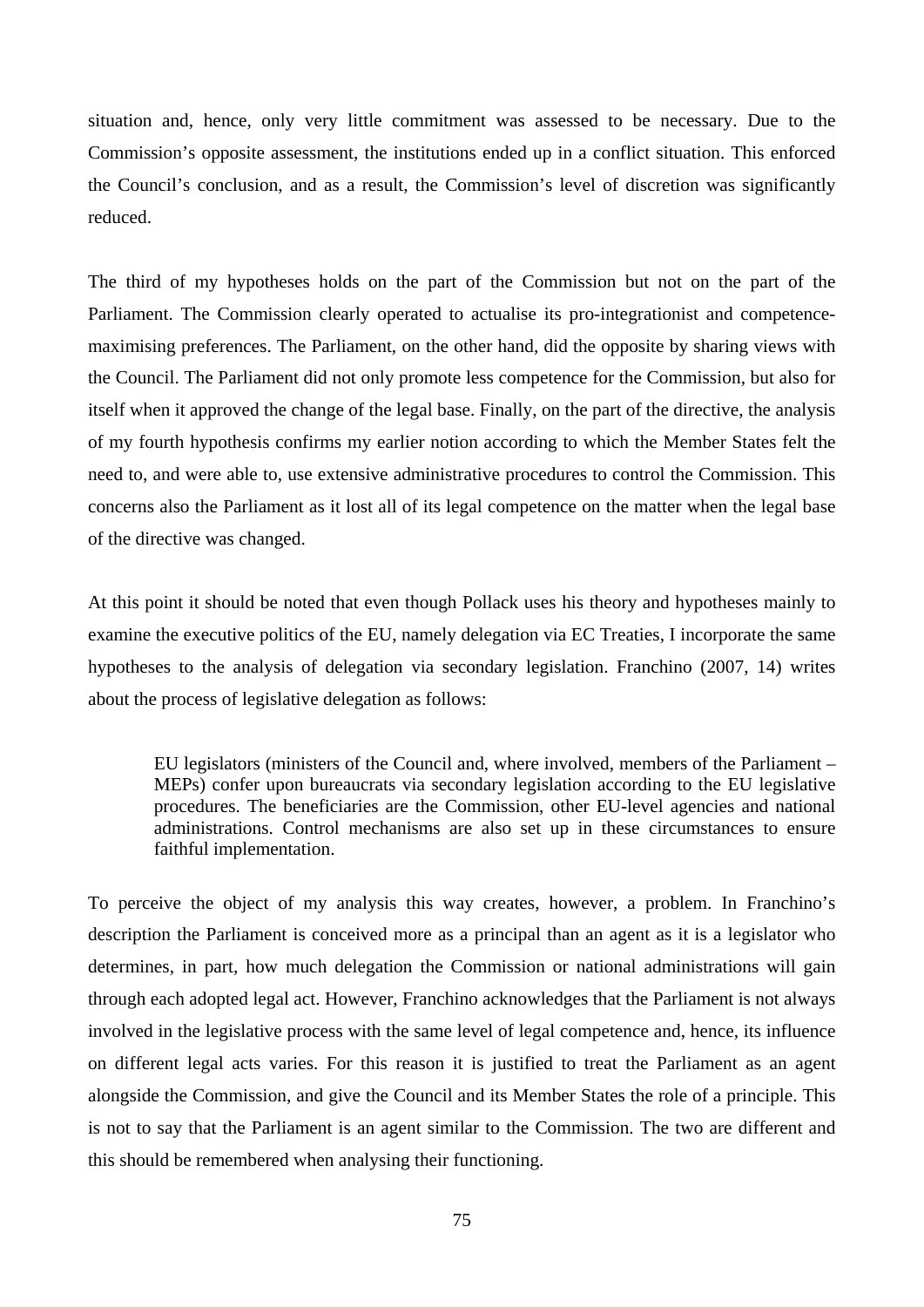situation and, hence, only very little commitment was assessed to be necessary. Due to the Commission's opposite assessment, the institutions ended up in a conflict situation. This enforced the Council's conclusion, and as a result, the Commission's level of discretion was significantly reduced.

The third of my hypotheses holds on the part of the Commission but not on the part of the Parliament. The Commission clearly operated to actualise its pro-integrationist and competence-maximising preferences. The Parliament, on the other hand, did the opposite by sharing views with the Council. The Parliament did not only promote less competence for the Commission, but also for itself when it approved the change of the legal base. Finally, on the part of the directive, the analysis of my fourth hypothesis confirms my earlier notion according to which the Member States felt the need to, and were able to, use extensive administrative procedures to control the Commission. This concerns also the Parliament as it lost all of its legal competence on the matter when the legal base of the directive was changed.

At this point it should be noted that even though Pollack uses his theory and hypotheses mainly to examine the executive politics of the EU, namely delegation via EC Treaties, I incorporate the same hypotheses to the analysis of delegation via secondary legislation. Franchino (2007, 14) writes about the process of legislative delegation as follows:

> EU legislators (ministers of the Council and, where involved, members of the Parliament – MEPs) confer upon bureaucrats via secondary legislation according to the EU legislative procedures. The beneficiaries are the Commission, other EU-level agencies and national administrations. Control mechanisms are also set up in these circumstances to ensure faithful implementation.

To perceive the object of my analysis this way creates, however, a problem. In Franchino's description the Parliament is conceived more as a principal than an agent as it is a legislator who determines, in part, how much delegation the Commission or national administrations will gain through each adopted legal act. However, Franchino acknowledges that the Parliament is not always involved in the legislative process with the same level of legal competence and, hence, its influence on different legal acts varies. For this reason it is justified to treat the Parliament as an agent alongside the Commission, and give the Council and its Member States the role of a principle. This is not to say that the Parliament is an agent similar to the Commission. The two are different and this should be remembered when analysing their functioning.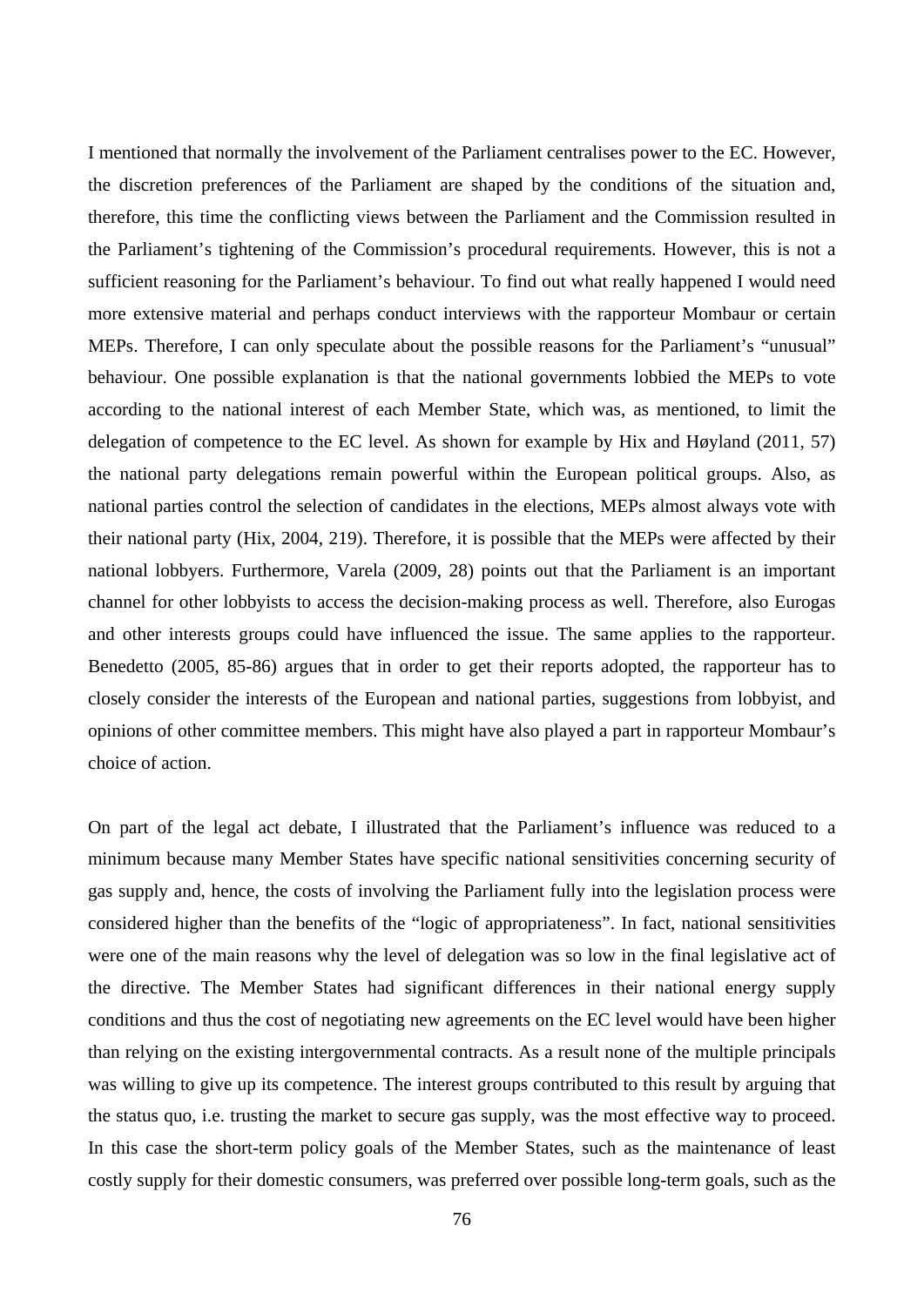I mentioned that normally the involvement of the Parliament centralises power to the EC. However, the discretion preferences of the Parliament are shaped by the conditions of the situation and, therefore, this time the conflicting views between the Parliament and the Commission resulted in the Parliament's tightening of the Commission's procedural requirements. However, this is not a sufficient reasoning for the Parliament's behaviour. To find out what really happened I would need more extensive material and perhaps conduct interviews with the rapporteur Mombaur or certain MEPs. Therefore, I can only speculate about the possible reasons for the Parliament's "unusual" behaviour. One possible explanation is that the national governments lobbied the MEPs to vote according to the national interest of each Member State, which was, as mentioned, to limit the delegation of competence to the EC level. As shown for example by Hix and Høyland (2011, 57) the national party delegations remain powerful within the European political groups. Also, as national parties control the selection of candidates in the elections, MEPs almost always vote with their national party (Hix, 2004, 219). Therefore, it is possible that the MEPs were affected by their national lobbyers. Furthermore, Varela (2009, 28) points out that the Parliament is an important channel for other lobbyists to access the decision-making process as well. Therefore, also Eurogas and other interests groups could have influenced the issue. The same applies to the rapporteur. Benedetto (2005, 85-86) argues that in order to get their reports adopted, the rapporteur has to closely consider the interests of the European and national parties, suggestions from lobbyist, and opinions of other committee members. This might have also played a part in rapporteur Mombaur's choice of action.

On part of the legal act debate, I illustrated that the Parliament's influence was reduced to a minimum because many Member States have specific national sensitivities concerning security of gas supply and, hence, the costs of involving the Parliament fully into the legislation process were considered higher than the benefits of the "logic of appropriateness". In fact, national sensitivities were one of the main reasons why the level of delegation was so low in the final legislative act of the directive. The Member States had significant differences in their national energy supply conditions and thus the cost of negotiating new agreements on the EC level would have been higher than relying on the existing intergovernmental contracts. As a result none of the multiple principals was willing to give up its competence. The interest groups contributed to this result by arguing that the status quo, i.e. trusting the market to secure gas supply, was the most effective way to proceed. In this case the short-term policy goals of the Member States, such as the maintenance of least costly supply for their domestic consumers, was preferred over possible long-term goals, such as the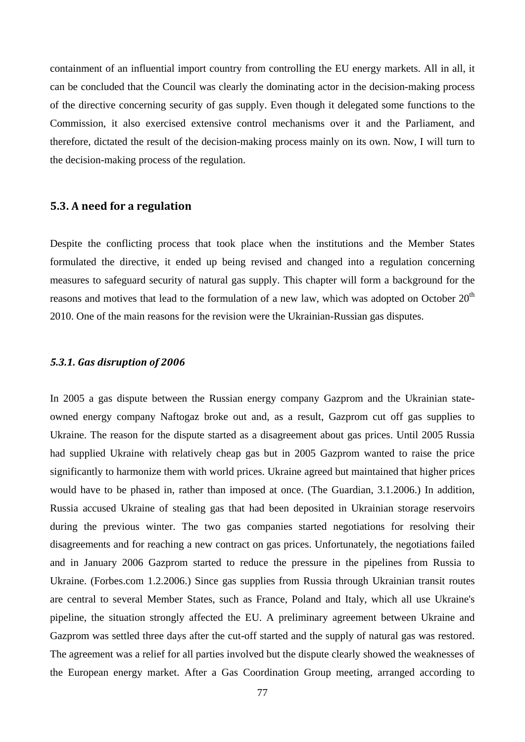containment of an influential import country from controlling the EU energy markets. All in all, it can be concluded that the Council was clearly the dominating actor in the decision-making process of the directive concerning security of gas supply. Even though it delegated some functions to the Commission, it also exercised extensive control mechanisms over it and the Parliament, and therefore, dictated the result of the decision-making process mainly on its own. Now, I will turn to the decision-making process of the regulation.

## 5.3. A need for a regulation

Despite the conflicting process that took place when the institutions and the Member States formulated the directive, it ended up being revised and changed into a regulation concerning measures to safeguard security of natural gas supply. This chapter will form a background for the reasons and motives that lead to the formulation of a new law, which was adopted on October 20th 2010. One of the main reasons for the revision were the Ukrainian-Russian gas disputes.

### *5.3.1. Gas disruption of 2006*

In 2005 a gas dispute between the Russian energy company Gazprom and the Ukrainian state-owned energy company Naftogaz broke out and, as a result, Gazprom cut off gas supplies to Ukraine. The reason for the dispute started as a disagreement about gas prices. Until 2005 Russia had supplied Ukraine with relatively cheap gas but in 2005 Gazprom wanted to raise the price significantly to harmonize them with world prices. Ukraine agreed but maintained that higher prices would have to be phased in, rather than imposed at once. (The Guardian, 3.1.2006.) In addition, Russia accused Ukraine of stealing gas that had been deposited in Ukrainian storage reservoirs during the previous winter. The two gas companies started negotiations for resolving their disagreements and for reaching a new contract on gas prices. Unfortunately, the negotiations failed and in January 2006 Gazprom started to reduce the pressure in the pipelines from Russia to Ukraine. (Forbes.com 1.2.2006.) Since gas supplies from Russia through Ukrainian transit routes are central to several Member States, such as France, Poland and Italy, which all use Ukraine's pipeline, the situation strongly affected the EU. A preliminary agreement between Ukraine and Gazprom was settled three days after the cut-off started and the supply of natural gas was restored. The agreement was a relief for all parties involved but the dispute clearly showed the weaknesses of the European energy market. After a Gas Coordination Group meeting, arranged according to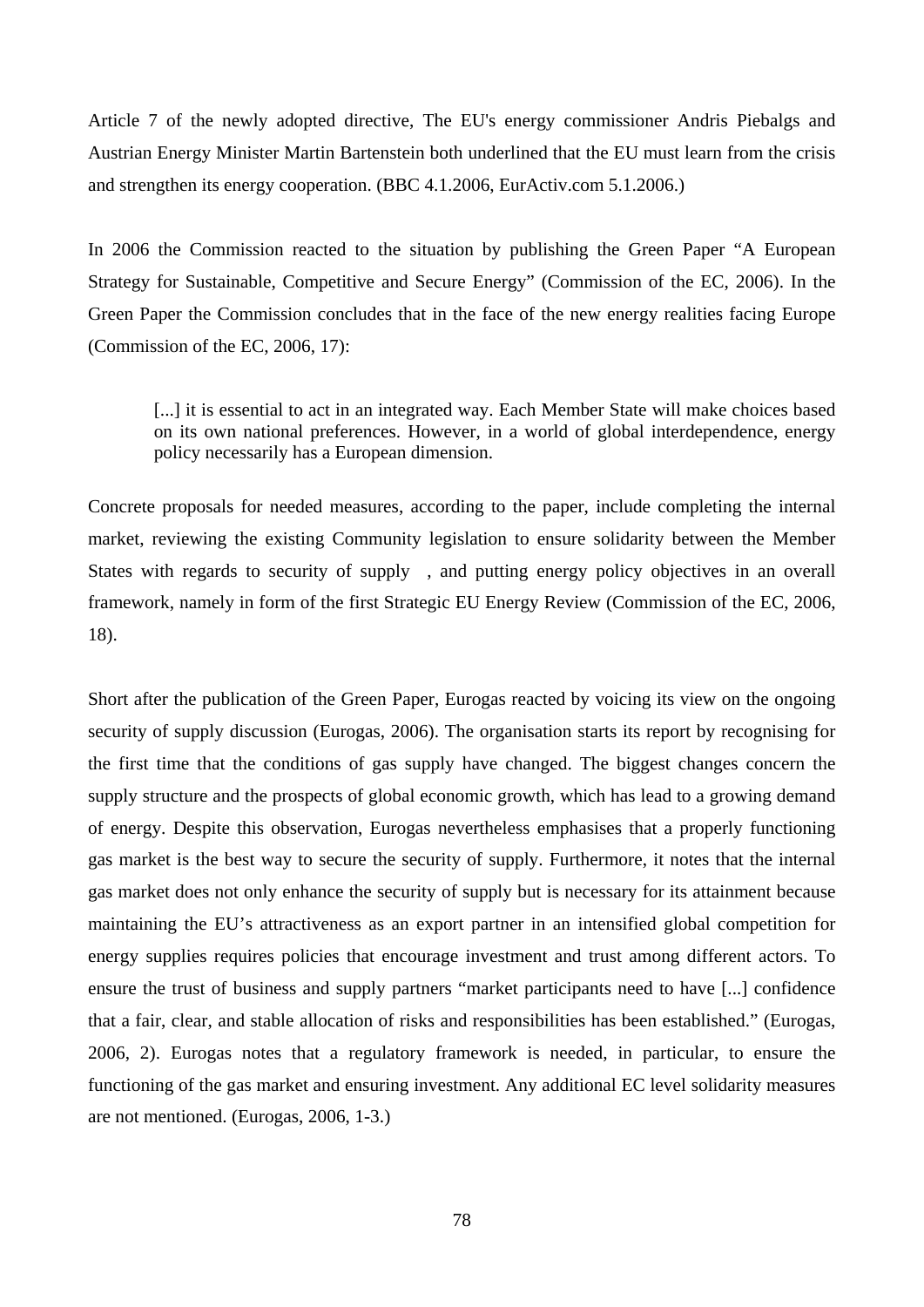Article 7 of the newly adopted directive, The EU's energy commissioner Andris Piebalgs and Austrian Energy Minister Martin Bartenstein both underlined that the EU must learn from the crisis and strengthen its energy cooperation. (BBC 4.1.2006, EurActiv.com 5.1.2006.)

In 2006 the Commission reacted to the situation by publishing the Green Paper "A European Strategy for Sustainable, Competitive and Secure Energy" (Commission of the EC, 2006). In the Green Paper the Commission concludes that in the face of the new energy realities facing Europe (Commission of the EC, 2006, 17):

> [...] it is essential to act in an integrated way. Each Member State will make choices based on its own national preferences. However, in a world of global interdependence, energy policy necessarily has a European dimension.

Concrete proposals for needed measures, according to the paper, include completing the internal market, reviewing the existing Community legislation to ensure solidarity between the Member States with regards to security of supply , and putting energy policy objectives in an overall framework, namely in form of the first Strategic EU Energy Review (Commission of the EC, 2006, 18).

Short after the publication of the Green Paper, Eurogas reacted by voicing its view on the ongoing security of supply discussion (Eurogas, 2006). The organisation starts its report by recognising for the first time that the conditions of gas supply have changed. The biggest changes concern the supply structure and the prospects of global economic growth, which has lead to a growing demand of energy. Despite this observation, Eurogas nevertheless emphasises that a properly functioning gas market is the best way to secure the security of supply. Furthermore, it notes that the internal gas market does not only enhance the security of supply but is necessary for its attainment because maintaining the EU's attractiveness as an export partner in an intensified global competition for energy supplies requires policies that encourage investment and trust among different actors. To ensure the trust of business and supply partners "market participants need to have [...] confidence that a fair, clear, and stable allocation of risks and responsibilities has been established." (Eurogas, 2006, 2). Eurogas notes that a regulatory framework is needed, in particular, to ensure the functioning of the gas market and ensuring investment. Any additional EC level solidarity measures are not mentioned. (Eurogas, 2006, 1-3.)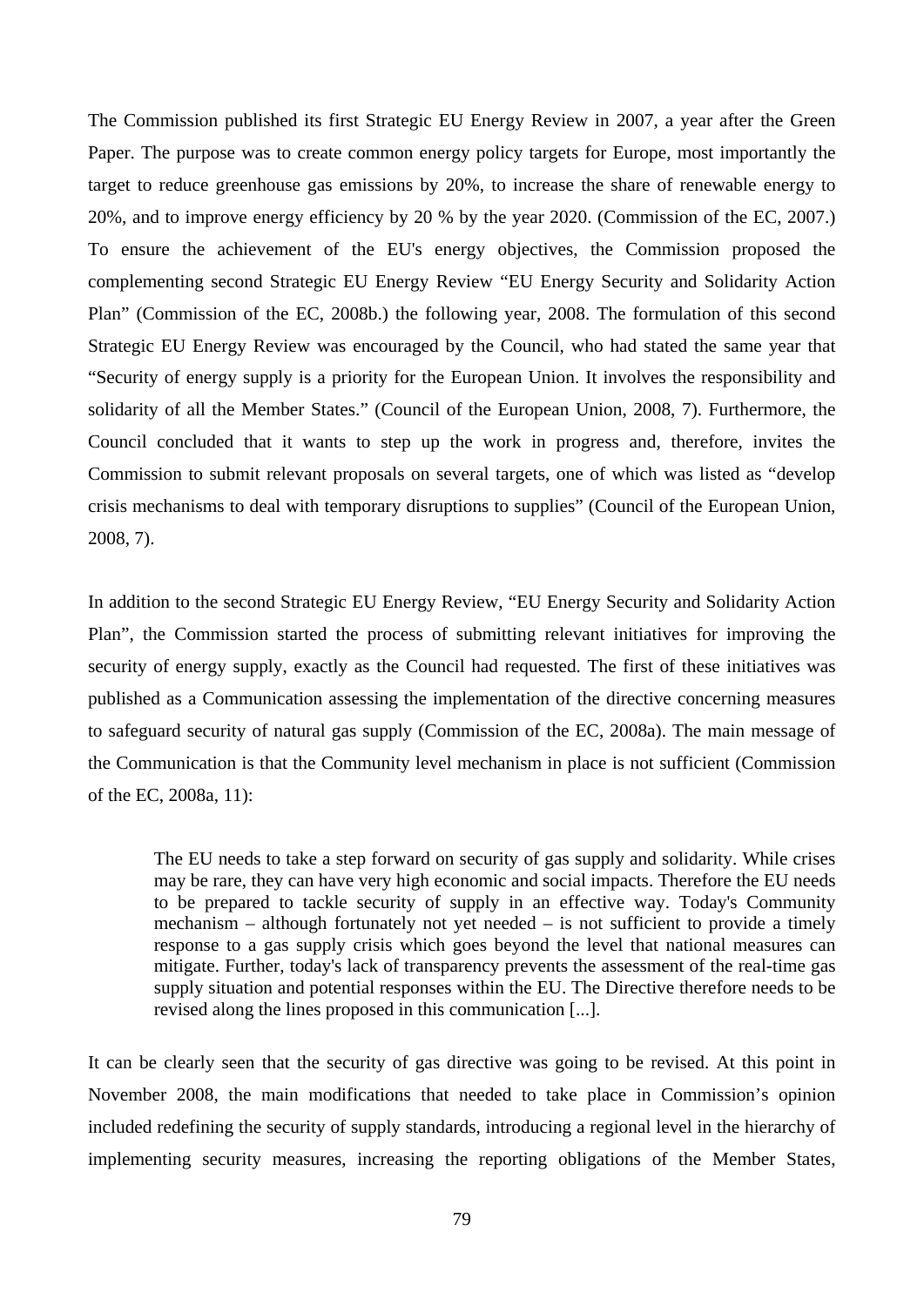The Commission published its first Strategic EU Energy Review in 2007, a year after the Green Paper. The purpose was to create common energy policy targets for Europe, most importantly the target to reduce greenhouse gas emissions by 20%, to increase the share of renewable energy to 20%, and to improve energy efficiency by 20 % by the year 2020. (Commission of the EC, 2007.) To ensure the achievement of the EU's energy objectives, the Commission proposed the complementing second Strategic EU Energy Review "EU Energy Security and Solidarity Action Plan" (Commission of the EC, 2008b.) the following year, 2008. The formulation of this second Strategic EU Energy Review was encouraged by the Council, who had stated the same year that "Security of energy supply is a priority for the European Union. It involves the responsibility and solidarity of all the Member States." (Council of the European Union, 2008, 7). Furthermore, the Council concluded that it wants to step up the work in progress and, therefore, invites the Commission to submit relevant proposals on several targets, one of which was listed as "develop crisis mechanisms to deal with temporary disruptions to supplies" (Council of the European Union, 2008, 7).

In addition to the second Strategic EU Energy Review, "EU Energy Security and Solidarity Action Plan", the Commission started the process of submitting relevant initiatives for improving the security of energy supply, exactly as the Council had requested. The first of these initiatives was published as a Communication assessing the implementation of the directive concerning measures to safeguard security of natural gas supply (Commission of the EC, 2008a). The main message of the Communication is that the Community level mechanism in place is not sufficient (Commission of the EC, 2008a, 11):

> The EU needs to take a step forward on security of gas supply and solidarity. While crises may be rare, they can have very high economic and social impacts. Therefore the EU needs to be prepared to tackle security of supply in an effective way. Today's Community mechanism – although fortunately not yet needed – is not sufficient to provide a timely response to a gas supply crisis which goes beyond the level that national measures can mitigate. Further, today's lack of transparency prevents the assessment of the real-time gas supply situation and potential responses within the EU. The Directive therefore needs to be revised along the lines proposed in this communication [...].

It can be clearly seen that the security of gas directive was going to be revised. At this point in November 2008, the main modifications that needed to take place in Commission's opinion included redefining the security of supply standards, introducing a regional level in the hierarchy of implementing security measures, increasing the reporting obligations of the Member States,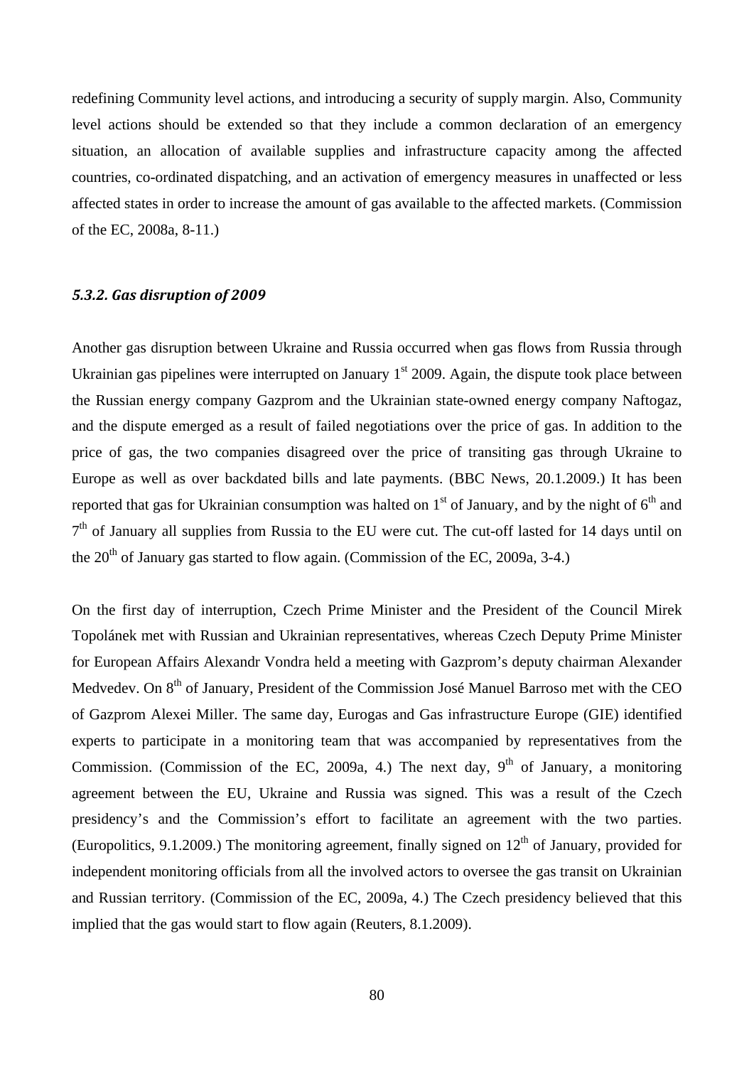redefining Community level actions, and introducing a security of supply margin. Also, Community level actions should be extended so that they include a common declaration of an emergency situation, an allocation of available supplies and infrastructure capacity among the affected countries, co-ordinated dispatching, and an activation of emergency measures in unaffected or less affected states in order to increase the amount of gas available to the affected markets. (Commission of the EC, 2008a, 8-11.)

### *5.3.2. Gas disruption of 2009*

Another gas disruption between Ukraine and Russia occurred when gas flows from Russia through Ukrainian gas pipelines were interrupted on January 1st 2009. Again, the dispute took place between the Russian energy company Gazprom and the Ukrainian state-owned energy company Naftogaz, and the dispute emerged as a result of failed negotiations over the price of gas. In addition to the price of gas, the two companies disagreed over the price of transiting gas through Ukraine to Europe as well as over backdated bills and late payments. (BBC News, 20.1.2009.) It has been reported that gas for Ukrainian consumption was halted on 1st of January, and by the night of 6th and 7th of January all supplies from Russia to the EU were cut. The cut-off lasted for 14 days until on the 20th of January gas started to flow again. (Commission of the EC, 2009a, 3-4.)

On the first day of interruption, Czech Prime Minister and the President of the Council Mirek Topolánek met with Russian and Ukrainian representatives, whereas Czech Deputy Prime Minister for European Affairs Alexandr Vondra held a meeting with Gazprom's deputy chairman Alexander Medvedev. On 8th of January, President of the Commission José Manuel Barroso met with the CEO of Gazprom Alexei Miller. The same day, Eurogas and Gas infrastructure Europe (GIE) identified experts to participate in a monitoring team that was accompanied by representatives from the Commission. (Commission of the EC, 2009a, 4.) The next day, 9th of January, a monitoring agreement between the EU, Ukraine and Russia was signed. This was a result of the Czech presidency's and the Commission's effort to facilitate an agreement with the two parties. (Europolitics, 9.1.2009.) The monitoring agreement, finally signed on 12th of January, provided for independent monitoring officials from all the involved actors to oversee the gas transit on Ukrainian and Russian territory. (Commission of the EC, 2009a, 4.) The Czech presidency believed that this implied that the gas would start to flow again (Reuters, 8.1.2009).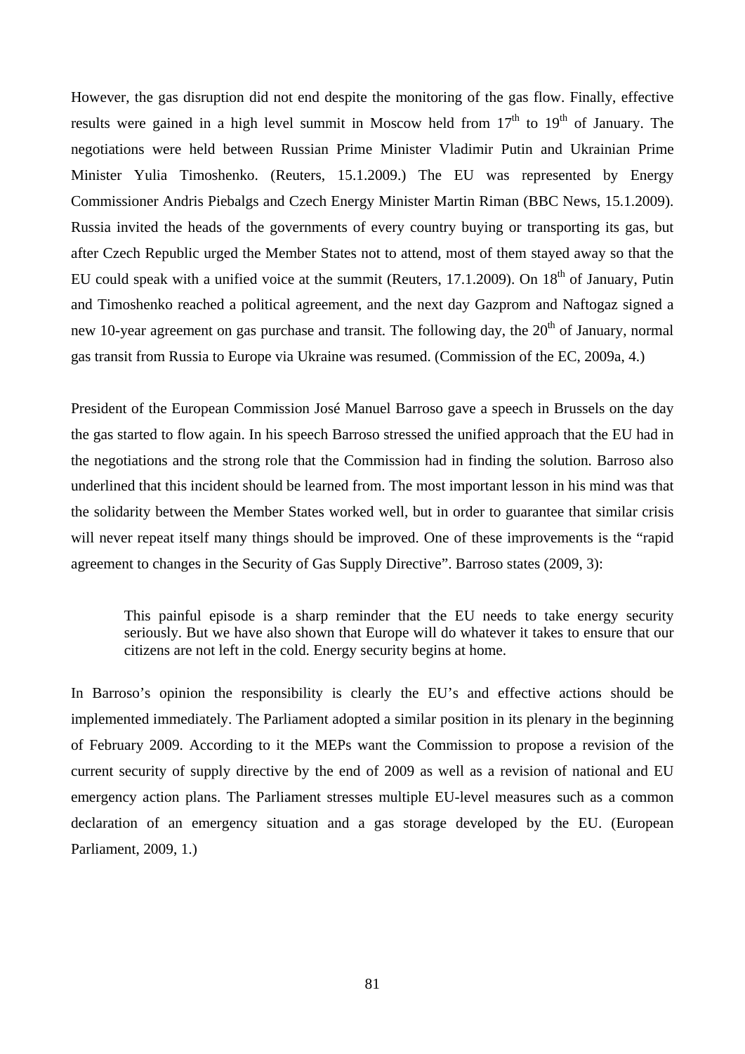However, the gas disruption did not end despite the monitoring of the gas flow. Finally, effective results were gained in a high level summit in Moscow held from 17th to 19th of January. The negotiations were held between Russian Prime Minister Vladimir Putin and Ukrainian Prime Minister Yulia Timoshenko. (Reuters, 15.1.2009.) The EU was represented by Energy Commissioner Andris Piebalgs and Czech Energy Minister Martin Riman (BBC News, 15.1.2009). Russia invited the heads of the governments of every country buying or transporting its gas, but after Czech Republic urged the Member States not to attend, most of them stayed away so that the EU could speak with a unified voice at the summit (Reuters, 17.1.2009). On 18th of January, Putin and Timoshenko reached a political agreement, and the next day Gazprom and Naftogaz signed a new 10-year agreement on gas purchase and transit. The following day, the 20th of January, normal gas transit from Russia to Europe via Ukraine was resumed. (Commission of the EC, 2009a, 4.)

President of the European Commission José Manuel Barroso gave a speech in Brussels on the day the gas started to flow again. In his speech Barroso stressed the unified approach that the EU had in the negotiations and the strong role that the Commission had in finding the solution. Barroso also underlined that this incident should be learned from. The most important lesson in his mind was that the solidarity between the Member States worked well, but in order to guarantee that similar crisis will never repeat itself many things should be improved. One of these improvements is the "rapid agreement to changes in the Security of Gas Supply Directive". Barroso states (2009, 3):

> This painful episode is a sharp reminder that the EU needs to take energy security seriously. But we have also shown that Europe will do whatever it takes to ensure that our citizens are not left in the cold. Energy security begins at home.

In Barroso's opinion the responsibility is clearly the EU's and effective actions should be implemented immediately. The Parliament adopted a similar position in its plenary in the beginning of February 2009. According to it the MEPs want the Commission to propose a revision of the current security of supply directive by the end of 2009 as well as a revision of national and EU emergency action plans. The Parliament stresses multiple EU-level measures such as a common declaration of an emergency situation and a gas storage developed by the EU. (European Parliament, 2009, 1.)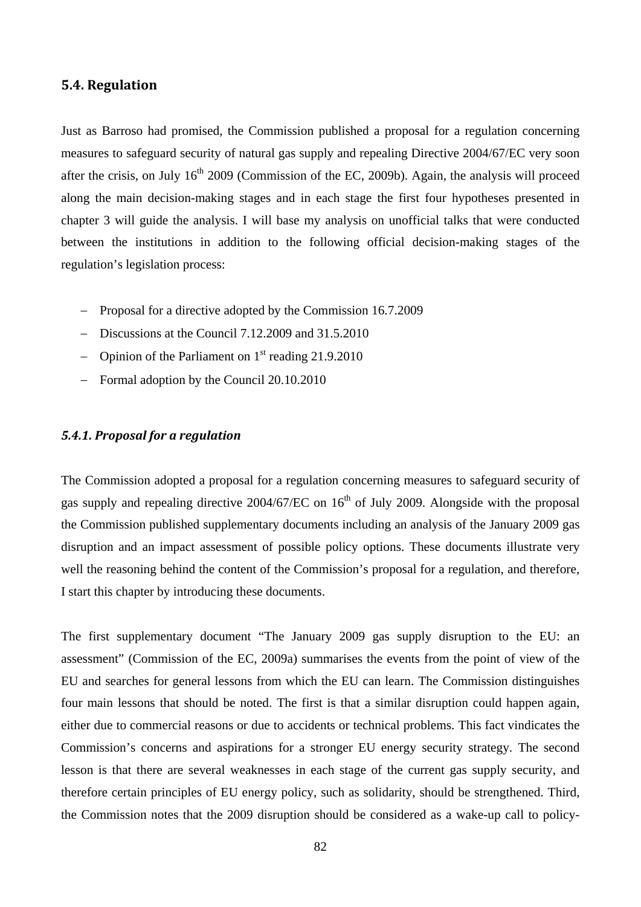## 5.4. Regulation

Just as Barroso had promised, the Commission published a proposal for a regulation concerning measures to safeguard security of natural gas supply and repealing Directive 2004/67/EC very soon after the crisis, on July 16th 2009 (Commission of the EC, 2009b). Again, the analysis will proceed along the main decision-making stages and in each stage the first four hypotheses presented in chapter 3 will guide the analysis. I will base my analysis on unofficial talks that were conducted between the institutions in addition to the following official decision-making stages of the regulation's legislation process:

- Proposal for a directive adopted by the Commission 16.7.2009
- Discussions at the Council 7.12.2009 and 31.5.2010
- Opinion of the Parliament on 1st reading 21.9.2010
- Formal adoption by the Council 20.10.2010

### *5.4.1. Proposal for a regulation*

The Commission adopted a proposal for a regulation concerning measures to safeguard security of gas supply and repealing directive 2004/67/EC on 16th of July 2009. Alongside with the proposal the Commission published supplementary documents including an analysis of the January 2009 gas disruption and an impact assessment of possible policy options. These documents illustrate very well the reasoning behind the content of the Commission's proposal for a regulation, and therefore, I start this chapter by introducing these documents.

The first supplementary document "The January 2009 gas supply disruption to the EU: an assessment" (Commission of the EC, 2009a) summarises the events from the point of view of the EU and searches for general lessons from which the EU can learn. The Commission distinguishes four main lessons that should be noted. The first is that a similar disruption could happen again, either due to commercial reasons or due to accidents or technical problems. This fact vindicates the Commission's concerns and aspirations for a stronger EU energy security strategy. The second lesson is that there are several weaknesses in each stage of the current gas supply security, and therefore certain principles of EU energy policy, such as solidarity, should be strengthened. Third, the Commission notes that the 2009 disruption should be considered as a wake-up call to policy-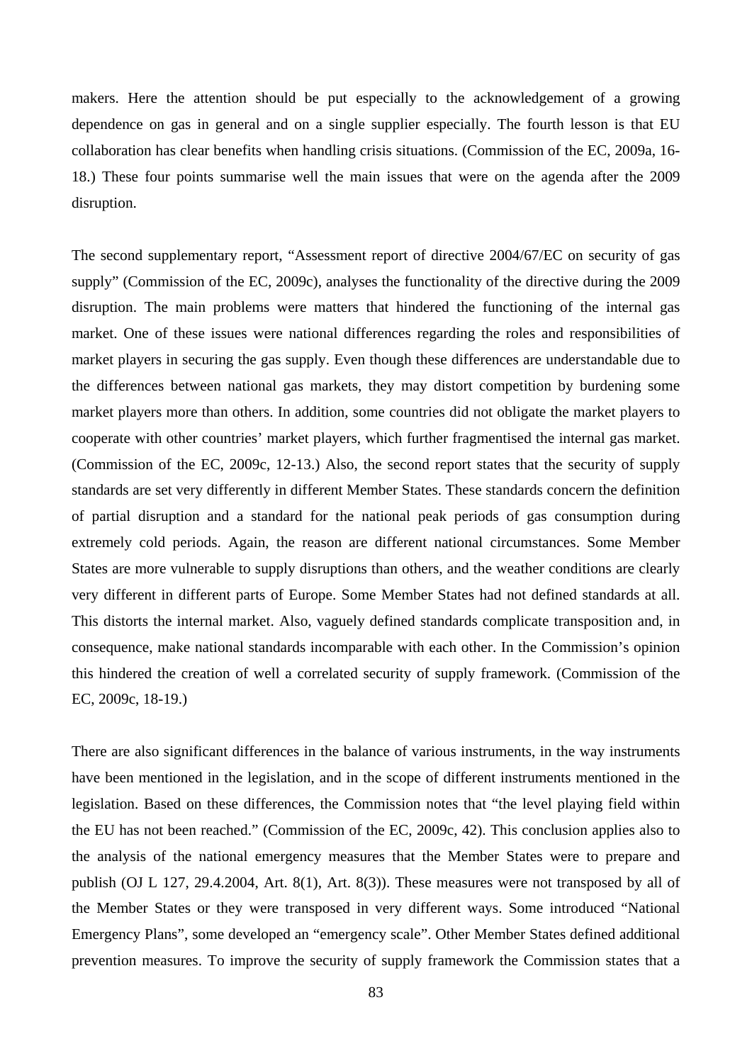makers. Here the attention should be put especially to the acknowledgement of a growing dependence on gas in general and on a single supplier especially. The fourth lesson is that EU collaboration has clear benefits when handling crisis situations. (Commission of the EC, 2009a, 16-18.) These four points summarise well the main issues that were on the agenda after the 2009 disruption.

The second supplementary report, "Assessment report of directive 2004/67/EC on security of gas supply" (Commission of the EC, 2009c), analyses the functionality of the directive during the 2009 disruption. The main problems were matters that hindered the functioning of the internal gas market. One of these issues were national differences regarding the roles and responsibilities of market players in securing the gas supply. Even though these differences are understandable due to the differences between national gas markets, they may distort competition by burdening some market players more than others. In addition, some countries did not obligate the market players to cooperate with other countries' market players, which further fragmentised the internal gas market. (Commission of the EC, 2009c, 12-13.) Also, the second report states that the security of supply standards are set very differently in different Member States. These standards concern the definition of partial disruption and a standard for the national peak periods of gas consumption during extremely cold periods. Again, the reason are different national circumstances. Some Member States are more vulnerable to supply disruptions than others, and the weather conditions are clearly very different in different parts of Europe. Some Member States had not defined standards at all. This distorts the internal market. Also, vaguely defined standards complicate transposition and, in consequence, make national standards incomparable with each other. In the Commission's opinion this hindered the creation of well a correlated security of supply framework. (Commission of the EC, 2009c, 18-19.)

There are also significant differences in the balance of various instruments, in the way instruments have been mentioned in the legislation, and in the scope of different instruments mentioned in the legislation. Based on these differences, the Commission notes that "the level playing field within the EU has not been reached." (Commission of the EC, 2009c, 42). This conclusion applies also to the analysis of the national emergency measures that the Member States were to prepare and publish (OJ L 127, 29.4.2004, Art. 8(1), Art. 8(3)). These measures were not transposed by all of the Member States or they were transposed in very different ways. Some introduced "National Emergency Plans", some developed an "emergency scale". Other Member States defined additional prevention measures. To improve the security of supply framework the Commission states that a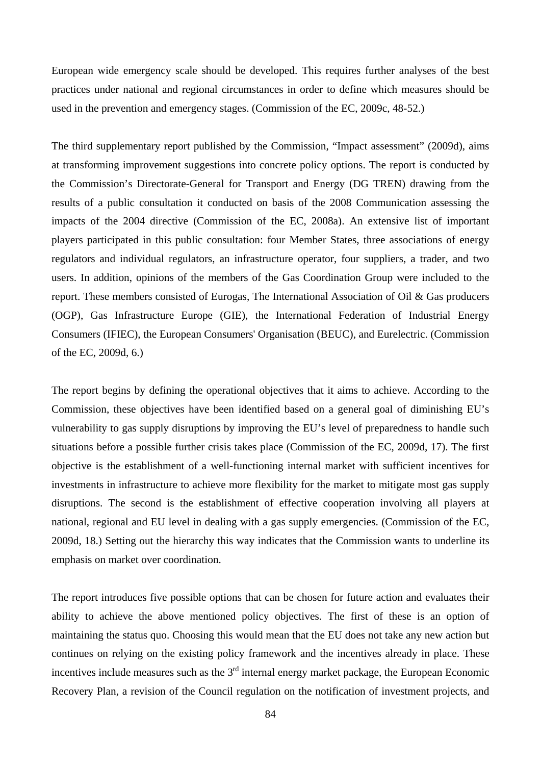European wide emergency scale should be developed. This requires further analyses of the best practices under national and regional circumstances in order to define which measures should be used in the prevention and emergency stages. (Commission of the EC, 2009c, 48-52.)

The third supplementary report published by the Commission, "Impact assessment" (2009d), aims at transforming improvement suggestions into concrete policy options. The report is conducted by the Commission's Directorate-General for Transport and Energy (DG TREN) drawing from the results of a public consultation it conducted on basis of the 2008 Communication assessing the impacts of the 2004 directive (Commission of the EC, 2008a). An extensive list of important players participated in this public consultation: four Member States, three associations of energy regulators and individual regulators, an infrastructure operator, four suppliers, a trader, and two users. In addition, opinions of the members of the Gas Coordination Group were included to the report. These members consisted of Eurogas, The International Association of Oil & Gas producers (OGP), Gas Infrastructure Europe (GIE), the International Federation of Industrial Energy Consumers (IFIEC), the European Consumers' Organisation (BEUC), and Eurelectric. (Commission of the EC, 2009d, 6.)

The report begins by defining the operational objectives that it aims to achieve. According to the Commission, these objectives have been identified based on a general goal of diminishing EU's vulnerability to gas supply disruptions by improving the EU's level of preparedness to handle such situations before a possible further crisis takes place (Commission of the EC, 2009d, 17). The first objective is the establishment of a well-functioning internal market with sufficient incentives for investments in infrastructure to achieve more flexibility for the market to mitigate most gas supply disruptions. The second is the establishment of effective cooperation involving all players at national, regional and EU level in dealing with a gas supply emergencies. (Commission of the EC, 2009d, 18.) Setting out the hierarchy this way indicates that the Commission wants to underline its emphasis on market over coordination.

The report introduces five possible options that can be chosen for future action and evaluates their ability to achieve the above mentioned policy objectives. The first of these is an option of maintaining the status quo. Choosing this would mean that the EU does not take any new action but continues on relying on the existing policy framework and the incentives already in place. These incentives include measures such as the 3rd internal energy market package, the European Economic Recovery Plan, a revision of the Council regulation on the notification of investment projects, and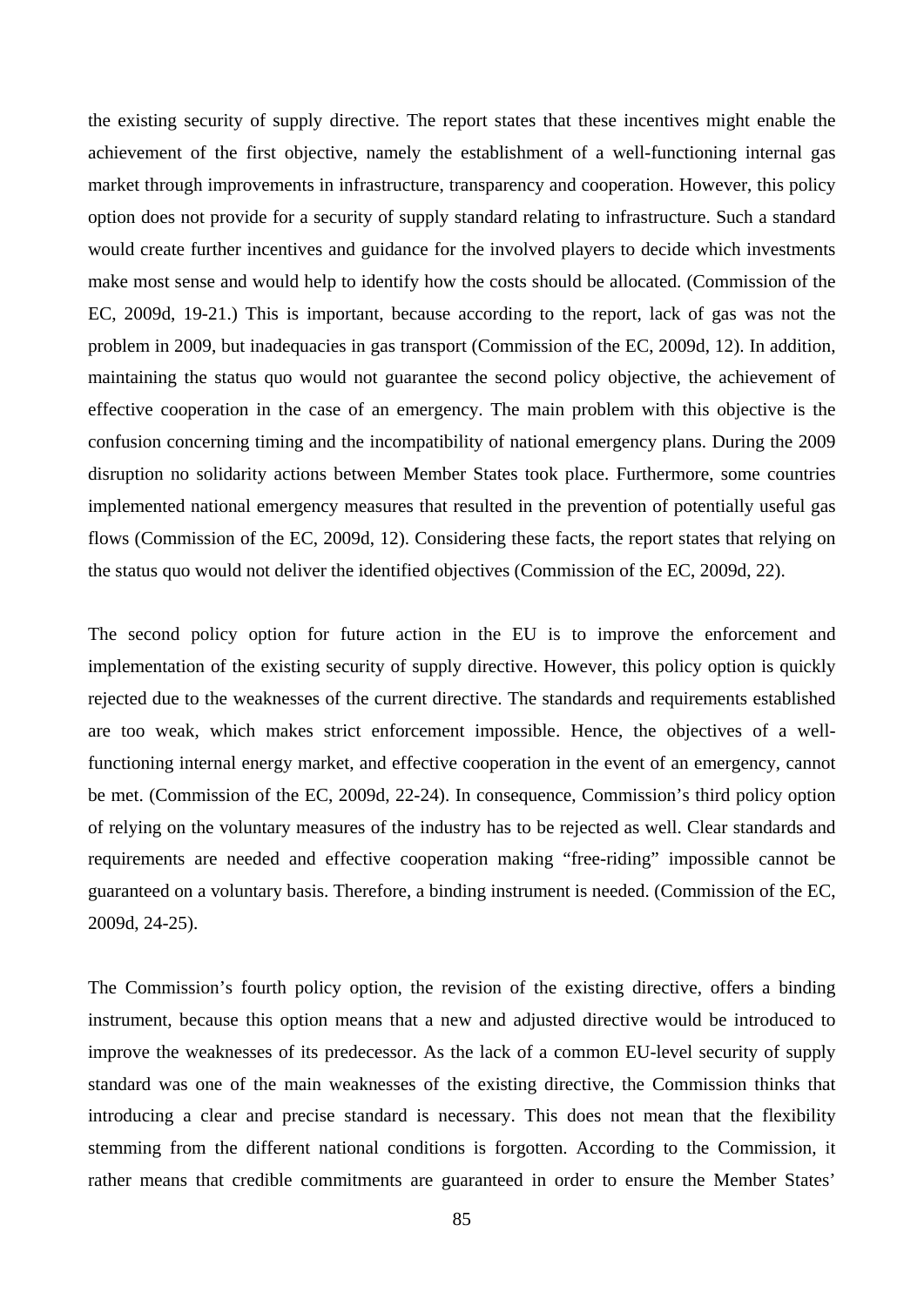the existing security of supply directive. The report states that these incentives might enable the achievement of the first objective, namely the establishment of a well-functioning internal gas market through improvements in infrastructure, transparency and cooperation. However, this policy option does not provide for a security of supply standard relating to infrastructure. Such a standard would create further incentives and guidance for the involved players to decide which investments make most sense and would help to identify how the costs should be allocated. (Commission of the EC, 2009d, 19-21.) This is important, because according to the report, lack of gas was not the problem in 2009, but inadequacies in gas transport (Commission of the EC, 2009d, 12). In addition, maintaining the status quo would not guarantee the second policy objective, the achievement of effective cooperation in the case of an emergency. The main problem with this objective is the confusion concerning timing and the incompatibility of national emergency plans. During the 2009 disruption no solidarity actions between Member States took place. Furthermore, some countries implemented national emergency measures that resulted in the prevention of potentially useful gas flows (Commission of the EC, 2009d, 12). Considering these facts, the report states that relying on the status quo would not deliver the identified objectives (Commission of the EC, 2009d, 22).

The second policy option for future action in the EU is to improve the enforcement and implementation of the existing security of supply directive. However, this policy option is quickly rejected due to the weaknesses of the current directive. The standards and requirements established are too weak, which makes strict enforcement impossible. Hence, the objectives of a well-functioning internal energy market, and effective cooperation in the event of an emergency, cannot be met. (Commission of the EC, 2009d, 22-24). In consequence, Commission's third policy option of relying on the voluntary measures of the industry has to be rejected as well. Clear standards and requirements are needed and effective cooperation making "free-riding" impossible cannot be guaranteed on a voluntary basis. Therefore, a binding instrument is needed. (Commission of the EC, 2009d, 24-25).

The Commission's fourth policy option, the revision of the existing directive, offers a binding instrument, because this option means that a new and adjusted directive would be introduced to improve the weaknesses of its predecessor. As the lack of a common EU-level security of supply standard was one of the main weaknesses of the existing directive, the Commission thinks that introducing a clear and precise standard is necessary. This does not mean that the flexibility stemming from the different national conditions is forgotten. According to the Commission, it rather means that credible commitments are guaranteed in order to ensure the Member States'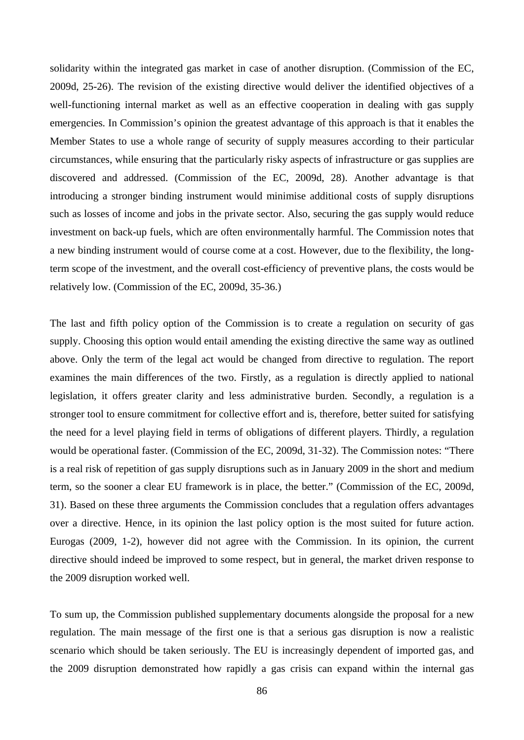solidarity within the integrated gas market in case of another disruption. (Commission of the EC, 2009d, 25-26). The revision of the existing directive would deliver the identified objectives of a well-functioning internal market as well as an effective cooperation in dealing with gas supply emergencies. In Commission's opinion the greatest advantage of this approach is that it enables the Member States to use a whole range of security of supply measures according to their particular circumstances, while ensuring that the particularly risky aspects of infrastructure or gas supplies are discovered and addressed. (Commission of the EC, 2009d, 28). Another advantage is that introducing a stronger binding instrument would minimise additional costs of supply disruptions such as losses of income and jobs in the private sector. Also, securing the gas supply would reduce investment on back-up fuels, which are often environmentally harmful. The Commission notes that a new binding instrument would of course come at a cost. However, due to the flexibility, the long-term scope of the investment, and the overall cost-efficiency of preventive plans, the costs would be relatively low. (Commission of the EC, 2009d, 35-36.)

The last and fifth policy option of the Commission is to create a regulation on security of gas supply. Choosing this option would entail amending the existing directive the same way as outlined above. Only the term of the legal act would be changed from directive to regulation. The report examines the main differences of the two. Firstly, as a regulation is directly applied to national legislation, it offers greater clarity and less administrative burden. Secondly, a regulation is a stronger tool to ensure commitment for collective effort and is, therefore, better suited for satisfying the need for a level playing field in terms of obligations of different players. Thirdly, a regulation would be operational faster. (Commission of the EC, 2009d, 31-32). The Commission notes: "There is a real risk of repetition of gas supply disruptions such as in January 2009 in the short and medium term, so the sooner a clear EU framework is in place, the better." (Commission of the EC, 2009d, 31). Based on these three arguments the Commission concludes that a regulation offers advantages over a directive. Hence, in its opinion the last policy option is the most suited for future action. Eurogas (2009, 1-2), however did not agree with the Commission. In its opinion, the current directive should indeed be improved to some respect, but in general, the market driven response to the 2009 disruption worked well.

To sum up, the Commission published supplementary documents alongside the proposal for a new regulation. The main message of the first one is that a serious gas disruption is now a realistic scenario which should be taken seriously. The EU is increasingly dependent of imported gas, and the 2009 disruption demonstrated how rapidly a gas crisis can expand within the internal gas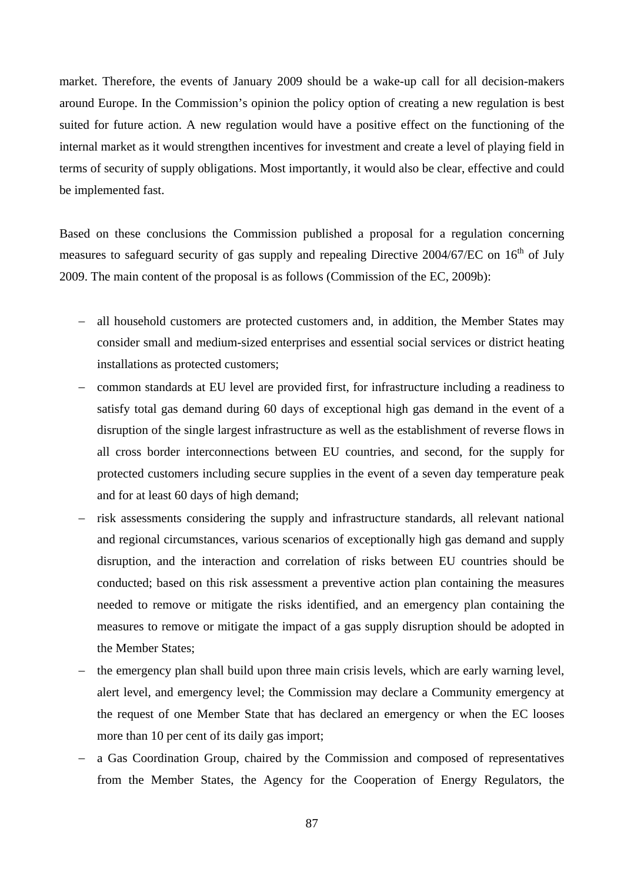market. Therefore, the events of January 2009 should be a wake-up call for all decision-makers around Europe. In the Commission's opinion the policy option of creating a new regulation is best suited for future action. A new regulation would have a positive effect on the functioning of the internal market as it would strengthen incentives for investment and create a level of playing field in terms of security of supply obligations. Most importantly, it would also be clear, effective and could be implemented fast.

Based on these conclusions the Commission published a proposal for a regulation concerning measures to safeguard security of gas supply and repealing Directive 2004/67/EC on 16th of July 2009. The main content of the proposal is as follows (Commission of the EC, 2009b):

- all household customers are protected customers and, in addition, the Member States may consider small and medium-sized enterprises and essential social services or district heating installations as protected customers;
- common standards at EU level are provided first, for infrastructure including a readiness to satisfy total gas demand during 60 days of exceptional high gas demand in the event of a disruption of the single largest infrastructure as well as the establishment of reverse flows in all cross border interconnections between EU countries, and second, for the supply for protected customers including secure supplies in the event of a seven day temperature peak and for at least 60 days of high demand;
- risk assessments considering the supply and infrastructure standards, all relevant national and regional circumstances, various scenarios of exceptionally high gas demand and supply disruption, and the interaction and correlation of risks between EU countries should be conducted; based on this risk assessment a preventive action plan containing the measures needed to remove or mitigate the risks identified, and an emergency plan containing the measures to remove or mitigate the impact of a gas supply disruption should be adopted in the Member States;
- the emergency plan shall build upon three main crisis levels, which are early warning level, alert level, and emergency level; the Commission may declare a Community emergency at the request of one Member State that has declared an emergency or when the EC looses more than 10 per cent of its daily gas import;
- a Gas Coordination Group, chaired by the Commission and composed of representatives from the Member States, the Agency for the Cooperation of Energy Regulators, the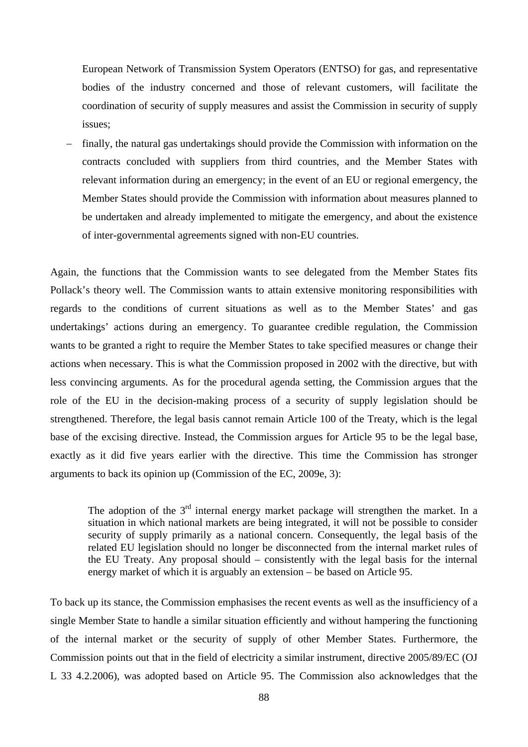European Network of Transmission System Operators (ENTSO) for gas, and representative bodies of the industry concerned and those of relevant customers, will facilitate the coordination of security of supply measures and assist the Commission in security of supply issues;

- finally, the natural gas undertakings should provide the Commission with information on the contracts concluded with suppliers from third countries, and the Member States with relevant information during an emergency; in the event of an EU or regional emergency, the Member States should provide the Commission with information about measures planned to be undertaken and already implemented to mitigate the emergency, and about the existence of inter-governmental agreements signed with non-EU countries.

Again, the functions that the Commission wants to see delegated from the Member States fits Pollack's theory well. The Commission wants to attain extensive monitoring responsibilities with regards to the conditions of current situations as well as to the Member States' and gas undertakings' actions during an emergency. To guarantee credible regulation, the Commission wants to be granted a right to require the Member States to take specified measures or change their actions when necessary. This is what the Commission proposed in 2002 with the directive, but with less convincing arguments. As for the procedural agenda setting, the Commission argues that the role of the EU in the decision-making process of a security of supply legislation should be strengthened. Therefore, the legal basis cannot remain Article 100 of the Treaty, which is the legal base of the excising directive. Instead, the Commission argues for Article 95 to be the legal base, exactly as it did five years earlier with the directive. This time the Commission has stronger arguments to back its opinion up (Commission of the EC, 2009e, 3):

> The adoption of the 3rd internal energy market package will strengthen the market. In a situation in which national markets are being integrated, it will not be possible to consider security of supply primarily as a national concern. Consequently, the legal basis of the related EU legislation should no longer be disconnected from the internal market rules of the EU Treaty. Any proposal should – consistently with the legal basis for the internal energy market of which it is arguably an extension – be based on Article 95.

To back up its stance, the Commission emphasises the recent events as well as the insufficiency of a single Member State to handle a similar situation efficiently and without hampering the functioning of the internal market or the security of supply of other Member States. Furthermore, the Commission points out that in the field of electricity a similar instrument, directive 2005/89/EC (OJ L 33 4.2.2006), was adopted based on Article 95. The Commission also acknowledges that the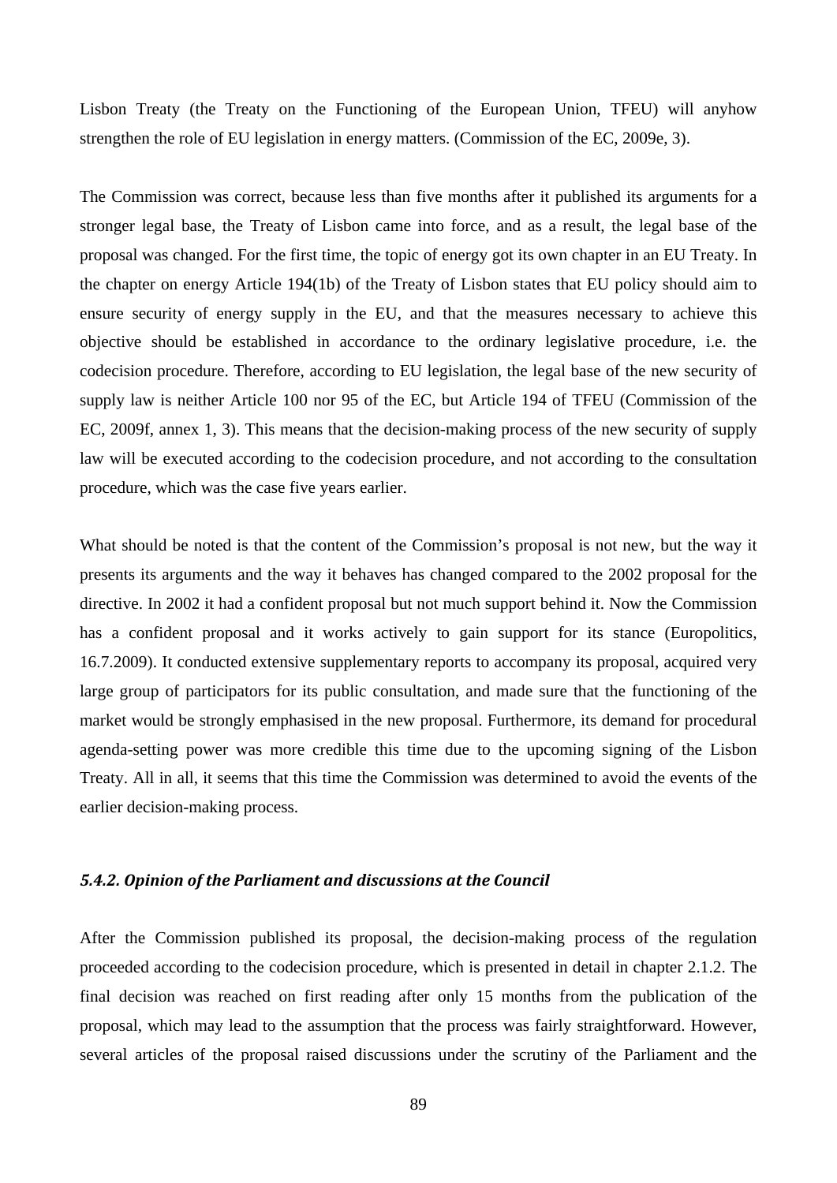Lisbon Treaty (the Treaty on the Functioning of the European Union, TFEU) will anyhow strengthen the role of EU legislation in energy matters. (Commission of the EC, 2009e, 3).

The Commission was correct, because less than five months after it published its arguments for a stronger legal base, the Treaty of Lisbon came into force, and as a result, the legal base of the proposal was changed. For the first time, the topic of energy got its own chapter in an EU Treaty. In the chapter on energy Article 194(1b) of the Treaty of Lisbon states that EU policy should aim to ensure security of energy supply in the EU, and that the measures necessary to achieve this objective should be established in accordance to the ordinary legislative procedure, i.e. the codecision procedure. Therefore, according to EU legislation, the legal base of the new security of supply law is neither Article 100 nor 95 of the EC, but Article 194 of TFEU (Commission of the EC, 2009f, annex 1, 3). This means that the decision-making process of the new security of supply law will be executed according to the codecision procedure, and not according to the consultation procedure, which was the case five years earlier.

What should be noted is that the content of the Commission's proposal is not new, but the way it presents its arguments and the way it behaves has changed compared to the 2002 proposal for the directive. In 2002 it had a confident proposal but not much support behind it. Now the Commission has a confident proposal and it works actively to gain support for its stance (Europolitics, 16.7.2009). It conducted extensive supplementary reports to accompany its proposal, acquired very large group of participators for its public consultation, and made sure that the functioning of the market would be strongly emphasised in the new proposal. Furthermore, its demand for procedural agenda-setting power was more credible this time due to the upcoming signing of the Lisbon Treaty. All in all, it seems that this time the Commission was determined to avoid the events of the earlier decision-making process.

### *5.4.2. Opinion of the Parliament and discussions at the Council*

After the Commission published its proposal, the decision-making process of the regulation proceeded according to the codecision procedure, which is presented in detail in chapter 2.1.2. The final decision was reached on first reading after only 15 months from the publication of the proposal, which may lead to the assumption that the process was fairly straightforward. However, several articles of the proposal raised discussions under the scrutiny of the Parliament and the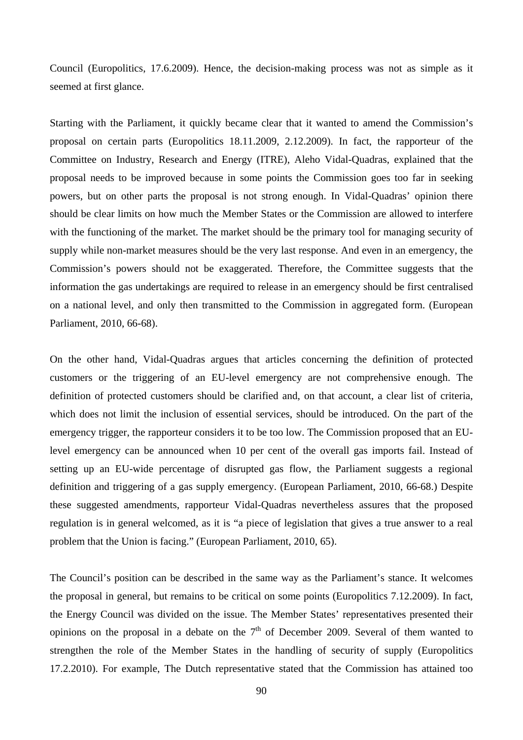Council (Europolitics, 17.6.2009). Hence, the decision-making process was not as simple as it seemed at first glance.

Starting with the Parliament, it quickly became clear that it wanted to amend the Commission's proposal on certain parts (Europolitics 18.11.2009, 2.12.2009). In fact, the rapporteur of the Committee on Industry, Research and Energy (ITRE), Aleho Vidal-Quadras, explained that the proposal needs to be improved because in some points the Commission goes too far in seeking powers, but on other parts the proposal is not strong enough. In Vidal-Quadras' opinion there should be clear limits on how much the Member States or the Commission are allowed to interfere with the functioning of the market. The market should be the primary tool for managing security of supply while non-market measures should be the very last response. And even in an emergency, the Commission's powers should not be exaggerated. Therefore, the Committee suggests that the information the gas undertakings are required to release in an emergency should be first centralised on a national level, and only then transmitted to the Commission in aggregated form. (European Parliament, 2010, 66-68).

On the other hand, Vidal-Quadras argues that articles concerning the definition of protected customers or the triggering of an EU-level emergency are not comprehensive enough. The definition of protected customers should be clarified and, on that account, a clear list of criteria, which does not limit the inclusion of essential services, should be introduced. On the part of the emergency trigger, the rapporteur considers it to be too low. The Commission proposed that an EU-level emergency can be announced when 10 per cent of the overall gas imports fail. Instead of setting up an EU-wide percentage of disrupted gas flow, the Parliament suggests a regional definition and triggering of a gas supply emergency. (European Parliament, 2010, 66-68.) Despite these suggested amendments, rapporteur Vidal-Quadras nevertheless assures that the proposed regulation is in general welcomed, as it is "a piece of legislation that gives a true answer to a real problem that the Union is facing." (European Parliament, 2010, 65).

The Council's position can be described in the same way as the Parliament's stance. It welcomes the proposal in general, but remains to be critical on some points (Europolitics 7.12.2009). In fact, the Energy Council was divided on the issue. The Member States' representatives presented their opinions on the proposal in a debate on the 7th of December 2009. Several of them wanted to strengthen the role of the Member States in the handling of security of supply (Europolitics 17.2.2010). For example, The Dutch representative stated that the Commission has attained too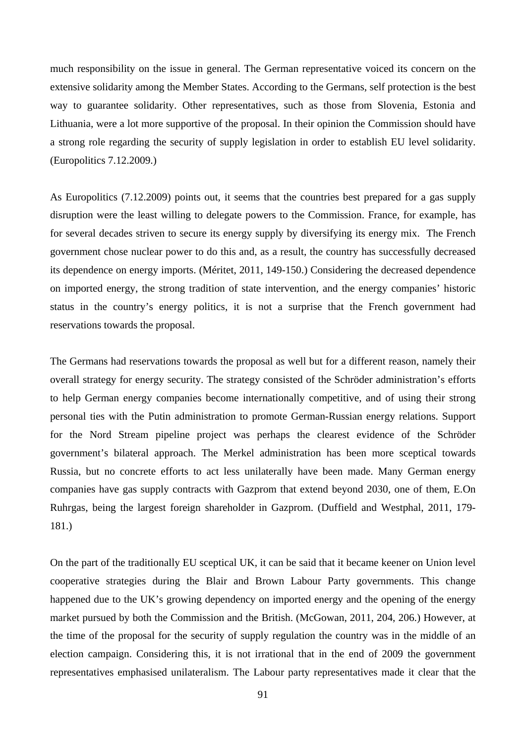much responsibility on the issue in general. The German representative voiced its concern on the extensive solidarity among the Member States. According to the Germans, self protection is the best way to guarantee solidarity. Other representatives, such as those from Slovenia, Estonia and Lithuania, were a lot more supportive of the proposal. In their opinion the Commission should have a strong role regarding the security of supply legislation in order to establish EU level solidarity. (Europolitics 7.12.2009.)

As Europolitics (7.12.2009) points out, it seems that the countries best prepared for a gas supply disruption were the least willing to delegate powers to the Commission. France, for example, has for several decades striven to secure its energy supply by diversifying its energy mix. The French government chose nuclear power to do this and, as a result, the country has successfully decreased its dependence on energy imports. (Méritet, 2011, 149-150.) Considering the decreased dependence on imported energy, the strong tradition of state intervention, and the energy companies' historic status in the country's energy politics, it is not a surprise that the French government had reservations towards the proposal.

The Germans had reservations towards the proposal as well but for a different reason, namely their overall strategy for energy security. The strategy consisted of the Schröder administration's efforts to help German energy companies become internationally competitive, and of using their strong personal ties with the Putin administration to promote German-Russian energy relations. Support for the Nord Stream pipeline project was perhaps the clearest evidence of the Schröder government's bilateral approach. The Merkel administration has been more sceptical towards Russia, but no concrete efforts to act less unilaterally have been made. Many German energy companies have gas supply contracts with Gazprom that extend beyond 2030, one of them, E.On Ruhrgas, being the largest foreign shareholder in Gazprom. (Duffield and Westphal, 2011, 179-181.)

On the part of the traditionally EU sceptical UK, it can be said that it became keener on Union level cooperative strategies during the Blair and Brown Labour Party governments. This change happened due to the UK's growing dependency on imported energy and the opening of the energy market pursued by both the Commission and the British. (McGowan, 2011, 204, 206.) However, at the time of the proposal for the security of supply regulation the country was in the middle of an election campaign. Considering this, it is not irrational that in the end of 2009 the government representatives emphasised unilateralism. The Labour party representatives made it clear that the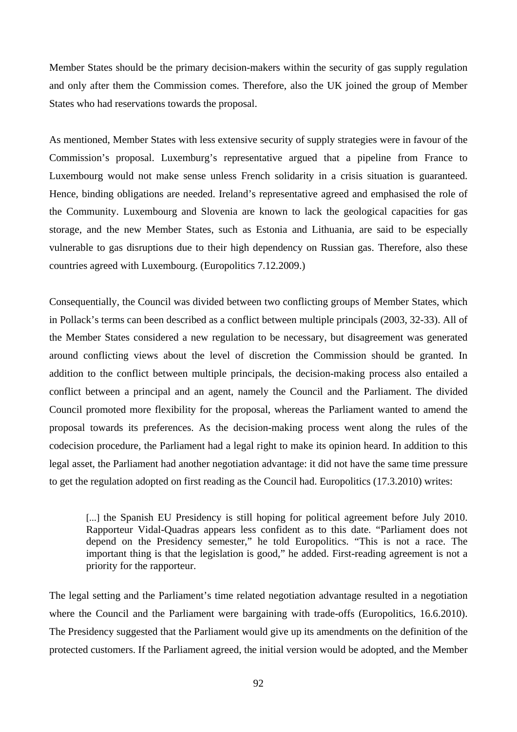Member States should be the primary decision-makers within the security of gas supply regulation and only after them the Commission comes. Therefore, also the UK joined the group of Member States who had reservations towards the proposal.

As mentioned, Member States with less extensive security of supply strategies were in favour of the Commission's proposal. Luxemburg's representative argued that a pipeline from France to Luxembourg would not make sense unless French solidarity in a crisis situation is guaranteed. Hence, binding obligations are needed. Ireland's representative agreed and emphasised the role of the Community. Luxembourg and Slovenia are known to lack the geological capacities for gas storage, and the new Member States, such as Estonia and Lithuania, are said to be especially vulnerable to gas disruptions due to their high dependency on Russian gas. Therefore, also these countries agreed with Luxembourg. (Europolitics 7.12.2009.)

Consequentially, the Council was divided between two conflicting groups of Member States, which in Pollack's terms can been described as a conflict between multiple principals (2003, 32-33). All of the Member States considered a new regulation to be necessary, but disagreement was generated around conflicting views about the level of discretion the Commission should be granted. In addition to the conflict between multiple principals, the decision-making process also entailed a conflict between a principal and an agent, namely the Council and the Parliament. The divided Council promoted more flexibility for the proposal, whereas the Parliament wanted to amend the proposal towards its preferences. As the decision-making process went along the rules of the codecision procedure, the Parliament had a legal right to make its opinion heard. In addition to this legal asset, the Parliament had another negotiation advantage: it did not have the same time pressure to get the regulation adopted on first reading as the Council had. Europolitics (17.3.2010) writes:

> [...] the Spanish EU Presidency is still hoping for political agreement before July 2010. Rapporteur Vidal-Quadras appears less confident as to this date. "Parliament does not depend on the Presidency semester," he told Europolitics. "This is not a race. The important thing is that the legislation is good," he added. First-reading agreement is not a priority for the rapporteur.

The legal setting and the Parliament's time related negotiation advantage resulted in a negotiation where the Council and the Parliament were bargaining with trade-offs (Europolitics, 16.6.2010). The Presidency suggested that the Parliament would give up its amendments on the definition of the protected customers. If the Parliament agreed, the initial version would be adopted, and the Member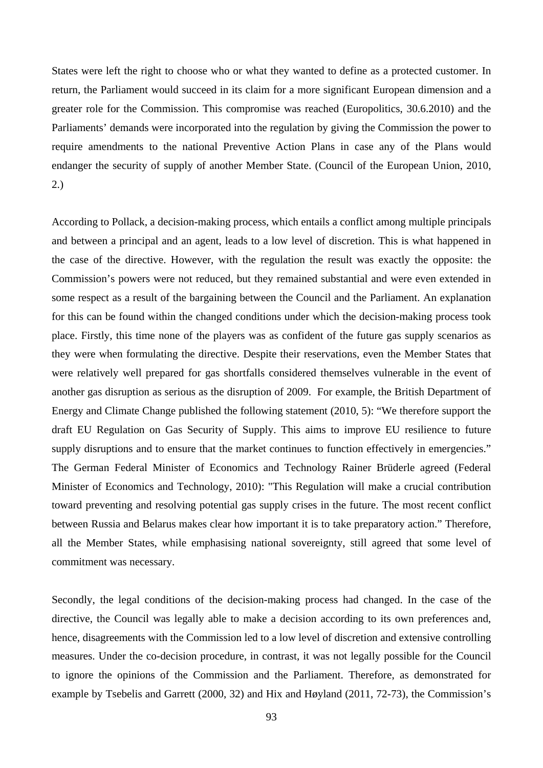States were left the right to choose who or what they wanted to define as a protected customer. In return, the Parliament would succeed in its claim for a more significant European dimension and a greater role for the Commission. This compromise was reached (Europolitics, 30.6.2010) and the Parliaments' demands were incorporated into the regulation by giving the Commission the power to require amendments to the national Preventive Action Plans in case any of the Plans would endanger the security of supply of another Member State. (Council of the European Union, 2010, 2.)

According to Pollack, a decision-making process, which entails a conflict among multiple principals and between a principal and an agent, leads to a low level of discretion. This is what happened in the case of the directive. However, with the regulation the result was exactly the opposite: the Commission's powers were not reduced, but they remained substantial and were even extended in some respect as a result of the bargaining between the Council and the Parliament. An explanation for this can be found within the changed conditions under which the decision-making process took place. Firstly, this time none of the players was as confident of the future gas supply scenarios as they were when formulating the directive. Despite their reservations, even the Member States that were relatively well prepared for gas shortfalls considered themselves vulnerable in the event of another gas disruption as serious as the disruption of 2009. For example, the British Department of Energy and Climate Change published the following statement (2010, 5): "We therefore support the draft EU Regulation on Gas Security of Supply. This aims to improve EU resilience to future supply disruptions and to ensure that the market continues to function effectively in emergencies." The German Federal Minister of Economics and Technology Rainer Brüderle agreed (Federal Minister of Economics and Technology, 2010): "This Regulation will make a crucial contribution toward preventing and resolving potential gas supply crises in the future. The most recent conflict between Russia and Belarus makes clear how important it is to take preparatory action." Therefore, all the Member States, while emphasising national sovereignty, still agreed that some level of commitment was necessary.

Secondly, the legal conditions of the decision-making process had changed. In the case of the directive, the Council was legally able to make a decision according to its own preferences and, hence, disagreements with the Commission led to a low level of discretion and extensive controlling measures. Under the co-decision procedure, in contrast, it was not legally possible for the Council to ignore the opinions of the Commission and the Parliament. Therefore, as demonstrated for example by Tsebelis and Garrett (2000, 32) and Hix and Høyland (2011, 72-73), the Commission's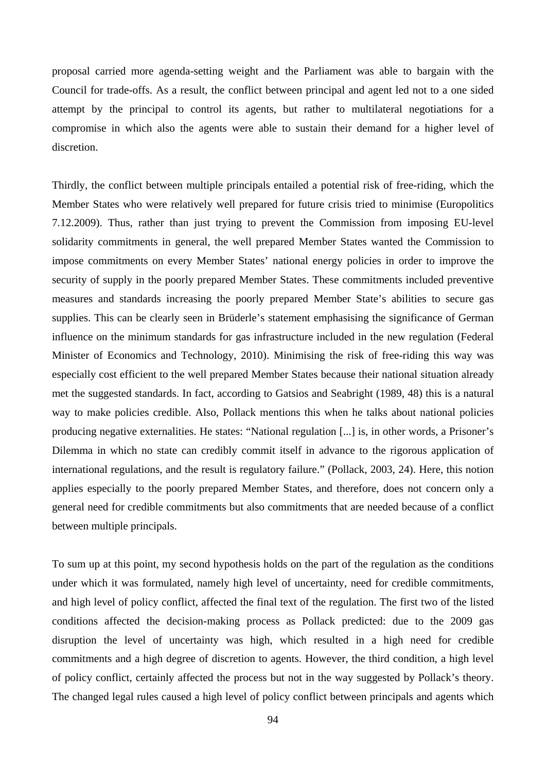proposal carried more agenda-setting weight and the Parliament was able to bargain with the Council for trade-offs. As a result, the conflict between principal and agent led not to a one sided attempt by the principal to control its agents, but rather to multilateral negotiations for a compromise in which also the agents were able to sustain their demand for a higher level of discretion.

Thirdly, the conflict between multiple principals entailed a potential risk of free-riding, which the Member States who were relatively well prepared for future crisis tried to minimise (Europolitics 7.12.2009). Thus, rather than just trying to prevent the Commission from imposing EU-level solidarity commitments in general, the well prepared Member States wanted the Commission to impose commitments on every Member States' national energy policies in order to improve the security of supply in the poorly prepared Member States. These commitments included preventive measures and standards increasing the poorly prepared Member State's abilities to secure gas supplies. This can be clearly seen in Brüderle's statement emphasising the significance of German influence on the minimum standards for gas infrastructure included in the new regulation (Federal Minister of Economics and Technology, 2010). Minimising the risk of free-riding this way was especially cost efficient to the well prepared Member States because their national situation already met the suggested standards. In fact, according to Gatsios and Seabright (1989, 48) this is a natural way to make policies credible. Also, Pollack mentions this when he talks about national policies producing negative externalities. He states: "National regulation [...] is, in other words, a Prisoner's Dilemma in which no state can credibly commit itself in advance to the rigorous application of international regulations, and the result is regulatory failure." (Pollack, 2003, 24). Here, this notion applies especially to the poorly prepared Member States, and therefore, does not concern only a general need for credible commitments but also commitments that are needed because of a conflict between multiple principals.

To sum up at this point, my second hypothesis holds on the part of the regulation as the conditions under which it was formulated, namely high level of uncertainty, need for credible commitments, and high level of policy conflict, affected the final text of the regulation. The first two of the listed conditions affected the decision-making process as Pollack predicted: due to the 2009 gas disruption the level of uncertainty was high, which resulted in a high need for credible commitments and a high degree of discretion to agents. However, the third condition, a high level of policy conflict, certainly affected the process but not in the way suggested by Pollack's theory. The changed legal rules caused a high level of policy conflict between principals and agents which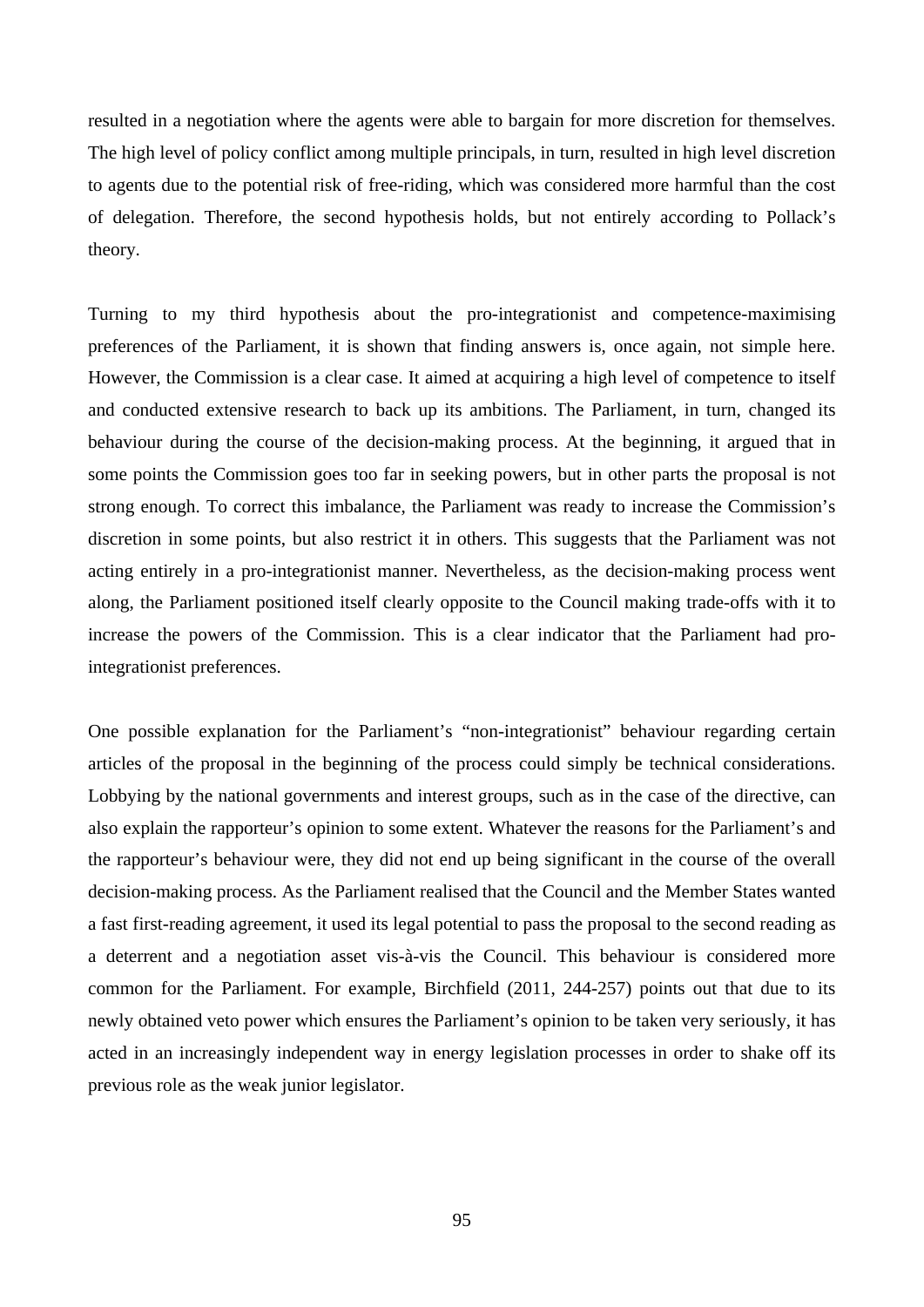resulted in a negotiation where the agents were able to bargain for more discretion for themselves. The high level of policy conflict among multiple principals, in turn, resulted in high level discretion to agents due to the potential risk of free-riding, which was considered more harmful than the cost of delegation. Therefore, the second hypothesis holds, but not entirely according to Pollack's theory.

Turning to my third hypothesis about the pro-integrationist and competence-maximising preferences of the Parliament, it is shown that finding answers is, once again, not simple here. However, the Commission is a clear case. It aimed at acquiring a high level of competence to itself and conducted extensive research to back up its ambitions. The Parliament, in turn, changed its behaviour during the course of the decision-making process. At the beginning, it argued that in some points the Commission goes too far in seeking powers, but in other parts the proposal is not strong enough. To correct this imbalance, the Parliament was ready to increase the Commission's discretion in some points, but also restrict it in others. This suggests that the Parliament was not acting entirely in a pro-integrationist manner. Nevertheless, as the decision-making process went along, the Parliament positioned itself clearly opposite to the Council making trade-offs with it to increase the powers of the Commission. This is a clear indicator that the Parliament had pro-integrationist preferences.

One possible explanation for the Parliament's "non-integrationist" behaviour regarding certain articles of the proposal in the beginning of the process could simply be technical considerations. Lobbying by the national governments and interest groups, such as in the case of the directive, can also explain the rapporteur's opinion to some extent. Whatever the reasons for the Parliament's and the rapporteur's behaviour were, they did not end up being significant in the course of the overall decision-making process. As the Parliament realised that the Council and the Member States wanted a fast first-reading agreement, it used its legal potential to pass the proposal to the second reading as a deterrent and a negotiation asset vis-à-vis the Council. This behaviour is considered more common for the Parliament. For example, Birchfield (2011, 244-257) points out that due to its newly obtained veto power which ensures the Parliament's opinion to be taken very seriously, it has acted in an increasingly independent way in energy legislation processes in order to shake off its previous role as the weak junior legislator.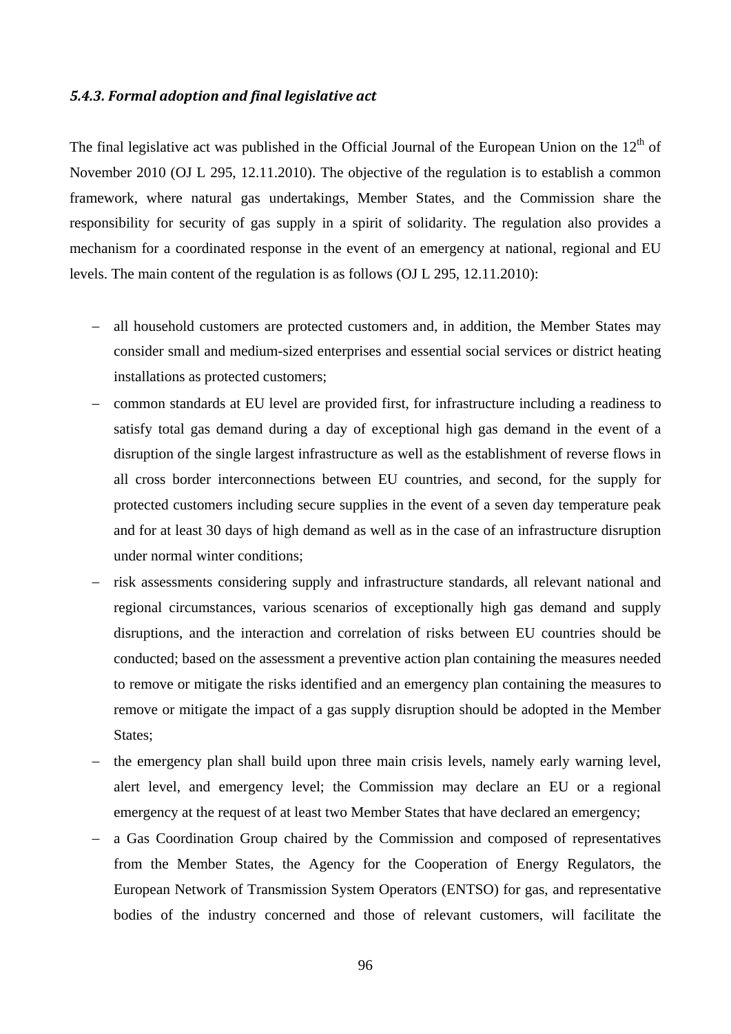#### *5.4.3. Formal adoption and final legislative act*

The final legislative act was published in the Official Journal of the European Union on the 12th of November 2010 (OJ L 295, 12.11.2010). The objective of the regulation is to establish a common framework, where natural gas undertakings, Member States, and the Commission share the responsibility for security of gas supply in a spirit of solidarity. The regulation also provides a mechanism for a coordinated response in the event of an emergency at national, regional and EU levels. The main content of the regulation is as follows (OJ L 295, 12.11.2010):

- all household customers are protected customers and, in addition, the Member States may consider small and medium-sized enterprises and essential social services or district heating installations as protected customers;
- common standards at EU level are provided first, for infrastructure including a readiness to satisfy total gas demand during a day of exceptional high gas demand in the event of a disruption of the single largest infrastructure as well as the establishment of reverse flows in all cross border interconnections between EU countries, and second, for the supply for protected customers including secure supplies in the event of a seven day temperature peak and for at least 30 days of high demand as well as in the case of an infrastructure disruption under normal winter conditions;
- risk assessments considering supply and infrastructure standards, all relevant national and regional circumstances, various scenarios of exceptionally high gas demand and supply disruptions, and the interaction and correlation of risks between EU countries should be conducted; based on the assessment a preventive action plan containing the measures needed to remove or mitigate the risks identified and an emergency plan containing the measures to remove or mitigate the impact of a gas supply disruption should be adopted in the Member States;
- the emergency plan shall build upon three main crisis levels, namely early warning level, alert level, and emergency level; the Commission may declare an EU or a regional emergency at the request of at least two Member States that have declared an emergency;
- a Gas Coordination Group chaired by the Commission and composed of representatives from the Member States, the Agency for the Cooperation of Energy Regulators, the European Network of Transmission System Operators (ENTSO) for gas, and representative bodies of the industry concerned and those of relevant customers, will facilitate the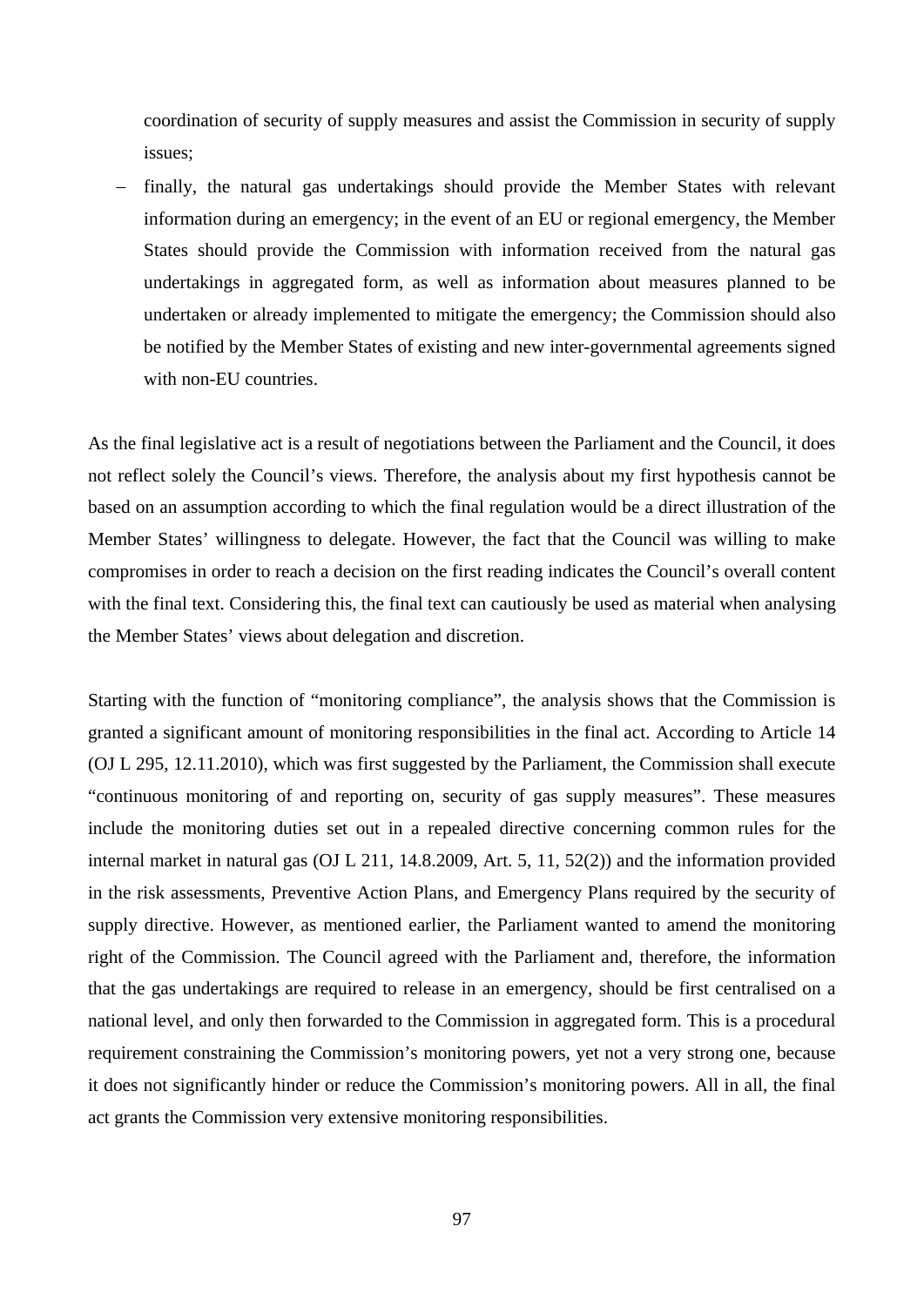coordination of security of supply measures and assist the Commission in security of supply issues;

- finally, the natural gas undertakings should provide the Member States with relevant information during an emergency; in the event of an EU or regional emergency, the Member States should provide the Commission with information received from the natural gas undertakings in aggregated form, as well as information about measures planned to be undertaken or already implemented to mitigate the emergency; the Commission should also be notified by the Member States of existing and new inter-governmental agreements signed with non-EU countries.

As the final legislative act is a result of negotiations between the Parliament and the Council, it does not reflect solely the Council's views. Therefore, the analysis about my first hypothesis cannot be based on an assumption according to which the final regulation would be a direct illustration of the Member States' willingness to delegate. However, the fact that the Council was willing to make compromises in order to reach a decision on the first reading indicates the Council's overall content with the final text. Considering this, the final text can cautiously be used as material when analysing the Member States' views about delegation and discretion.

Starting with the function of "monitoring compliance", the analysis shows that the Commission is granted a significant amount of monitoring responsibilities in the final act. According to Article 14 (OJ L 295, 12.11.2010), which was first suggested by the Parliament, the Commission shall execute "continuous monitoring of and reporting on, security of gas supply measures". These measures include the monitoring duties set out in a repealed directive concerning common rules for the internal market in natural gas (OJ L 211, 14.8.2009, Art. 5, 11, 52(2)) and the information provided in the risk assessments, Preventive Action Plans, and Emergency Plans required by the security of supply directive. However, as mentioned earlier, the Parliament wanted to amend the monitoring right of the Commission. The Council agreed with the Parliament and, therefore, the information that the gas undertakings are required to release in an emergency, should be first centralised on a national level, and only then forwarded to the Commission in aggregated form. This is a procedural requirement constraining the Commission's monitoring powers, yet not a very strong one, because it does not significantly hinder or reduce the Commission's monitoring powers. All in all, the final act grants the Commission very extensive monitoring responsibilities.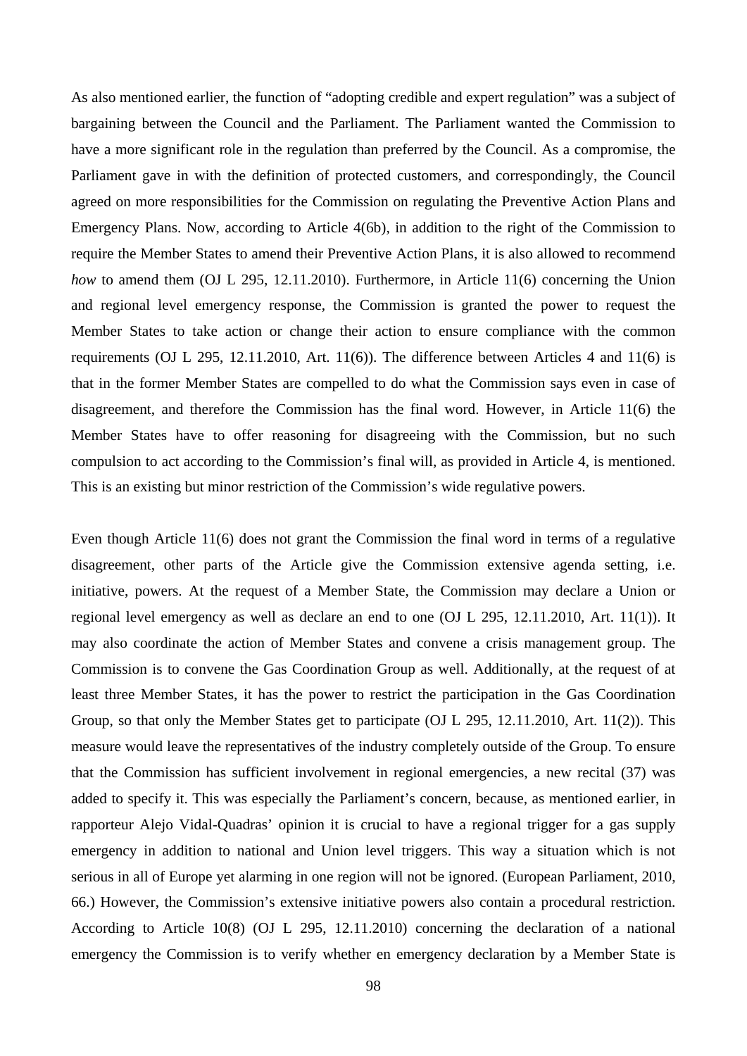As also mentioned earlier, the function of "adopting credible and expert regulation" was a subject of bargaining between the Council and the Parliament. The Parliament wanted the Commission to have a more significant role in the regulation than preferred by the Council. As a compromise, the Parliament gave in with the definition of protected customers, and correspondingly, the Council agreed on more responsibilities for the Commission on regulating the Preventive Action Plans and Emergency Plans. Now, according to Article 4(6b), in addition to the right of the Commission to require the Member States to amend their Preventive Action Plans, it is also allowed to recommend *how* to amend them (OJ L 295, 12.11.2010). Furthermore, in Article 11(6) concerning the Union and regional level emergency response, the Commission is granted the power to request the Member States to take action or change their action to ensure compliance with the common requirements (OJ L 295, 12.11.2010, Art. 11(6)). The difference between Articles 4 and 11(6) is that in the former Member States are compelled to do what the Commission says even in case of disagreement, and therefore the Commission has the final word. However, in Article 11(6) the Member States have to offer reasoning for disagreeing with the Commission, but no such compulsion to act according to the Commission's final will, as provided in Article 4, is mentioned. This is an existing but minor restriction of the Commission's wide regulative powers.

Even though Article 11(6) does not grant the Commission the final word in terms of a regulative disagreement, other parts of the Article give the Commission extensive agenda setting, i.e. initiative, powers. At the request of a Member State, the Commission may declare a Union or regional level emergency as well as declare an end to one (OJ L 295, 12.11.2010, Art. 11(1)). It may also coordinate the action of Member States and convene a crisis management group. The Commission is to convene the Gas Coordination Group as well. Additionally, at the request of at least three Member States, it has the power to restrict the participation in the Gas Coordination Group, so that only the Member States get to participate (OJ L 295, 12.11.2010, Art. 11(2)). This measure would leave the representatives of the industry completely outside of the Group. To ensure that the Commission has sufficient involvement in regional emergencies, a new recital (37) was added to specify it. This was especially the Parliament's concern, because, as mentioned earlier, in rapporteur Alejo Vidal-Quadras' opinion it is crucial to have a regional trigger for a gas supply emergency in addition to national and Union level triggers. This way a situation which is not serious in all of Europe yet alarming in one region will not be ignored. (European Parliament, 2010, 66.) However, the Commission's extensive initiative powers also contain a procedural restriction. According to Article 10(8) (OJ L 295, 12.11.2010) concerning the declaration of a national emergency the Commission is to verify whether en emergency declaration by a Member State is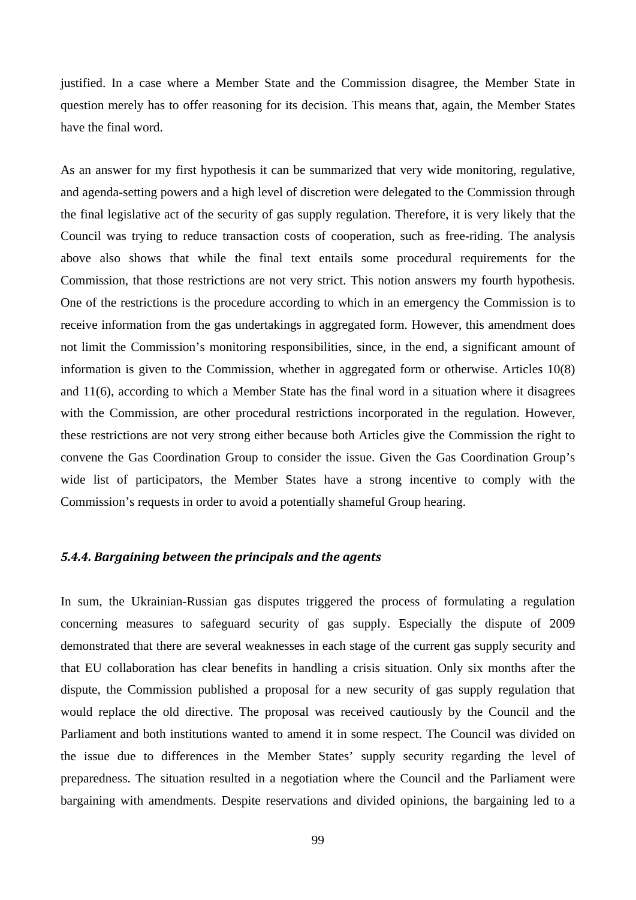justified. In a case where a Member State and the Commission disagree, the Member State in question merely has to offer reasoning for its decision. This means that, again, the Member States have the final word.

As an answer for my first hypothesis it can be summarized that very wide monitoring, regulative, and agenda-setting powers and a high level of discretion were delegated to the Commission through the final legislative act of the security of gas supply regulation. Therefore, it is very likely that the Council was trying to reduce transaction costs of cooperation, such as free-riding. The analysis above also shows that while the final text entails some procedural requirements for the Commission, that those restrictions are not very strict. This notion answers my fourth hypothesis. One of the restrictions is the procedure according to which in an emergency the Commission is to receive information from the gas undertakings in aggregated form. However, this amendment does not limit the Commission's monitoring responsibilities, since, in the end, a significant amount of information is given to the Commission, whether in aggregated form or otherwise. Articles 10(8) and 11(6), according to which a Member State has the final word in a situation where it disagrees with the Commission, are other procedural restrictions incorporated in the regulation. However, these restrictions are not very strong either because both Articles give the Commission the right to convene the Gas Coordination Group to consider the issue. Given the Gas Coordination Group's wide list of participators, the Member States have a strong incentive to comply with the Commission's requests in order to avoid a potentially shameful Group hearing.

#### *5.4.4. Bargaining between the principals and the agents*

In sum, the Ukrainian-Russian gas disputes triggered the process of formulating a regulation concerning measures to safeguard security of gas supply. Especially the dispute of 2009 demonstrated that there are several weaknesses in each stage of the current gas supply security and that EU collaboration has clear benefits in handling a crisis situation. Only six months after the dispute, the Commission published a proposal for a new security of gas supply regulation that would replace the old directive. The proposal was received cautiously by the Council and the Parliament and both institutions wanted to amend it in some respect. The Council was divided on the issue due to differences in the Member States' supply security regarding the level of preparedness. The situation resulted in a negotiation where the Council and the Parliament were bargaining with amendments. Despite reservations and divided opinions, the bargaining led to a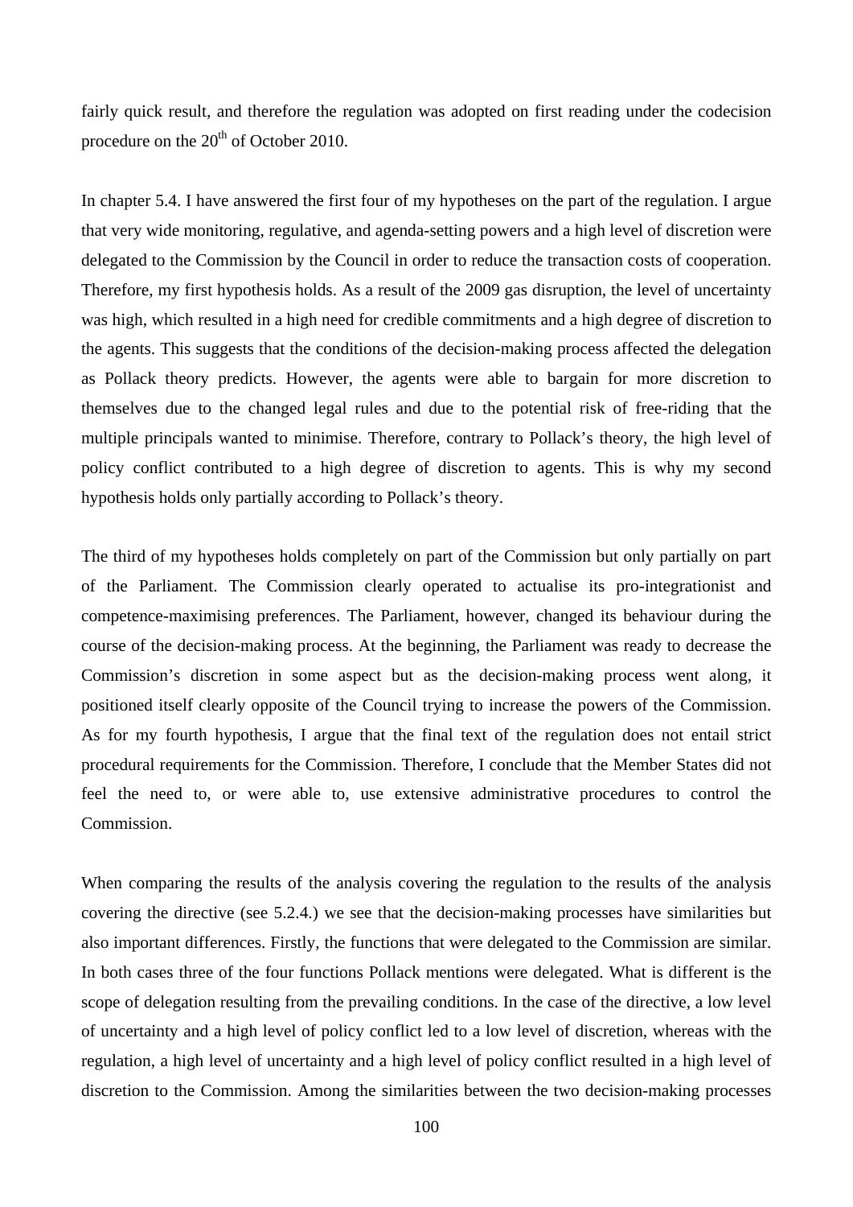fairly quick result, and therefore the regulation was adopted on first reading under the codecision procedure on the 20th of October 2010.

In chapter 5.4. I have answered the first four of my hypotheses on the part of the regulation. I argue that very wide monitoring, regulative, and agenda-setting powers and a high level of discretion were delegated to the Commission by the Council in order to reduce the transaction costs of cooperation. Therefore, my first hypothesis holds. As a result of the 2009 gas disruption, the level of uncertainty was high, which resulted in a high need for credible commitments and a high degree of discretion to the agents. This suggests that the conditions of the decision-making process affected the delegation as Pollack theory predicts. However, the agents were able to bargain for more discretion to themselves due to the changed legal rules and due to the potential risk of free-riding that the multiple principals wanted to minimise. Therefore, contrary to Pollack's theory, the high level of policy conflict contributed to a high degree of discretion to agents. This is why my second hypothesis holds only partially according to Pollack's theory.

The third of my hypotheses holds completely on part of the Commission but only partially on part of the Parliament. The Commission clearly operated to actualise its pro-integrationist and competence-maximising preferences. The Parliament, however, changed its behaviour during the course of the decision-making process. At the beginning, the Parliament was ready to decrease the Commission's discretion in some aspect but as the decision-making process went along, it positioned itself clearly opposite of the Council trying to increase the powers of the Commission. As for my fourth hypothesis, I argue that the final text of the regulation does not entail strict procedural requirements for the Commission. Therefore, I conclude that the Member States did not feel the need to, or were able to, use extensive administrative procedures to control the Commission.

When comparing the results of the analysis covering the regulation to the results of the analysis covering the directive (see 5.2.4.) we see that the decision-making processes have similarities but also important differences. Firstly, the functions that were delegated to the Commission are similar. In both cases three of the four functions Pollack mentions were delegated. What is different is the scope of delegation resulting from the prevailing conditions. In the case of the directive, a low level of uncertainty and a high level of policy conflict led to a low level of discretion, whereas with the regulation, a high level of uncertainty and a high level of policy conflict resulted in a high level of discretion to the Commission. Among the similarities between the two decision-making processes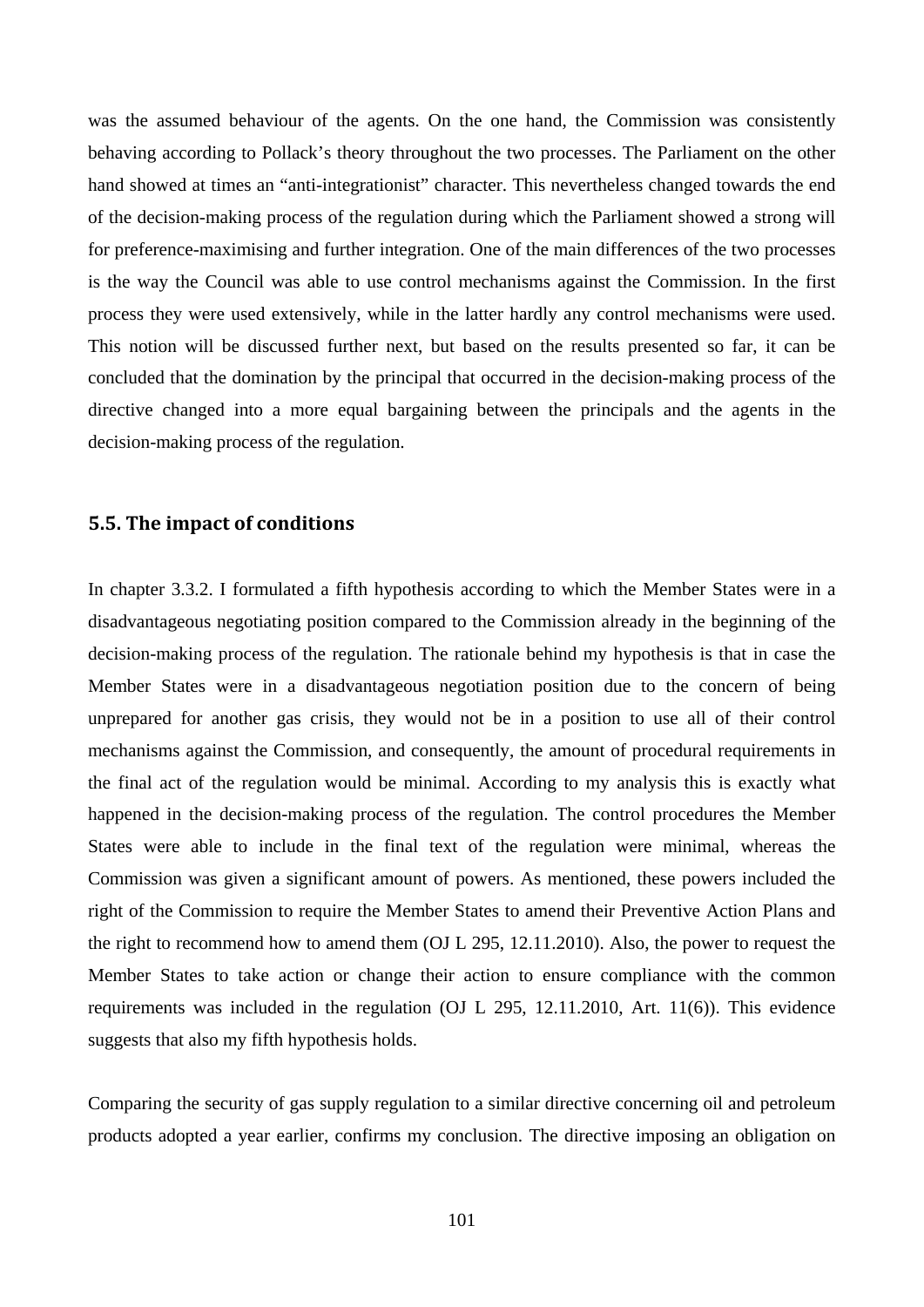was the assumed behaviour of the agents. On the one hand, the Commission was consistently behaving according to Pollack's theory throughout the two processes. The Parliament on the other hand showed at times an "anti-integrationist" character. This nevertheless changed towards the end of the decision-making process of the regulation during which the Parliament showed a strong will for preference-maximising and further integration. One of the main differences of the two processes is the way the Council was able to use control mechanisms against the Commission. In the first process they were used extensively, while in the latter hardly any control mechanisms were used. This notion will be discussed further next, but based on the results presented so far, it can be concluded that the domination by the principal that occurred in the decision-making process of the directive changed into a more equal bargaining between the principals and the agents in the decision-making process of the regulation.

## 5.5. The impact of conditions

In chapter 3.3.2. I formulated a fifth hypothesis according to which the Member States were in a disadvantageous negotiating position compared to the Commission already in the beginning of the decision-making process of the regulation. The rationale behind my hypothesis is that in case the Member States were in a disadvantageous negotiation position due to the concern of being unprepared for another gas crisis, they would not be in a position to use all of their control mechanisms against the Commission, and consequently, the amount of procedural requirements in the final act of the regulation would be minimal. According to my analysis this is exactly what happened in the decision-making process of the regulation. The control procedures the Member States were able to include in the final text of the regulation were minimal, whereas the Commission was given a significant amount of powers. As mentioned, these powers included the right of the Commission to require the Member States to amend their Preventive Action Plans and the right to recommend how to amend them (OJ L 295, 12.11.2010). Also, the power to request the Member States to take action or change their action to ensure compliance with the common requirements was included in the regulation (OJ L 295, 12.11.2010, Art. 11(6)). This evidence suggests that also my fifth hypothesis holds.

Comparing the security of gas supply regulation to a similar directive concerning oil and petroleum products adopted a year earlier, confirms my conclusion. The directive imposing an obligation on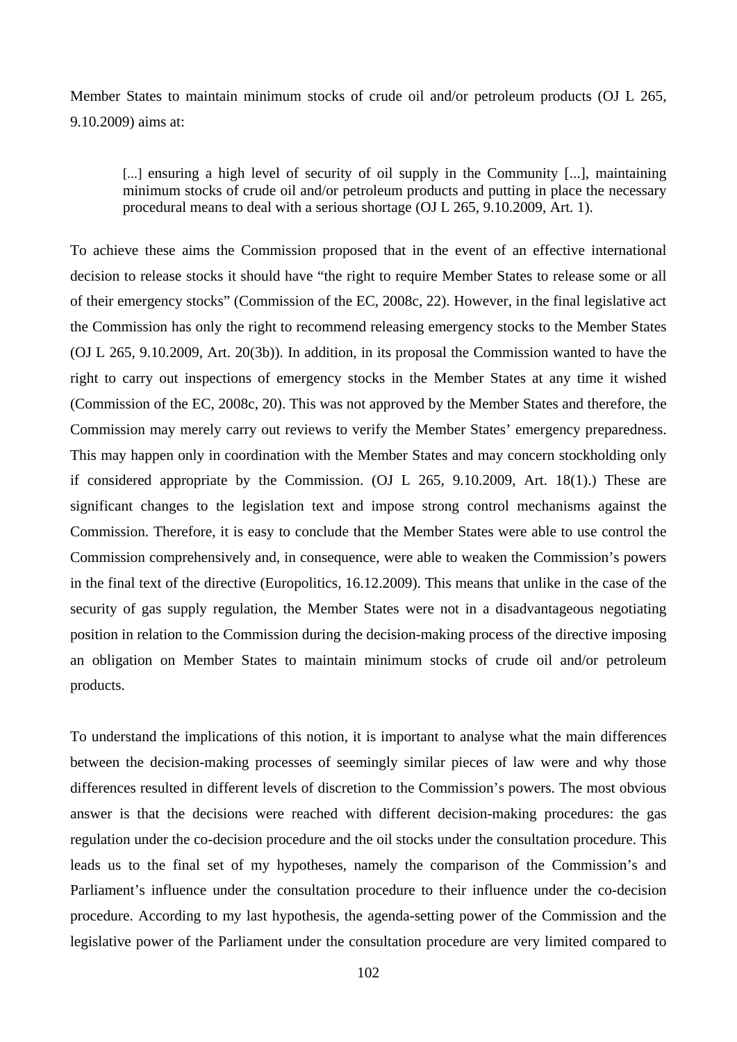Member States to maintain minimum stocks of crude oil and/or petroleum products (OJ L 265, 9.10.2009) aims at:

> [...] ensuring a high level of security of oil supply in the Community [...], maintaining minimum stocks of crude oil and/or petroleum products and putting in place the necessary procedural means to deal with a serious shortage (OJ L 265, 9.10.2009, Art. 1).

To achieve these aims the Commission proposed that in the event of an effective international decision to release stocks it should have "the right to require Member States to release some or all of their emergency stocks" (Commission of the EC, 2008c, 22). However, in the final legislative act the Commission has only the right to recommend releasing emergency stocks to the Member States (OJ L 265, 9.10.2009, Art. 20(3b)). In addition, in its proposal the Commission wanted to have the right to carry out inspections of emergency stocks in the Member States at any time it wished (Commission of the EC, 2008c, 20). This was not approved by the Member States and therefore, the Commission may merely carry out reviews to verify the Member States' emergency preparedness. This may happen only in coordination with the Member States and may concern stockholding only if considered appropriate by the Commission. (OJ L 265, 9.10.2009, Art. 18(1).) These are significant changes to the legislation text and impose strong control mechanisms against the Commission. Therefore, it is easy to conclude that the Member States were able to use control the Commission comprehensively and, in consequence, were able to weaken the Commission's powers in the final text of the directive (Europolitics, 16.12.2009). This means that unlike in the case of the security of gas supply regulation, the Member States were not in a disadvantageous negotiating position in relation to the Commission during the decision-making process of the directive imposing an obligation on Member States to maintain minimum stocks of crude oil and/or petroleum products.

To understand the implications of this notion, it is important to analyse what the main differences between the decision-making processes of seemingly similar pieces of law were and why those differences resulted in different levels of discretion to the Commission's powers. The most obvious answer is that the decisions were reached with different decision-making procedures: the gas regulation under the co-decision procedure and the oil stocks under the consultation procedure. This leads us to the final set of my hypotheses, namely the comparison of the Commission's and Parliament's influence under the consultation procedure to their influence under the co-decision procedure. According to my last hypothesis, the agenda-setting power of the Commission and the legislative power of the Parliament under the consultation procedure are very limited compared to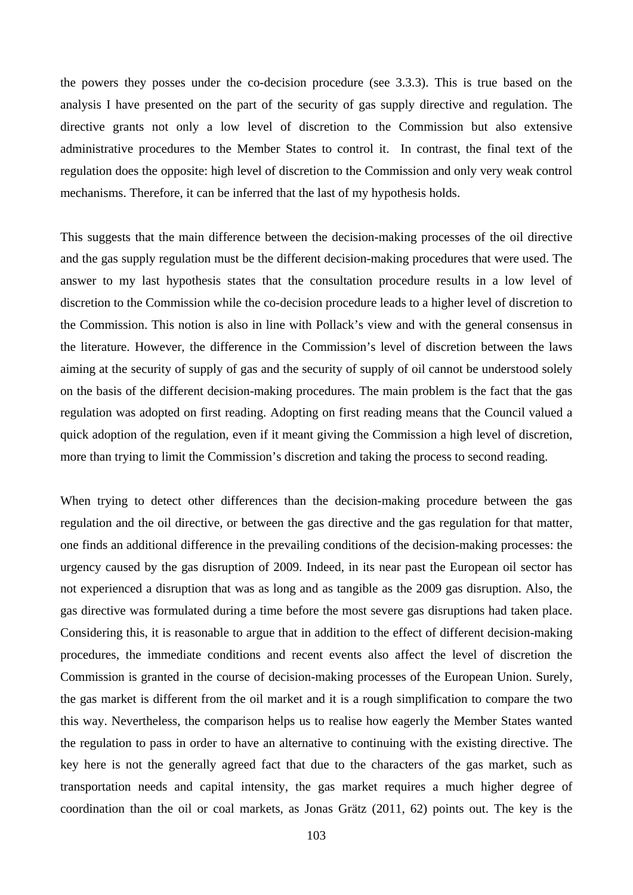the powers they posses under the co-decision procedure (see 3.3.3). This is true based on the analysis I have presented on the part of the security of gas supply directive and regulation. The directive grants not only a low level of discretion to the Commission but also extensive administrative procedures to the Member States to control it. In contrast, the final text of the regulation does the opposite: high level of discretion to the Commission and only very weak control mechanisms. Therefore, it can be inferred that the last of my hypothesis holds.

This suggests that the main difference between the decision-making processes of the oil directive and the gas supply regulation must be the different decision-making procedures that were used. The answer to my last hypothesis states that the consultation procedure results in a low level of discretion to the Commission while the co-decision procedure leads to a higher level of discretion to the Commission. This notion is also in line with Pollack's view and with the general consensus in the literature. However, the difference in the Commission's level of discretion between the laws aiming at the security of supply of gas and the security of supply of oil cannot be understood solely on the basis of the different decision-making procedures. The main problem is the fact that the gas regulation was adopted on first reading. Adopting on first reading means that the Council valued a quick adoption of the regulation, even if it meant giving the Commission a high level of discretion, more than trying to limit the Commission's discretion and taking the process to second reading.

When trying to detect other differences than the decision-making procedure between the gas regulation and the oil directive, or between the gas directive and the gas regulation for that matter, one finds an additional difference in the prevailing conditions of the decision-making processes: the urgency caused by the gas disruption of 2009. Indeed, in its near past the European oil sector has not experienced a disruption that was as long and as tangible as the 2009 gas disruption. Also, the gas directive was formulated during a time before the most severe gas disruptions had taken place. Considering this, it is reasonable to argue that in addition to the effect of different decision-making procedures, the immediate conditions and recent events also affect the level of discretion the Commission is granted in the course of decision-making processes of the European Union. Surely, the gas market is different from the oil market and it is a rough simplification to compare the two this way. Nevertheless, the comparison helps us to realise how eagerly the Member States wanted the regulation to pass in order to have an alternative to continuing with the existing directive. The key here is not the generally agreed fact that due to the characters of the gas market, such as transportation needs and capital intensity, the gas market requires a much higher degree of coordination than the oil or coal markets, as Jonas Grätz (2011, 62) points out. The key is the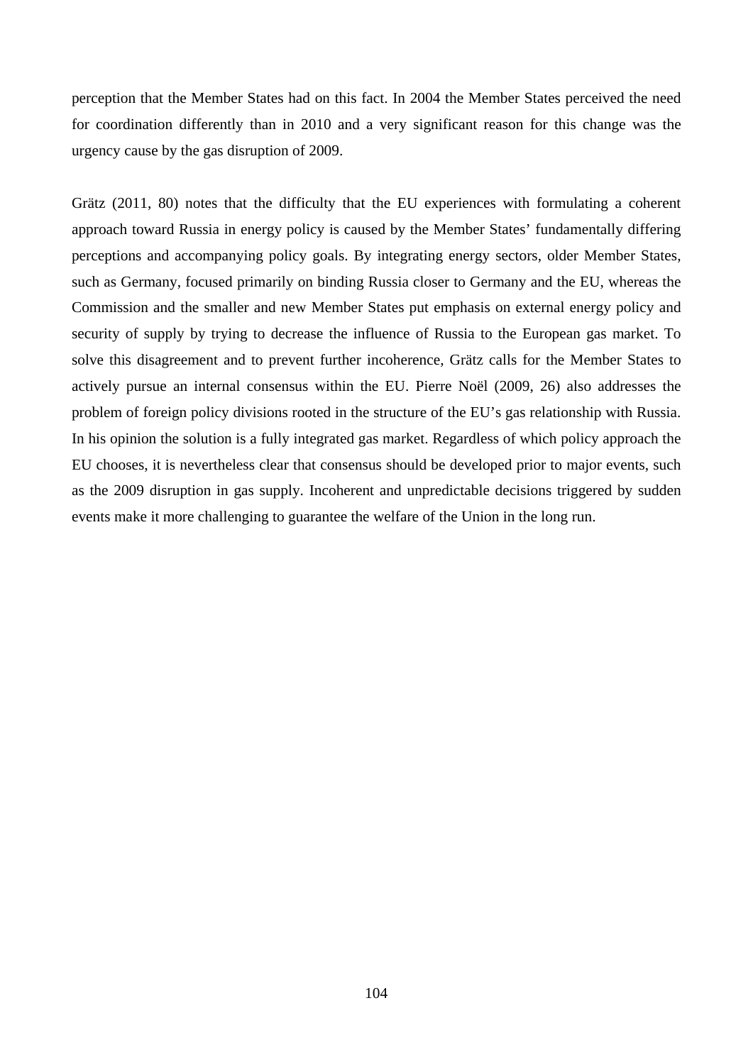perception that the Member States had on this fact. In 2004 the Member States perceived the need for coordination differently than in 2010 and a very significant reason for this change was the urgency cause by the gas disruption of 2009.

Grätz (2011, 80) notes that the difficulty that the EU experiences with formulating a coherent approach toward Russia in energy policy is caused by the Member States' fundamentally differing perceptions and accompanying policy goals. By integrating energy sectors, older Member States, such as Germany, focused primarily on binding Russia closer to Germany and the EU, whereas the Commission and the smaller and new Member States put emphasis on external energy policy and security of supply by trying to decrease the influence of Russia to the European gas market. To solve this disagreement and to prevent further incoherence, Grätz calls for the Member States to actively pursue an internal consensus within the EU. Pierre Noël (2009, 26) also addresses the problem of foreign policy divisions rooted in the structure of the EU's gas relationship with Russia. In his opinion the solution is a fully integrated gas market. Regardless of which policy approach the EU chooses, it is nevertheless clear that consensus should be developed prior to major events, such as the 2009 disruption in gas supply. Incoherent and unpredictable decisions triggered by sudden events make it more challenging to guarantee the welfare of the Union in the long run.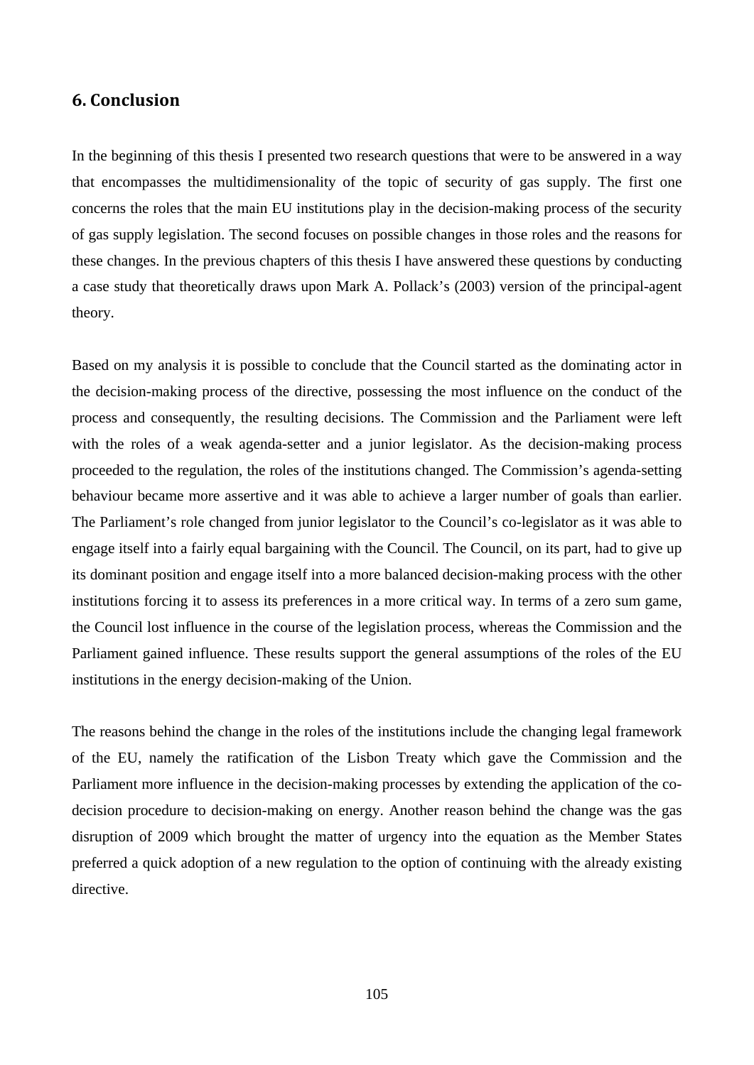## 6. Conclusion

In the beginning of this thesis I presented two research questions that were to be answered in a way that encompasses the multidimensionality of the topic of security of gas supply. The first one concerns the roles that the main EU institutions play in the decision-making process of the security of gas supply legislation. The second focuses on possible changes in those roles and the reasons for these changes. In the previous chapters of this thesis I have answered these questions by conducting a case study that theoretically draws upon Mark A. Pollack's (2003) version of the principal-agent theory.

Based on my analysis it is possible to conclude that the Council started as the dominating actor in the decision-making process of the directive, possessing the most influence on the conduct of the process and consequently, the resulting decisions. The Commission and the Parliament were left with the roles of a weak agenda-setter and a junior legislator. As the decision-making process proceeded to the regulation, the roles of the institutions changed. The Commission's agenda-setting behaviour became more assertive and it was able to achieve a larger number of goals than earlier. The Parliament's role changed from junior legislator to the Council's co-legislator as it was able to engage itself into a fairly equal bargaining with the Council. The Council, on its part, had to give up its dominant position and engage itself into a more balanced decision-making process with the other institutions forcing it to assess its preferences in a more critical way. In terms of a zero sum game, the Council lost influence in the course of the legislation process, whereas the Commission and the Parliament gained influence. These results support the general assumptions of the roles of the EU institutions in the energy decision-making of the Union.

The reasons behind the change in the roles of the institutions include the changing legal framework of the EU, namely the ratification of the Lisbon Treaty which gave the Commission and the Parliament more influence in the decision-making processes by extending the application of the co-decision procedure to decision-making on energy. Another reason behind the change was the gas disruption of 2009 which brought the matter of urgency into the equation as the Member States preferred a quick adoption of a new regulation to the option of continuing with the already existing directive.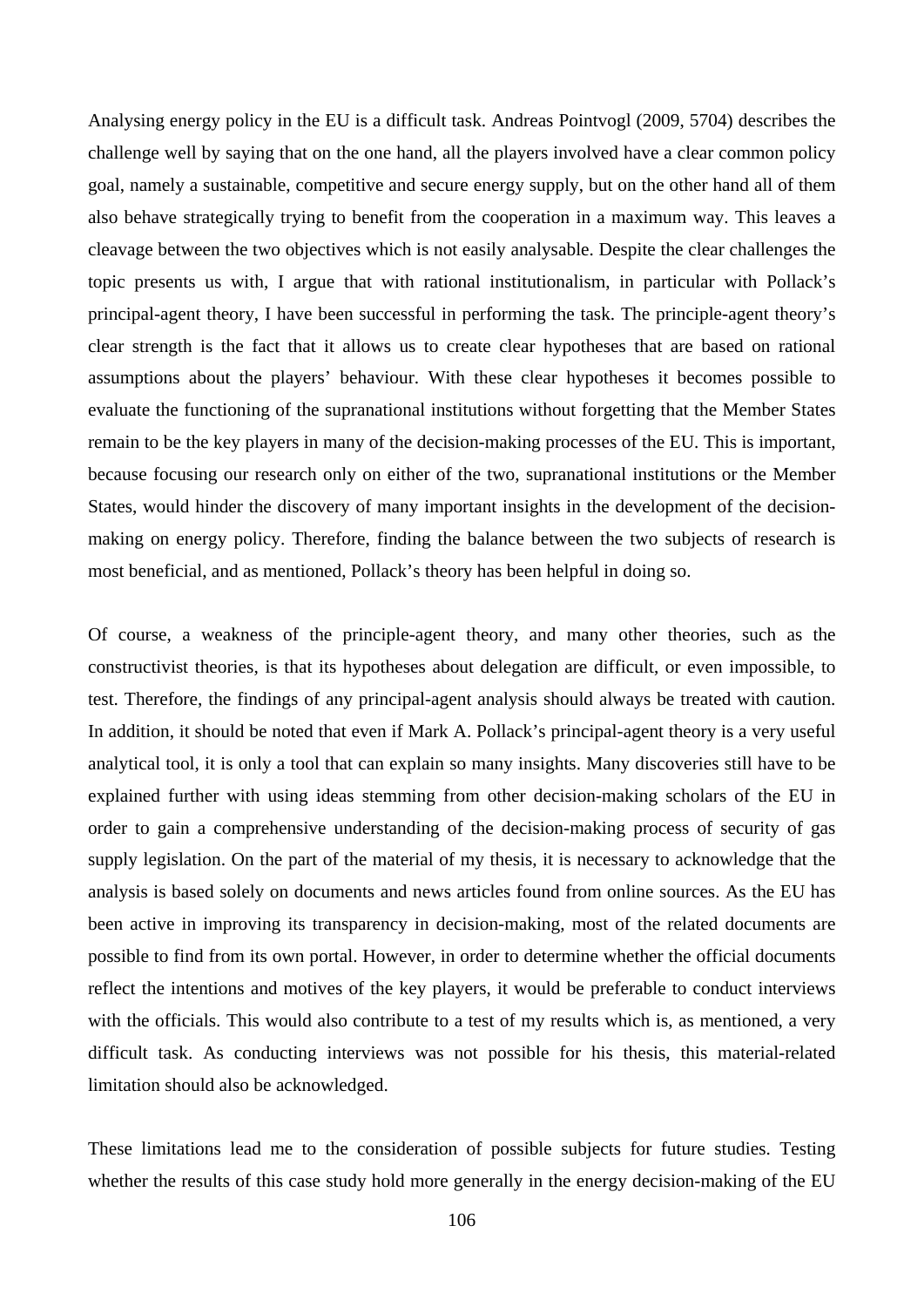Analysing energy policy in the EU is a difficult task. Andreas Pointvogl (2009, 5704) describes the challenge well by saying that on the one hand, all the players involved have a clear common policy goal, namely a sustainable, competitive and secure energy supply, but on the other hand all of them also behave strategically trying to benefit from the cooperation in a maximum way. This leaves a cleavage between the two objectives which is not easily analysable. Despite the clear challenges the topic presents us with, I argue that with rational institutionalism, in particular with Pollack's principal-agent theory, I have been successful in performing the task. The principle-agent theory's clear strength is the fact that it allows us to create clear hypotheses that are based on rational assumptions about the players' behaviour. With these clear hypotheses it becomes possible to evaluate the functioning of the supranational institutions without forgetting that the Member States remain to be the key players in many of the decision-making processes of the EU. This is important, because focusing our research only on either of the two, supranational institutions or the Member States, would hinder the discovery of many important insights in the development of the decision-making on energy policy. Therefore, finding the balance between the two subjects of research is most beneficial, and as mentioned, Pollack's theory has been helpful in doing so.

Of course, a weakness of the principle-agent theory, and many other theories, such as the constructivist theories, is that its hypotheses about delegation are difficult, or even impossible, to test. Therefore, the findings of any principal-agent analysis should always be treated with caution. In addition, it should be noted that even if Mark A. Pollack's principal-agent theory is a very useful analytical tool, it is only a tool that can explain so many insights. Many discoveries still have to be explained further with using ideas stemming from other decision-making scholars of the EU in order to gain a comprehensive understanding of the decision-making process of security of gas supply legislation. On the part of the material of my thesis, it is necessary to acknowledge that the analysis is based solely on documents and news articles found from online sources. As the EU has been active in improving its transparency in decision-making, most of the related documents are possible to find from its own portal. However, in order to determine whether the official documents reflect the intentions and motives of the key players, it would be preferable to conduct interviews with the officials. This would also contribute to a test of my results which is, as mentioned, a very difficult task. As conducting interviews was not possible for his thesis, this material-related limitation should also be acknowledged.

These limitations lead me to the consideration of possible subjects for future studies. Testing whether the results of this case study hold more generally in the energy decision-making of the EU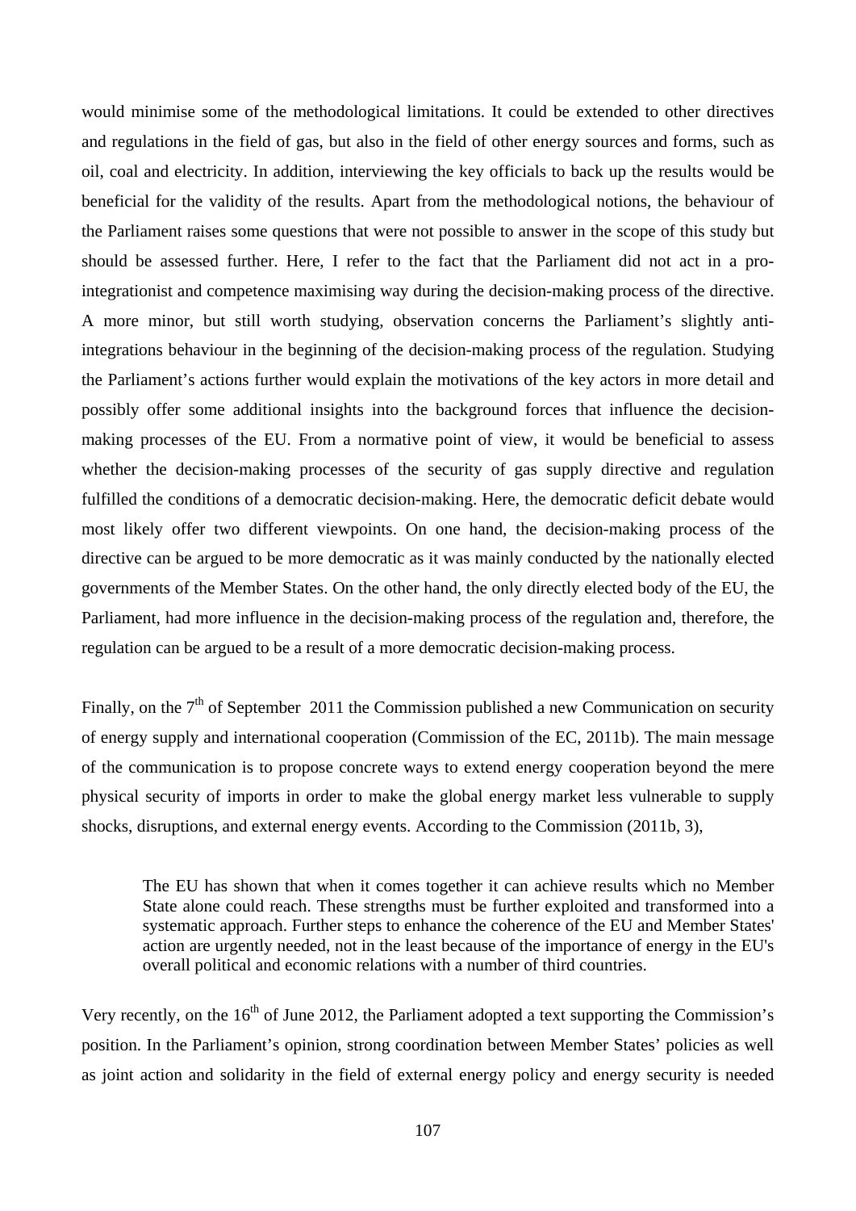would minimise some of the methodological limitations. It could be extended to other directives and regulations in the field of gas, but also in the field of other energy sources and forms, such as oil, coal and electricity. In addition, interviewing the key officials to back up the results would be beneficial for the validity of the results. Apart from the methodological notions, the behaviour of the Parliament raises some questions that were not possible to answer in the scope of this study but should be assessed further. Here, I refer to the fact that the Parliament did not act in a pro-integrationist and competence maximising way during the decision-making process of the directive. A more minor, but still worth studying, observation concerns the Parliament's slightly anti-integrations behaviour in the beginning of the decision-making process of the regulation. Studying the Parliament's actions further would explain the motivations of the key actors in more detail and possibly offer some additional insights into the background forces that influence the decision-making processes of the EU. From a normative point of view, it would be beneficial to assess whether the decision-making processes of the security of gas supply directive and regulation fulfilled the conditions of a democratic decision-making. Here, the democratic deficit debate would most likely offer two different viewpoints. On one hand, the decision-making process of the directive can be argued to be more democratic as it was mainly conducted by the nationally elected governments of the Member States. On the other hand, the only directly elected body of the EU, the Parliament, had more influence in the decision-making process of the regulation and, therefore, the regulation can be argued to be a result of a more democratic decision-making process.

Finally, on the 7th of September 2011 the Commission published a new Communication on security of energy supply and international cooperation (Commission of the EC, 2011b). The main message of the communication is to propose concrete ways to extend energy cooperation beyond the mere physical security of imports in order to make the global energy market less vulnerable to supply shocks, disruptions, and external energy events. According to the Commission (2011b, 3),

> The EU has shown that when it comes together it can achieve results which no Member State alone could reach. These strengths must be further exploited and transformed into a systematic approach. Further steps to enhance the coherence of the EU and Member States' action are urgently needed, not in the least because of the importance of energy in the EU's overall political and economic relations with a number of third countries.

Very recently, on the 16th of June 2012, the Parliament adopted a text supporting the Commission's position. In the Parliament's opinion, strong coordination between Member States' policies as well as joint action and solidarity in the field of external energy policy and energy security is needed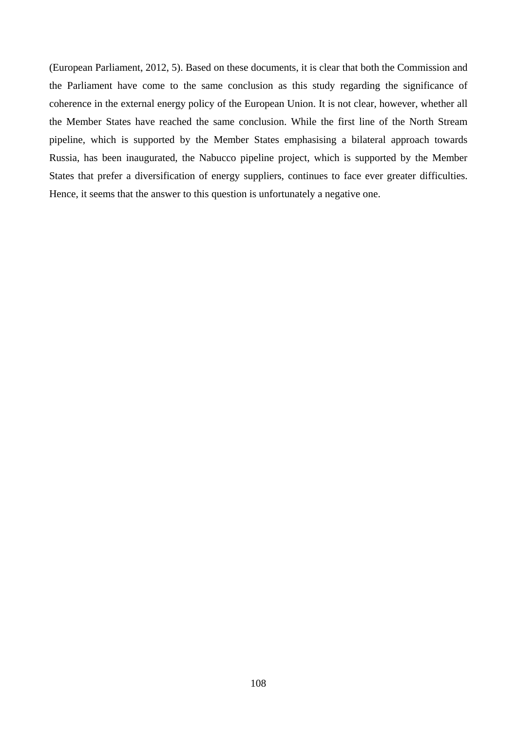(European Parliament, 2012, 5). Based on these documents, it is clear that both the Commission and the Parliament have come to the same conclusion as this study regarding the significance of coherence in the external energy policy of the European Union. It is not clear, however, whether all the Member States have reached the same conclusion. While the first line of the North Stream pipeline, which is supported by the Member States emphasising a bilateral approach towards Russia, has been inaugurated, the Nabucco pipeline project, which is supported by the Member States that prefer a diversification of energy suppliers, continues to face ever greater difficulties. Hence, it seems that the answer to this question is unfortunately a negative one.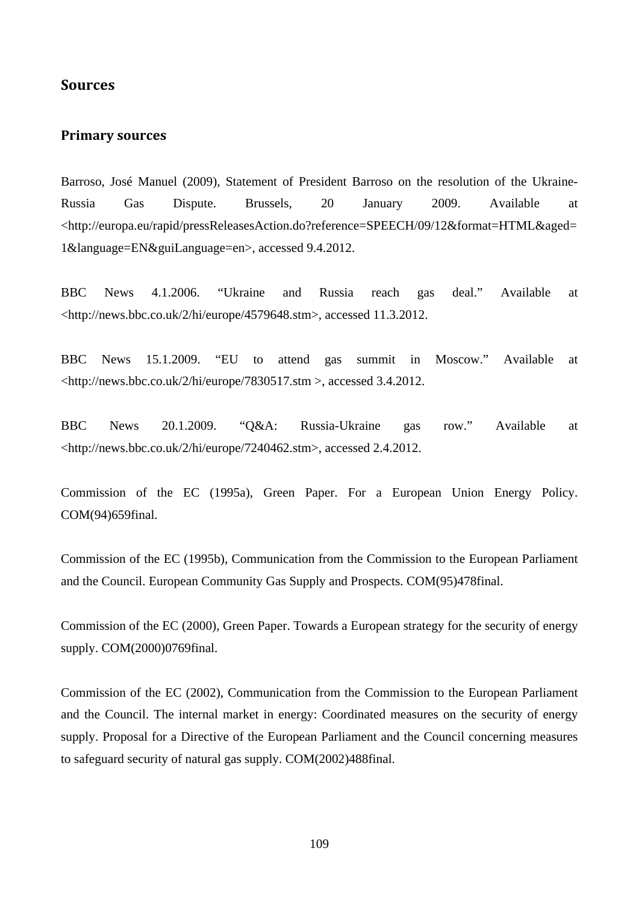## Sources

### Primary sources

Barroso, José Manuel (2009), Statement of President Barroso on the resolution of the Ukraine-Russia Gas Dispute. Brussels, 20 January 2009. Available at <http://europa.eu/rapid/pressReleasesAction.do?reference=SPEECH/09/12&format=HTML&aged=1&language=EN&guiLanguage=en>, accessed 9.4.2012.

BBC News 4.1.2006. "Ukraine and Russia reach gas deal." Available at <http://news.bbc.co.uk/2/hi/europe/4579648.stm>, accessed 11.3.2012.

BBC News 15.1.2009. "EU to attend gas summit in Moscow." Available at <http://news.bbc.co.uk/2/hi/europe/7830517.stm >, accessed 3.4.2012.

BBC News 20.1.2009. "Q&A: Russia-Ukraine gas row." Available at <http://news.bbc.co.uk/2/hi/europe/7240462.stm>, accessed 2.4.2012.

Commission of the EC (1995a), Green Paper. For a European Union Energy Policy. COM(94)659final.

Commission of the EC (1995b), Communication from the Commission to the European Parliament and the Council. European Community Gas Supply and Prospects. COM(95)478final.

Commission of the EC (2000), Green Paper. Towards a European strategy for the security of energy supply. COM(2000)0769final.

Commission of the EC (2002), Communication from the Commission to the European Parliament and the Council. The internal market in energy: Coordinated measures on the security of energy supply. Proposal for a Directive of the European Parliament and the Council concerning measures to safeguard security of natural gas supply. COM(2002)488final.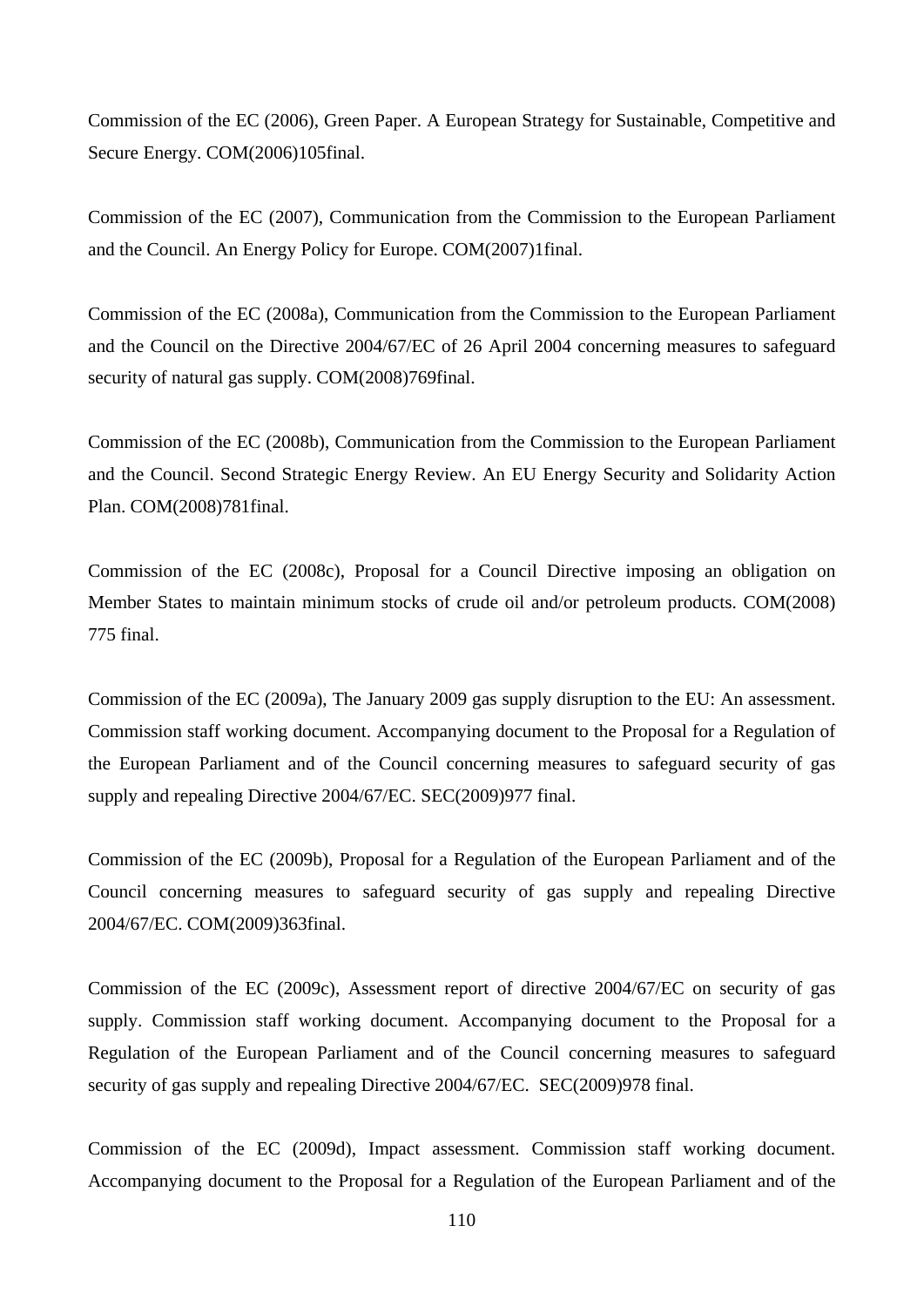Commission of the EC (2006), Green Paper. A European Strategy for Sustainable, Competitive and Secure Energy. COM(2006)105final.

Commission of the EC (2007), Communication from the Commission to the European Parliament and the Council. An Energy Policy for Europe. COM(2007)1final.

Commission of the EC (2008a), Communication from the Commission to the European Parliament and the Council on the Directive 2004/67/EC of 26 April 2004 concerning measures to safeguard security of natural gas supply. COM(2008)769final.

Commission of the EC (2008b), Communication from the Commission to the European Parliament and the Council. Second Strategic Energy Review. An EU Energy Security and Solidarity Action Plan. COM(2008)781final.

Commission of the EC (2008c), Proposal for a Council Directive imposing an obligation on Member States to maintain minimum stocks of crude oil and/or petroleum products. COM(2008) 775 final.

Commission of the EC (2009a), The January 2009 gas supply disruption to the EU: An assessment. Commission staff working document. Accompanying document to the Proposal for a Regulation of the European Parliament and of the Council concerning measures to safeguard security of gas supply and repealing Directive 2004/67/EC. SEC(2009)977 final.

Commission of the EC (2009b), Proposal for a Regulation of the European Parliament and of the Council concerning measures to safeguard security of gas supply and repealing Directive 2004/67/EC. COM(2009)363final.

Commission of the EC (2009c), Assessment report of directive 2004/67/EC on security of gas supply. Commission staff working document. Accompanying document to the Proposal for a Regulation of the European Parliament and of the Council concerning measures to safeguard security of gas supply and repealing Directive 2004/67/EC. SEC(2009)978 final.

Commission of the EC (2009d), Impact assessment. Commission staff working document. Accompanying document to the Proposal for a Regulation of the European Parliament and of the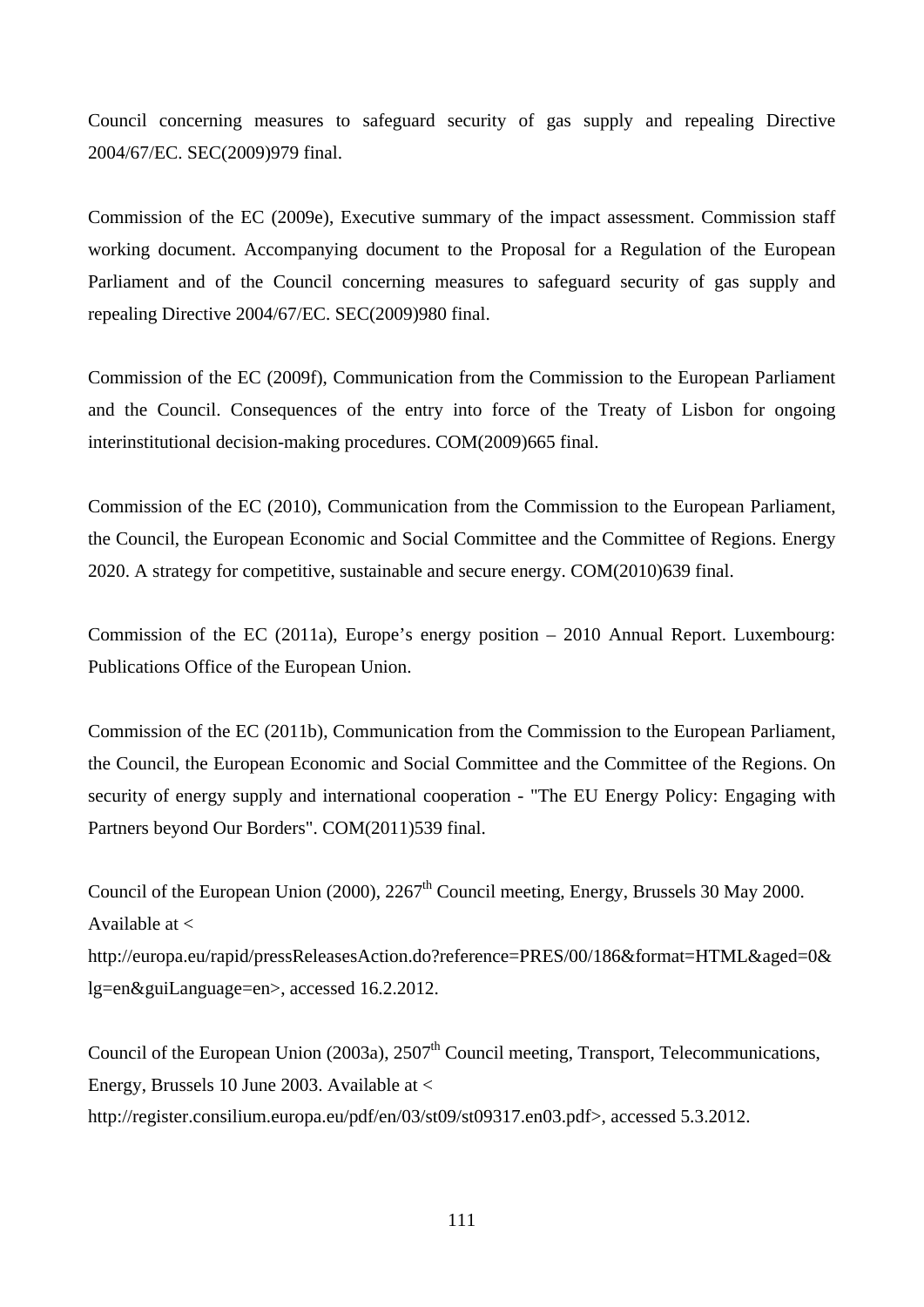Council concerning measures to safeguard security of gas supply and repealing Directive 2004/67/EC. SEC(2009)979 final.

Commission of the EC (2009e), Executive summary of the impact assessment. Commission staff working document. Accompanying document to the Proposal for a Regulation of the European Parliament and of the Council concerning measures to safeguard security of gas supply and repealing Directive 2004/67/EC. SEC(2009)980 final.

Commission of the EC (2009f), Communication from the Commission to the European Parliament and the Council. Consequences of the entry into force of the Treaty of Lisbon for ongoing interinstitutional decision-making procedures. COM(2009)665 final.

Commission of the EC (2010), Communication from the Commission to the European Parliament, the Council, the European Economic and Social Committee and the Committee of Regions. Energy 2020. A strategy for competitive, sustainable and secure energy. COM(2010)639 final.

Commission of the EC (2011a), Europe's energy position – 2010 Annual Report. Luxembourg: Publications Office of the European Union.

Commission of the EC (2011b), Communication from the Commission to the European Parliament, the Council, the European Economic and Social Committee and the Committee of the Regions. On security of energy supply and international cooperation - "The EU Energy Policy: Engaging with Partners beyond Our Borders". COM(2011)539 final.

Council of the European Union (2000), 2267th Council meeting, Energy, Brussels 30 May 2000. Available at < http://europa.eu/rapid/pressReleasesAction.do?reference=PRES/00/186&format=HTML&aged=0&lg=en&guiLanguage=en>, accessed 16.2.2012.

Council of the European Union (2003a), 2507th Council meeting, Transport, Telecommunications, Energy, Brussels 10 June 2003. Available at < http://register.consilium.europa.eu/pdf/en/03/st09/st09317.en03.pdf>, accessed 5.3.2012.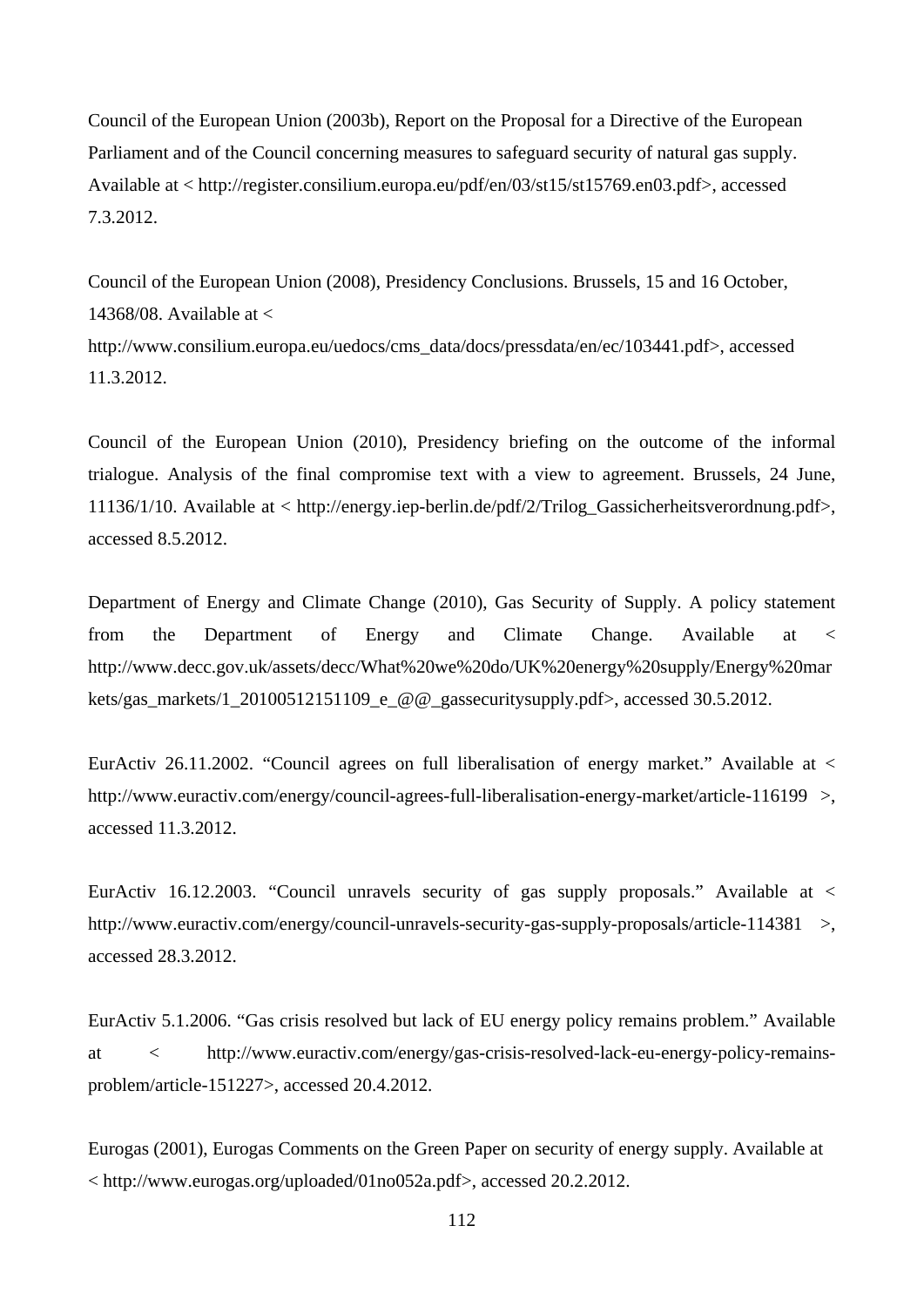Council of the European Union (2003b), Report on the Proposal for a Directive of the European Parliament and of the Council concerning measures to safeguard security of natural gas supply. Available at < http://register.consilium.europa.eu/pdf/en/03/st15/st15769.en03.pdf>, accessed 7.3.2012.

Council of the European Union (2008), Presidency Conclusions. Brussels, 15 and 16 October, 14368/08. Available at < http://www.consilium.europa.eu/uedocs/cms_data/docs/pressdata/en/ec/103441.pdf>, accessed 11.3.2012.

Council of the European Union (2010), Presidency briefing on the outcome of the informal trialogue. Analysis of the final compromise text with a view to agreement. Brussels, 24 June, 11136/1/10. Available at < http://energy.iep-berlin.de/pdf/2/Trilog_Gassicherheitsverordnung.pdf>, accessed 8.5.2012.

Department of Energy and Climate Change (2010), Gas Security of Supply. A policy statement from the Department of Energy and Climate Change. Available at < http://www.decc.gov.uk/assets/decc/What%20we%20do/UK%20energy%20supply/Energy%20markets/gas_markets/1_20100512151109_e_@@_gassecuritysupply.pdf>, accessed 30.5.2012.

EurActiv 26.11.2002. "Council agrees on full liberalisation of energy market." Available at < http://www.euractiv.com/energy/council-agrees-full-liberalisation-energy-market/article-116199 >, accessed 11.3.2012.

EurActiv 16.12.2003. "Council unravels security of gas supply proposals." Available at < http://www.euractiv.com/energy/council-unravels-security-gas-supply-proposals/article-114381 >, accessed 28.3.2012.

EurActiv 5.1.2006. "Gas crisis resolved but lack of EU energy policy remains problem." Available at < http://www.euractiv.com/energy/gas-crisis-resolved-lack-eu-energy-policy-remains-problem/article-151227>, accessed 20.4.2012.

Eurogas (2001), Eurogas Comments on the Green Paper on security of energy supply. Available at < http://www.eurogas.org/uploaded/01no052a.pdf>, accessed 20.2.2012.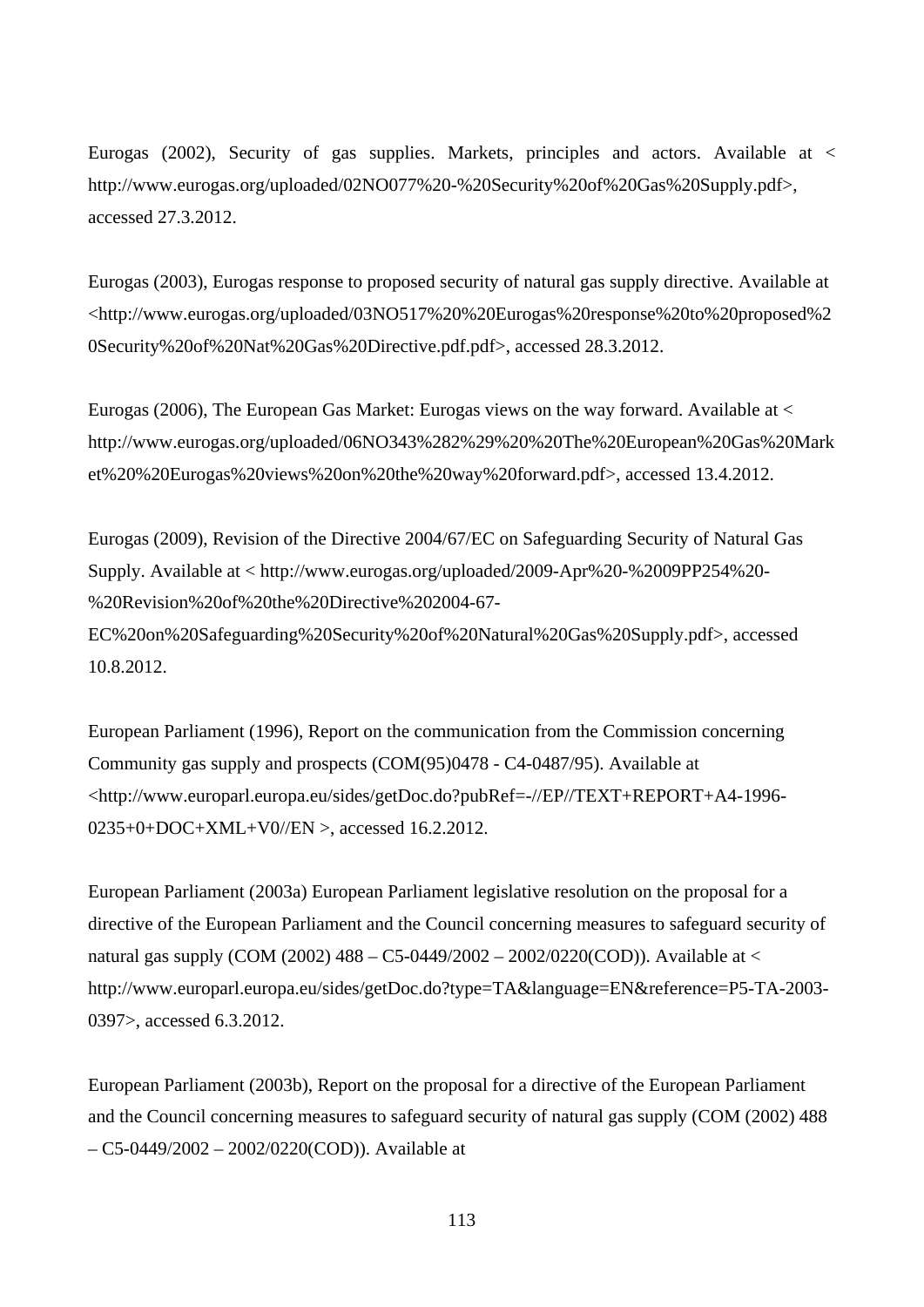Eurogas (2002), Security of gas supplies. Markets, principles and actors. Available at < http://www.eurogas.org/uploaded/02NO077%20-%20Security%20of%20Gas%20Supply.pdf>, accessed 27.3.2012.

Eurogas (2003), Eurogas response to proposed security of natural gas supply directive. Available at <http://www.eurogas.org/uploaded/03NO517%20%20Eurogas%20response%20to%20proposed%20Security%20of%20Nat%20Gas%20Directive.pdf.pdf>, accessed 28.3.2012.

Eurogas (2006), The European Gas Market: Eurogas views on the way forward. Available at < http://www.eurogas.org/uploaded/06NO343%282%29%20%20The%20European%20Gas%20Market%20%20Eurogas%20views%20on%20the%20way%20forward.pdf>, accessed 13.4.2012.

Eurogas (2009), Revision of the Directive 2004/67/EC on Safeguarding Security of Natural Gas Supply. Available at < http://www.eurogas.org/uploaded/2009-Apr%20-%2009PP254%20-%20Revision%20of%20the%20Directive%202004-67-EC%20on%20Safeguarding%20Security%20of%20Natural%20Gas%20Supply.pdf>, accessed 10.8.2012.

European Parliament (1996), Report on the communication from the Commission concerning Community gas supply and prospects (COM(95)0478 - C4-0487/95). Available at <http://www.europarl.europa.eu/sides/getDoc.do?pubRef=-//EP//TEXT+REPORT+A4-1996-0235+0+DOC+XML+V0//EN >, accessed 16.2.2012.

European Parliament (2003a) European Parliament legislative resolution on the proposal for a directive of the European Parliament and the Council concerning measures to safeguard security of natural gas supply (COM (2002) 488 – C5-0449/2002 – 2002/0220(COD)). Available at < http://www.europarl.europa.eu/sides/getDoc.do?type=TA&language=EN&reference=P5-TA-2003-0397>, accessed 6.3.2012.

European Parliament (2003b), Report on the proposal for a directive of the European Parliament and the Council concerning measures to safeguard security of natural gas supply (COM (2002) 488 – C5-0449/2002 – 2002/0220(COD)). Available at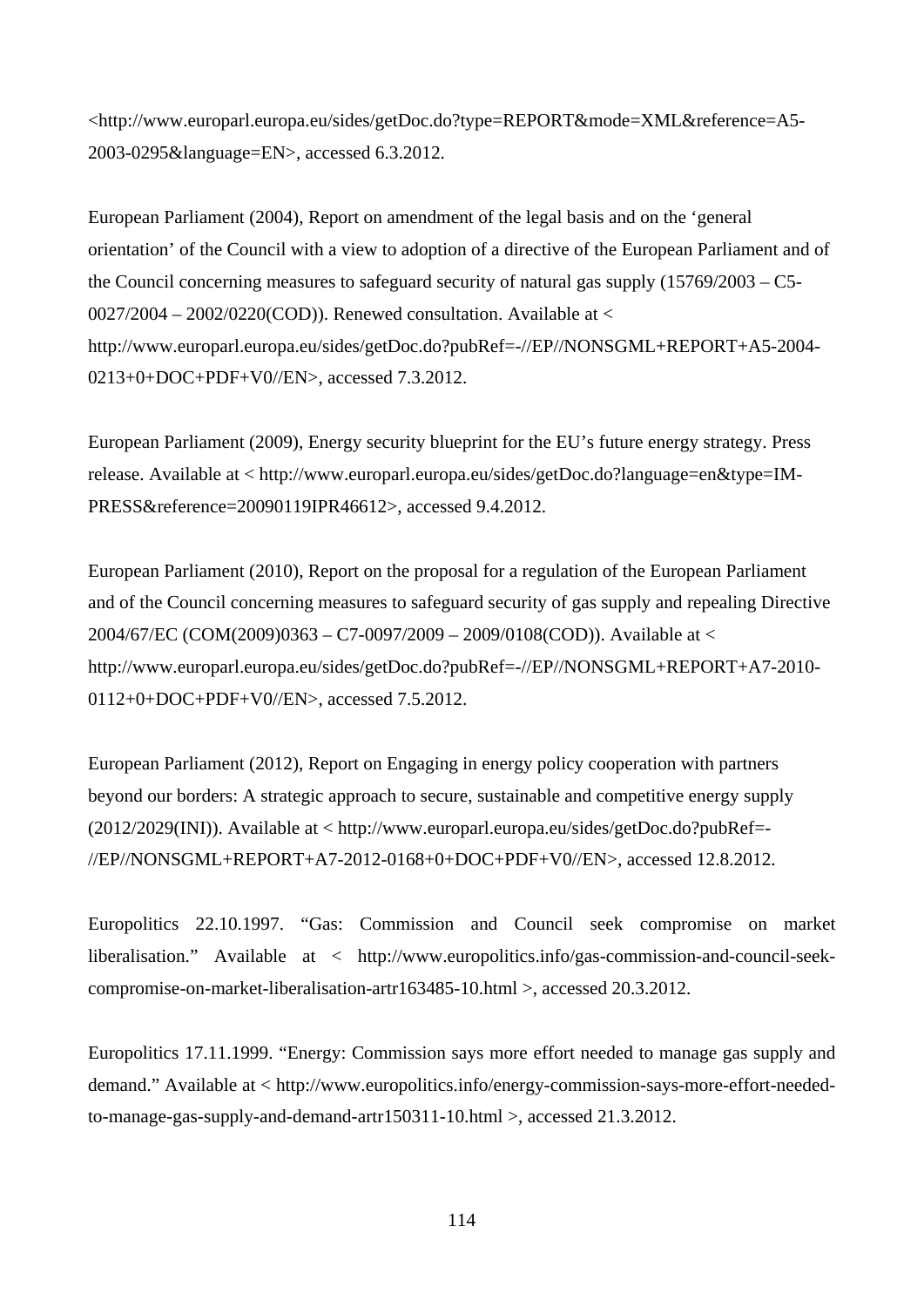<http://www.europarl.europa.eu/sides/getDoc.do?type=REPORT&mode=XML&reference=A5-2003-0295&language=EN>, accessed 6.3.2012.

European Parliament (2004), Report on amendment of the legal basis and on the ‘general orientation’ of the Council with a view to adoption of a directive of the European Parliament and of the Council concerning measures to safeguard security of natural gas supply (15769/2003 – C5-0027/2004 – 2002/0220(COD)). Renewed consultation. Available at < http://www.europarl.europa.eu/sides/getDoc.do?pubRef=-//EP//NONSGML+REPORT+A5-2004-0213+0+DOC+PDF+V0//EN>, accessed 7.3.2012.

European Parliament (2009), Energy security blueprint for the EU’s future energy strategy. Press release. Available at < http://www.europarl.europa.eu/sides/getDoc.do?language=en&type=IM-PRESS&reference=20090119IPR46612>, accessed 9.4.2012.

European Parliament (2010), Report on the proposal for a regulation of the European Parliament and of the Council concerning measures to safeguard security of gas supply and repealing Directive 2004/67/EC (COM(2009)0363 – C7-0097/2009 – 2009/0108(COD)). Available at < http://www.europarl.europa.eu/sides/getDoc.do?pubRef=-//EP//NONSGML+REPORT+A7-2010-0112+0+DOC+PDF+V0//EN>, accessed 7.5.2012.

European Parliament (2012), Report on Engaging in energy policy cooperation with partners beyond our borders: A strategic approach to secure, sustainable and competitive energy supply (2012/2029(INI)). Available at < http://www.europarl.europa.eu/sides/getDoc.do?pubRef=-//EP//NONSGML+REPORT+A7-2012-0168+0+DOC+PDF+V0//EN>, accessed 12.8.2012.

Europolitics 22.10.1997. “Gas: Commission and Council seek compromise on market liberalisation.” Available at < http://www.europolitics.info/gas-commission-and-council-seek-compromise-on-market-liberalisation-artr163485-10.html >, accessed 20.3.2012.

Europolitics 17.11.1999. “Energy: Commission says more effort needed to manage gas supply and demand.” Available at < http://www.europolitics.info/energy-commission-says-more-effort-needed-to-manage-gas-supply-and-demand-artr150311-10.html >, accessed 21.3.2012.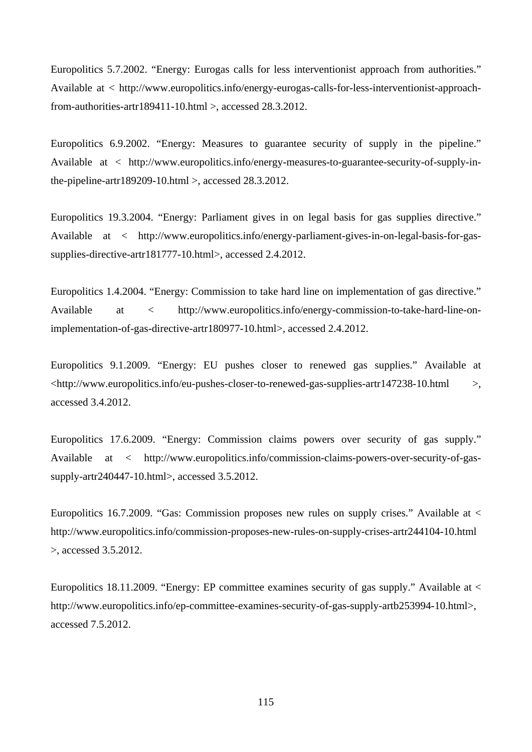Europolitics 5.7.2002. “Energy: Eurogas calls for less interventionist approach from authorities.” Available at < http://www.europolitics.info/energy-eurogas-calls-for-less-interventionist-approach-from-authorities-artr189411-10.html >, accessed 28.3.2012.

Europolitics 6.9.2002. “Energy: Measures to guarantee security of supply in the pipeline.” Available at < http://www.europolitics.info/energy-measures-to-guarantee-security-of-supply-in-the-pipeline-artr189209-10.html >, accessed 28.3.2012.

Europolitics 19.3.2004. “Energy: Parliament gives in on legal basis for gas supplies directive.” Available at < http://www.europolitics.info/energy-parliament-gives-in-on-legal-basis-for-gas-supplies-directive-artr181777-10.html>, accessed 2.4.2012.

Europolitics 1.4.2004. “Energy: Commission to take hard line on implementation of gas directive.” Available at < http://www.europolitics.info/energy-commission-to-take-hard-line-on-implementation-of-gas-directive-artr180977-10.html>, accessed 2.4.2012.

Europolitics 9.1.2009. “Energy: EU pushes closer to renewed gas supplies.” Available at <http://www.europolitics.info/eu-pushes-closer-to-renewed-gas-supplies-artr147238-10.html >, accessed 3.4.2012.

Europolitics 17.6.2009. “Energy: Commission claims powers over security of gas supply.” Available at < http://www.europolitics.info/commission-claims-powers-over-security-of-gas-supply-artr240447-10.html>, accessed 3.5.2012.

Europolitics 16.7.2009. “Gas: Commission proposes new rules on supply crises.” Available at < http://www.europolitics.info/commission-proposes-new-rules-on-supply-crises-artr244104-10.html >, accessed 3.5.2012.

Europolitics 18.11.2009. “Energy: EP committee examines security of gas supply.” Available at < http://www.europolitics.info/ep-committee-examines-security-of-gas-supply-artb253994-10.html>, accessed 7.5.2012.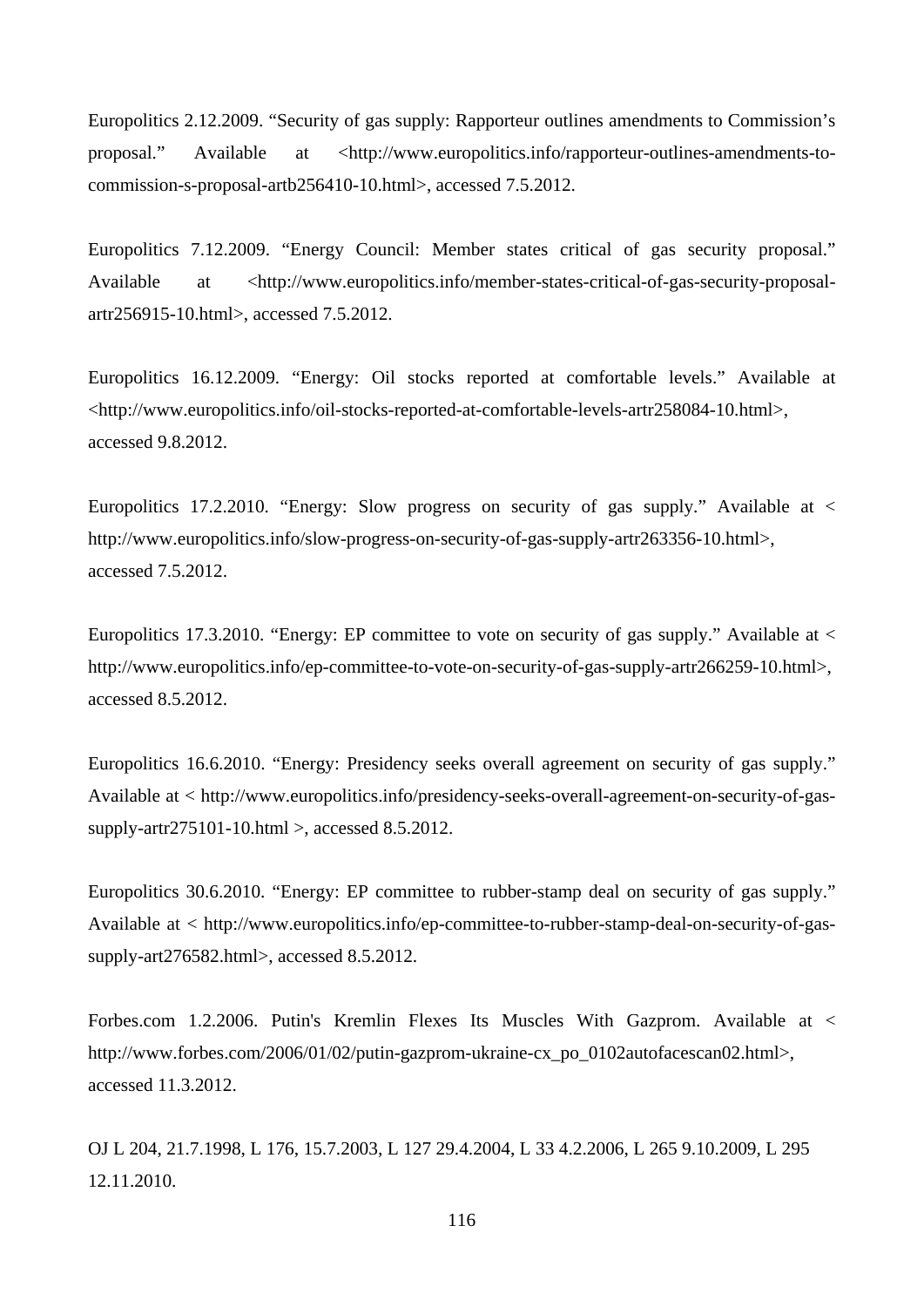Europolitics 2.12.2009. “Security of gas supply: Rapporteur outlines amendments to Commission’s proposal.” Available at <http://www.europolitics.info/rapporteur-outlines-amendments-to-commission-s-proposal-artb256410-10.html>, accessed 7.5.2012.

Europolitics 7.12.2009. “Energy Council: Member states critical of gas security proposal.” Available at <http://www.europolitics.info/member-states-critical-of-gas-security-proposal-artr256915-10.html>, accessed 7.5.2012.

Europolitics 16.12.2009. “Energy: Oil stocks reported at comfortable levels.” Available at <http://www.europolitics.info/oil-stocks-reported-at-comfortable-levels-artr258084-10.html>, accessed 9.8.2012.

Europolitics 17.2.2010. “Energy: Slow progress on security of gas supply.” Available at < http://www.europolitics.info/slow-progress-on-security-of-gas-supply-artr263356-10.html>, accessed 7.5.2012.

Europolitics 17.3.2010. “Energy: EP committee to vote on security of gas supply.” Available at < http://www.europolitics.info/ep-committee-to-vote-on-security-of-gas-supply-artr266259-10.html>, accessed 8.5.2012.

Europolitics 16.6.2010. “Energy: Presidency seeks overall agreement on security of gas supply.” Available at < http://www.europolitics.info/presidency-seeks-overall-agreement-on-security-of-gas-supply-artr275101-10.html >, accessed 8.5.2012.

Europolitics 30.6.2010. “Energy: EP committee to rubber-stamp deal on security of gas supply.” Available at < http://www.europolitics.info/ep-committee-to-rubber-stamp-deal-on-security-of-gas-supply-art276582.html>, accessed 8.5.2012.

Forbes.com 1.2.2006. Putin's Kremlin Flexes Its Muscles With Gazprom. Available at < http://www.forbes.com/2006/01/02/putin-gazprom-ukraine-cx_po_0102autofacescan02.html>, accessed 11.3.2012.

OJ L 204, 21.7.1998, L 176, 15.7.2003, L 127 29.4.2004, L 33 4.2.2006, L 265 9.10.2009, L 295 12.11.2010.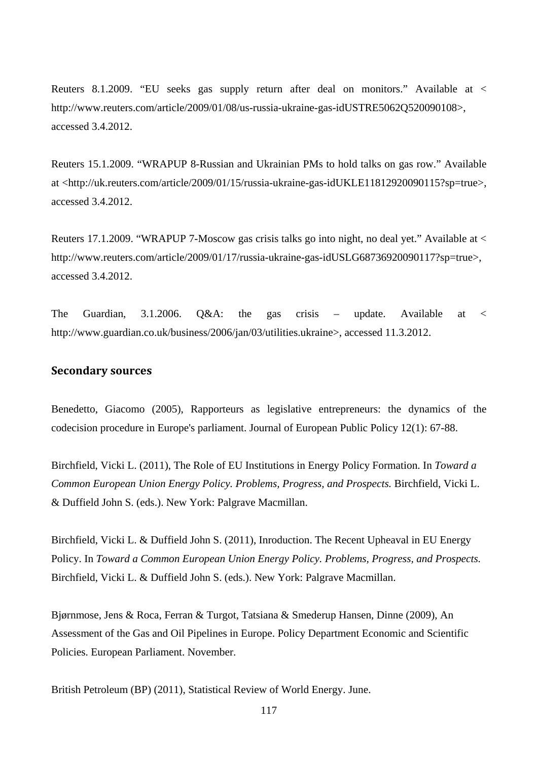Reuters 8.1.2009. "EU seeks gas supply return after deal on monitors." Available at < http://www.reuters.com/article/2009/01/08/us-russia-ukraine-gas-idUSTRE5062Q520090108>, accessed 3.4.2012.

Reuters 15.1.2009. "WRAPUP 8-Russian and Ukrainian PMs to hold talks on gas row." Available at <http://uk.reuters.com/article/2009/01/15/russia-ukraine-gas-idUKLE11812920090115?sp=true>, accessed 3.4.2012.

Reuters 17.1.2009. "WRAPUP 7-Moscow gas crisis talks go into night, no deal yet." Available at < http://www.reuters.com/article/2009/01/17/russia-ukraine-gas-idUSLG68736920090117?sp=true>, accessed 3.4.2012.

The Guardian, 3.1.2006. Q&A: the gas crisis – update. Available at < http://www.guardian.co.uk/business/2006/jan/03/utilities.ukraine>, accessed 11.3.2012.

## Secondary sources

Benedetto, Giacomo (2005), Rapporteurs as legislative entrepreneurs: the dynamics of the codecision procedure in Europe's parliament. Journal of European Public Policy 12(1): 67-88.

Birchfield, Vicki L. (2011), The Role of EU Institutions in Energy Policy Formation. In *Toward a Common European Union Energy Policy. Problems, Progress, and Prospects.* Birchfield, Vicki L. & Duffield John S. (eds.). New York: Palgrave Macmillan.

Birchfield, Vicki L. & Duffield John S. (2011), Inroduction. The Recent Upheaval in EU Energy Policy. In *Toward a Common European Union Energy Policy. Problems, Progress, and Prospects.* Birchfield, Vicki L. & Duffield John S. (eds.). New York: Palgrave Macmillan.

Bjørnmose, Jens & Roca, Ferran & Turgot, Tatsiana & Smederup Hansen, Dinne (2009), An Assessment of the Gas and Oil Pipelines in Europe. Policy Department Economic and Scientific Policies. European Parliament. November.

British Petroleum (BP) (2011), Statistical Review of World Energy. June.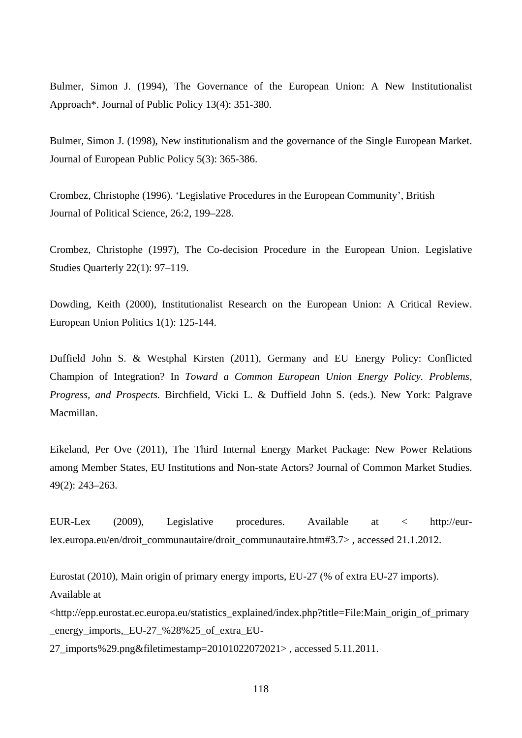Bulmer, Simon J. (1994), The Governance of the European Union: A New Institutionalist Approach*. Journal of Public Policy 13(4): 351-380.

Bulmer, Simon J. (1998), New institutionalism and the governance of the Single European Market. Journal of European Public Policy 5(3): 365-386.

Crombez, Christophe (1996). 'Legislative Procedures in the European Community', British Journal of Political Science, 26:2, 199–228.

Crombez, Christophe (1997), The Co-decision Procedure in the European Union. Legislative Studies Quarterly 22(1): 97–119.

Dowding, Keith (2000), Institutionalist Research on the European Union: A Critical Review. European Union Politics 1(1): 125-144.

Duffield John S. & Westphal Kirsten (2011), Germany and EU Energy Policy: Conflicted Champion of Integration? In *Toward a Common European Union Energy Policy. Problems, Progress, and Prospects.* Birchfield, Vicki L. & Duffield John S. (eds.). New York: Palgrave Macmillan.

Eikeland, Per Ove (2011), The Third Internal Energy Market Package: New Power Relations among Member States, EU Institutions and Non-state Actors? Journal of Common Market Studies. 49(2): 243–263.

EUR-Lex (2009), Legislative procedures. Available at < http://eur-lex.europa.eu/en/droit_communautaire/droit_communautaire.htm#3.7> , accessed 21.1.2012.

Eurostat (2010), Main origin of primary energy imports, EU-27 (% of extra EU-27 imports). Available at <http://epp.eurostat.ec.europa.eu/statistics_explained/index.php?title=File:Main_origin_of_primary_energy_imports,_EU-27_%28%25_of_extra_EU-27_imports%29.png&filetimestamp=20101022072021> , accessed 5.11.2011.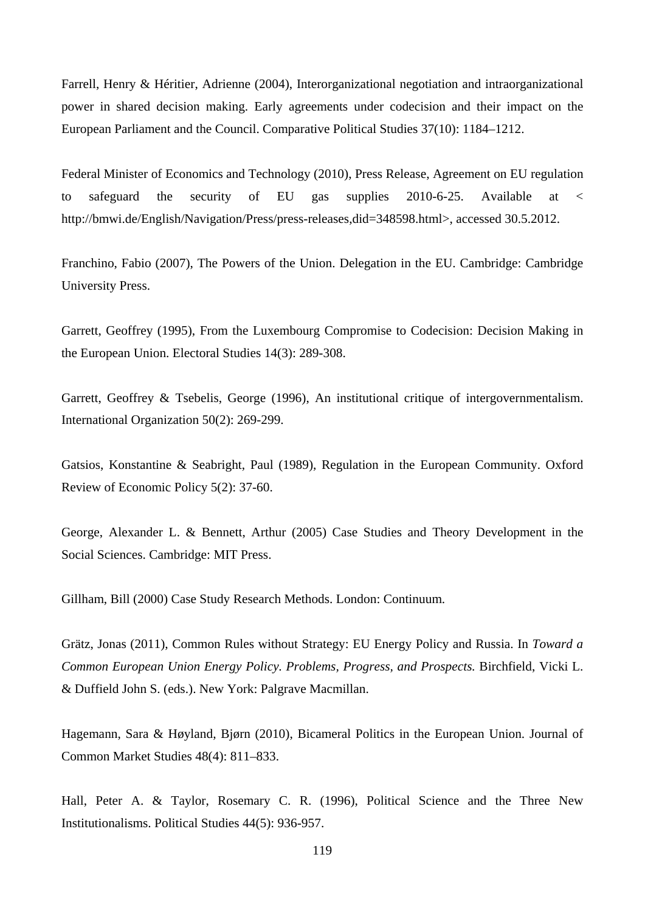Farrell, Henry & Héritier, Adrienne (2004), Interorganizational negotiation and intraorganizational power in shared decision making. Early agreements under codecision and their impact on the European Parliament and the Council. Comparative Political Studies 37(10): 1184–1212.

Federal Minister of Economics and Technology (2010), Press Release, Agreement on EU regulation to safeguard the security of EU gas supplies 2010-6-25. Available at < http://bmwi.de/English/Navigation/Press/press-releases,did=348598.html>, accessed 30.5.2012.

Franchino, Fabio (2007), The Powers of the Union. Delegation in the EU. Cambridge: Cambridge University Press.

Garrett, Geoffrey (1995), From the Luxembourg Compromise to Codecision: Decision Making in the European Union. Electoral Studies 14(3): 289-308.

Garrett, Geoffrey & Tsebelis, George (1996), An institutional critique of intergovernmentalism. International Organization 50(2): 269-299.

Gatsios, Konstantine & Seabright, Paul (1989), Regulation in the European Community. Oxford Review of Economic Policy 5(2): 37-60.

George, Alexander L. & Bennett, Arthur (2005) Case Studies and Theory Development in the Social Sciences. Cambridge: MIT Press.

Gillham, Bill (2000) Case Study Research Methods. London: Continuum.

Grätz, Jonas (2011), Common Rules without Strategy: EU Energy Policy and Russia. In *Toward a Common European Union Energy Policy. Problems, Progress, and Prospects.* Birchfield, Vicki L. & Duffield John S. (eds.). New York: Palgrave Macmillan.

Hagemann, Sara & Høyland, Bjørn (2010), Bicameral Politics in the European Union. Journal of Common Market Studies 48(4): 811–833.

Hall, Peter A. & Taylor, Rosemary C. R. (1996), Political Science and the Three New Institutionalisms. Political Studies 44(5): 936-957.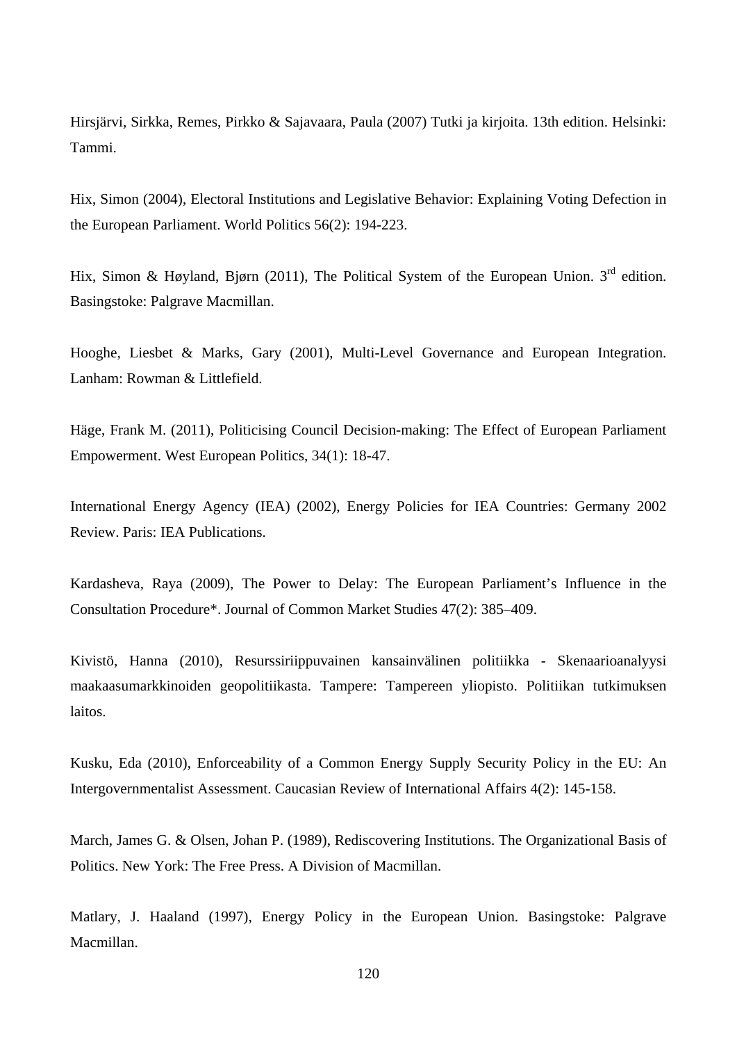Hirsjärvi, Sirkka, Remes, Pirkko & Sajavaara, Paula (2007) Tutki ja kirjoita. 13th edition. Helsinki: Tammi.

Hix, Simon (2004), Electoral Institutions and Legislative Behavior: Explaining Voting Defection in the European Parliament. World Politics 56(2): 194-223.

Hix, Simon & Høyland, Bjørn (2011), The Political System of the European Union. 3rd edition. Basingstoke: Palgrave Macmillan.

Hooghe, Liesbet & Marks, Gary (2001), Multi-Level Governance and European Integration. Lanham: Rowman & Littlefield.

Häge, Frank M. (2011), Politicising Council Decision-making: The Effect of European Parliament Empowerment. West European Politics, 34(1): 18-47.

International Energy Agency (IEA) (2002), Energy Policies for IEA Countries: Germany 2002 Review. Paris: IEA Publications.

Kardasheva, Raya (2009), The Power to Delay: The European Parliament's Influence in the Consultation Procedure*. Journal of Common Market Studies 47(2): 385–409.

Kivistö, Hanna (2010), Resurssiriippuvainen kansainvälinen politiikka - Skenaarioanalyysi maakaasumarkkinoiden geopolitiikasta. Tampere: Tampereen yliopisto. Politiikan tutkimuksen laitos.

Kusku, Eda (2010), Enforceability of a Common Energy Supply Security Policy in the EU: An Intergovernmentalist Assessment. Caucasian Review of International Affairs 4(2): 145-158.

March, James G. & Olsen, Johan P. (1989), Rediscovering Institutions. The Organizational Basis of Politics. New York: The Free Press. A Division of Macmillan.

Matlary, J. Haaland (1997), Energy Policy in the European Union. Basingstoke: Palgrave Macmillan.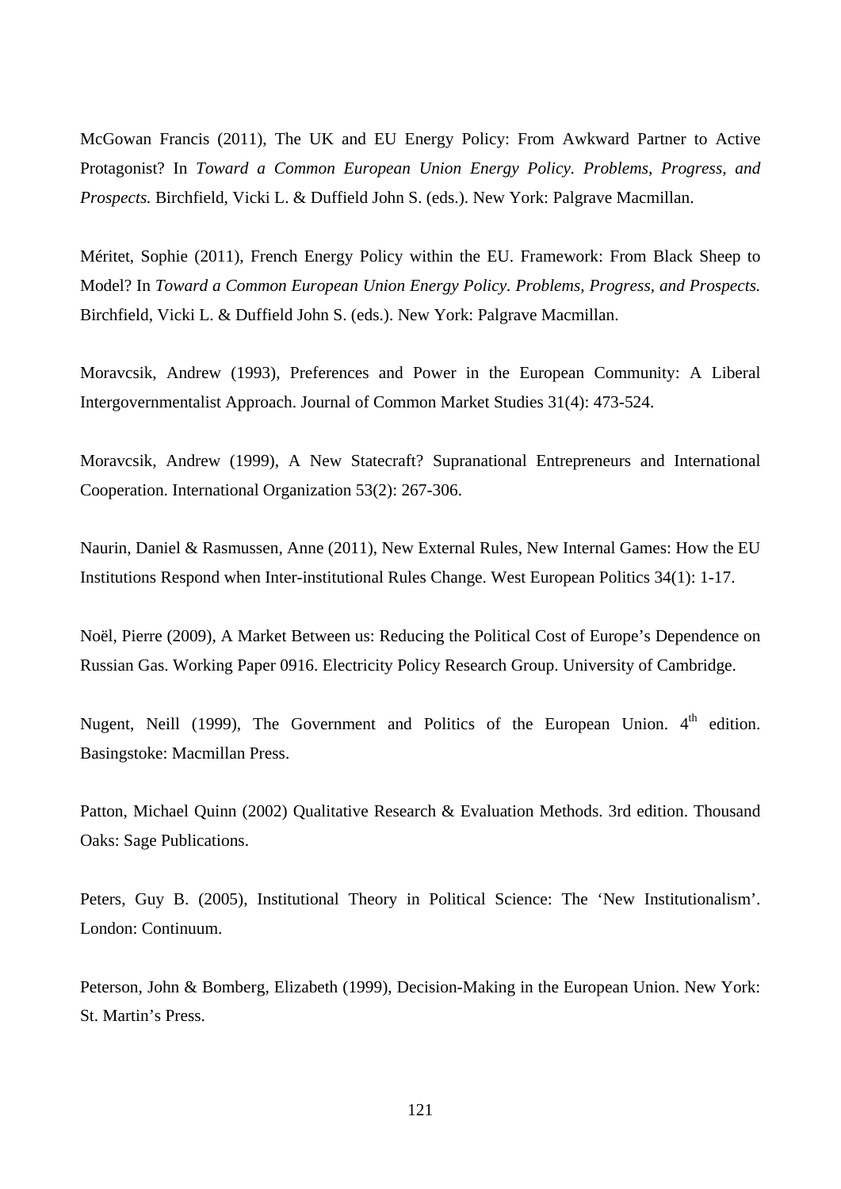McGowan Francis (2011), The UK and EU Energy Policy: From Awkward Partner to Active Protagonist? In *Toward a Common European Union Energy Policy. Problems, Progress, and Prospects.* Birchfield, Vicki L. & Duffield John S. (eds.). New York: Palgrave Macmillan.

Méritet, Sophie (2011), French Energy Policy within the EU. Framework: From Black Sheep to Model? In *Toward a Common European Union Energy Policy. Problems, Progress, and Prospects.* Birchfield, Vicki L. & Duffield John S. (eds.). New York: Palgrave Macmillan.

Moravcsik, Andrew (1993), Preferences and Power in the European Community: A Liberal Intergovernmentalist Approach. Journal of Common Market Studies 31(4): 473-524.

Moravcsik, Andrew (1999), A New Statecraft? Supranational Entrepreneurs and International Cooperation. International Organization 53(2): 267-306.

Naurin, Daniel & Rasmussen, Anne (2011), New External Rules, New Internal Games: How the EU Institutions Respond when Inter-institutional Rules Change. West European Politics 34(1): 1-17.

Noël, Pierre (2009), A Market Between us: Reducing the Political Cost of Europe's Dependence on Russian Gas. Working Paper 0916. Electricity Policy Research Group. University of Cambridge.

Nugent, Neill (1999), The Government and Politics of the European Union. 4th edition. Basingstoke: Macmillan Press.

Patton, Michael Quinn (2002) Qualitative Research & Evaluation Methods. 3rd edition. Thousand Oaks: Sage Publications.

Peters, Guy B. (2005), Institutional Theory in Political Science: The 'New Institutionalism'. London: Continuum.

Peterson, John & Bomberg, Elizabeth (1999), Decision-Making in the European Union. New York: St. Martin's Press.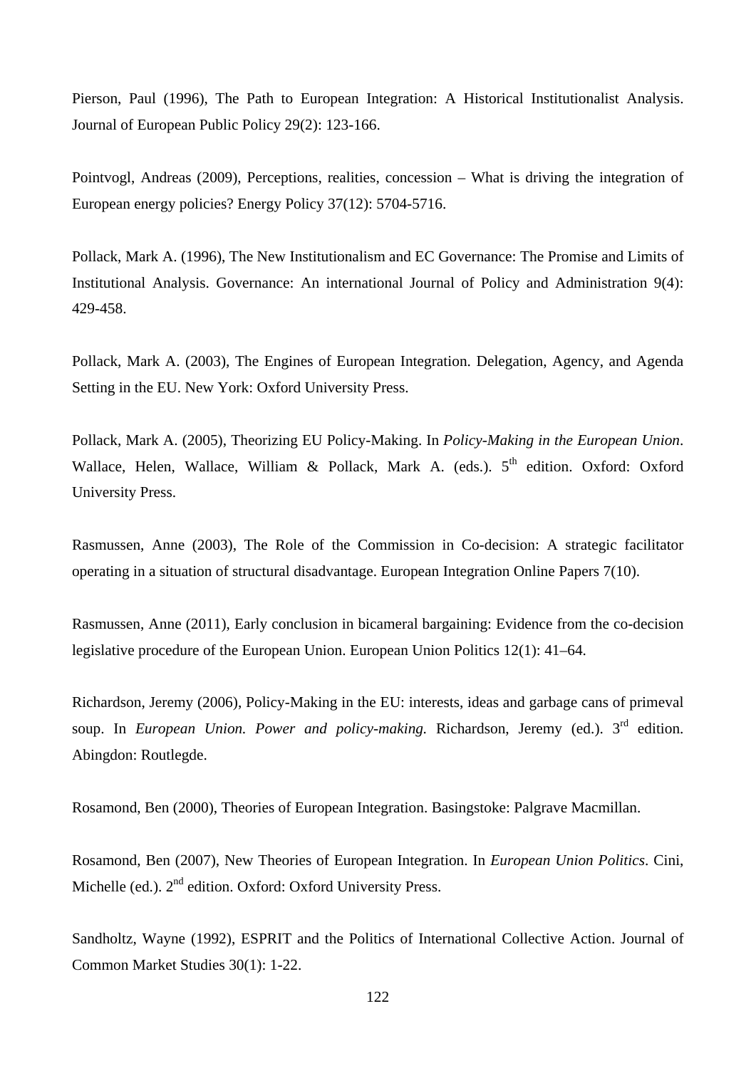Pierson, Paul (1996), The Path to European Integration: A Historical Institutionalist Analysis. Journal of European Public Policy 29(2): 123-166.

Pointvogl, Andreas (2009), Perceptions, realities, concession – What is driving the integration of European energy policies? Energy Policy 37(12): 5704-5716.

Pollack, Mark A. (1996), The New Institutionalism and EC Governance: The Promise and Limits of Institutional Analysis. Governance: An international Journal of Policy and Administration 9(4): 429-458.

Pollack, Mark A. (2003), The Engines of European Integration. Delegation, Agency, and Agenda Setting in the EU. New York: Oxford University Press.

Pollack, Mark A. (2005), Theorizing EU Policy-Making. In *Policy-Making in the European Union*. Wallace, Helen, Wallace, William & Pollack, Mark A. (eds.). 5th edition. Oxford: Oxford University Press.

Rasmussen, Anne (2003), The Role of the Commission in Co-decision: A strategic facilitator operating in a situation of structural disadvantage. European Integration Online Papers 7(10).

Rasmussen, Anne (2011), Early conclusion in bicameral bargaining: Evidence from the co-decision legislative procedure of the European Union. European Union Politics 12(1): 41–64.

Richardson, Jeremy (2006), Policy-Making in the EU: interests, ideas and garbage cans of primeval soup. In *European Union. Power and policy-making.* Richardson, Jeremy (ed.). 3rd edition. Abingdon: Routlegde.

Rosamond, Ben (2000), Theories of European Integration. Basingstoke: Palgrave Macmillan.

Rosamond, Ben (2007), New Theories of European Integration. In *European Union Politics*. Cini, Michelle (ed.). 2nd edition. Oxford: Oxford University Press.

Sandholtz, Wayne (1992), ESPRIT and the Politics of International Collective Action. Journal of Common Market Studies 30(1): 1-22.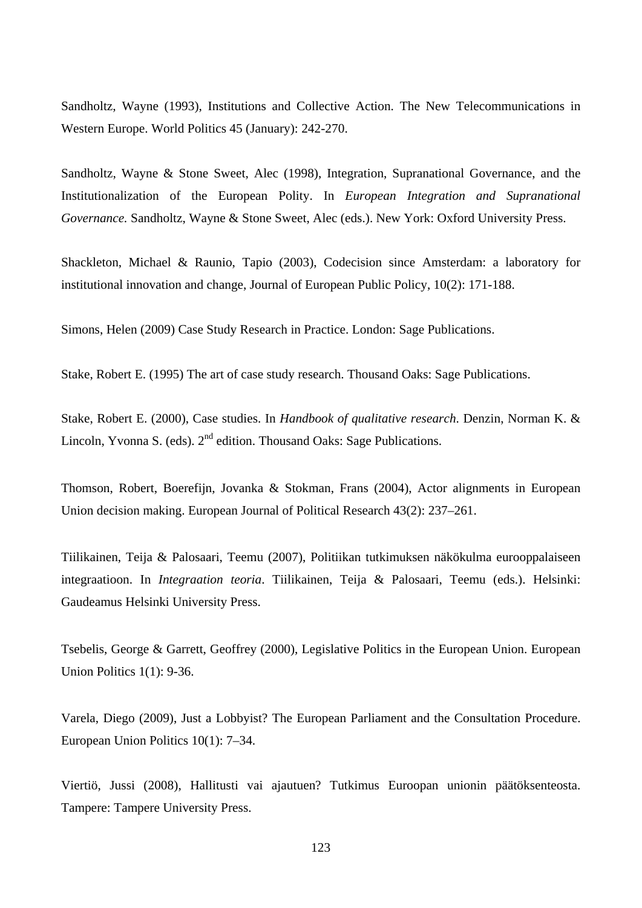Sandholtz, Wayne (1993), Institutions and Collective Action. The New Telecommunications in Western Europe. World Politics 45 (January): 242-270.

Sandholtz, Wayne & Stone Sweet, Alec (1998), Integration, Supranational Governance, and the Institutionalization of the European Polity. In *European Integration and Supranational Governance.* Sandholtz, Wayne & Stone Sweet, Alec (eds.). New York: Oxford University Press.

Shackleton, Michael & Raunio, Tapio (2003), Codecision since Amsterdam: a laboratory for institutional innovation and change, Journal of European Public Policy, 10(2): 171-188.

Simons, Helen (2009) Case Study Research in Practice. London: Sage Publications.

Stake, Robert E. (1995) The art of case study research. Thousand Oaks: Sage Publications.

Stake, Robert E. (2000), Case studies. In *Handbook of qualitative research*. Denzin, Norman K. & Lincoln, Yvonna S. (eds). 2nd edition. Thousand Oaks: Sage Publications.

Thomson, Robert, Boerefijn, Jovanka & Stokman, Frans (2004), Actor alignments in European Union decision making. European Journal of Political Research 43(2): 237–261.

Tiilikainen, Teija & Palosaari, Teemu (2007), Politiikan tutkimuksen näkökulma eurooppalaiseen integraatioon. In *Integraation teoria*. Tiilikainen, Teija & Palosaari, Teemu (eds.). Helsinki: Gaudeamus Helsinki University Press.

Tsebelis, George & Garrett, Geoffrey (2000), Legislative Politics in the European Union. European Union Politics 1(1): 9-36.

Varela, Diego (2009), Just a Lobbyist? The European Parliament and the Consultation Procedure. European Union Politics 10(1): 7–34.

Viertiö, Jussi (2008), Hallitusti vai ajautuen? Tutkimus Euroopan unionin päätöksenteosta. Tampere: Tampere University Press.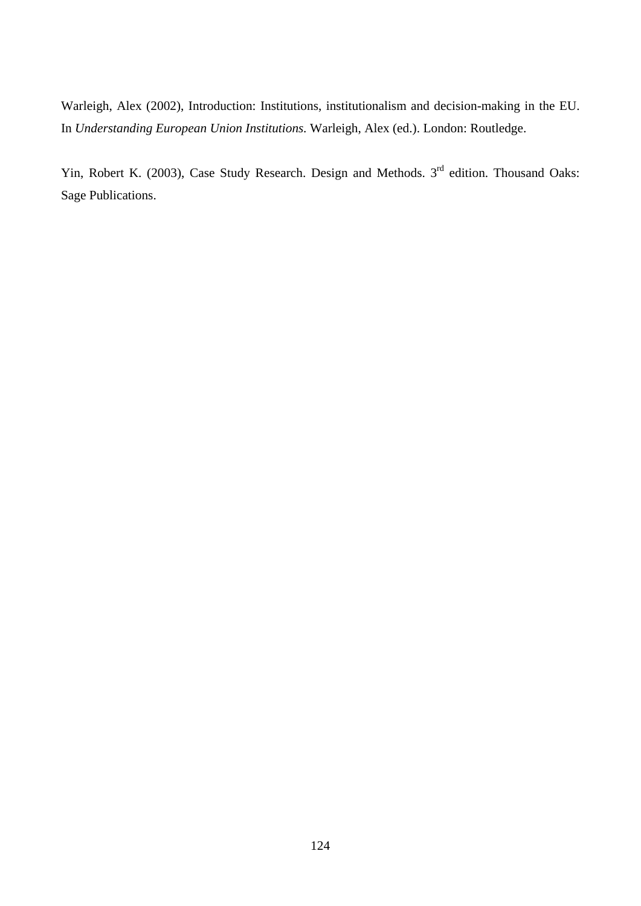Warleigh, Alex (2002), Introduction: Institutions, institutionalism and decision-making in the EU. In *Understanding European Union Institutions*. Warleigh, Alex (ed.). London: Routledge.

Yin, Robert K. (2003), Case Study Research. Design and Methods. 3rd edition. Thousand Oaks: Sage Publications.